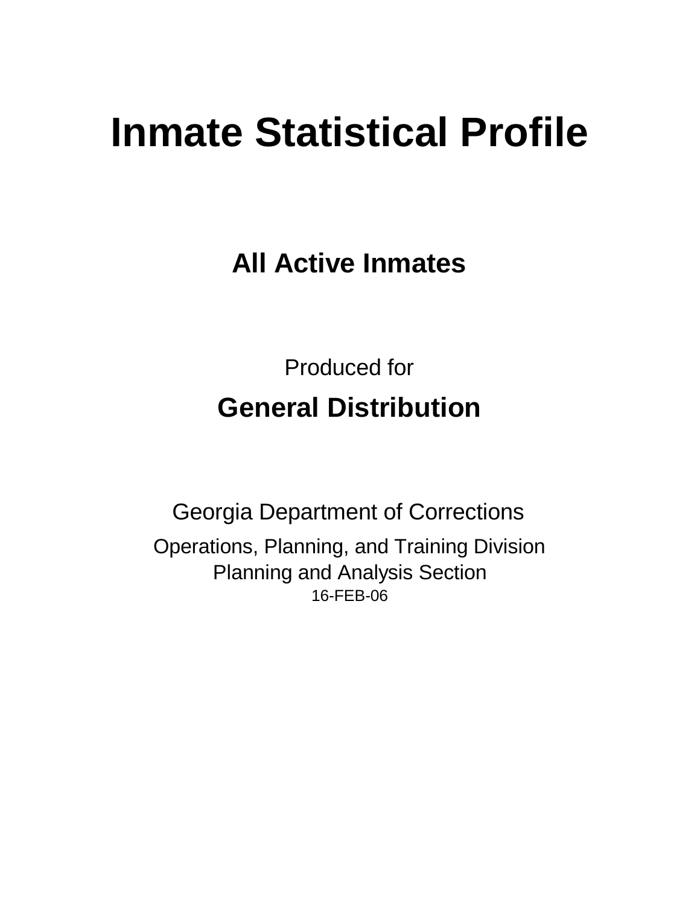# Inmate Statistical Profile

## All Active Inmates

Produced for

## General Distribution

Georgia Department of Corrections

Operations, Planning, and Training Division
Planning and Analysis Section
16-FEB-06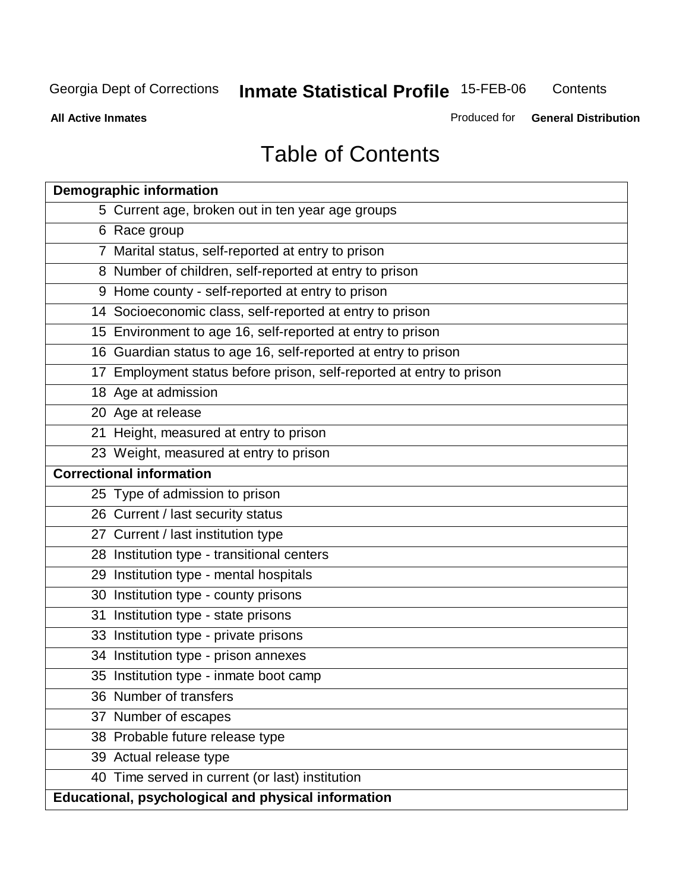# Table of Contents

| Demographic information | |
|---|---|
| 5 | Current age, broken out in ten year age groups |
| 6 | Race group |
| 7 | Marital status, self-reported at entry to prison |
| 8 | Number of children, self-reported at entry to prison |
| 9 | Home county - self-reported at entry to prison |
| 14 | Socioeconomic class, self-reported at entry to prison |
| 15 | Environment to age 16, self-reported at entry to prison |
| 16 | Guardian status to age 16, self-reported at entry to prison |
| 17 | Employment status before prison, self-reported at entry to prison |
| 18 | Age at admission |
| 20 | Age at release |
| 21 | Height, measured at entry to prison |
| 23 | Weight, measured at entry to prison |
| **Correctional information** | |
| 25 | Type of admission to prison |
| 26 | Current / last security status |
| 27 | Current / last institution type |
| 28 | Institution type - transitional centers |
| 29 | Institution type - mental hospitals |
| 30 | Institution type - county prisons |
| 31 | Institution type - state prisons |
| 33 | Institution type - private prisons |
| 34 | Institution type - prison annexes |
| 35 | Institution type - inmate boot camp |
| 36 | Number of transfers |
| 37 | Number of escapes |
| 38 | Probable future release type |
| 39 | Actual release type |
| 40 | Time served in current (or last) institution |
| **Educational, psychological and physical information** | |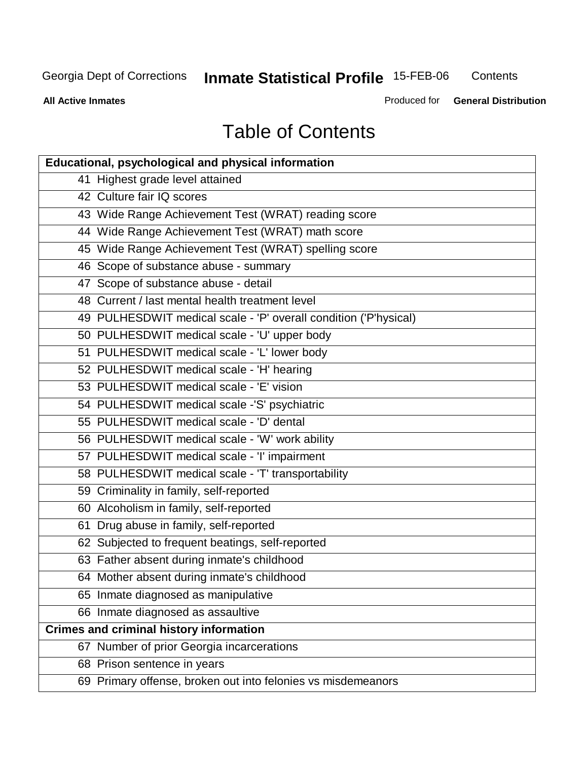# Table of Contents

| Educational, psychological and physical information |
|---|
| 41 Highest grade level attained |
| 42 Culture fair IQ scores |
| 43 Wide Range Achievement Test (WRAT) reading score |
| 44 Wide Range Achievement Test (WRAT) math score |
| 45 Wide Range Achievement Test (WRAT) spelling score |
| 46 Scope of substance abuse - summary |
| 47 Scope of substance abuse - detail |
| 48 Current / last mental health treatment level |
| 49 PULHESDWIT medical scale - 'P' overall condition ('P'hysical) |
| 50 PULHESDWIT medical scale - 'U' upper body |
| 51 PULHESDWIT medical scale - 'L' lower body |
| 52 PULHESDWIT medical scale - 'H' hearing |
| 53 PULHESDWIT medical scale - 'E' vision |
| 54 PULHESDWIT medical scale -'S' psychiatric |
| 55 PULHESDWIT medical scale - 'D' dental |
| 56 PULHESDWIT medical scale - 'W' work ability |
| 57 PULHESDWIT medical scale - 'I' impairment |
| 58 PULHESDWIT medical scale - 'T' transportability |
| 59 Criminality in family, self-reported |
| 60 Alcoholism in family, self-reported |
| 61 Drug abuse in family, self-reported |
| 62 Subjected to frequent beatings, self-reported |
| 63 Father absent during inmate's childhood |
| 64 Mother absent during inmate's childhood |
| 65 Inmate diagnosed as manipulative |
| 66 Inmate diagnosed as assaultive |
| **Crimes and criminal history information** |
| 67 Number of prior Georgia incarcerations |
| 68 Prison sentence in years |
| 69 Primary offense, broken out into felonies vs misdemeanors |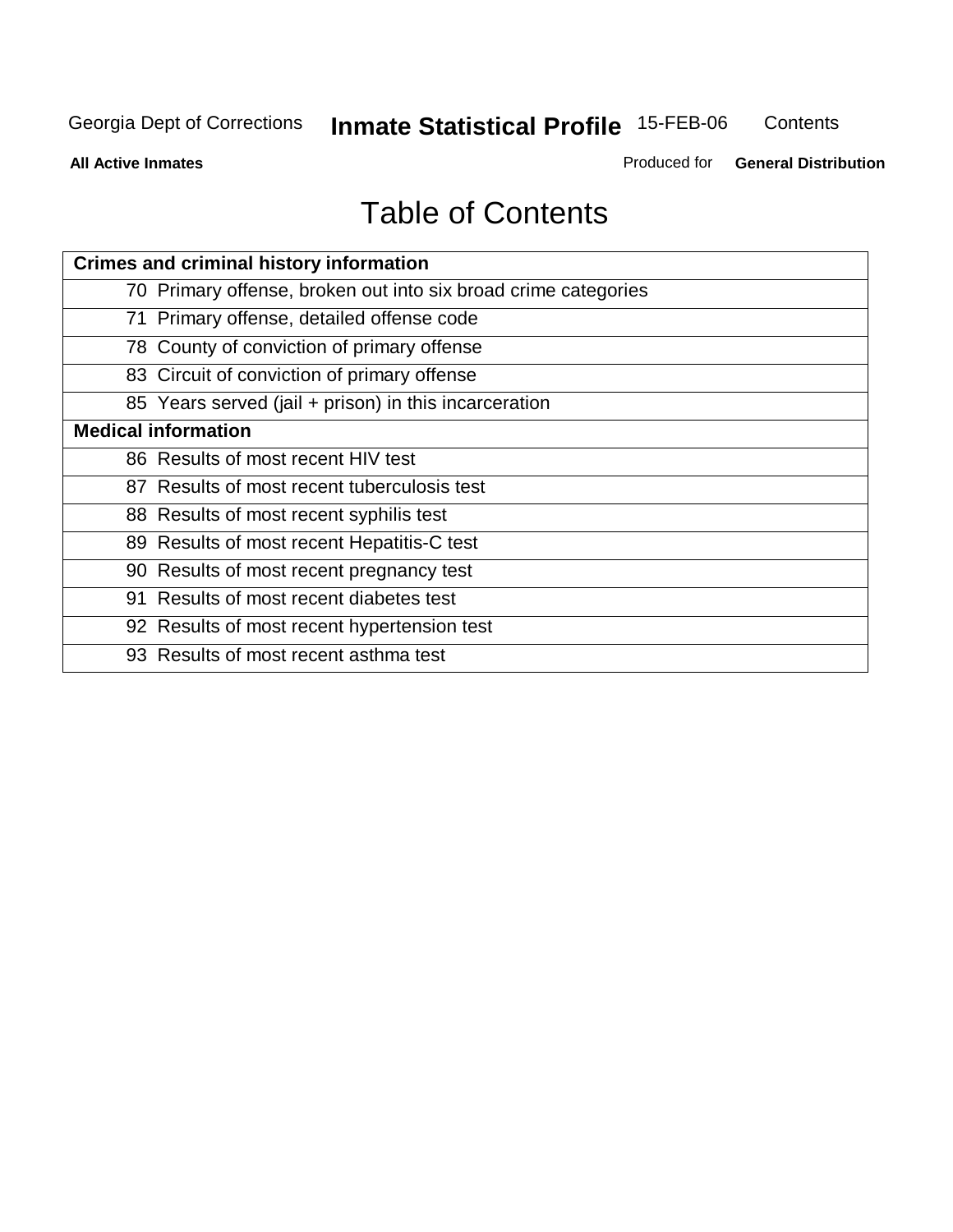# Table of Contents

| Crimes and criminal history information |
|---|
| 70 Primary offense, broken out into six broad crime categories |
| 71 Primary offense, detailed offense code |
| 78 County of conviction of primary offense |
| 83 Circuit of conviction of primary offense |
| 85 Years served (jail + prison) in this incarceration |
| **Medical information** |
| 86 Results of most recent HIV test |
| 87 Results of most recent tuberculosis test |
| 88 Results of most recent syphilis test |
| 89 Results of most recent Hepatitis-C test |
| 90 Results of most recent pregnancy test |
| 91 Results of most recent diabetes test |
| 92 Results of most recent hypertension test |
| 93 Results of most recent asthma test |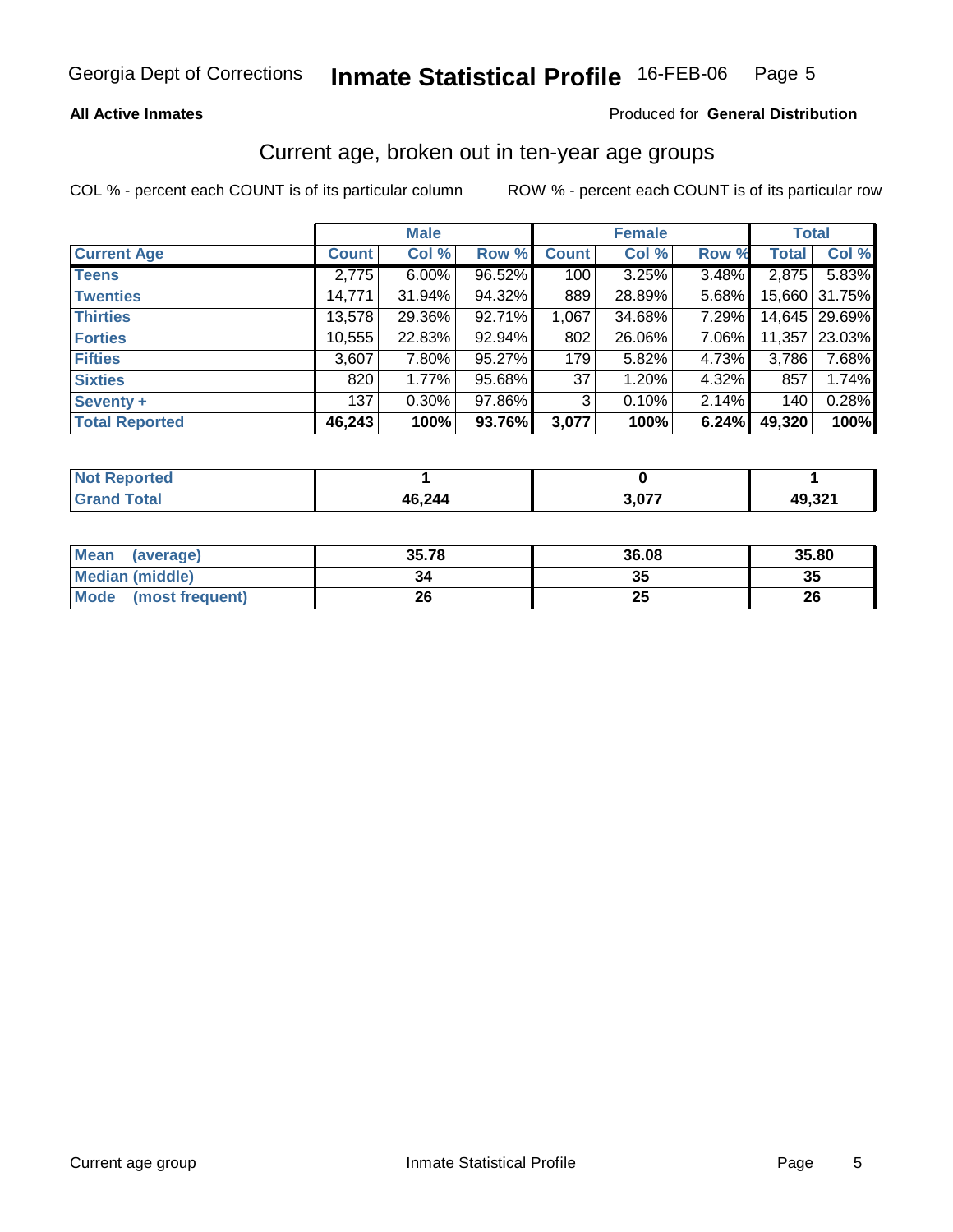Georgia Dept of Corrections **Inmate Statistical Profile** 16-FEB-06

**All Active Inmates**

Produced for **General Distribution**

## Current age, broken out in ten-year age groups

COL % - percent each COUNT is of its particular column     ROW % - percent each COUNT is of its particular row

| | Male | | | Female | | | Total | |
|---|---|---|---|---|---|---|---|---|
| **Current Age** | **Count** | **Col %** | **Row %** | **Count** | **Col %** | **Row %** | **Total** | **Col %** |
| **Teens** | 2,775 | 6.00% | 96.52% | 100 | 3.25% | 3.48% | 2,875 | 5.83% |
| **Twenties** | 14,771 | 31.94% | 94.32% | 889 | 28.89% | 5.68% | 15,660 | 31.75% |
| **Thirties** | 13,578 | 29.36% | 92.71% | 1,067 | 34.68% | 7.29% | 14,645 | 29.69% |
| **Forties** | 10,555 | 22.83% | 92.94% | 802 | 26.06% | 7.06% | 11,357 | 23.03% |
| **Fifties** | 3,607 | 7.80% | 95.27% | 179 | 5.82% | 4.73% | 3,786 | 7.68% |
| **Sixties** | 820 | 1.77% | 95.68% | 37 | 1.20% | 4.32% | 857 | 1.74% |
| **Seventy +** | 137 | 0.30% | 97.86% | 3 | 0.10% | 2.14% | 140 | 0.28% |
| **Total Reported** | **46,243** | **100%** | **93.76%** | **3,077** | **100%** | **6.24%** | **49,320** | **100%** |

| | Male | Female | Total |
|---|---|---|---|
| **Not Reported** | **1** | **0** | **1** |
| **Grand Total** | **46,244** | **3,077** | **49,321** |

| | Male | Female | Total |
|---|---|---|---|
| **Mean (average)** | **35.78** | **36.08** | **35.80** |
| **Median (middle)** | **34** | **35** | **35** |
| **Mode (most frequent)** | **26** | **25** | **26** |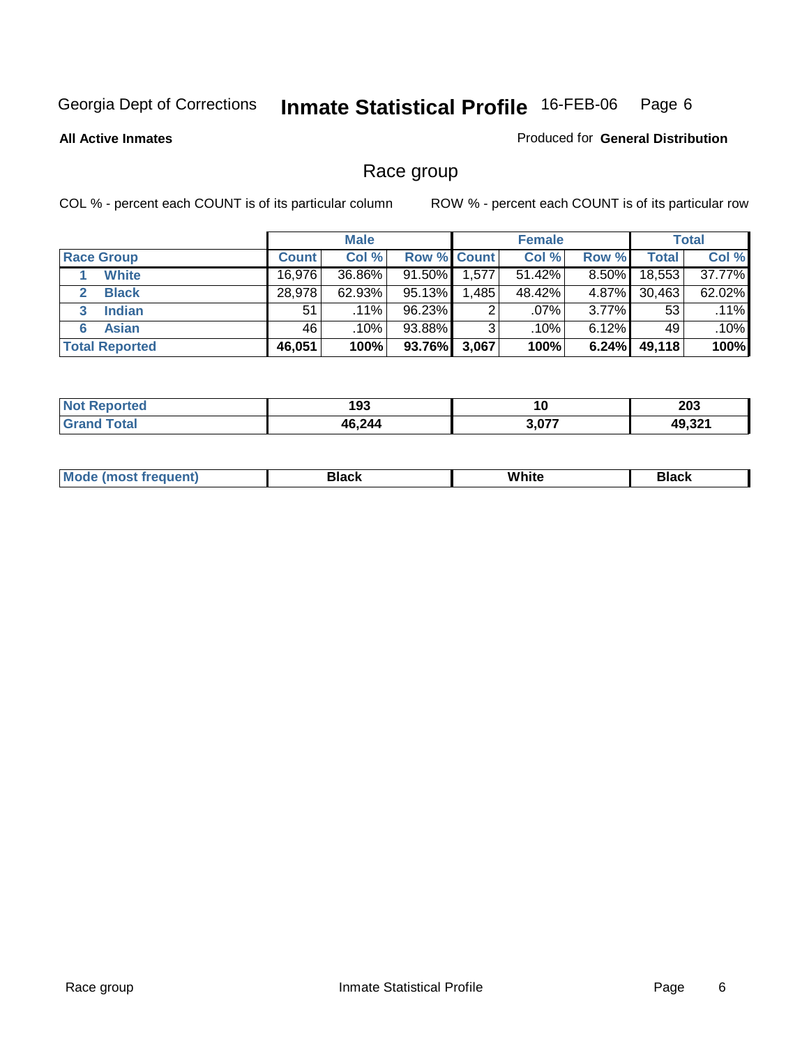Georgia Dept of Corrections **Inmate Statistical Profile** 16-FEB-06

**All Active Inmates**

Produced for **General Distribution**

## Race group

COL % - percent each COUNT is of its particular column

ROW % - percent each COUNT is of its particular row

| | Male | | | Female | | | Total | |
|---|---|---|---|---|---|---|---|---|
| Race Group | Count | Col % | Row % | Count | Col % | Row % | Total | Col % |
| 1 White | 16,976 | 36.86% | 91.50% | 1,577 | 51.42% | 8.50% | 18,553 | 37.77% |
| 2 Black | 28,978 | 62.93% | 95.13% | 1,485 | 48.42% | 4.87% | 30,463 | 62.02% |
| 3 Indian | 51 | .11% | 96.23% | 2 | .07% | 3.77% | 53 | .11% |
| 6 Asian | 46 | .10% | 93.88% | 3 | .10% | 6.12% | 49 | .10% |
| **Total Reported** | **46,051** | **100%** | **93.76%** | **3,067** | **100%** | **6.24%** | **49,118** | **100%** |

| | Male | Female | Total |
|---|---|---|---|
| Not Reported | **193** | **10** | **203** |
| Grand Total | **46,244** | **3,077** | **49,321** |

| | Male | Female | Total |
|---|---|---|---|
| Mode (most frequent) | **Black** | **White** | **Black** |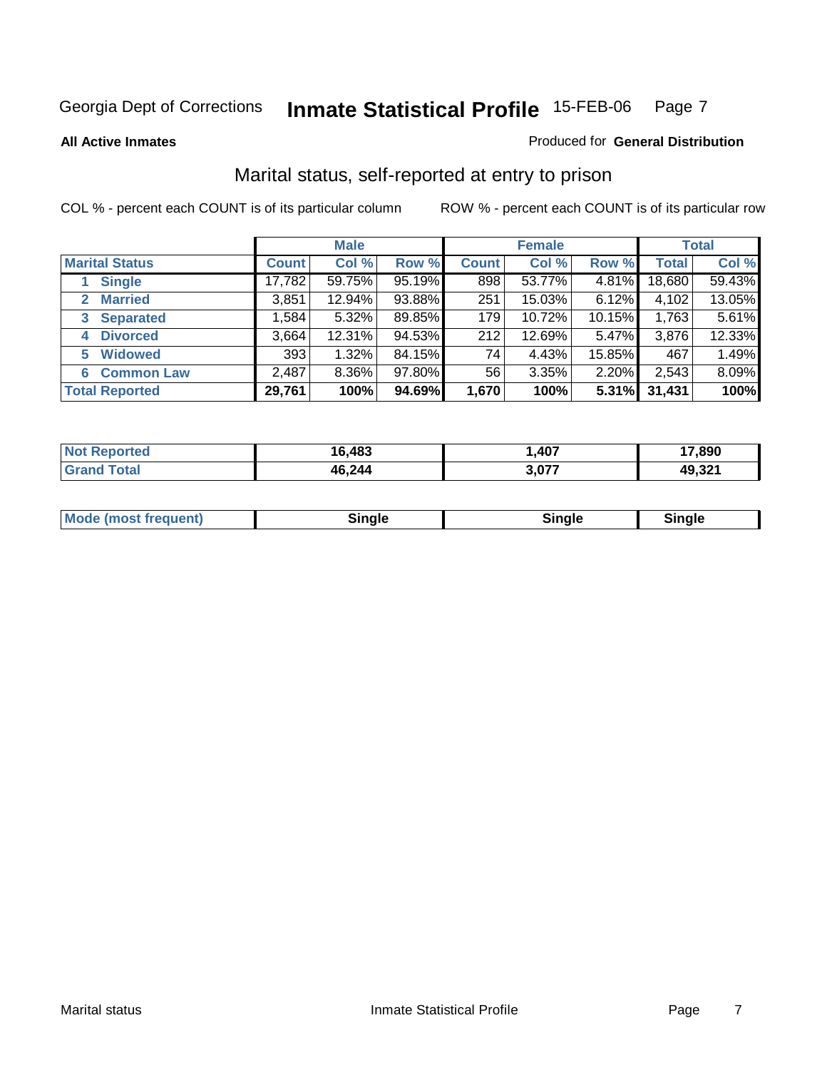Georgia Dept of Corrections **Inmate Statistical Profile** 15-FEB-06

**All Active Inmates**

Produced for **General Distribution**

## Marital status, self-reported at entry to prison

COL % - percent each COUNT is of its particular column    ROW % - percent each COUNT is of its particular row

| | Male | | | Female | | | Total | |
|---|---|---|---|---|---|---|---|---|
| **Marital Status** | **Count** | **Col %** | **Row %** | **Count** | **Col %** | **Row %** | **Total** | **Col %** |
| 1 Single | 17,782 | 59.75% | 95.19% | 898 | 53.77% | 4.81% | 18,680 | 59.43% |
| 2 Married | 3,851 | 12.94% | 93.88% | 251 | 15.03% | 6.12% | 4,102 | 13.05% |
| 3 Separated | 1,584 | 5.32% | 89.85% | 179 | 10.72% | 10.15% | 1,763 | 5.61% |
| 4 Divorced | 3,664 | 12.31% | 94.53% | 212 | 12.69% | 5.47% | 3,876 | 12.33% |
| 5 Widowed | 393 | 1.32% | 84.15% | 74 | 4.43% | 15.85% | 467 | 1.49% |
| 6 Common Law | 2,487 | 8.36% | 97.80% | 56 | 3.35% | 2.20% | 2,543 | 8.09% |
| **Total Reported** | **29,761** | **100%** | **94.69%** | **1,670** | **100%** | **5.31%** | **31,431** | **100%** |

| | Male | Female | Total |
|---|---|---|---|
| Not Reported | **16,483** | **1,407** | **17,890** |
| Grand Total | **46,244** | **3,077** | **49,321** |

| | Male | Female | Total |
|---|---|---|---|
| Mode (most frequent) | **Single** | **Single** | **Single** |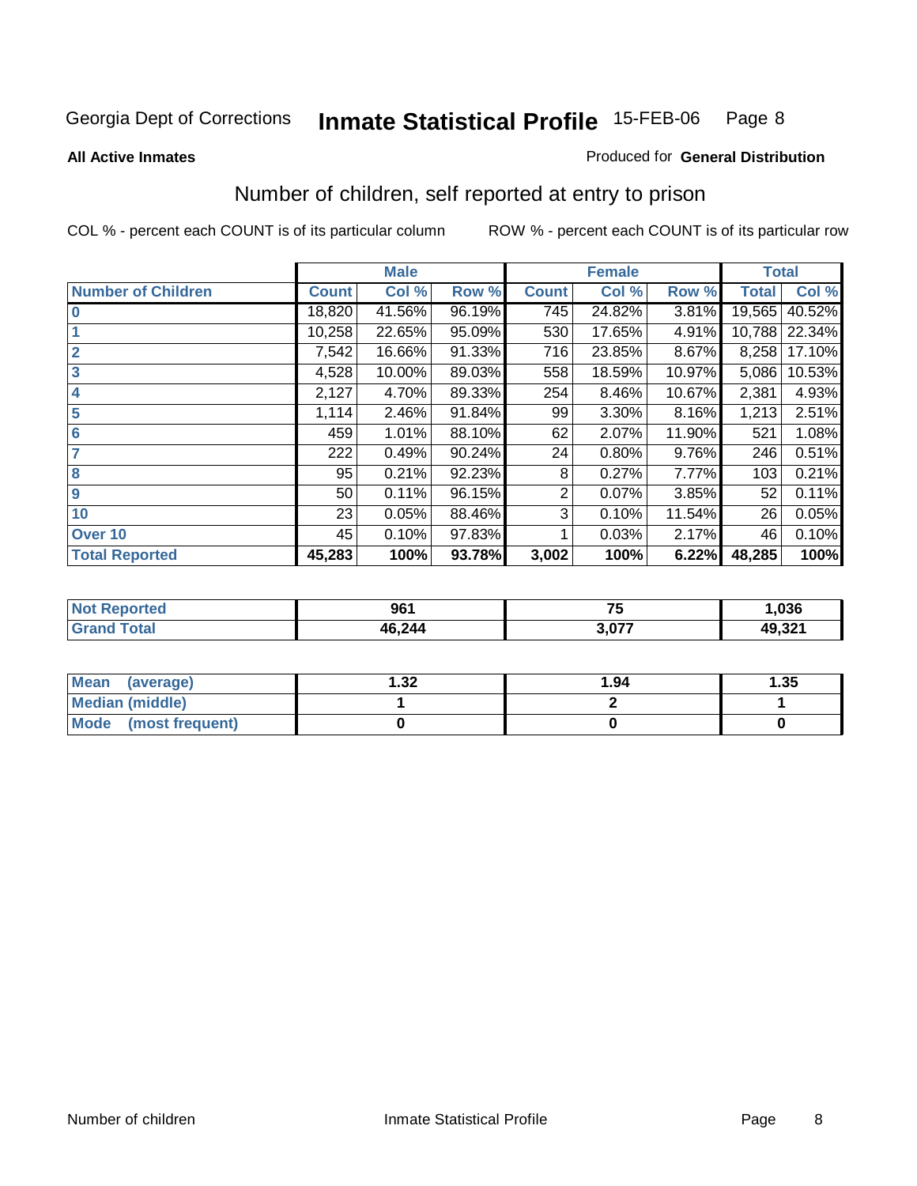Georgia Dept of Corrections **Inmate Statistical Profile** 15-FEB-06

**All Active Inmates**

Produced for **General Distribution**

## Number of children, self reported at entry to prison

COL % - percent each COUNT is of its particular column ROW % - percent each COUNT is of its particular row

| | Male | | | Female | | | Total | |
|---|---|---|---|---|---|---|---|---|
| **Number of Children** | **Count** | **Col %** | **Row %** | **Count** | **Col %** | **Row %** | **Total** | **Col %** |
| **0** | 18,820 | 41.56% | 96.19% | 745 | 24.82% | 3.81% | 19,565 | 40.52% |
| **1** | 10,258 | 22.65% | 95.09% | 530 | 17.65% | 4.91% | 10,788 | 22.34% |
| **2** | 7,542 | 16.66% | 91.33% | 716 | 23.85% | 8.67% | 8,258 | 17.10% |
| **3** | 4,528 | 10.00% | 89.03% | 558 | 18.59% | 10.97% | 5,086 | 10.53% |
| **4** | 2,127 | 4.70% | 89.33% | 254 | 8.46% | 10.67% | 2,381 | 4.93% |
| **5** | 1,114 | 2.46% | 91.84% | 99 | 3.30% | 8.16% | 1,213 | 2.51% |
| **6** | 459 | 1.01% | 88.10% | 62 | 2.07% | 11.90% | 521 | 1.08% |
| **7** | 222 | 0.49% | 90.24% | 24 | 0.80% | 9.76% | 246 | 0.51% |
| **8** | 95 | 0.21% | 92.23% | 8 | 0.27% | 7.77% | 103 | 0.21% |
| **9** | 50 | 0.11% | 96.15% | 2 | 0.07% | 3.85% | 52 | 0.11% |
| **10** | 23 | 0.05% | 88.46% | 3 | 0.10% | 11.54% | 26 | 0.05% |
| **Over 10** | 45 | 0.10% | 97.83% | 1 | 0.03% | 2.17% | 46 | 0.10% |
| **Total Reported** | **45,283** | **100%** | **93.78%** | **3,002** | **100%** | **6.22%** | **48,285** | **100%** |

| | Male | Female | Total |
|---|---|---|---|
| **Not Reported** | **961** | **75** | **1,036** |
| **Grand Total** | **46,244** | **3,077** | **49,321** |

| | Male | Female | Total |
|---|---|---|---|
| **Mean (average)** | **1.32** | **1.94** | **1.35** |
| **Median (middle)** | **1** | **2** | **1** |
| **Mode (most frequent)** | **0** | **0** | **0** |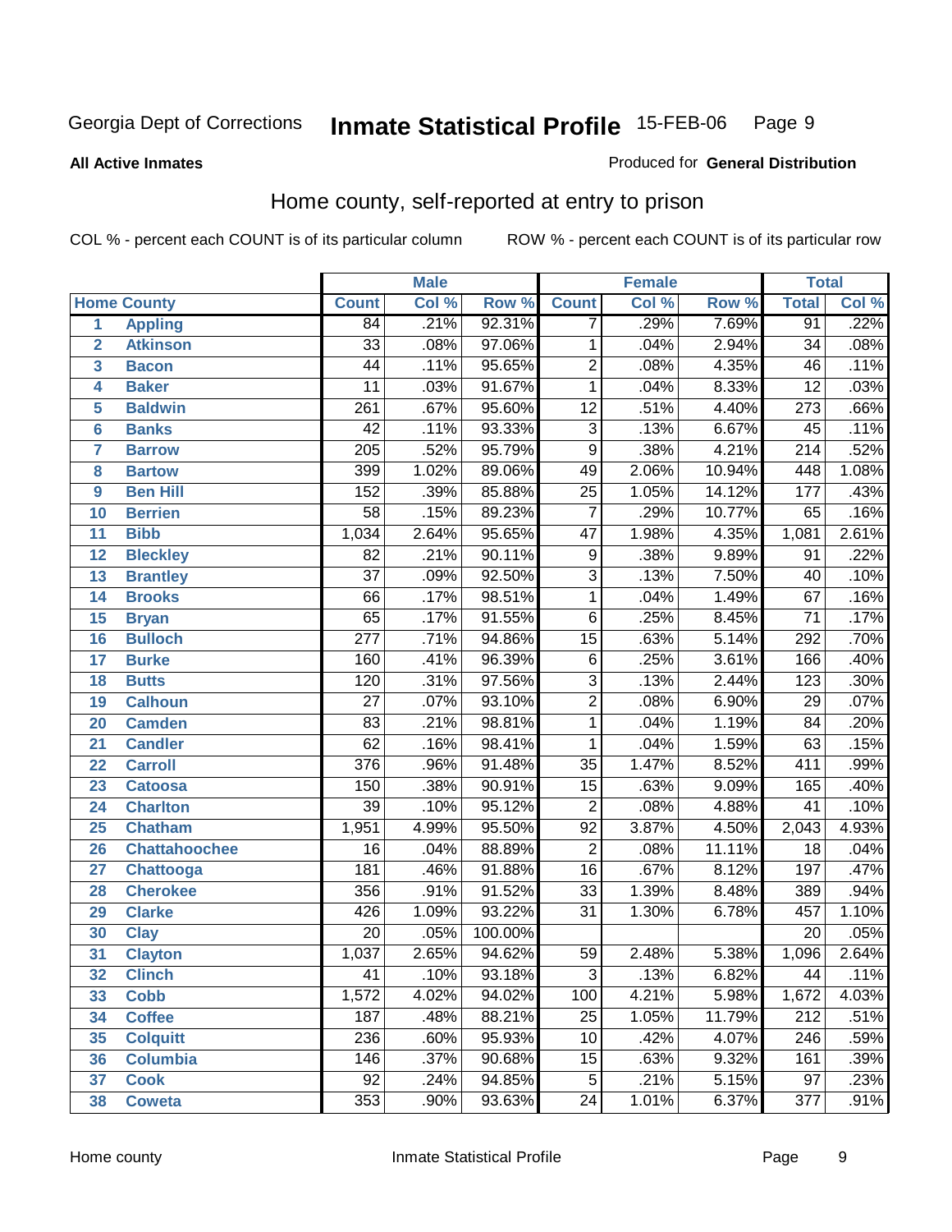Georgia Dept of Corrections **Inmate Statistical Profile** 15-FEB-06

**All Active Inmates**

Produced for **General Distribution**

## Home county, self-reported at entry to prison

COL % - percent each COUNT is of its particular column ROW % - percent each COUNT is of its particular row

| | | Male | | | Female | | | Total | |
|---|---|---|---|---|---|---|---|---|---|
| Home County | | Count | Col % | Row % | Count | Col % | Row % | Total | Col % |
| 1 | Appling | 84 | .21% | 92.31% | 7 | .29% | 7.69% | 91 | .22% |
| 2 | Atkinson | 33 | .08% | 97.06% | 1 | .04% | 2.94% | 34 | .08% |
| 3 | Bacon | 44 | .11% | 95.65% | 2 | .08% | 4.35% | 46 | .11% |
| 4 | Baker | 11 | .03% | 91.67% | 1 | .04% | 8.33% | 12 | .03% |
| 5 | Baldwin | 261 | .67% | 95.60% | 12 | .51% | 4.40% | 273 | .66% |
| 6 | Banks | 42 | .11% | 93.33% | 3 | .13% | 6.67% | 45 | .11% |
| 7 | Barrow | 205 | .52% | 95.79% | 9 | .38% | 4.21% | 214 | .52% |
| 8 | Bartow | 399 | 1.02% | 89.06% | 49 | 2.06% | 10.94% | 448 | 1.08% |
| 9 | Ben Hill | 152 | .39% | 85.88% | 25 | 1.05% | 14.12% | 177 | .43% |
| 10 | Berrien | 58 | .15% | 89.23% | 7 | .29% | 10.77% | 65 | .16% |
| 11 | Bibb | 1,034 | 2.64% | 95.65% | 47 | 1.98% | 4.35% | 1,081 | 2.61% |
| 12 | Bleckley | 82 | .21% | 90.11% | 9 | .38% | 9.89% | 91 | .22% |
| 13 | Brantley | 37 | .09% | 92.50% | 3 | .13% | 7.50% | 40 | .10% |
| 14 | Brooks | 66 | .17% | 98.51% | 1 | .04% | 1.49% | 67 | .16% |
| 15 | Bryan | 65 | .17% | 91.55% | 6 | .25% | 8.45% | 71 | .17% |
| 16 | Bulloch | 277 | .71% | 94.86% | 15 | .63% | 5.14% | 292 | .70% |
| 17 | Burke | 160 | .41% | 96.39% | 6 | .25% | 3.61% | 166 | .40% |
| 18 | Butts | 120 | .31% | 97.56% | 3 | .13% | 2.44% | 123 | .30% |
| 19 | Calhoun | 27 | .07% | 93.10% | 2 | .08% | 6.90% | 29 | .07% |
| 20 | Camden | 83 | .21% | 98.81% | 1 | .04% | 1.19% | 84 | .20% |
| 21 | Candler | 62 | .16% | 98.41% | 1 | .04% | 1.59% | 63 | .15% |
| 22 | Carroll | 376 | .96% | 91.48% | 35 | 1.47% | 8.52% | 411 | .99% |
| 23 | Catoosa | 150 | .38% | 90.91% | 15 | .63% | 9.09% | 165 | .40% |
| 24 | Charlton | 39 | .10% | 95.12% | 2 | .08% | 4.88% | 41 | .10% |
| 25 | Chatham | 1,951 | 4.99% | 95.50% | 92 | 3.87% | 4.50% | 2,043 | 4.93% |
| 26 | Chattahoochee | 16 | .04% | 88.89% | 2 | .08% | 11.11% | 18 | .04% |
| 27 | Chattooga | 181 | .46% | 91.88% | 16 | .67% | 8.12% | 197 | .47% |
| 28 | Cherokee | 356 | .91% | 91.52% | 33 | 1.39% | 8.48% | 389 | .94% |
| 29 | Clarke | 426 | 1.09% | 93.22% | 31 | 1.30% | 6.78% | 457 | 1.10% |
| 30 | Clay | 20 | .05% | 100.00% | | | | 20 | .05% |
| 31 | Clayton | 1,037 | 2.65% | 94.62% | 59 | 2.48% | 5.38% | 1,096 | 2.64% |
| 32 | Clinch | 41 | .10% | 93.18% | 3 | .13% | 6.82% | 44 | .11% |
| 33 | Cobb | 1,572 | 4.02% | 94.02% | 100 | 4.21% | 5.98% | 1,672 | 4.03% |
| 34 | Coffee | 187 | .48% | 88.21% | 25 | 1.05% | 11.79% | 212 | .51% |
| 35 | Colquitt | 236 | .60% | 95.93% | 10 | .42% | 4.07% | 246 | .59% |
| 36 | Columbia | 146 | .37% | 90.68% | 15 | .63% | 9.32% | 161 | .39% |
| 37 | Cook | 92 | .24% | 94.85% | 5 | .21% | 5.15% | 97 | .23% |
| 38 | Coweta | 353 | .90% | 93.63% | 24 | 1.01% | 6.37% | 377 | .91% |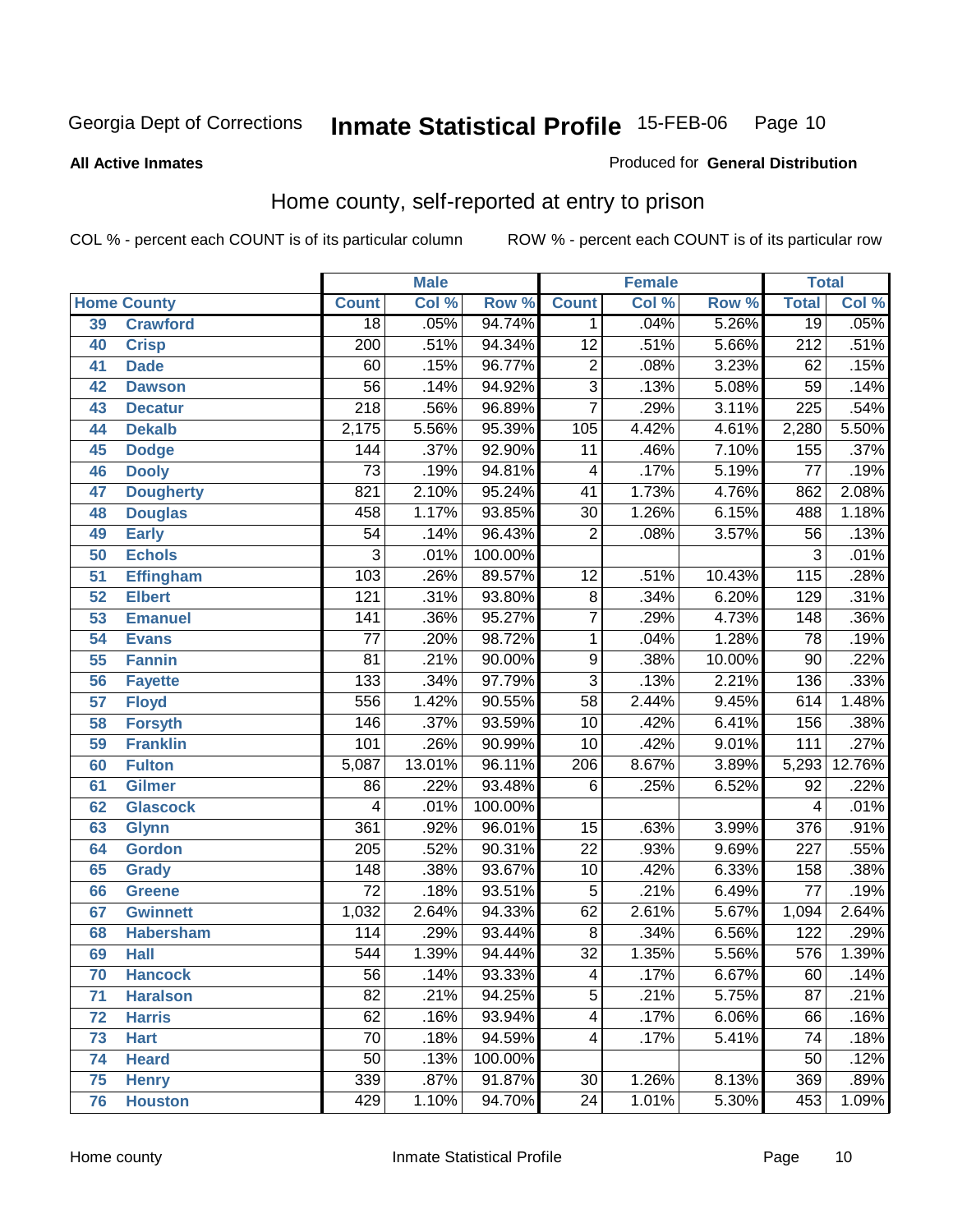Georgia Dept of Corrections **Inmate Statistical Profile** 15-FEB-06

**All Active Inmates** Produced for **General Distribution**

## Home county, self-reported at entry to prison

COL % - percent each COUNT is of its particular column ROW % - percent each COUNT is of its particular row

| | | Male | | | Female | | | Total | |
|---|---|---|---|---|---|---|---|---|---|
| Home County | | Count | Col % | Row % | Count | Col % | Row % | Total | Col % |
| 39 | Crawford | 18 | .05% | 94.74% | 1 | .04% | 5.26% | 19 | .05% |
| 40 | Crisp | 200 | .51% | 94.34% | 12 | .51% | 5.66% | 212 | .51% |
| 41 | Dade | 60 | .15% | 96.77% | 2 | .08% | 3.23% | 62 | .15% |
| 42 | Dawson | 56 | .14% | 94.92% | 3 | .13% | 5.08% | 59 | .14% |
| 43 | Decatur | 218 | .56% | 96.89% | 7 | .29% | 3.11% | 225 | .54% |
| 44 | Dekalb | 2,175 | 5.56% | 95.39% | 105 | 4.42% | 4.61% | 2,280 | 5.50% |
| 45 | Dodge | 144 | .37% | 92.90% | 11 | .46% | 7.10% | 155 | .37% |
| 46 | Dooly | 73 | .19% | 94.81% | 4 | .17% | 5.19% | 77 | .19% |
| 47 | Dougherty | 821 | 2.10% | 95.24% | 41 | 1.73% | 4.76% | 862 | 2.08% |
| 48 | Douglas | 458 | 1.17% | 93.85% | 30 | 1.26% | 6.15% | 488 | 1.18% |
| 49 | Early | 54 | .14% | 96.43% | 2 | .08% | 3.57% | 56 | .13% |
| 50 | Echols | 3 | .01% | 100.00% | | | | 3 | .01% |
| 51 | Effingham | 103 | .26% | 89.57% | 12 | .51% | 10.43% | 115 | .28% |
| 52 | Elbert | 121 | .31% | 93.80% | 8 | .34% | 6.20% | 129 | .31% |
| 53 | Emanuel | 141 | .36% | 95.27% | 7 | .29% | 4.73% | 148 | .36% |
| 54 | Evans | 77 | .20% | 98.72% | 1 | .04% | 1.28% | 78 | .19% |
| 55 | Fannin | 81 | .21% | 90.00% | 9 | .38% | 10.00% | 90 | .22% |
| 56 | Fayette | 133 | .34% | 97.79% | 3 | .13% | 2.21% | 136 | .33% |
| 57 | Floyd | 556 | 1.42% | 90.55% | 58 | 2.44% | 9.45% | 614 | 1.48% |
| 58 | Forsyth | 146 | .37% | 93.59% | 10 | .42% | 6.41% | 156 | .38% |
| 59 | Franklin | 101 | .26% | 90.99% | 10 | .42% | 9.01% | 111 | .27% |
| 60 | Fulton | 5,087 | 13.01% | 96.11% | 206 | 8.67% | 3.89% | 5,293 | 12.76% |
| 61 | Gilmer | 86 | .22% | 93.48% | 6 | .25% | 6.52% | 92 | .22% |
| 62 | Glascock | 4 | .01% | 100.00% | | | | 4 | .01% |
| 63 | Glynn | 361 | .92% | 96.01% | 15 | .63% | 3.99% | 376 | .91% |
| 64 | Gordon | 205 | .52% | 90.31% | 22 | .93% | 9.69% | 227 | .55% |
| 65 | Grady | 148 | .38% | 93.67% | 10 | .42% | 6.33% | 158 | .38% |
| 66 | Greene | 72 | .18% | 93.51% | 5 | .21% | 6.49% | 77 | .19% |
| 67 | Gwinnett | 1,032 | 2.64% | 94.33% | 62 | 2.61% | 5.67% | 1,094 | 2.64% |
| 68 | Habersham | 114 | .29% | 93.44% | 8 | .34% | 6.56% | 122 | .29% |
| 69 | Hall | 544 | 1.39% | 94.44% | 32 | 1.35% | 5.56% | 576 | 1.39% |
| 70 | Hancock | 56 | .14% | 93.33% | 4 | .17% | 6.67% | 60 | .14% |
| 71 | Haralson | 82 | .21% | 94.25% | 5 | .21% | 5.75% | 87 | .21% |
| 72 | Harris | 62 | .16% | 93.94% | 4 | .17% | 6.06% | 66 | .16% |
| 73 | Hart | 70 | .18% | 94.59% | 4 | .17% | 5.41% | 74 | .18% |
| 74 | Heard | 50 | .13% | 100.00% | | | | 50 | .12% |
| 75 | Henry | 339 | .87% | 91.87% | 30 | 1.26% | 8.13% | 369 | .89% |
| 76 | Houston | 429 | 1.10% | 94.70% | 24 | 1.01% | 5.30% | 453 | 1.09% |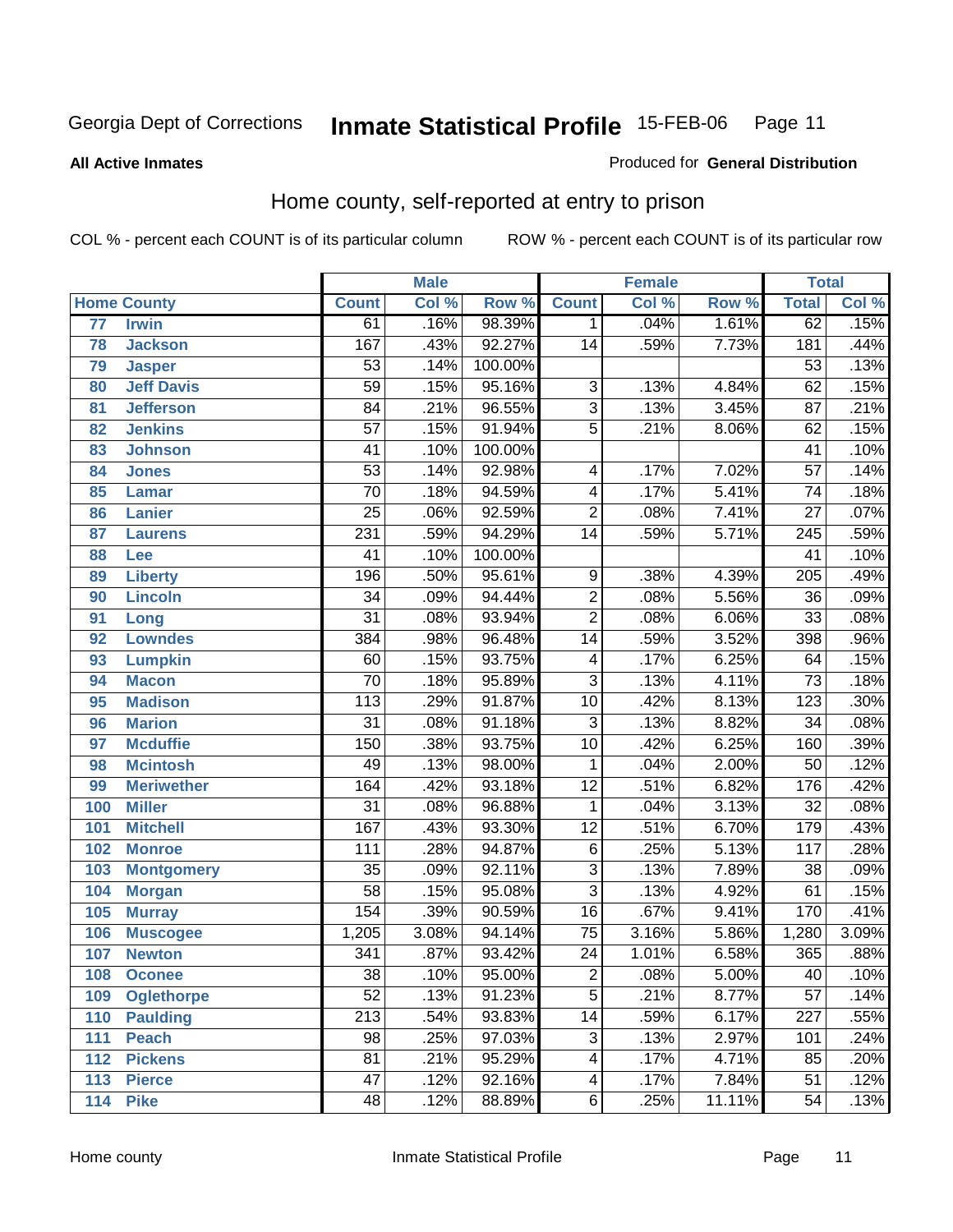Georgia Dept of Corrections **Inmate Statistical Profile** 15-FEB-06

**All Active Inmates** Produced for **General Distribution**

## Home county, self-reported at entry to prison

COL % - percent each COUNT is of its particular column ROW % - percent each COUNT is of its particular row

| Home County | | Male | | | Female | | | Total | |
|---|---|---|---|---|---|---|---|---|---|
| | | Count | Col % | Row % | Count | Col % | Row % | Total | Col % |
| 77 | Irwin | 61 | .16% | 98.39% | 1 | .04% | 1.61% | 62 | .15% |
| 78 | Jackson | 167 | .43% | 92.27% | 14 | .59% | 7.73% | 181 | .44% |
| 79 | Jasper | 53 | .14% | 100.00% | | | | 53 | .13% |
| 80 | Jeff Davis | 59 | .15% | 95.16% | 3 | .13% | 4.84% | 62 | .15% |
| 81 | Jefferson | 84 | .21% | 96.55% | 3 | .13% | 3.45% | 87 | .21% |
| 82 | Jenkins | 57 | .15% | 91.94% | 5 | .21% | 8.06% | 62 | .15% |
| 83 | Johnson | 41 | .10% | 100.00% | | | | 41 | .10% |
| 84 | Jones | 53 | .14% | 92.98% | 4 | .17% | 7.02% | 57 | .14% |
| 85 | Lamar | 70 | .18% | 94.59% | 4 | .17% | 5.41% | 74 | .18% |
| 86 | Lanier | 25 | .06% | 92.59% | 2 | .08% | 7.41% | 27 | .07% |
| 87 | Laurens | 231 | .59% | 94.29% | 14 | .59% | 5.71% | 245 | .59% |
| 88 | Lee | 41 | .10% | 100.00% | | | | 41 | .10% |
| 89 | Liberty | 196 | .50% | 95.61% | 9 | .38% | 4.39% | 205 | .49% |
| 90 | Lincoln | 34 | .09% | 94.44% | 2 | .08% | 5.56% | 36 | .09% |
| 91 | Long | 31 | .08% | 93.94% | 2 | .08% | 6.06% | 33 | .08% |
| 92 | Lowndes | 384 | .98% | 96.48% | 14 | .59% | 3.52% | 398 | .96% |
| 93 | Lumpkin | 60 | .15% | 93.75% | 4 | .17% | 6.25% | 64 | .15% |
| 94 | Macon | 70 | .18% | 95.89% | 3 | .13% | 4.11% | 73 | .18% |
| 95 | Madison | 113 | .29% | 91.87% | 10 | .42% | 8.13% | 123 | .30% |
| 96 | Marion | 31 | .08% | 91.18% | 3 | .13% | 8.82% | 34 | .08% |
| 97 | Mcduffie | 150 | .38% | 93.75% | 10 | .42% | 6.25% | 160 | .39% |
| 98 | Mcintosh | 49 | .13% | 98.00% | 1 | .04% | 2.00% | 50 | .12% |
| 99 | Meriwether | 164 | .42% | 93.18% | 12 | .51% | 6.82% | 176 | .42% |
| 100 | Miller | 31 | .08% | 96.88% | 1 | .04% | 3.13% | 32 | .08% |
| 101 | Mitchell | 167 | .43% | 93.30% | 12 | .51% | 6.70% | 179 | .43% |
| 102 | Monroe | 111 | .28% | 94.87% | 6 | .25% | 5.13% | 117 | .28% |
| 103 | Montgomery | 35 | .09% | 92.11% | 3 | .13% | 7.89% | 38 | .09% |
| 104 | Morgan | 58 | .15% | 95.08% | 3 | .13% | 4.92% | 61 | .15% |
| 105 | Murray | 154 | .39% | 90.59% | 16 | .67% | 9.41% | 170 | .41% |
| 106 | Muscogee | 1,205 | 3.08% | 94.14% | 75 | 3.16% | 5.86% | 1,280 | 3.09% |
| 107 | Newton | 341 | .87% | 93.42% | 24 | 1.01% | 6.58% | 365 | .88% |
| 108 | Oconee | 38 | .10% | 95.00% | 2 | .08% | 5.00% | 40 | .10% |
| 109 | Oglethorpe | 52 | .13% | 91.23% | 5 | .21% | 8.77% | 57 | .14% |
| 110 | Paulding | 213 | .54% | 93.83% | 14 | .59% | 6.17% | 227 | .55% |
| 111 | Peach | 98 | .25% | 97.03% | 3 | .13% | 2.97% | 101 | .24% |
| 112 | Pickens | 81 | .21% | 95.29% | 4 | .17% | 4.71% | 85 | .20% |
| 113 | Pierce | 47 | .12% | 92.16% | 4 | .17% | 7.84% | 51 | .12% |
| 114 | Pike | 48 | .12% | 88.89% | 6 | .25% | 11.11% | 54 | .13% |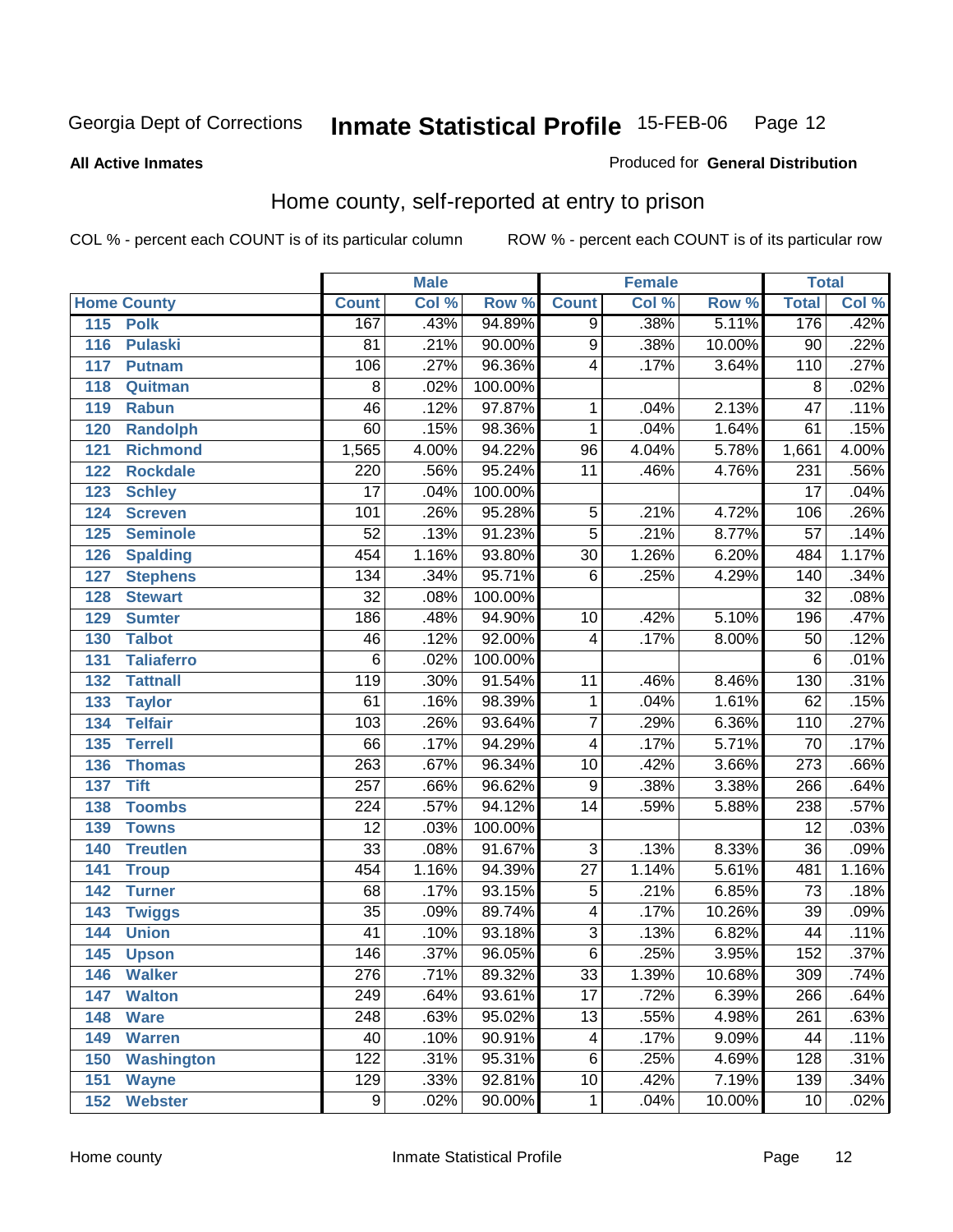Georgia Dept of Corrections **Inmate Statistical Profile** 15-FEB-06

**All Active Inmates** Produced for **General Distribution**

## Home county, self-reported at entry to prison

COL % - percent each COUNT is of its particular column ROW % - percent each COUNT is of its particular row

| Home County | | Male | | | Female | | | Total | |
|---|---|---|---|---|---|---|---|---|---|
| | | Count | Col % | Row % | Count | Col % | Row % | Total | Col % |
| 115 | Polk | 167 | .43% | 94.89% | 9 | .38% | 5.11% | 176 | .42% |
| 116 | Pulaski | 81 | .21% | 90.00% | 9 | .38% | 10.00% | 90 | .22% |
| 117 | Putnam | 106 | .27% | 96.36% | 4 | .17% | 3.64% | 110 | .27% |
| 118 | Quitman | 8 | .02% | 100.00% | | | | 8 | .02% |
| 119 | Rabun | 46 | .12% | 97.87% | 1 | .04% | 2.13% | 47 | .11% |
| 120 | Randolph | 60 | .15% | 98.36% | 1 | .04% | 1.64% | 61 | .15% |
| 121 | Richmond | 1,565 | 4.00% | 94.22% | 96 | 4.04% | 5.78% | 1,661 | 4.00% |
| 122 | Rockdale | 220 | .56% | 95.24% | 11 | .46% | 4.76% | 231 | .56% |
| 123 | Schley | 17 | .04% | 100.00% | | | | 17 | .04% |
| 124 | Screven | 101 | .26% | 95.28% | 5 | .21% | 4.72% | 106 | .26% |
| 125 | Seminole | 52 | .13% | 91.23% | 5 | .21% | 8.77% | 57 | .14% |
| 126 | Spalding | 454 | 1.16% | 93.80% | 30 | 1.26% | 6.20% | 484 | 1.17% |
| 127 | Stephens | 134 | .34% | 95.71% | 6 | .25% | 4.29% | 140 | .34% |
| 128 | Stewart | 32 | .08% | 100.00% | | | | 32 | .08% |
| 129 | Sumter | 186 | .48% | 94.90% | 10 | .42% | 5.10% | 196 | .47% |
| 130 | Talbot | 46 | .12% | 92.00% | 4 | .17% | 8.00% | 50 | .12% |
| 131 | Taliaferro | 6 | .02% | 100.00% | | | | 6 | .01% |
| 132 | Tattnall | 119 | .30% | 91.54% | 11 | .46% | 8.46% | 130 | .31% |
| 133 | Taylor | 61 | .16% | 98.39% | 1 | .04% | 1.61% | 62 | .15% |
| 134 | Telfair | 103 | .26% | 93.64% | 7 | .29% | 6.36% | 110 | .27% |
| 135 | Terrell | 66 | .17% | 94.29% | 4 | .17% | 5.71% | 70 | .17% |
| 136 | Thomas | 263 | .67% | 96.34% | 10 | .42% | 3.66% | 273 | .66% |
| 137 | Tift | 257 | .66% | 96.62% | 9 | .38% | 3.38% | 266 | .64% |
| 138 | Toombs | 224 | .57% | 94.12% | 14 | .59% | 5.88% | 238 | .57% |
| 139 | Towns | 12 | .03% | 100.00% | | | | 12 | .03% |
| 140 | Treutlen | 33 | .08% | 91.67% | 3 | .13% | 8.33% | 36 | .09% |
| 141 | Troup | 454 | 1.16% | 94.39% | 27 | 1.14% | 5.61% | 481 | 1.16% |
| 142 | Turner | 68 | .17% | 93.15% | 5 | .21% | 6.85% | 73 | .18% |
| 143 | Twiggs | 35 | .09% | 89.74% | 4 | .17% | 10.26% | 39 | .09% |
| 144 | Union | 41 | .10% | 93.18% | 3 | .13% | 6.82% | 44 | .11% |
| 145 | Upson | 146 | .37% | 96.05% | 6 | .25% | 3.95% | 152 | .37% |
| 146 | Walker | 276 | .71% | 89.32% | 33 | 1.39% | 10.68% | 309 | .74% |
| 147 | Walton | 249 | .64% | 93.61% | 17 | .72% | 6.39% | 266 | .64% |
| 148 | Ware | 248 | .63% | 95.02% | 13 | .55% | 4.98% | 261 | .63% |
| 149 | Warren | 40 | .10% | 90.91% | 4 | .17% | 9.09% | 44 | .11% |
| 150 | Washington | 122 | .31% | 95.31% | 6 | .25% | 4.69% | 128 | .31% |
| 151 | Wayne | 129 | .33% | 92.81% | 10 | .42% | 7.19% | 139 | .34% |
| 152 | Webster | 9 | .02% | 90.00% | 1 | .04% | 10.00% | 10 | .02% |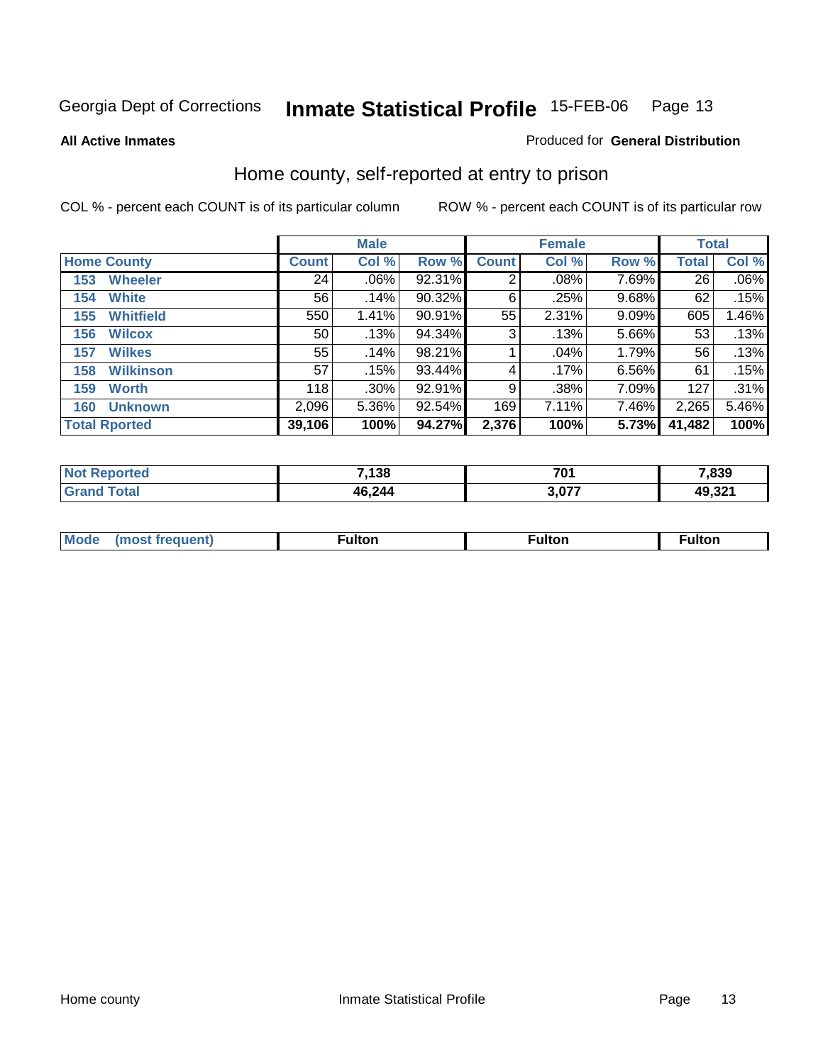Georgia Dept of Corrections **Inmate Statistical Profile** 15-FEB-06

**All Active Inmates**

Produced for **General Distribution**

## Home county, self-reported at entry to prison

COL % - percent each COUNT is of its particular column

ROW % - percent each COUNT is of its particular row

| Home County | Male | | | Female | | | Total | |
|---|---|---|---|---|---|---|---|---|
| | Count | Col % | Row % | Count | Col % | Row % | Total | Col % |
| 153 Wheeler | 24 | .06% | 92.31% | 2 | .08% | 7.69% | 26 | .06% |
| 154 White | 56 | .14% | 90.32% | 6 | .25% | 9.68% | 62 | .15% |
| 155 Whitfield | 550 | 1.41% | 90.91% | 55 | 2.31% | 9.09% | 605 | 1.46% |
| 156 Wilcox | 50 | .13% | 94.34% | 3 | .13% | 5.66% | 53 | .13% |
| 157 Wilkes | 55 | .14% | 98.21% | 1 | .04% | 1.79% | 56 | .13% |
| 158 Wilkinson | 57 | .15% | 93.44% | 4 | .17% | 6.56% | 61 | .15% |
| 159 Worth | 118 | .30% | 92.91% | 9 | .38% | 7.09% | 127 | .31% |
| 160 Unknown | 2,096 | 5.36% | 92.54% | 169 | 7.11% | 7.46% | 2,265 | 5.46% |
| **Total Rported** | **39,106** | **100%** | **94.27%** | **2,376** | **100%** | **5.73%** | **41,482** | **100%** |

| | Male | Female | Total |
|---|---|---|---|
| Not Reported | 7,138 | 701 | 7,839 |
| Grand Total | 46,244 | 3,077 | 49,321 |

| | Male | Female | Total |
|---|---|---|---|
| Mode (most frequent) | Fulton | Fulton | Fulton |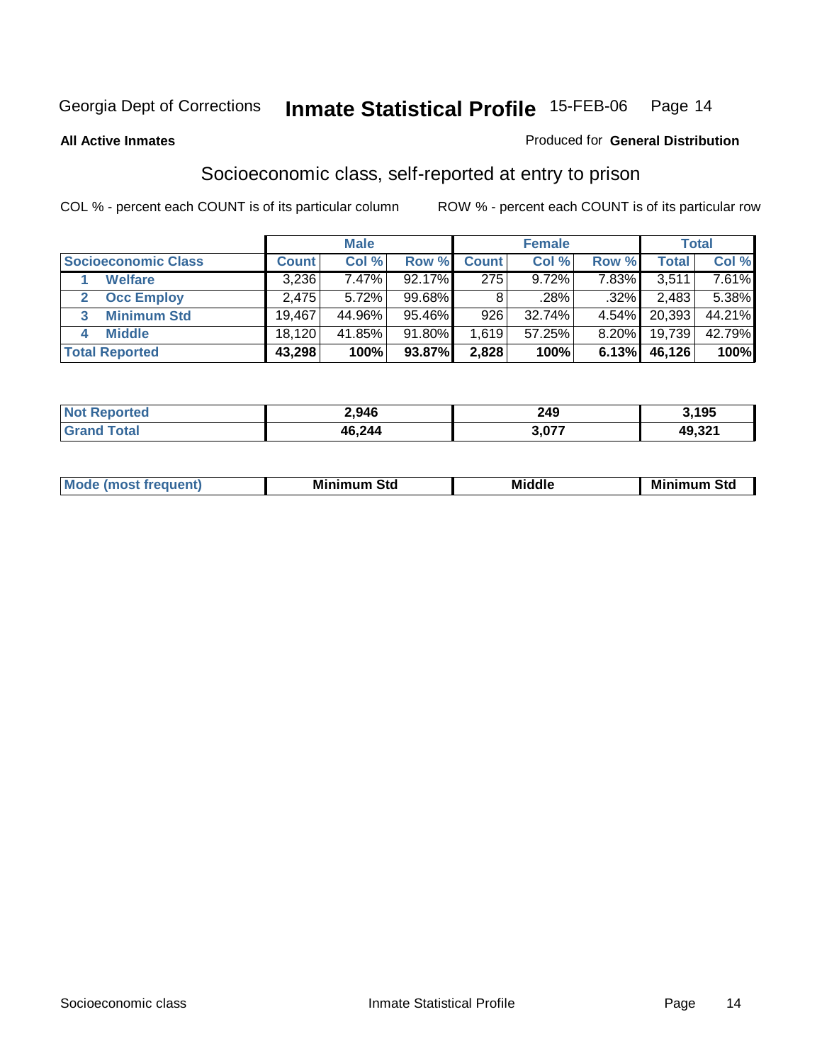Georgia Dept of Corrections **Inmate Statistical Profile** 15-FEB-06

**All Active Inmates**

Produced for **General Distribution**

## Socioeconomic class, self-reported at entry to prison

COL % - percent each COUNT is of its particular column

ROW % - percent each COUNT is of its particular row

| | Male | | | Female | | | Total | |
|---|---|---|---|---|---|---|---|---|
| **Socioeconomic Class** | **Count** | **Col %** | **Row %** | **Count** | **Col %** | **Row %** | **Total** | **Col %** |
| 1 **Welfare** | 3,236 | 7.47% | 92.17% | 275 | 9.72% | 7.83% | 3,511 | 7.61% |
| 2 **Occ Employ** | 2,475 | 5.72% | 99.68% | 8 | .28% | .32% | 2,483 | 5.38% |
| 3 **Minimum Std** | 19,467 | 44.96% | 95.46% | 926 | 32.74% | 4.54% | 20,393 | 44.21% |
| 4 **Middle** | 18,120 | 41.85% | 91.80% | 1,619 | 57.25% | 8.20% | 19,739 | 42.79% |
| **Total Reported** | **43,298** | **100%** | **93.87%** | **2,828** | **100%** | **6.13%** | **46,126** | **100%** |

| | Male | Female | Total |
|---|---|---|---|
| **Not Reported** | **2,946** | **249** | **3,195** |
| **Grand Total** | **46,244** | **3,077** | **49,321** |

| | Male | Female | Total |
|---|---|---|---|
| **Mode (most frequent)** | **Minimum Std** | **Middle** | **Minimum Std** |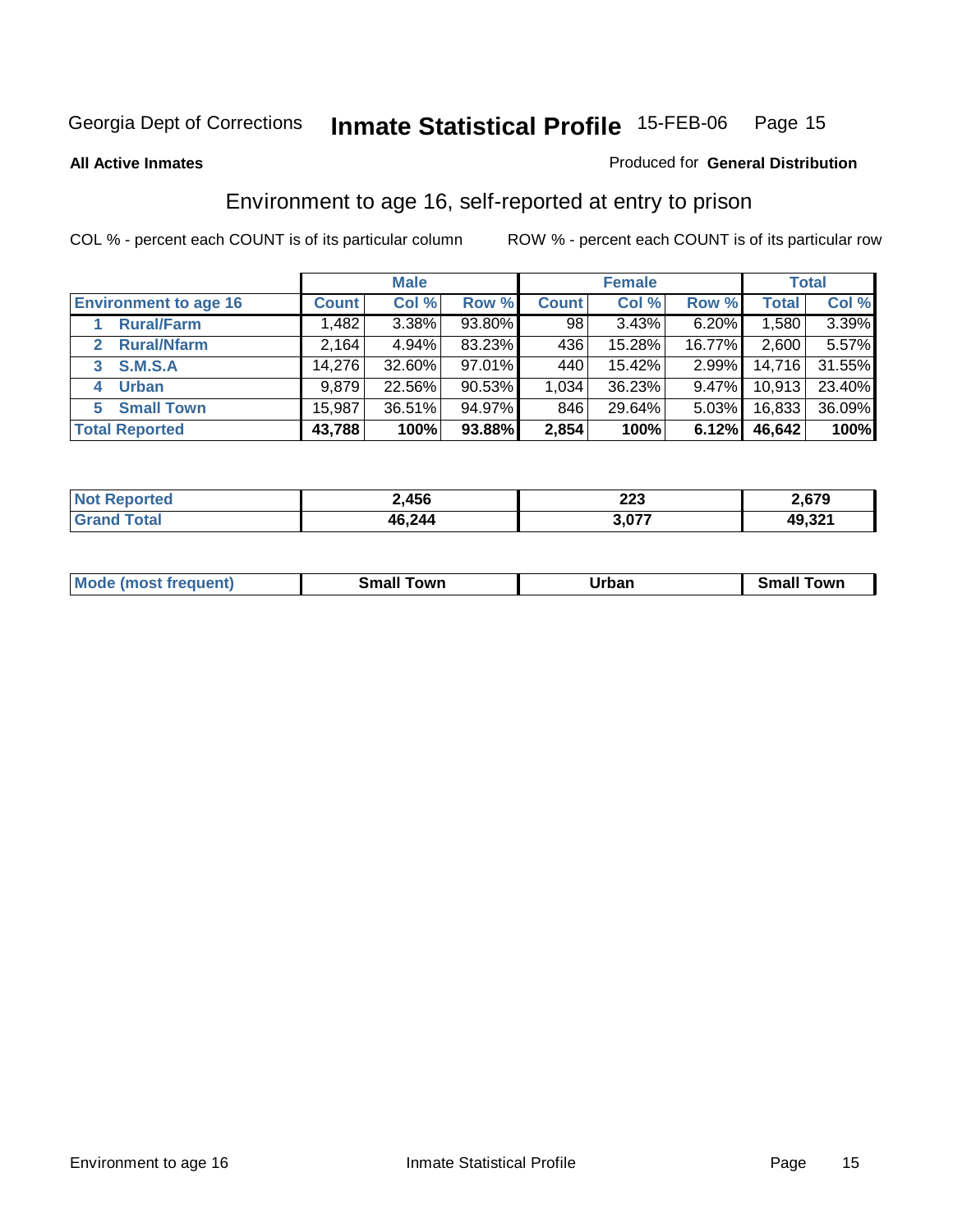Georgia Dept of Corrections **Inmate Statistical Profile** 15-FEB-06 Page 15

**All Active Inmates**

Produced for **General Distribution**

## Environment to age 16, self-reported at entry to prison

COL % - percent each COUNT is of its particular column ROW % - percent each COUNT is of its particular row

| | Male | | | Female | | | Total | |
|---|---|---|---|---|---|---|---|---|
| **Environment to age 16** | **Count** | **Col %** | **Row %** | **Count** | **Col %** | **Row %** | **Total** | **Col %** |
| 1 **Rural/Farm** | 1,482 | 3.38% | 93.80% | 98 | 3.43% | 6.20% | 1,580 | 3.39% |
| 2 **Rural/Nfarm** | 2,164 | 4.94% | 83.23% | 436 | 15.28% | 16.77% | 2,600 | 5.57% |
| 3 **S.M.S.A** | 14,276 | 32.60% | 97.01% | 440 | 15.42% | 2.99% | 14,716 | 31.55% |
| 4 **Urban** | 9,879 | 22.56% | 90.53% | 1,034 | 36.23% | 9.47% | 10,913 | 23.40% |
| 5 **Small Town** | 15,987 | 36.51% | 94.97% | 846 | 29.64% | 5.03% | 16,833 | 36.09% |
| **Total Reported** | **43,788** | **100%** | **93.88%** | **2,854** | **100%** | **6.12%** | **46,642** | **100%** |

| | Male | Female | Total |
|---|---|---|---|
| **Not Reported** | **2,456** | **223** | **2,679** |
| **Grand Total** | **46,244** | **3,077** | **49,321** |

| | Male | Female | Total |
|---|---|---|---|
| **Mode (most frequent)** | **Small Town** | **Urban** | **Small Town** |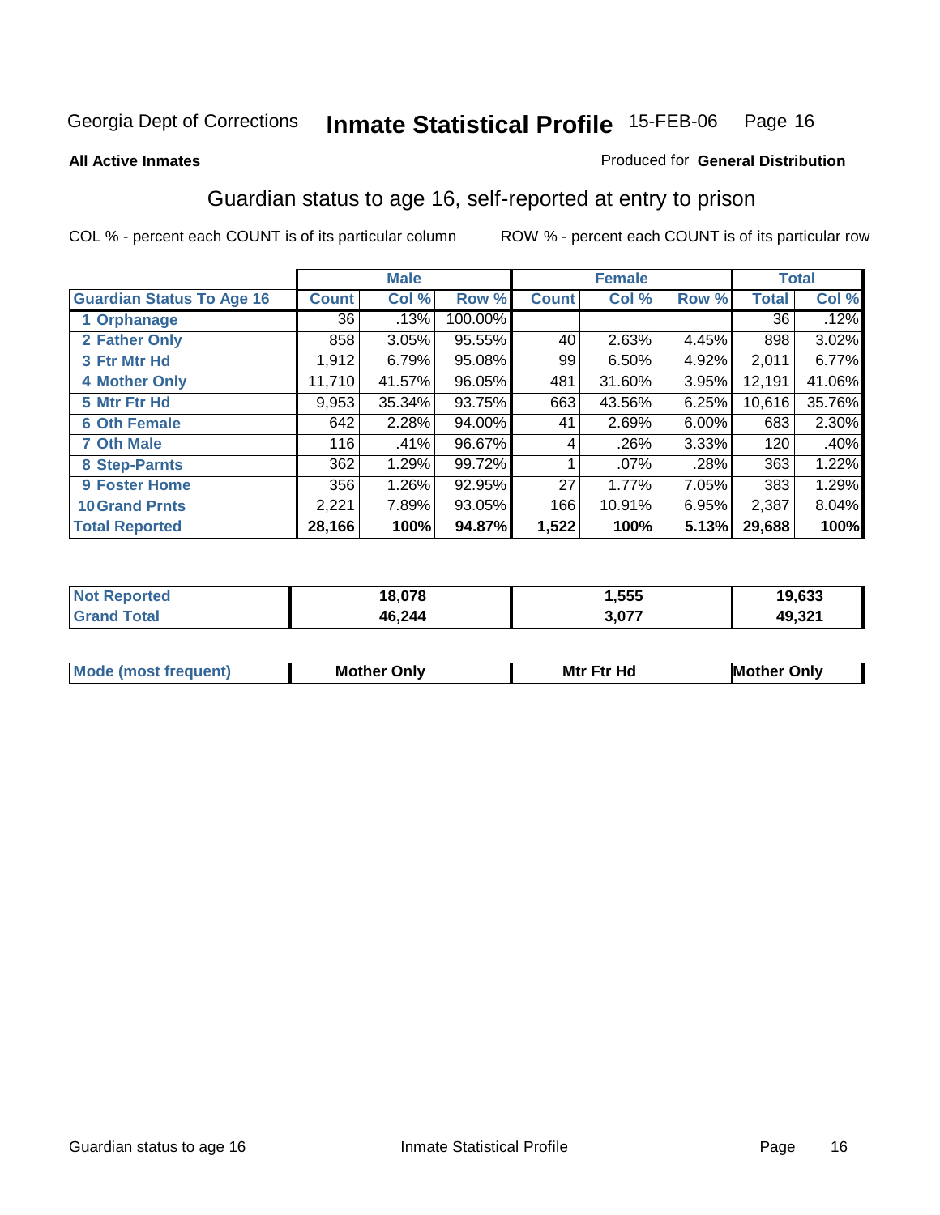Georgia Dept of Corrections **Inmate Statistical Profile** 15-FEB-06

**All Active Inmates**

Produced for **General Distribution**

## Guardian status to age 16, self-reported at entry to prison

COL % - percent each COUNT is of its particular column ROW % - percent each COUNT is of its particular row

| | Male | | | Female | | | Total | |
|---|---|---|---|---|---|---|---|---|
| **Guardian Status To Age 16** | **Count** | **Col %** | **Row %** | **Count** | **Col %** | **Row %** | **Total** | **Col %** |
| 1 Orphanage | 36 | .13% | 100.00% | | | | 36 | .12% |
| 2 Father Only | 858 | 3.05% | 95.55% | 40 | 2.63% | 4.45% | 898 | 3.02% |
| 3 Ftr Mtr Hd | 1,912 | 6.79% | 95.08% | 99 | 6.50% | 4.92% | 2,011 | 6.77% |
| 4 Mother Only | 11,710 | 41.57% | 96.05% | 481 | 31.60% | 3.95% | 12,191 | 41.06% |
| 5 Mtr Ftr Hd | 9,953 | 35.34% | 93.75% | 663 | 43.56% | 6.25% | 10,616 | 35.76% |
| 6 Oth Female | 642 | 2.28% | 94.00% | 41 | 2.69% | 6.00% | 683 | 2.30% |
| 7 Oth Male | 116 | .41% | 96.67% | 4 | .26% | 3.33% | 120 | .40% |
| 8 Step-Parnts | 362 | 1.29% | 99.72% | 1 | .07% | .28% | 363 | 1.22% |
| 9 Foster Home | 356 | 1.26% | 92.95% | 27 | 1.77% | 7.05% | 383 | 1.29% |
| 10 Grand Prnts | 2,221 | 7.89% | 93.05% | 166 | 10.91% | 6.95% | 2,387 | 8.04% |
| **Total Reported** | **28,166** | **100%** | **94.87%** | **1,522** | **100%** | **5.13%** | **29,688** | **100%** |

| | Male | Female | Total |
|---|---|---|---|
| Not Reported | **18,078** | **1,555** | **19,633** |
| Grand Total | **46,244** | **3,077** | **49,321** |

| | Male | Female | Total |
|---|---|---|---|
| Mode (most frequent) | **Mother Only** | **Mtr Ftr Hd** | **Mother Only** |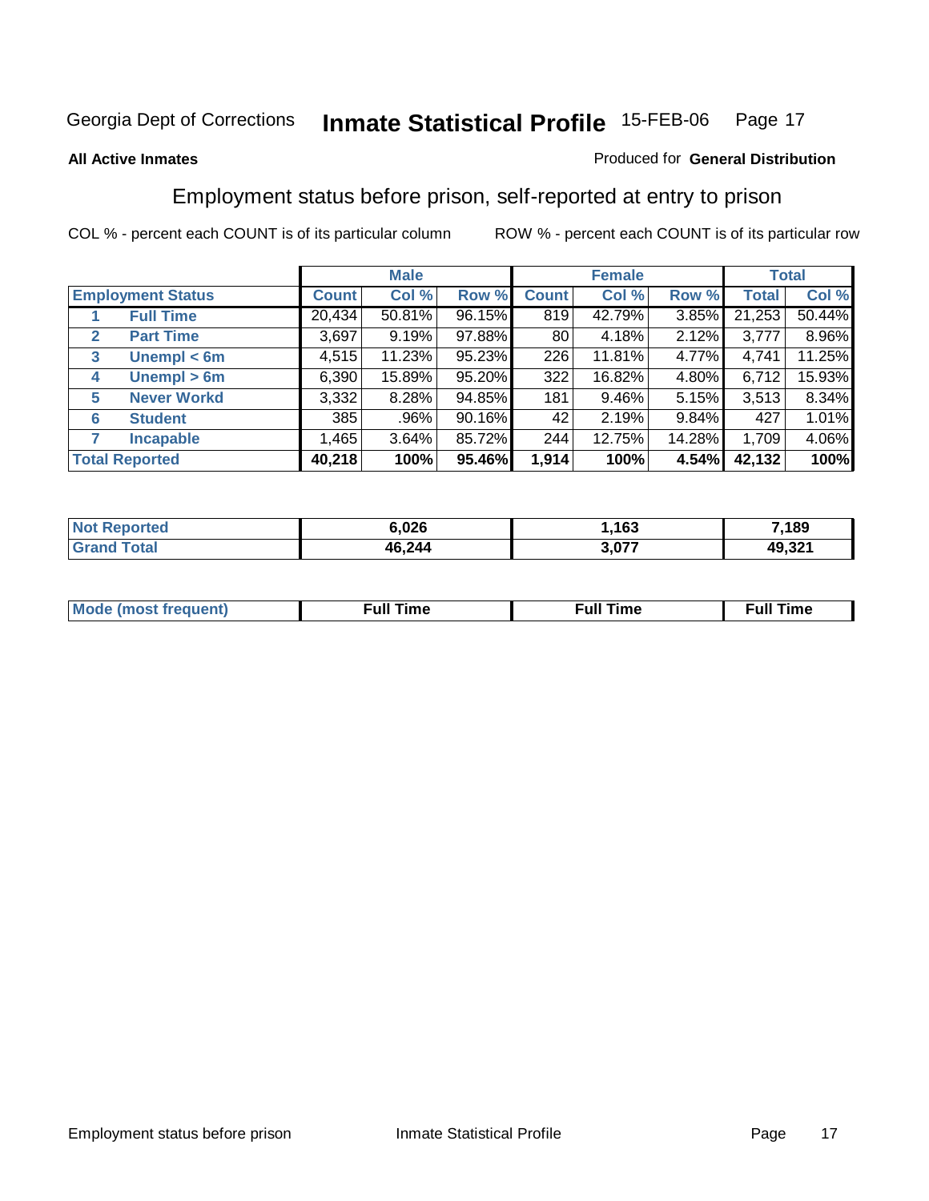Georgia Dept of Corrections **Inmate Statistical Profile** 15-FEB-06

**All Active Inmates**

Produced for **General Distribution**

## Employment status before prison, self-reported at entry to prison

COL % - percent each COUNT is of its particular column ROW % - percent each COUNT is of its particular row

| Employment Status | | Male | | | Female | | | Total | |
|---|---|---|---|---|---|---|---|---|---|
| | | Count | Col % | Row % | Count | Col % | Row % | Total | Col % |
| 1 | Full Time | 20,434 | 50.81% | 96.15% | 819 | 42.79% | 3.85% | 21,253 | 50.44% |
| 2 | Part Time | 3,697 | 9.19% | 97.88% | 80 | 4.18% | 2.12% | 3,777 | 8.96% |
| 3 | Unempl < 6m | 4,515 | 11.23% | 95.23% | 226 | 11.81% | 4.77% | 4,741 | 11.25% |
| 4 | Unempl > 6m | 6,390 | 15.89% | 95.20% | 322 | 16.82% | 4.80% | 6,712 | 15.93% |
| 5 | Never Workd | 3,332 | 8.28% | 94.85% | 181 | 9.46% | 5.15% | 3,513 | 8.34% |
| 6 | Student | 385 | .96% | 90.16% | 42 | 2.19% | 9.84% | 427 | 1.01% |
| 7 | Incapable | 1,465 | 3.64% | 85.72% | 244 | 12.75% | 14.28% | 1,709 | 4.06% |
| **Total Reported** | | **40,218** | **100%** | **95.46%** | **1,914** | **100%** | **4.54%** | **42,132** | **100%** |

| | Male | Female | Total |
|---|---|---|---|
| Not Reported | 6,026 | 1,163 | 7,189 |
| Grand Total | 46,244 | 3,077 | 49,321 |

| | Male | Female | Total |
|---|---|---|---|
| Mode (most frequent) | Full Time | Full Time | Full Time |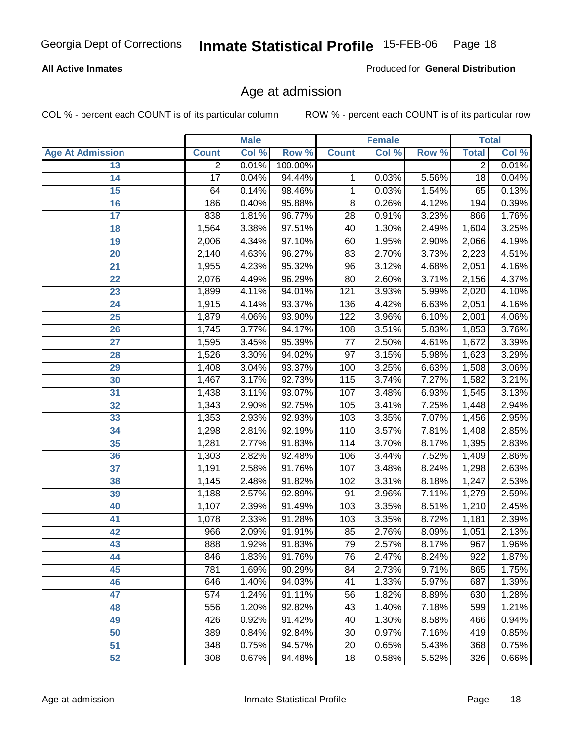**All Active Inmates**

Produced for **General Distribution**

## Age at admission

COL % - percent each COUNT is of its particular column

ROW % - percent each COUNT is of its particular row

| | Male | | | Female | | | Total | |
|---|---|---|---|---|---|---|---|---|
| Age At Admission | Count | Col % | Row % | Count | Col % | Row % | Total | Col % |
| 13 | 2 | 0.01% | 100.00% | | | | 2 | 0.01% |
| 14 | 17 | 0.04% | 94.44% | 1 | 0.03% | 5.56% | 18 | 0.04% |
| 15 | 64 | 0.14% | 98.46% | 1 | 0.03% | 1.54% | 65 | 0.13% |
| 16 | 186 | 0.40% | 95.88% | 8 | 0.26% | 4.12% | 194 | 0.39% |
| 17 | 838 | 1.81% | 96.77% | 28 | 0.91% | 3.23% | 866 | 1.76% |
| 18 | 1,564 | 3.38% | 97.51% | 40 | 1.30% | 2.49% | 1,604 | 3.25% |
| 19 | 2,006 | 4.34% | 97.10% | 60 | 1.95% | 2.90% | 2,066 | 4.19% |
| 20 | 2,140 | 4.63% | 96.27% | 83 | 2.70% | 3.73% | 2,223 | 4.51% |
| 21 | 1,955 | 4.23% | 95.32% | 96 | 3.12% | 4.68% | 2,051 | 4.16% |
| 22 | 2,076 | 4.49% | 96.29% | 80 | 2.60% | 3.71% | 2,156 | 4.37% |
| 23 | 1,899 | 4.11% | 94.01% | 121 | 3.93% | 5.99% | 2,020 | 4.10% |
| 24 | 1,915 | 4.14% | 93.37% | 136 | 4.42% | 6.63% | 2,051 | 4.16% |
| 25 | 1,879 | 4.06% | 93.90% | 122 | 3.96% | 6.10% | 2,001 | 4.06% |
| 26 | 1,745 | 3.77% | 94.17% | 108 | 3.51% | 5.83% | 1,853 | 3.76% |
| 27 | 1,595 | 3.45% | 95.39% | 77 | 2.50% | 4.61% | 1,672 | 3.39% |
| 28 | 1,526 | 3.30% | 94.02% | 97 | 3.15% | 5.98% | 1,623 | 3.29% |
| 29 | 1,408 | 3.04% | 93.37% | 100 | 3.25% | 6.63% | 1,508 | 3.06% |
| 30 | 1,467 | 3.17% | 92.73% | 115 | 3.74% | 7.27% | 1,582 | 3.21% |
| 31 | 1,438 | 3.11% | 93.07% | 107 | 3.48% | 6.93% | 1,545 | 3.13% |
| 32 | 1,343 | 2.90% | 92.75% | 105 | 3.41% | 7.25% | 1,448 | 2.94% |
| 33 | 1,353 | 2.93% | 92.93% | 103 | 3.35% | 7.07% | 1,456 | 2.95% |
| 34 | 1,298 | 2.81% | 92.19% | 110 | 3.57% | 7.81% | 1,408 | 2.85% |
| 35 | 1,281 | 2.77% | 91.83% | 114 | 3.70% | 8.17% | 1,395 | 2.83% |
| 36 | 1,303 | 2.82% | 92.48% | 106 | 3.44% | 7.52% | 1,409 | 2.86% |
| 37 | 1,191 | 2.58% | 91.76% | 107 | 3.48% | 8.24% | 1,298 | 2.63% |
| 38 | 1,145 | 2.48% | 91.82% | 102 | 3.31% | 8.18% | 1,247 | 2.53% |
| 39 | 1,188 | 2.57% | 92.89% | 91 | 2.96% | 7.11% | 1,279 | 2.59% |
| 40 | 1,107 | 2.39% | 91.49% | 103 | 3.35% | 8.51% | 1,210 | 2.45% |
| 41 | 1,078 | 2.33% | 91.28% | 103 | 3.35% | 8.72% | 1,181 | 2.39% |
| 42 | 966 | 2.09% | 91.91% | 85 | 2.76% | 8.09% | 1,051 | 2.13% |
| 43 | 888 | 1.92% | 91.83% | 79 | 2.57% | 8.17% | 967 | 1.96% |
| 44 | 846 | 1.83% | 91.76% | 76 | 2.47% | 8.24% | 922 | 1.87% |
| 45 | 781 | 1.69% | 90.29% | 84 | 2.73% | 9.71% | 865 | 1.75% |
| 46 | 646 | 1.40% | 94.03% | 41 | 1.33% | 5.97% | 687 | 1.39% |
| 47 | 574 | 1.24% | 91.11% | 56 | 1.82% | 8.89% | 630 | 1.28% |
| 48 | 556 | 1.20% | 92.82% | 43 | 1.40% | 7.18% | 599 | 1.21% |
| 49 | 426 | 0.92% | 91.42% | 40 | 1.30% | 8.58% | 466 | 0.94% |
| 50 | 389 | 0.84% | 92.84% | 30 | 0.97% | 7.16% | 419 | 0.85% |
| 51 | 348 | 0.75% | 94.57% | 20 | 0.65% | 5.43% | 368 | 0.75% |
| 52 | 308 | 0.67% | 94.48% | 18 | 0.58% | 5.52% | 326 | 0.66% |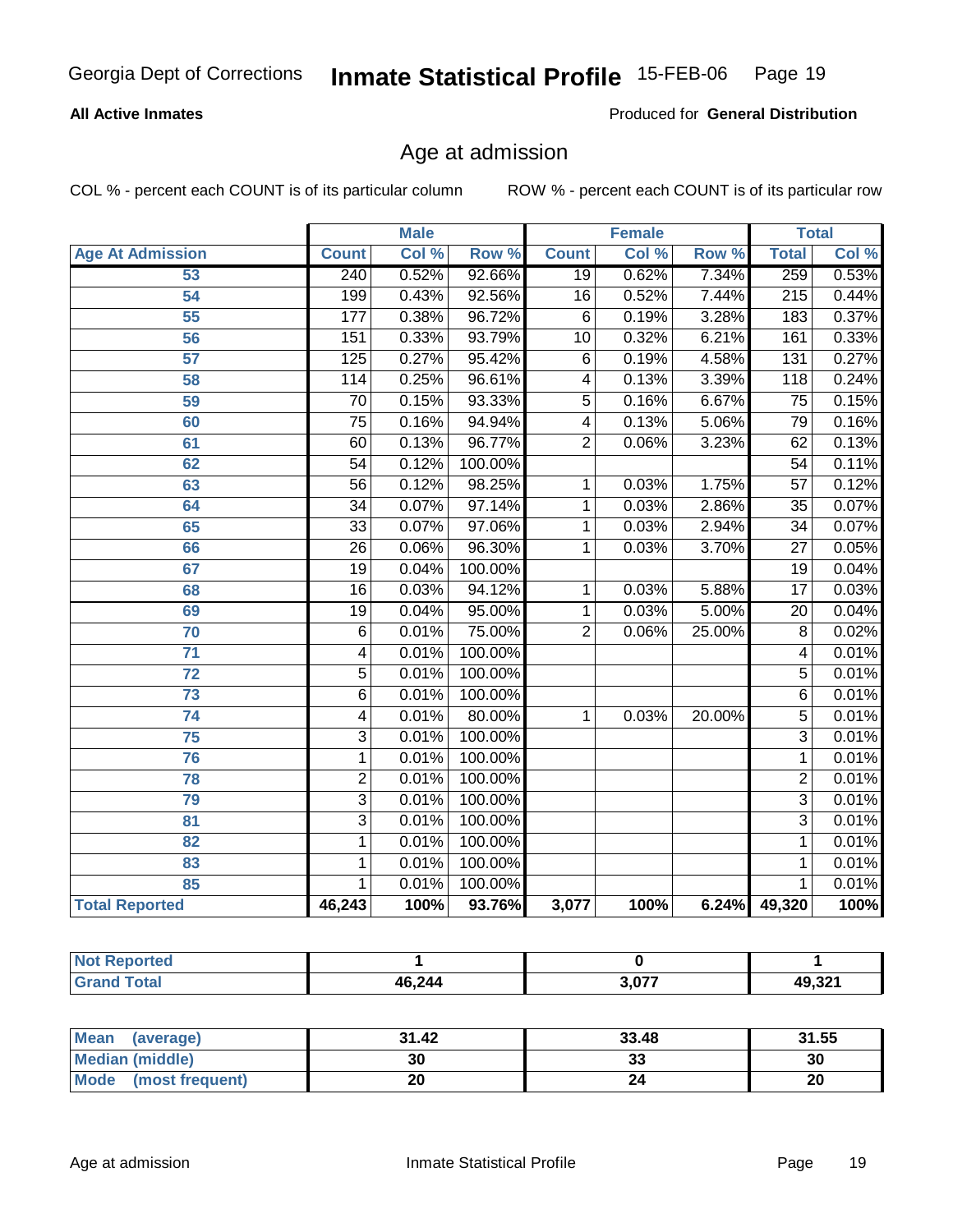# Georgia Dept of Corrections **Inmate Statistical Profile** 15-FEB-06

**All Active Inmates**

Produced for **General Distribution**

## Age at admission

COL % - percent each COUNT is of its particular column

ROW % - percent each COUNT is of its particular row

| | Male | | | Female | | | Total | |
|---|---|---|---|---|---|---|---|---|
| **Age At Admission** | **Count** | **Col %** | **Row %** | **Count** | **Col %** | **Row %** | **Total** | **Col %** |
| 53 | 240 | 0.52% | 92.66% | 19 | 0.62% | 7.34% | 259 | 0.53% |
| 54 | 199 | 0.43% | 92.56% | 16 | 0.52% | 7.44% | 215 | 0.44% |
| 55 | 177 | 0.38% | 96.72% | 6 | 0.19% | 3.28% | 183 | 0.37% |
| 56 | 151 | 0.33% | 93.79% | 10 | 0.32% | 6.21% | 161 | 0.33% |
| 57 | 125 | 0.27% | 95.42% | 6 | 0.19% | 4.58% | 131 | 0.27% |
| 58 | 114 | 0.25% | 96.61% | 4 | 0.13% | 3.39% | 118 | 0.24% |
| 59 | 70 | 0.15% | 93.33% | 5 | 0.16% | 6.67% | 75 | 0.15% |
| 60 | 75 | 0.16% | 94.94% | 4 | 0.13% | 5.06% | 79 | 0.16% |
| 61 | 60 | 0.13% | 96.77% | 2 | 0.06% | 3.23% | 62 | 0.13% |
| 62 | 54 | 0.12% | 100.00% | | | | 54 | 0.11% |
| 63 | 56 | 0.12% | 98.25% | 1 | 0.03% | 1.75% | 57 | 0.12% |
| 64 | 34 | 0.07% | 97.14% | 1 | 0.03% | 2.86% | 35 | 0.07% |
| 65 | 33 | 0.07% | 97.06% | 1 | 0.03% | 2.94% | 34 | 0.07% |
| 66 | 26 | 0.06% | 96.30% | 1 | 0.03% | 3.70% | 27 | 0.05% |
| 67 | 19 | 0.04% | 100.00% | | | | 19 | 0.04% |
| 68 | 16 | 0.03% | 94.12% | 1 | 0.03% | 5.88% | 17 | 0.03% |
| 69 | 19 | 0.04% | 95.00% | 1 | 0.03% | 5.00% | 20 | 0.04% |
| 70 | 6 | 0.01% | 75.00% | 2 | 0.06% | 25.00% | 8 | 0.02% |
| 71 | 4 | 0.01% | 100.00% | | | | 4 | 0.01% |
| 72 | 5 | 0.01% | 100.00% | | | | 5 | 0.01% |
| 73 | 6 | 0.01% | 100.00% | | | | 6 | 0.01% |
| 74 | 4 | 0.01% | 80.00% | 1 | 0.03% | 20.00% | 5 | 0.01% |
| 75 | 3 | 0.01% | 100.00% | | | | 3 | 0.01% |
| 76 | 1 | 0.01% | 100.00% | | | | 1 | 0.01% |
| 78 | 2 | 0.01% | 100.00% | | | | 2 | 0.01% |
| 79 | 3 | 0.01% | 100.00% | | | | 3 | 0.01% |
| 81 | 3 | 0.01% | 100.00% | | | | 3 | 0.01% |
| 82 | 1 | 0.01% | 100.00% | | | | 1 | 0.01% |
| 83 | 1 | 0.01% | 100.00% | | | | 1 | 0.01% |
| 85 | 1 | 0.01% | 100.00% | | | | 1 | 0.01% |
| **Total Reported** | **46,243** | **100%** | **93.76%** | **3,077** | **100%** | **6.24%** | **49,320** | **100%** |

| | Male | Female | Total |
|---|---|---|---|
| **Not Reported** | **1** | **0** | **1** |
| **Grand Total** | **46,244** | **3,077** | **49,321** |

| | Male | Female | Total |
|---|---|---|---|
| **Mean (average)** | **31.42** | **33.48** | **31.55** |
| **Median (middle)** | **30** | **33** | **30** |
| **Mode (most frequent)** | **20** | **24** | **20** |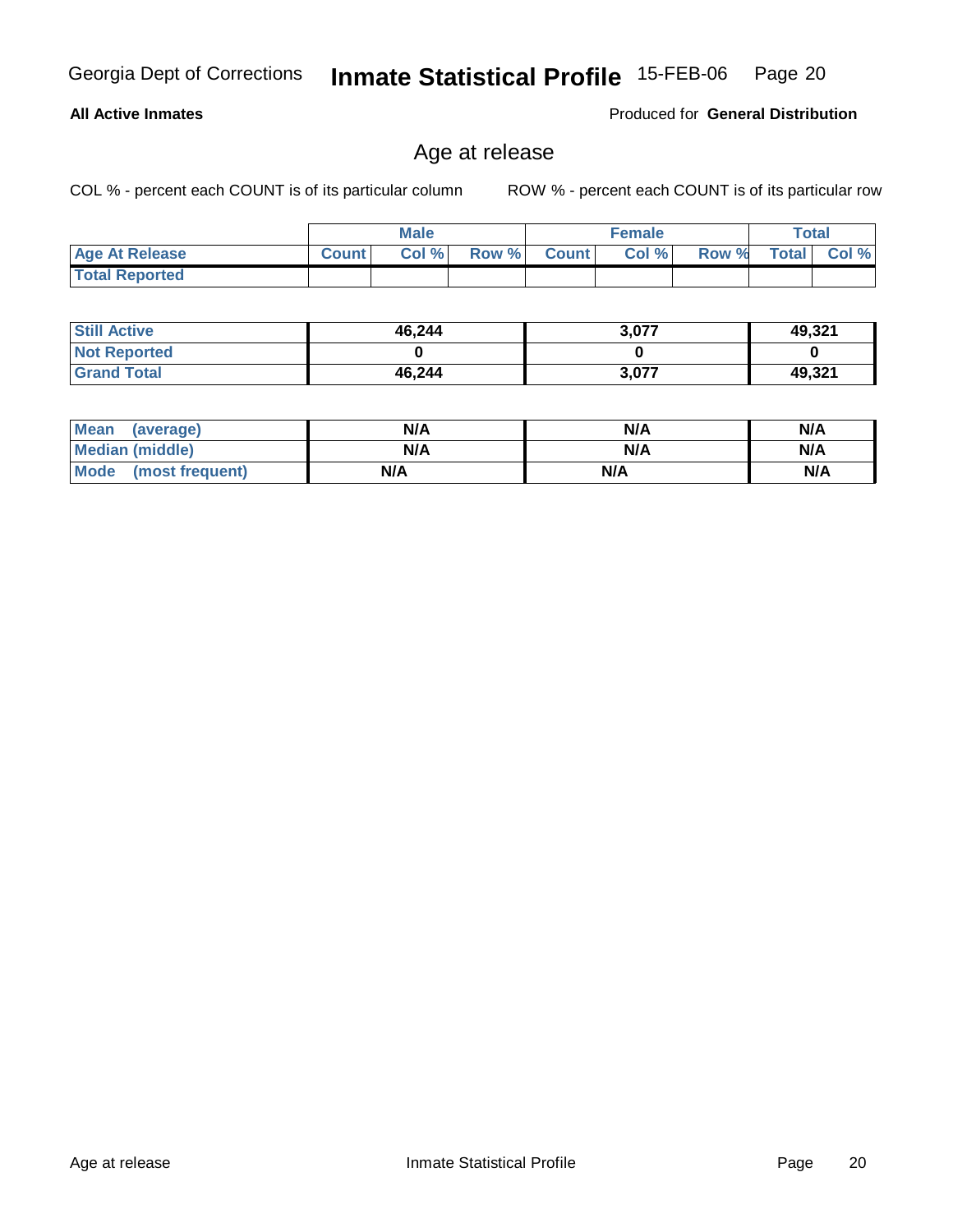**All Active Inmates** Produced for **General Distribution**

## Age at release

COL % - percent each COUNT is of its particular column ROW % - percent each COUNT is of its particular row

| | Male | | | Female | | | Total | |
|---|---|---|---|---|---|---|---|---|
| Age At Release | Count | Col % | Row % | Count | Col % | Row % | Total | Col % |
| Total Reported | | | | | | | | |

| | Male | Female | Total |
|---|---|---|---|
| Still Active | 46,244 | 3,077 | 49,321 |
| Not Reported | 0 | 0 | 0 |
| Grand Total | 46,244 | 3,077 | 49,321 |

| | Male | Female | Total |
|---|---|---|---|
| Mean (average) | N/A | N/A | N/A |
| Median (middle) | N/A | N/A | N/A |
| Mode (most frequent) | N/A | N/A | N/A |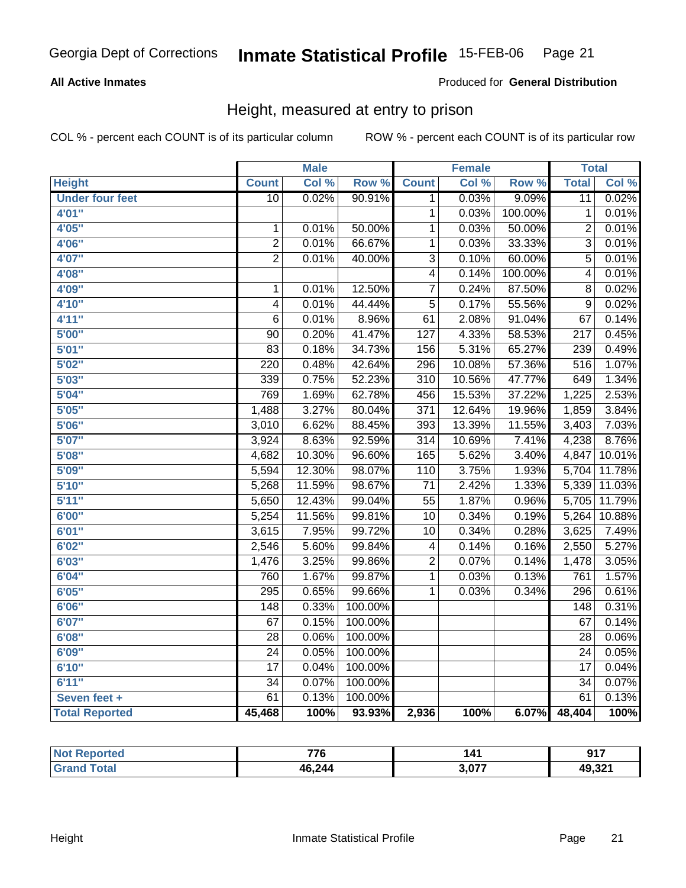Georgia Dept of Corrections **Inmate Statistical Profile** 15-FEB-06

**All Active Inmates**

Produced for **General Distribution**

## Height, measured at entry to prison

COL % - percent each COUNT is of its particular column    ROW % - percent each COUNT is of its particular row

| | Male | | | Female | | | Total | |
|---|---|---|---|---|---|---|---|---|
| **Height** | **Count** | **Col %** | **Row %** | **Count** | **Col %** | **Row %** | **Total** | **Col %** |
| **Under four feet** | 10 | 0.02% | 90.91% | 1 | 0.03% | 9.09% | 11 | 0.02% |
| **4'01"** | | | | 1 | 0.03% | 100.00% | 1 | 0.01% |
| **4'05"** | 1 | 0.01% | 50.00% | 1 | 0.03% | 50.00% | 2 | 0.01% |
| **4'06"** | 2 | 0.01% | 66.67% | 1 | 0.03% | 33.33% | 3 | 0.01% |
| **4'07"** | 2 | 0.01% | 40.00% | 3 | 0.10% | 60.00% | 5 | 0.01% |
| **4'08"** | | | | 4 | 0.14% | 100.00% | 4 | 0.01% |
| **4'09"** | 1 | 0.01% | 12.50% | 7 | 0.24% | 87.50% | 8 | 0.02% |
| **4'10"** | 4 | 0.01% | 44.44% | 5 | 0.17% | 55.56% | 9 | 0.02% |
| **4'11"** | 6 | 0.01% | 8.96% | 61 | 2.08% | 91.04% | 67 | 0.14% |
| **5'00"** | 90 | 0.20% | 41.47% | 127 | 4.33% | 58.53% | 217 | 0.45% |
| **5'01"** | 83 | 0.18% | 34.73% | 156 | 5.31% | 65.27% | 239 | 0.49% |
| **5'02"** | 220 | 0.48% | 42.64% | 296 | 10.08% | 57.36% | 516 | 1.07% |
| **5'03"** | 339 | 0.75% | 52.23% | 310 | 10.56% | 47.77% | 649 | 1.34% |
| **5'04"** | 769 | 1.69% | 62.78% | 456 | 15.53% | 37.22% | 1,225 | 2.53% |
| **5'05"** | 1,488 | 3.27% | 80.04% | 371 | 12.64% | 19.96% | 1,859 | 3.84% |
| **5'06"** | 3,010 | 6.62% | 88.45% | 393 | 13.39% | 11.55% | 3,403 | 7.03% |
| **5'07"** | 3,924 | 8.63% | 92.59% | 314 | 10.69% | 7.41% | 4,238 | 8.76% |
| **5'08"** | 4,682 | 10.30% | 96.60% | 165 | 5.62% | 3.40% | 4,847 | 10.01% |
| **5'09"** | 5,594 | 12.30% | 98.07% | 110 | 3.75% | 1.93% | 5,704 | 11.78% |
| **5'10"** | 5,268 | 11.59% | 98.67% | 71 | 2.42% | 1.33% | 5,339 | 11.03% |
| **5'11"** | 5,650 | 12.43% | 99.04% | 55 | 1.87% | 0.96% | 5,705 | 11.79% |
| **6'00"** | 5,254 | 11.56% | 99.81% | 10 | 0.34% | 0.19% | 5,264 | 10.88% |
| **6'01"** | 3,615 | 7.95% | 99.72% | 10 | 0.34% | 0.28% | 3,625 | 7.49% |
| **6'02"** | 2,546 | 5.60% | 99.84% | 4 | 0.14% | 0.16% | 2,550 | 5.27% |
| **6'03"** | 1,476 | 3.25% | 99.86% | 2 | 0.07% | 0.14% | 1,478 | 3.05% |
| **6'04"** | 760 | 1.67% | 99.87% | 1 | 0.03% | 0.13% | 761 | 1.57% |
| **6'05"** | 295 | 0.65% | 99.66% | 1 | 0.03% | 0.34% | 296 | 0.61% |
| **6'06"** | 148 | 0.33% | 100.00% | | | | 148 | 0.31% |
| **6'07"** | 67 | 0.15% | 100.00% | | | | 67 | 0.14% |
| **6'08"** | 28 | 0.06% | 100.00% | | | | 28 | 0.06% |
| **6'09"** | 24 | 0.05% | 100.00% | | | | 24 | 0.05% |
| **6'10"** | 17 | 0.04% | 100.00% | | | | 17 | 0.04% |
| **6'11"** | 34 | 0.07% | 100.00% | | | | 34 | 0.07% |
| **Seven feet +** | 61 | 0.13% | 100.00% | | | | 61 | 0.13% |
| **Total Reported** | **45,468** | **100%** | **93.93%** | **2,936** | **100%** | **6.07%** | **48,404** | **100%** |

| | Male | Female | Total |
|---|---|---|---|
| **Not Reported** | **776** | **141** | **917** |
| **Grand Total** | **46,244** | **3,077** | **49,321** |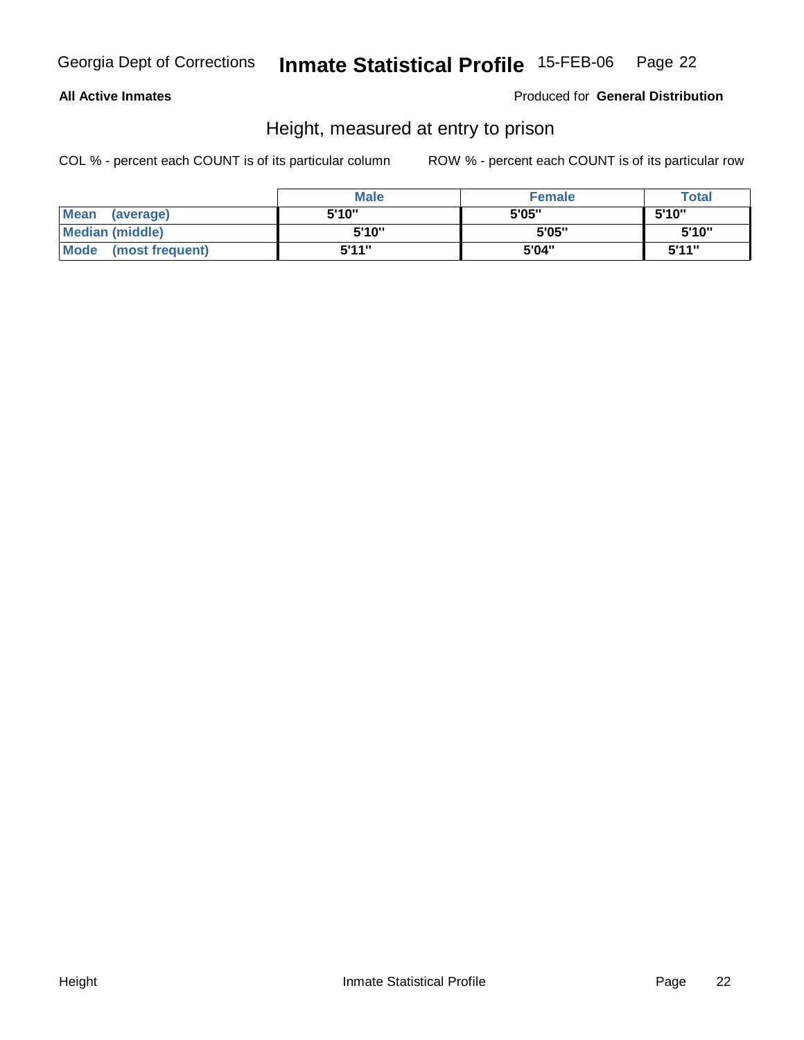**All Active Inmates** Produced for **General Distribution**

## Height, measured at entry to prison

COL % - percent each COUNT is of its particular column ROW % - percent each COUNT is of its particular row

| | Male | Female | Total |
|---|---|---|---|
| **Mean (average)** | 5'10" | 5'05" | 5'10" |
| **Median (middle)** | 5'10" | 5'05" | 5'10" |
| **Mode (most frequent)** | 5'11" | 5'04" | 5'11" |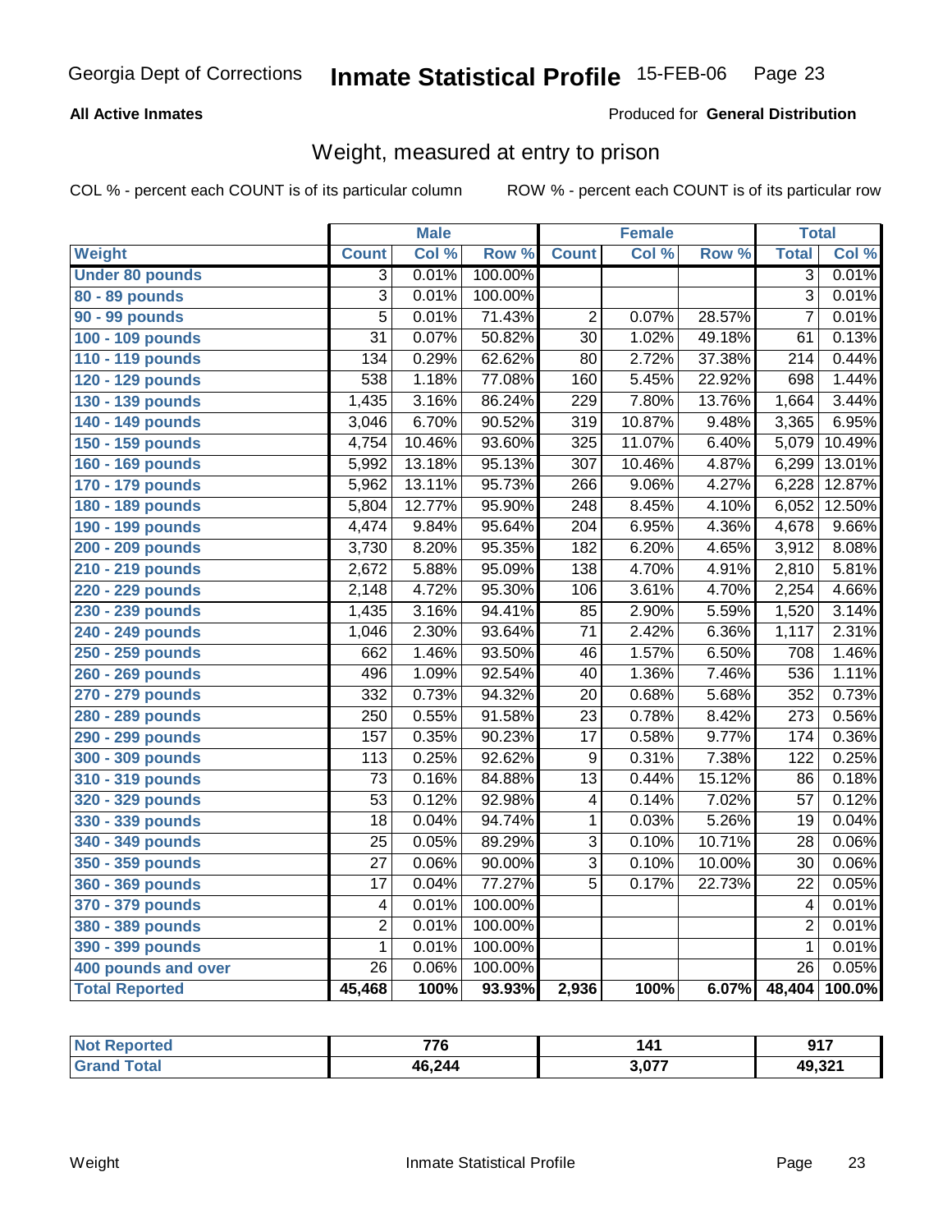Georgia Dept of Corrections **Inmate Statistical Profile** 15-FEB-06

**All Active Inmates**

Produced for **General Distribution**

## Weight, measured at entry to prison

COL % - percent each COUNT is of its particular column

ROW % - percent each COUNT is of its particular row

| | Male | | | Female | | | Total | |
|---|---|---|---|---|---|---|---|---|
| **Weight** | **Count** | **Col %** | **Row %** | **Count** | **Col %** | **Row %** | **Total** | **Col %** |
| **Under 80 pounds** | 3 | 0.01% | 100.00% | | | | 3 | 0.01% |
| **80 - 89 pounds** | 3 | 0.01% | 100.00% | | | | 3 | 0.01% |
| **90 - 99 pounds** | 5 | 0.01% | 71.43% | 2 | 0.07% | 28.57% | 7 | 0.01% |
| **100 - 109 pounds** | 31 | 0.07% | 50.82% | 30 | 1.02% | 49.18% | 61 | 0.13% |
| **110 - 119 pounds** | 134 | 0.29% | 62.62% | 80 | 2.72% | 37.38% | 214 | 0.44% |
| **120 - 129 pounds** | 538 | 1.18% | 77.08% | 160 | 5.45% | 22.92% | 698 | 1.44% |
| **130 - 139 pounds** | 1,435 | 3.16% | 86.24% | 229 | 7.80% | 13.76% | 1,664 | 3.44% |
| **140 - 149 pounds** | 3,046 | 6.70% | 90.52% | 319 | 10.87% | 9.48% | 3,365 | 6.95% |
| **150 - 159 pounds** | 4,754 | 10.46% | 93.60% | 325 | 11.07% | 6.40% | 5,079 | 10.49% |
| **160 - 169 pounds** | 5,992 | 13.18% | 95.13% | 307 | 10.46% | 4.87% | 6,299 | 13.01% |
| **170 - 179 pounds** | 5,962 | 13.11% | 95.73% | 266 | 9.06% | 4.27% | 6,228 | 12.87% |
| **180 - 189 pounds** | 5,804 | 12.77% | 95.90% | 248 | 8.45% | 4.10% | 6,052 | 12.50% |
| **190 - 199 pounds** | 4,474 | 9.84% | 95.64% | 204 | 6.95% | 4.36% | 4,678 | 9.66% |
| **200 - 209 pounds** | 3,730 | 8.20% | 95.35% | 182 | 6.20% | 4.65% | 3,912 | 8.08% |
| **210 - 219 pounds** | 2,672 | 5.88% | 95.09% | 138 | 4.70% | 4.91% | 2,810 | 5.81% |
| **220 - 229 pounds** | 2,148 | 4.72% | 95.30% | 106 | 3.61% | 4.70% | 2,254 | 4.66% |
| **230 - 239 pounds** | 1,435 | 3.16% | 94.41% | 85 | 2.90% | 5.59% | 1,520 | 3.14% |
| **240 - 249 pounds** | 1,046 | 2.30% | 93.64% | 71 | 2.42% | 6.36% | 1,117 | 2.31% |
| **250 - 259 pounds** | 662 | 1.46% | 93.50% | 46 | 1.57% | 6.50% | 708 | 1.46% |
| **260 - 269 pounds** | 496 | 1.09% | 92.54% | 40 | 1.36% | 7.46% | 536 | 1.11% |
| **270 - 279 pounds** | 332 | 0.73% | 94.32% | 20 | 0.68% | 5.68% | 352 | 0.73% |
| **280 - 289 pounds** | 250 | 0.55% | 91.58% | 23 | 0.78% | 8.42% | 273 | 0.56% |
| **290 - 299 pounds** | 157 | 0.35% | 90.23% | 17 | 0.58% | 9.77% | 174 | 0.36% |
| **300 - 309 pounds** | 113 | 0.25% | 92.62% | 9 | 0.31% | 7.38% | 122 | 0.25% |
| **310 - 319 pounds** | 73 | 0.16% | 84.88% | 13 | 0.44% | 15.12% | 86 | 0.18% |
| **320 - 329 pounds** | 53 | 0.12% | 92.98% | 4 | 0.14% | 7.02% | 57 | 0.12% |
| **330 - 339 pounds** | 18 | 0.04% | 94.74% | 1 | 0.03% | 5.26% | 19 | 0.04% |
| **340 - 349 pounds** | 25 | 0.05% | 89.29% | 3 | 0.10% | 10.71% | 28 | 0.06% |
| **350 - 359 pounds** | 27 | 0.06% | 90.00% | 3 | 0.10% | 10.00% | 30 | 0.06% |
| **360 - 369 pounds** | 17 | 0.04% | 77.27% | 5 | 0.17% | 22.73% | 22 | 0.05% |
| **370 - 379 pounds** | 4 | 0.01% | 100.00% | | | | 4 | 0.01% |
| **380 - 389 pounds** | 2 | 0.01% | 100.00% | | | | 2 | 0.01% |
| **390 - 399 pounds** | 1 | 0.01% | 100.00% | | | | 1 | 0.01% |
| **400 pounds and over** | 26 | 0.06% | 100.00% | | | | 26 | 0.05% |
| **Total Reported** | **45,468** | **100%** | **93.93%** | **2,936** | **100%** | **6.07%** | **48,404** | **100.0%** |

| | Male | Female | Total |
|---|---|---|---|
| **Not Reported** | **776** | **141** | **917** |
| **Grand Total** | **46,244** | **3,077** | **49,321** |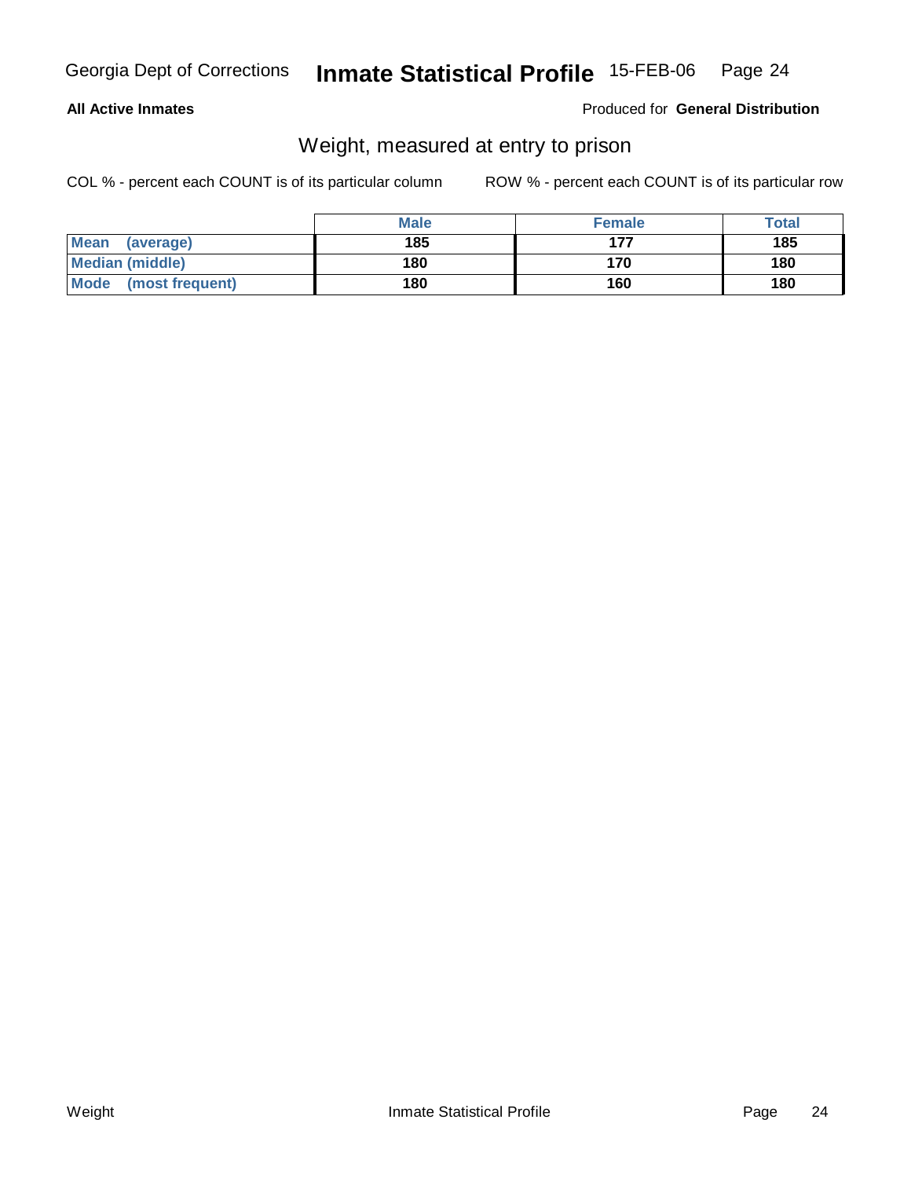**All Active Inmates** Produced for **General Distribution**

## Weight, measured at entry to prison

COL % - percent each COUNT is of its particular column ROW % - percent each COUNT is of its particular row

| | Male | Female | Total |
|---|---|---|---|
| **Mean (average)** | **185** | **177** | **185** |
| **Median (middle)** | **180** | **170** | **180** |
| **Mode (most frequent)** | **180** | **160** | **180** |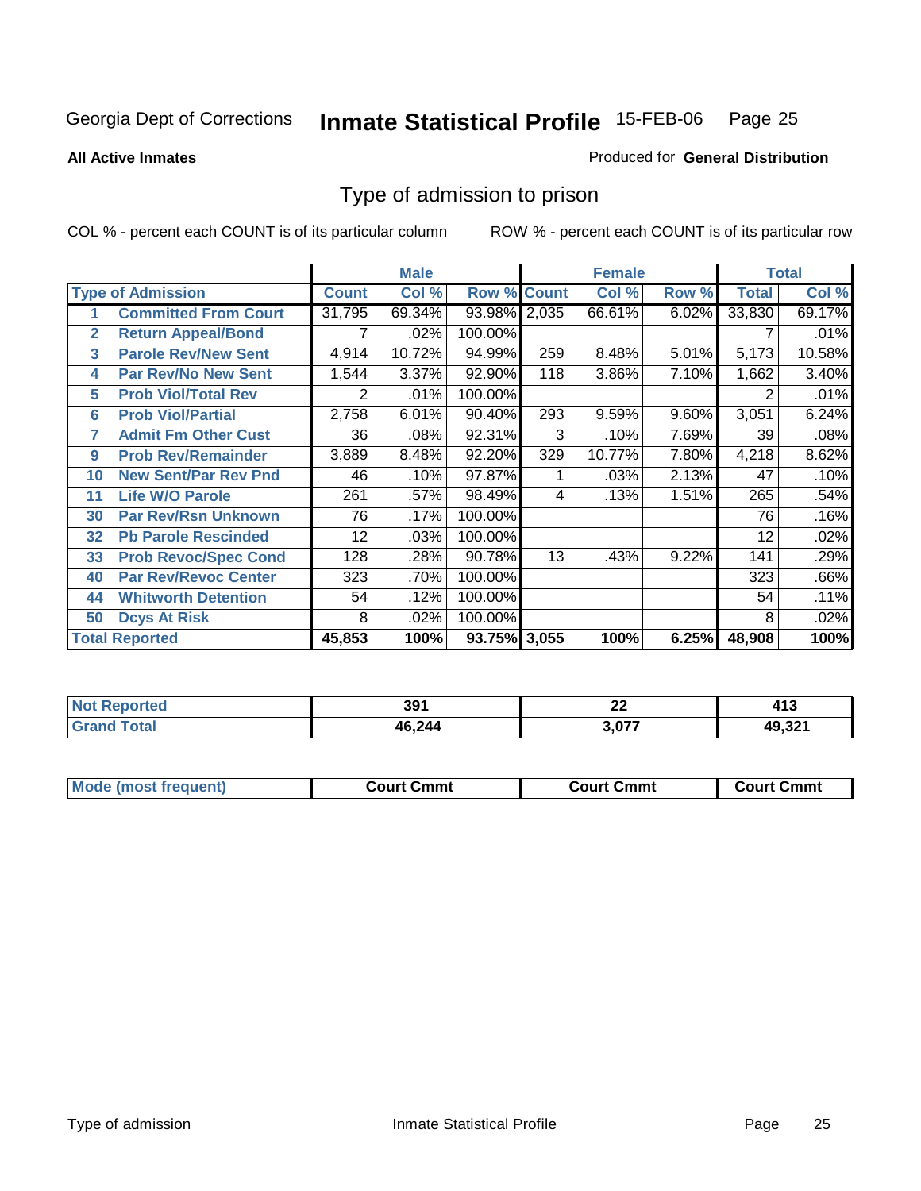Georgia Dept of Corrections **Inmate Statistical Profile** 15-FEB-06

**All Active Inmates**

Produced for **General Distribution**

## Type of admission to prison

COL % - percent each COUNT is of its particular column

ROW % - percent each COUNT is of its particular row

| | | Male | | | Female | | | Total | |
|---|---|---|---|---|---|---|---|---|---|
| **Type of Admission** | | **Count** | **Col %** | **Row %** | **Count** | **Col %** | **Row %** | **Total** | **Col %** |
| 1 | Committed From Court | 31,795 | 69.34% | 93.98% | 2,035 | 66.61% | 6.02% | 33,830 | 69.17% |
| 2 | Return Appeal/Bond | 7 | .02% | 100.00% | | | | 7 | .01% |
| 3 | Parole Rev/New Sent | 4,914 | 10.72% | 94.99% | 259 | 8.48% | 5.01% | 5,173 | 10.58% |
| 4 | Par Rev/No New Sent | 1,544 | 3.37% | 92.90% | 118 | 3.86% | 7.10% | 1,662 | 3.40% |
| 5 | Prob Viol/Total Rev | 2 | .01% | 100.00% | | | | 2 | .01% |
| 6 | Prob Viol/Partial | 2,758 | 6.01% | 90.40% | 293 | 9.59% | 9.60% | 3,051 | 6.24% |
| 7 | Admit Fm Other Cust | 36 | .08% | 92.31% | 3 | .10% | 7.69% | 39 | .08% |
| 9 | Prob Rev/Remainder | 3,889 | 8.48% | 92.20% | 329 | 10.77% | 7.80% | 4,218 | 8.62% |
| 10 | New Sent/Par Rev Pnd | 46 | .10% | 97.87% | 1 | .03% | 2.13% | 47 | .10% |
| 11 | Life W/O Parole | 261 | .57% | 98.49% | 4 | .13% | 1.51% | 265 | .54% |
| 30 | Par Rev/Rsn Unknown | 76 | .17% | 100.00% | | | | 76 | .16% |
| 32 | Pb Parole Rescinded | 12 | .03% | 100.00% | | | | 12 | .02% |
| 33 | Prob Revoc/Spec Cond | 128 | .28% | 90.78% | 13 | .43% | 9.22% | 141 | .29% |
| 40 | Par Rev/Revoc Center | 323 | .70% | 100.00% | | | | 323 | .66% |
| 44 | Whitworth Detention | 54 | .12% | 100.00% | | | | 54 | .11% |
| 50 | Dcys At Risk | 8 | .02% | 100.00% | | | | 8 | .02% |
| **Total Reported** | | **45,853** | **100%** | **93.75%** | **3,055** | **100%** | **6.25%** | **48,908** | **100%** |

| | Male | Female | Total |
|---|---|---|---|
| Not Reported | 391 | 22 | 413 |
| Grand Total | 46,244 | 3,077 | 49,321 |

| | Male | Female | Total |
|---|---|---|---|
| Mode (most frequent) | Court Cmmt | Court Cmmt | Court Cmmt |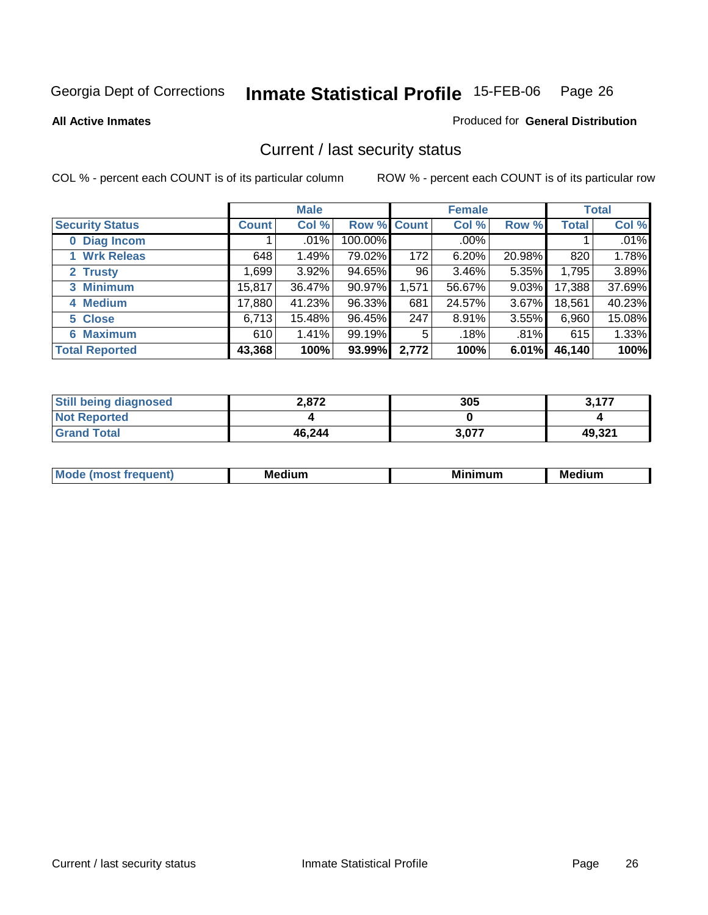Georgia Dept of Corrections **Inmate Statistical Profile** 15-FEB-06

**All Active Inmates**

Produced for **General Distribution**

## Current / last security status

COL % - percent each COUNT is of its particular column ROW % - percent each COUNT is of its particular row

| | Male | | | Female | | | Total | |
|---|---|---|---|---|---|---|---|---|
| **Security Status** | **Count** | **Col %** | **Row %** | **Count** | **Col %** | **Row %** | **Total** | **Col %** |
| 0 Diag Incom | 1 | .01% | 100.00% | | .00% | | 1 | .01% |
| 1 Wrk Releas | 648 | 1.49% | 79.02% | 172 | 6.20% | 20.98% | 820 | 1.78% |
| 2 Trusty | 1,699 | 3.92% | 94.65% | 96 | 3.46% | 5.35% | 1,795 | 3.89% |
| 3 Minimum | 15,817 | 36.47% | 90.97% | 1,571 | 56.67% | 9.03% | 17,388 | 37.69% |
| 4 Medium | 17,880 | 41.23% | 96.33% | 681 | 24.57% | 3.67% | 18,561 | 40.23% |
| 5 Close | 6,713 | 15.48% | 96.45% | 247 | 8.91% | 3.55% | 6,960 | 15.08% |
| 6 Maximum | 610 | 1.41% | 99.19% | 5 | .18% | .81% | 615 | 1.33% |
| **Total Reported** | **43,368** | **100%** | **93.99%** | **2,772** | **100%** | **6.01%** | **46,140** | **100%** |

| | Male | Female | Total |
|---|---|---|---|
| Still being diagnosed | **2,872** | **305** | **3,177** |
| Not Reported | **4** | **0** | **4** |
| Grand Total | **46,244** | **3,077** | **49,321** |

| | Male | Female | Total |
|---|---|---|---|
| Mode (most frequent) | **Medium** | **Minimum** | **Medium** |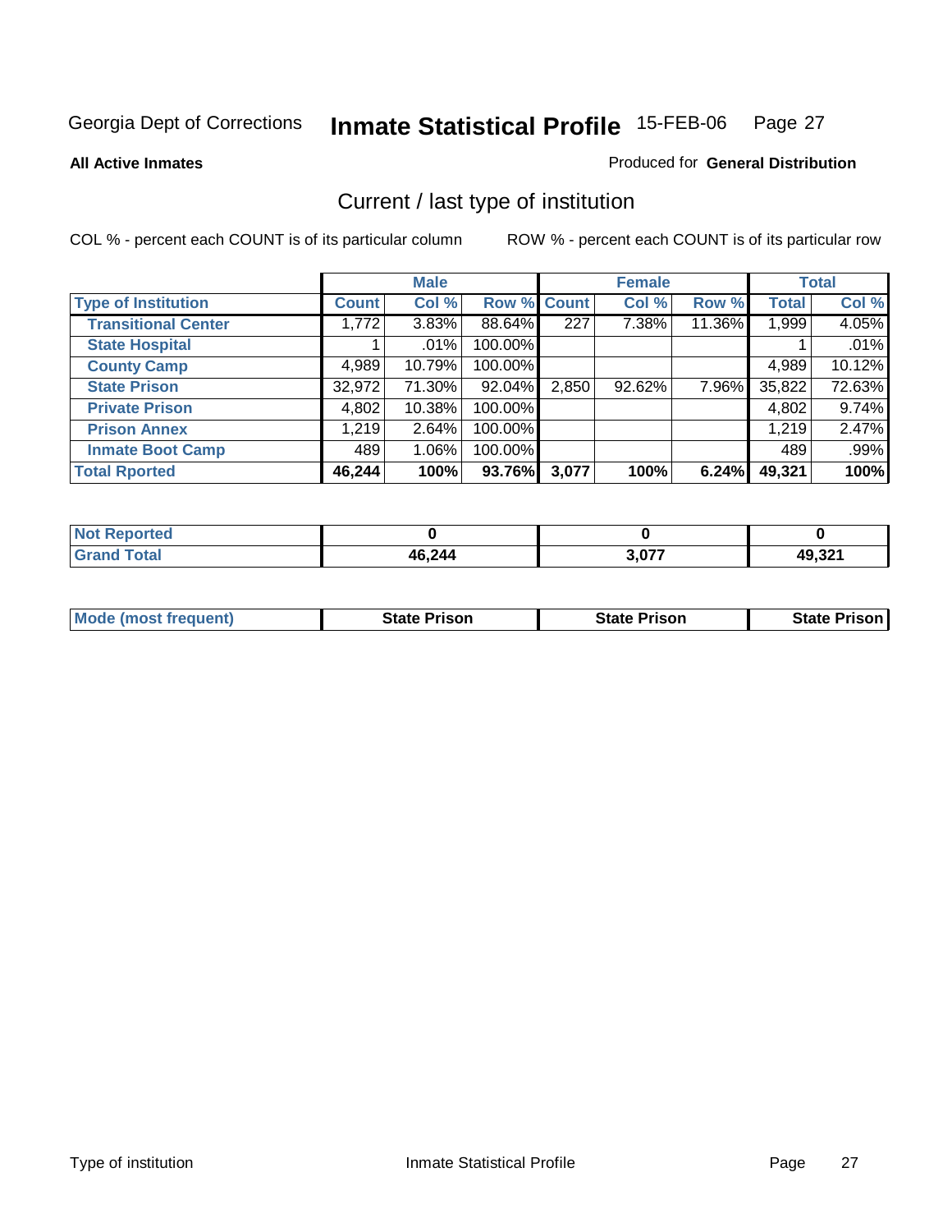Georgia Dept of Corrections **Inmate Statistical Profile** 15-FEB-06

**All Active Inmates**

Produced for **General Distribution**

## Current / last type of institution

COL % - percent each COUNT is of its particular column    ROW % - percent each COUNT is of its particular row

| | Male | | | Female | | | Total | |
|---|---|---|---|---|---|---|---|---|
| **Type of Institution** | **Count** | **Col %** | **Row %** | **Count** | **Col %** | **Row %** | **Total** | **Col %** |
| **Transitional Center** | 1,772 | 3.83% | 88.64% | 227 | 7.38% | 11.36% | 1,999 | 4.05% |
| **State Hospital** | 1 | .01% | 100.00% | | | | 1 | .01% |
| **County Camp** | 4,989 | 10.79% | 100.00% | | | | 4,989 | 10.12% |
| **State Prison** | 32,972 | 71.30% | 92.04% | 2,850 | 92.62% | 7.96% | 35,822 | 72.63% |
| **Private Prison** | 4,802 | 10.38% | 100.00% | | | | 4,802 | 9.74% |
| **Prison Annex** | 1,219 | 2.64% | 100.00% | | | | 1,219 | 2.47% |
| **Inmate Boot Camp** | 489 | 1.06% | 100.00% | | | | 489 | .99% |
| **Total Rported** | **46,244** | **100%** | **93.76%** | **3,077** | **100%** | **6.24%** | **49,321** | **100%** |

| | Male | Female | Total |
|---|---|---|---|
| **Not Reported** | **0** | **0** | **0** |
| **Grand Total** | **46,244** | **3,077** | **49,321** |

| | Male | Female | Total |
|---|---|---|---|
| **Mode (most frequent)** | **State Prison** | **State Prison** | **State Prison** |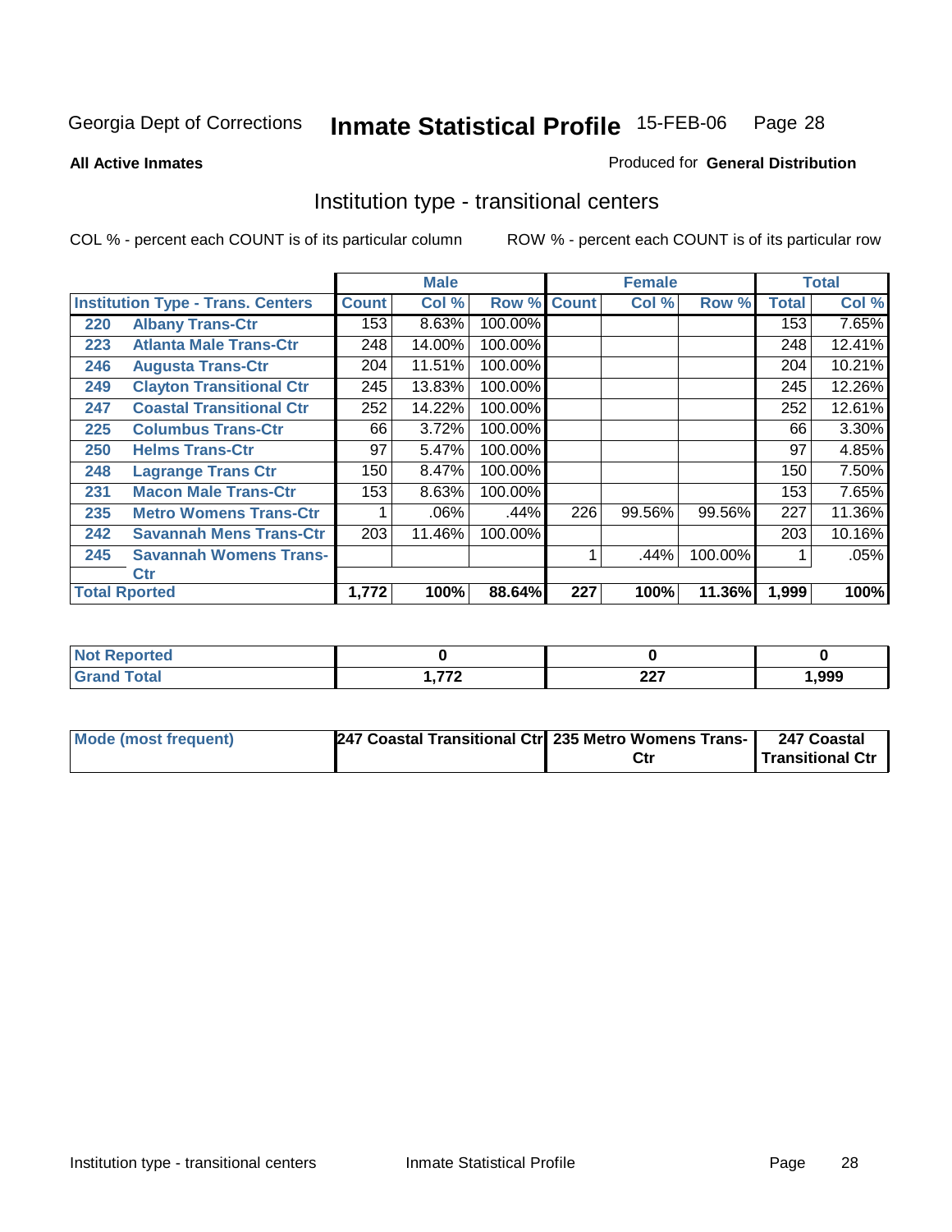Georgia Dept of Corrections **Inmate Statistical Profile** 15-FEB-06

**All Active Inmates**

Produced for **General Distribution**

## Institution type - transitional centers

COL % - percent each COUNT is of its particular column

ROW % - percent each COUNT is of its particular row

| Institution Type - Trans. Centers | | Male | | | Female | | | Total | |
|---|---|---|---|---|---|---|---|---|---|
| | | Count | Col % | Row % | Count | Col % | Row % | Total | Col % |
| 220 | Albany Trans-Ctr | 153 | 8.63% | 100.00% | | | | 153 | 7.65% |
| 223 | Atlanta Male Trans-Ctr | 248 | 14.00% | 100.00% | | | | 248 | 12.41% |
| 246 | Augusta Trans-Ctr | 204 | 11.51% | 100.00% | | | | 204 | 10.21% |
| 249 | Clayton Transitional Ctr | 245 | 13.83% | 100.00% | | | | 245 | 12.26% |
| 247 | Coastal Transitional Ctr | 252 | 14.22% | 100.00% | | | | 252 | 12.61% |
| 225 | Columbus Trans-Ctr | 66 | 3.72% | 100.00% | | | | 66 | 3.30% |
| 250 | Helms Trans-Ctr | 97 | 5.47% | 100.00% | | | | 97 | 4.85% |
| 248 | Lagrange Trans Ctr | 150 | 8.47% | 100.00% | | | | 150 | 7.50% |
| 231 | Macon Male Trans-Ctr | 153 | 8.63% | 100.00% | | | | 153 | 7.65% |
| 235 | Metro Womens Trans-Ctr | 1 | .06% | .44% | 226 | 99.56% | 99.56% | 227 | 11.36% |
| 242 | Savannah Mens Trans-Ctr | 203 | 11.46% | 100.00% | | | | 203 | 10.16% |
| 245 | Savannah Womens Trans-Ctr | | | | 1 | .44% | 100.00% | 1 | .05% |
| **Total Rported** | | **1,772** | **100%** | **88.64%** | **227** | **100%** | **11.36%** | **1,999** | **100%** |

| | Male | Female | Total |
|---|---|---|---|
| Not Reported | **0** | **0** | **0** |
| Grand Total | **1,772** | **227** | **1,999** |

| | Male | Female | Total |
|---|---|---|---|
| Mode (most frequent) | **247 Coastal Transitional Ctr** | **235 Metro Womens Trans-Ctr** | **247 Coastal Transitional Ctr** |

Institution type - transitional centers Inmate Statistical Profile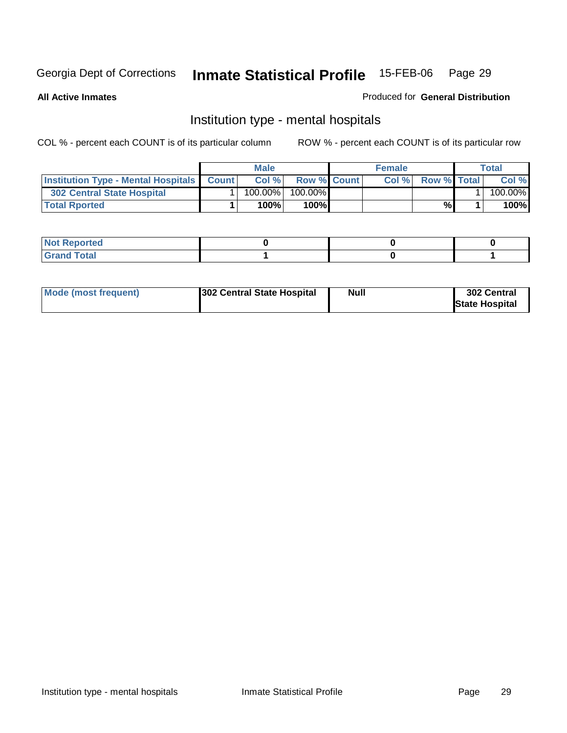Georgia Dept of Corrections **Inmate Statistical Profile** 15-FEB-06

**All Active Inmates**

Produced for **General Distribution**

## Institution type - mental hospitals

COL % - percent each COUNT is of its particular column

ROW % - percent each COUNT is of its particular row

| | Male | | | Female | | | Total | |
|---|---|---|---|---|---|---|---|---|
| **Institution Type - Mental Hospitals** | **Count** | **Col %** | **Row %** | **Count** | **Col %** | **Row %** | **Total** | **Col %** |
| **302 Central State Hospital** | 1 | 100.00% | 100.00% | | | | 1 | 100.00% |
| **Total Rported** | **1** | **100%** | **100%** | | | **%** | **1** | **100%** |

| | Male | Female | Total |
|---|---|---|---|
| **Not Reported** | **0** | **0** | **0** |
| **Grand Total** | **1** | **0** | **1** |

| | Male | Female | Total |
|---|---|---|---|
| **Mode (most frequent)** | **302 Central State Hospital** | **Null** | **302 Central State Hospital** |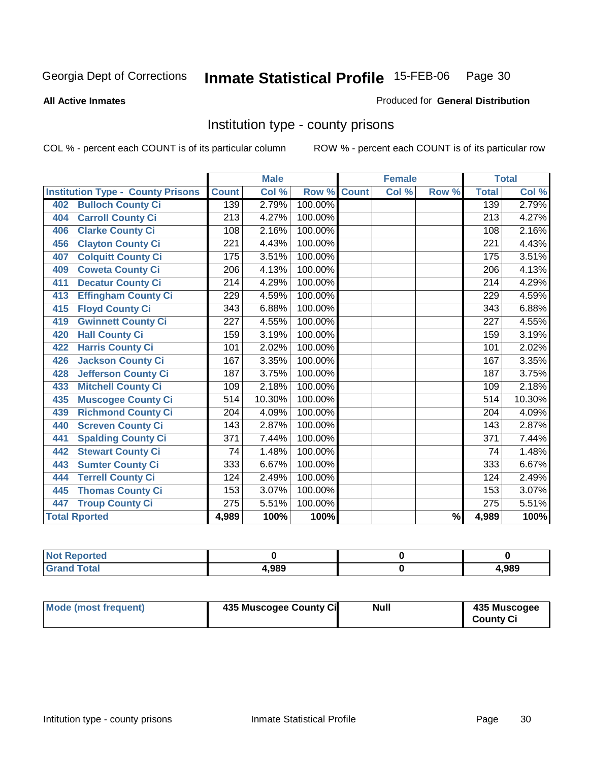Georgia Dept of Corrections **Inmate Statistical Profile** 15-FEB-06

**All Active Inmates** Produced for **General Distribution**

## Institution type - county prisons

COL % - percent each COUNT is of its particular column ROW % - percent each COUNT is of its particular row

| | Male | | | Female | | | Total | |
|---|---|---|---|---|---|---|---|---|
| Institution Type - County Prisons | Count | Col % | Row % | Count | Col % | Row % | Total | Col % |
| 402 Bulloch County Ci | 139 | 2.79% | 100.00% | | | | 139 | 2.79% |
| 404 Carroll County Ci | 213 | 4.27% | 100.00% | | | | 213 | 4.27% |
| 406 Clarke County Ci | 108 | 2.16% | 100.00% | | | | 108 | 2.16% |
| 456 Clayton County Ci | 221 | 4.43% | 100.00% | | | | 221 | 4.43% |
| 407 Colquitt County Ci | 175 | 3.51% | 100.00% | | | | 175 | 3.51% |
| 409 Coweta County Ci | 206 | 4.13% | 100.00% | | | | 206 | 4.13% |
| 411 Decatur County Ci | 214 | 4.29% | 100.00% | | | | 214 | 4.29% |
| 413 Effingham County Ci | 229 | 4.59% | 100.00% | | | | 229 | 4.59% |
| 415 Floyd County Ci | 343 | 6.88% | 100.00% | | | | 343 | 6.88% |
| 419 Gwinnett County Ci | 227 | 4.55% | 100.00% | | | | 227 | 4.55% |
| 420 Hall County Ci | 159 | 3.19% | 100.00% | | | | 159 | 3.19% |
| 422 Harris County Ci | 101 | 2.02% | 100.00% | | | | 101 | 2.02% |
| 426 Jackson County Ci | 167 | 3.35% | 100.00% | | | | 167 | 3.35% |
| 428 Jefferson County Ci | 187 | 3.75% | 100.00% | | | | 187 | 3.75% |
| 433 Mitchell County Ci | 109 | 2.18% | 100.00% | | | | 109 | 2.18% |
| 435 Muscogee County Ci | 514 | 10.30% | 100.00% | | | | 514 | 10.30% |
| 439 Richmond County Ci | 204 | 4.09% | 100.00% | | | | 204 | 4.09% |
| 440 Screven County Ci | 143 | 2.87% | 100.00% | | | | 143 | 2.87% |
| 441 Spalding County Ci | 371 | 7.44% | 100.00% | | | | 371 | 7.44% |
| 442 Stewart County Ci | 74 | 1.48% | 100.00% | | | | 74 | 1.48% |
| 443 Sumter County Ci | 333 | 6.67% | 100.00% | | | | 333 | 6.67% |
| 444 Terrell County Ci | 124 | 2.49% | 100.00% | | | | 124 | 2.49% |
| 445 Thomas County Ci | 153 | 3.07% | 100.00% | | | | 153 | 3.07% |
| 447 Troup County Ci | 275 | 5.51% | 100.00% | | | | 275 | 5.51% |
| Total Rported | 4,989 | 100% | 100% | | | % | 4,989 | 100% |

| | Male | Female | Total |
|---|---|---|---|
| Not Reported | 0 | 0 | 0 |
| Grand Total | 4,989 | 0 | 4,989 |

| | Male | Female | Total |
|---|---|---|---|
| Mode (most frequent) | 435 Muscogee County Ci | Null | 435 Muscogee County Ci |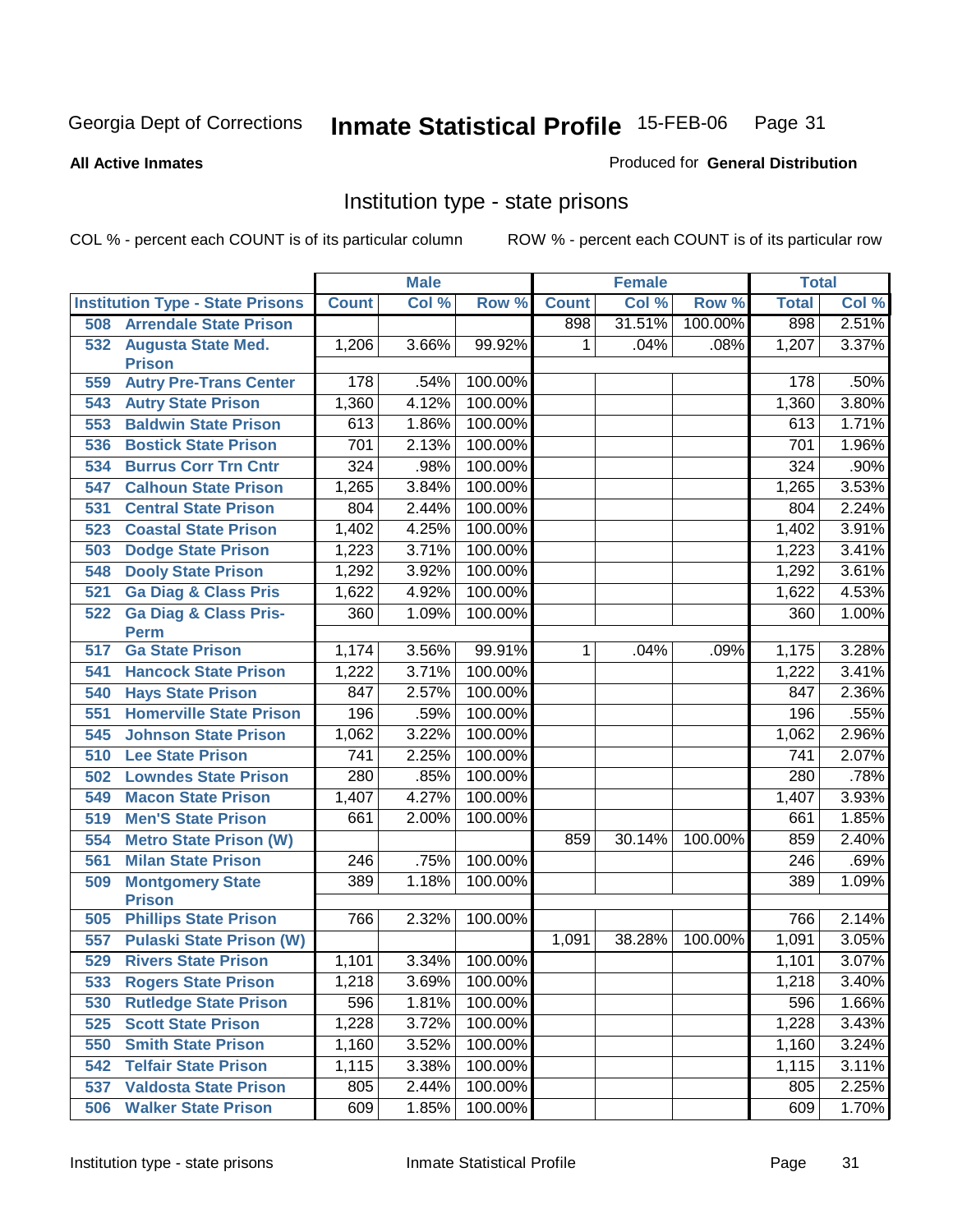Georgia Dept of Corrections **Inmate Statistical Profile** 15-FEB-06

**All Active Inmates**

Produced for **General Distribution**

## Institution type - state prisons

COL % - percent each COUNT is of its particular column

ROW % - percent each COUNT is of its particular row

| Institution Type - State Prisons | Male | | | Female | | | Total | |
|---|---|---|---|---|---|---|---|---|
| | Count | Col % | Row % | Count | Col % | Row % | Total | Col % |
| 508 Arrendale State Prison | | | | 898 | 31.51% | 100.00% | 898 | 2.51% |
| 532 Augusta State Med. Prison | 1,206 | 3.66% | 99.92% | 1 | .04% | .08% | 1,207 | 3.37% |
| 559 Autry Pre-Trans Center | 178 | .54% | 100.00% | | | | 178 | .50% |
| 543 Autry State Prison | 1,360 | 4.12% | 100.00% | | | | 1,360 | 3.80% |
| 553 Baldwin State Prison | 613 | 1.86% | 100.00% | | | | 613 | 1.71% |
| 536 Bostick State Prison | 701 | 2.13% | 100.00% | | | | 701 | 1.96% |
| 534 Burrus Corr Trn Cntr | 324 | .98% | 100.00% | | | | 324 | .90% |
| 547 Calhoun State Prison | 1,265 | 3.84% | 100.00% | | | | 1,265 | 3.53% |
| 531 Central State Prison | 804 | 2.44% | 100.00% | | | | 804 | 2.24% |
| 523 Coastal State Prison | 1,402 | 4.25% | 100.00% | | | | 1,402 | 3.91% |
| 503 Dodge State Prison | 1,223 | 3.71% | 100.00% | | | | 1,223 | 3.41% |
| 548 Dooly State Prison | 1,292 | 3.92% | 100.00% | | | | 1,292 | 3.61% |
| 521 Ga Diag & Class Pris | 1,622 | 4.92% | 100.00% | | | | 1,622 | 4.53% |
| 522 Ga Diag & Class Pris-Perm | 360 | 1.09% | 100.00% | | | | 360 | 1.00% |
| 517 Ga State Prison | 1,174 | 3.56% | 99.91% | 1 | .04% | .09% | 1,175 | 3.28% |
| 541 Hancock State Prison | 1,222 | 3.71% | 100.00% | | | | 1,222 | 3.41% |
| 540 Hays State Prison | 847 | 2.57% | 100.00% | | | | 847 | 2.36% |
| 551 Homerville State Prison | 196 | .59% | 100.00% | | | | 196 | .55% |
| 545 Johnson State Prison | 1,062 | 3.22% | 100.00% | | | | 1,062 | 2.96% |
| 510 Lee State Prison | 741 | 2.25% | 100.00% | | | | 741 | 2.07% |
| 502 Lowndes State Prison | 280 | .85% | 100.00% | | | | 280 | .78% |
| 549 Macon State Prison | 1,407 | 4.27% | 100.00% | | | | 1,407 | 3.93% |
| 519 Men'S State Prison | 661 | 2.00% | 100.00% | | | | 661 | 1.85% |
| 554 Metro State Prison (W) | | | | 859 | 30.14% | 100.00% | 859 | 2.40% |
| 561 Milan State Prison | 246 | .75% | 100.00% | | | | 246 | .69% |
| 509 Montgomery State Prison | 389 | 1.18% | 100.00% | | | | 389 | 1.09% |
| 505 Phillips State Prison | 766 | 2.32% | 100.00% | | | | 766 | 2.14% |
| 557 Pulaski State Prison (W) | | | | 1,091 | 38.28% | 100.00% | 1,091 | 3.05% |
| 529 Rivers State Prison | 1,101 | 3.34% | 100.00% | | | | 1,101 | 3.07% |
| 533 Rogers State Prison | 1,218 | 3.69% | 100.00% | | | | 1,218 | 3.40% |
| 530 Rutledge State Prison | 596 | 1.81% | 100.00% | | | | 596 | 1.66% |
| 525 Scott State Prison | 1,228 | 3.72% | 100.00% | | | | 1,228 | 3.43% |
| 550 Smith State Prison | 1,160 | 3.52% | 100.00% | | | | 1,160 | 3.24% |
| 542 Telfair State Prison | 1,115 | 3.38% | 100.00% | | | | 1,115 | 3.11% |
| 537 Valdosta State Prison | 805 | 2.44% | 100.00% | | | | 805 | 2.25% |
| 506 Walker State Prison | 609 | 1.85% | 100.00% | | | | 609 | 1.70% |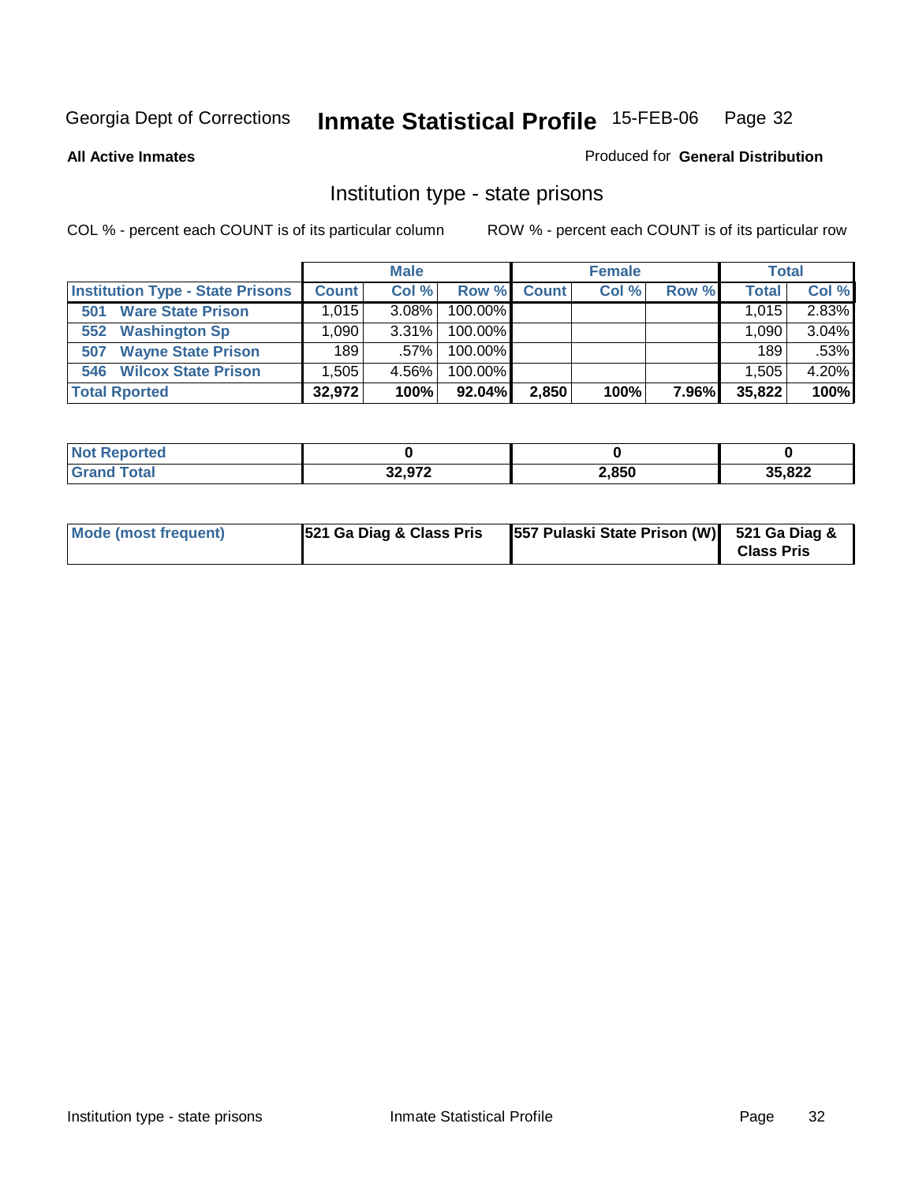Georgia Dept of Corrections **Inmate Statistical Profile** 15-FEB-06

**All Active Inmates**

Produced for **General Distribution**

## Institution type - state prisons

COL % - percent each COUNT is of its particular column

ROW % - percent each COUNT is of its particular row

| | Male | | | Female | | | Total | |
|---|---|---|---|---|---|---|---|---|
| **Institution Type - State Prisons** | **Count** | **Col %** | **Row %** | **Count** | **Col %** | **Row %** | **Total** | **Col %** |
| **501 Ware State Prison** | 1,015 | 3.08% | 100.00% | | | | 1,015 | 2.83% |
| **552 Washington Sp** | 1,090 | 3.31% | 100.00% | | | | 1,090 | 3.04% |
| **507 Wayne State Prison** | 189 | .57% | 100.00% | | | | 189 | .53% |
| **546 Wilcox State Prison** | 1,505 | 4.56% | 100.00% | | | | 1,505 | 4.20% |
| **Total Rported** | **32,972** | **100%** | **92.04%** | **2,850** | **100%** | **7.96%** | **35,822** | **100%** |

| | Male | Female | Total |
|---|---|---|---|
| **Not Reported** | **0** | **0** | **0** |
| **Grand Total** | **32,972** | **2,850** | **35,822** |

| | Male | Female | Total |
|---|---|---|---|
| **Mode (most frequent)** | **521 Ga Diag & Class Pris** | **557 Pulaski State Prison (W)** | **521 Ga Diag & Class Pris** |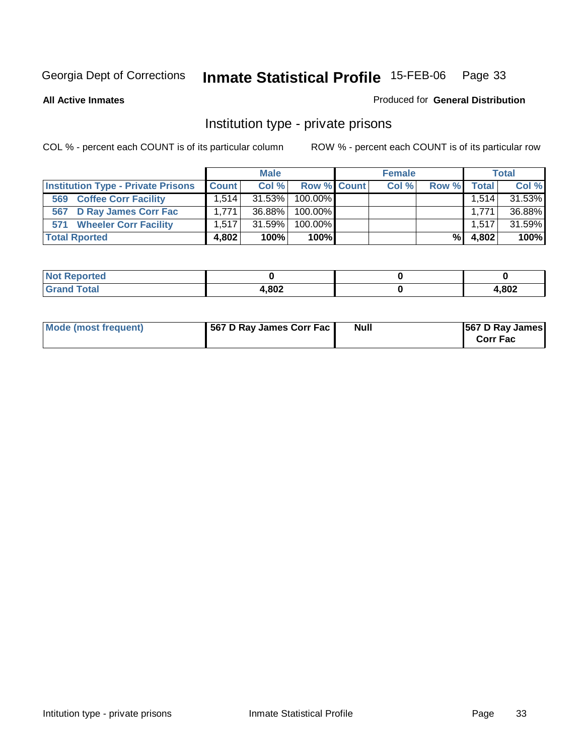Georgia Dept of Corrections **Inmate Statistical Profile** 15-FEB-06

**All Active Inmates**

Produced for **General Distribution**

## Institution type - private prisons

COL % - percent each COUNT is of its particular column

ROW % - percent each COUNT is of its particular row

| | Male | | | Female | | | Total | |
|---|---|---|---|---|---|---|---|---|
| **Institution Type - Private Prisons** | **Count** | **Col %** | **Row %** | **Count** | **Col %** | **Row %** | **Total** | **Col %** |
| **569 Coffee Corr Facility** | 1,514 | 31.53% | 100.00% | | | | 1,514 | 31.53% |
| **567 D Ray James Corr Fac** | 1,771 | 36.88% | 100.00% | | | | 1,771 | 36.88% |
| **571 Wheeler Corr Facility** | 1,517 | 31.59% | 100.00% | | | | 1,517 | 31.59% |
| **Total Rported** | **4,802** | **100%** | **100%** | | | **%** | **4,802** | **100%** |

| | Male | Female | Total |
|---|---|---|---|
| **Not Reported** | **0** | **0** | **0** |
| **Grand Total** | **4,802** | **0** | **4,802** |

| | Male | Female | Total |
|---|---|---|---|
| **Mode (most frequent)** | **567 D Ray James Corr Fac** | **Null** | **567 D Ray James Corr Fac** |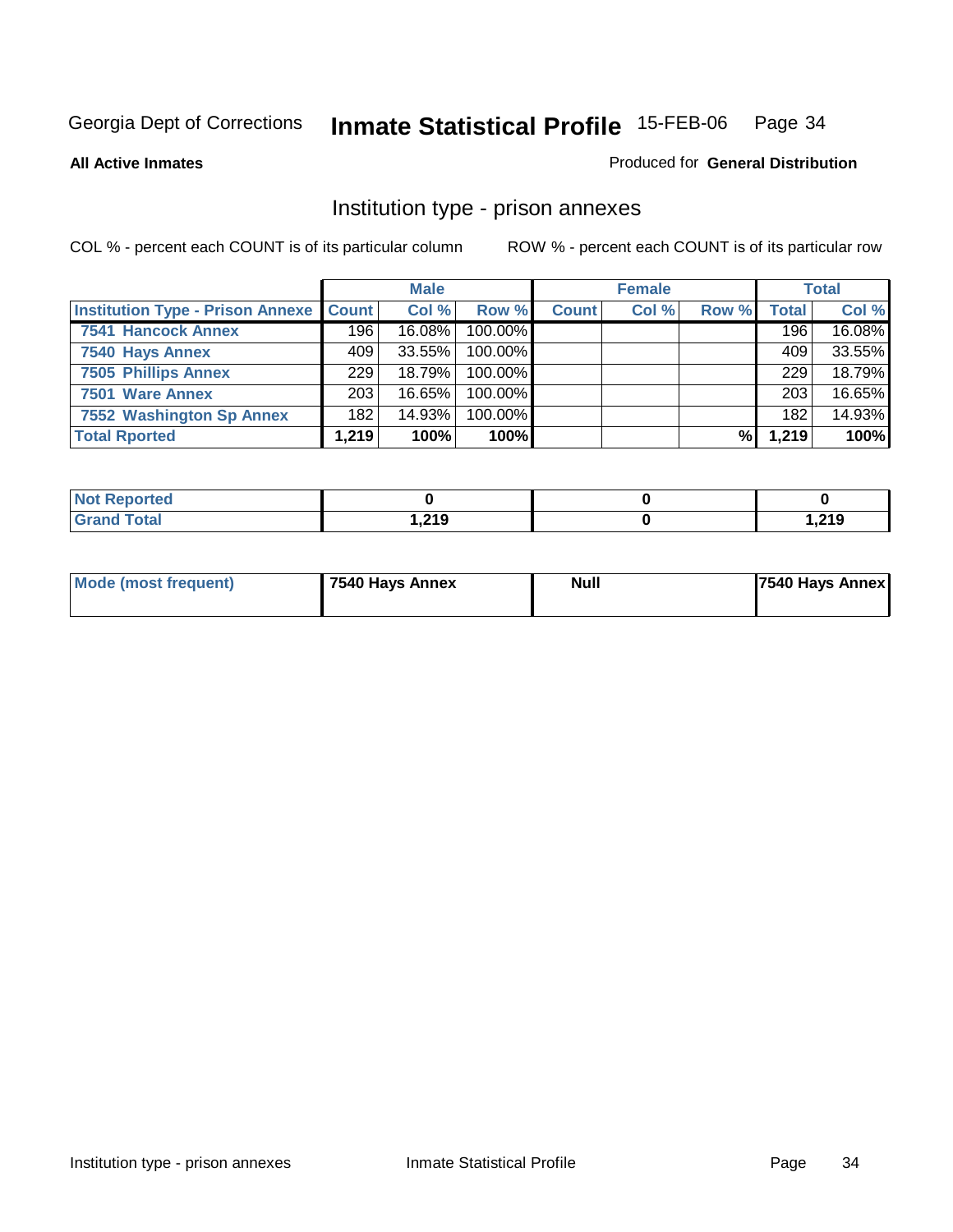Georgia Dept of Corrections **Inmate Statistical Profile** 15-FEB-06

**All Active Inmates**

Produced for **General Distribution**

## Institution type - prison annexes

COL % - percent each COUNT is of its particular column ROW % - percent each COUNT is of its particular row

| | Male | | | Female | | | Total | |
|---|---|---|---|---|---|---|---|---|
| Institution Type - Prison Annexe | Count | Col % | Row % | Count | Col % | Row % | Total | Col % |
| 7541 Hancock Annex | 196 | 16.08% | 100.00% | | | | 196 | 16.08% |
| 7540 Hays Annex | 409 | 33.55% | 100.00% | | | | 409 | 33.55% |
| 7505 Phillips Annex | 229 | 18.79% | 100.00% | | | | 229 | 18.79% |
| 7501 Ware Annex | 203 | 16.65% | 100.00% | | | | 203 | 16.65% |
| 7552 Washington Sp Annex | 182 | 14.93% | 100.00% | | | | 182 | 14.93% |
| Total Rported | 1,219 | 100% | 100% | | | % | 1,219 | 100% |

| | Male | Female | Total |
|---|---|---|---|
| Not Reported | 0 | 0 | 0 |
| Grand Total | 1,219 | 0 | 1,219 |

| | Male | Female | Total |
|---|---|---|---|
| Mode (most frequent) | 7540 Hays Annex | Null | 7540 Hays Annex |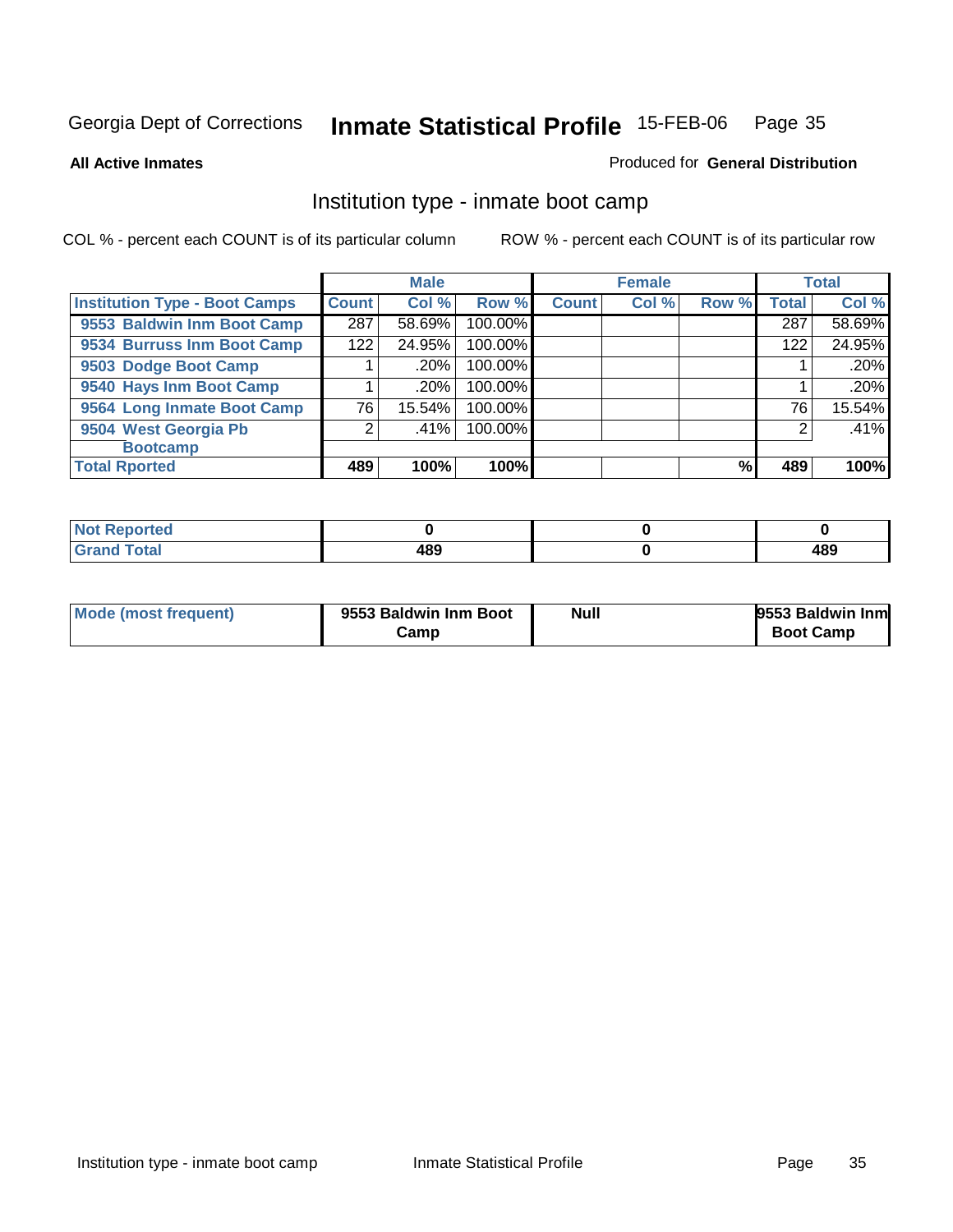Georgia Dept of Corrections **Inmate Statistical Profile** 15-FEB-06

**All Active Inmates**

Produced for **General Distribution**

## Institution type - inmate boot camp

COL % - percent each COUNT is of its particular column

ROW % - percent each COUNT is of its particular row

| | Male | | | Female | | | Total | |
|---|---|---|---|---|---|---|---|---|
| **Institution Type - Boot Camps** | **Count** | **Col %** | **Row %** | **Count** | **Col %** | **Row %** | **Total** | **Col %** |
| **9553 Baldwin Inm Boot Camp** | 287 | 58.69% | 100.00% | | | | 287 | 58.69% |
| **9534 Burruss Inm Boot Camp** | 122 | 24.95% | 100.00% | | | | 122 | 24.95% |
| **9503 Dodge Boot Camp** | 1 | .20% | 100.00% | | | | 1 | .20% |
| **9540 Hays Inm Boot Camp** | 1 | .20% | 100.00% | | | | 1 | .20% |
| **9564 Long Inmate Boot Camp** | 76 | 15.54% | 100.00% | | | | 76 | 15.54% |
| **9504 West Georgia Pb Bootcamp** | 2 | .41% | 100.00% | | | | 2 | .41% |
| **Total Rported** | **489** | **100%** | **100%** | | | **%** | **489** | **100%** |

| | Male | Female | Total |
|---|---|---|---|
| **Not Reported** | **0** | **0** | **0** |
| **Grand Total** | **489** | **0** | **489** |

| | Male | Female | Total |
|---|---|---|---|
| **Mode (most frequent)** | **9553 Baldwin Inm Boot Camp** | **Null** | **9553 Baldwin Inm Boot Camp** |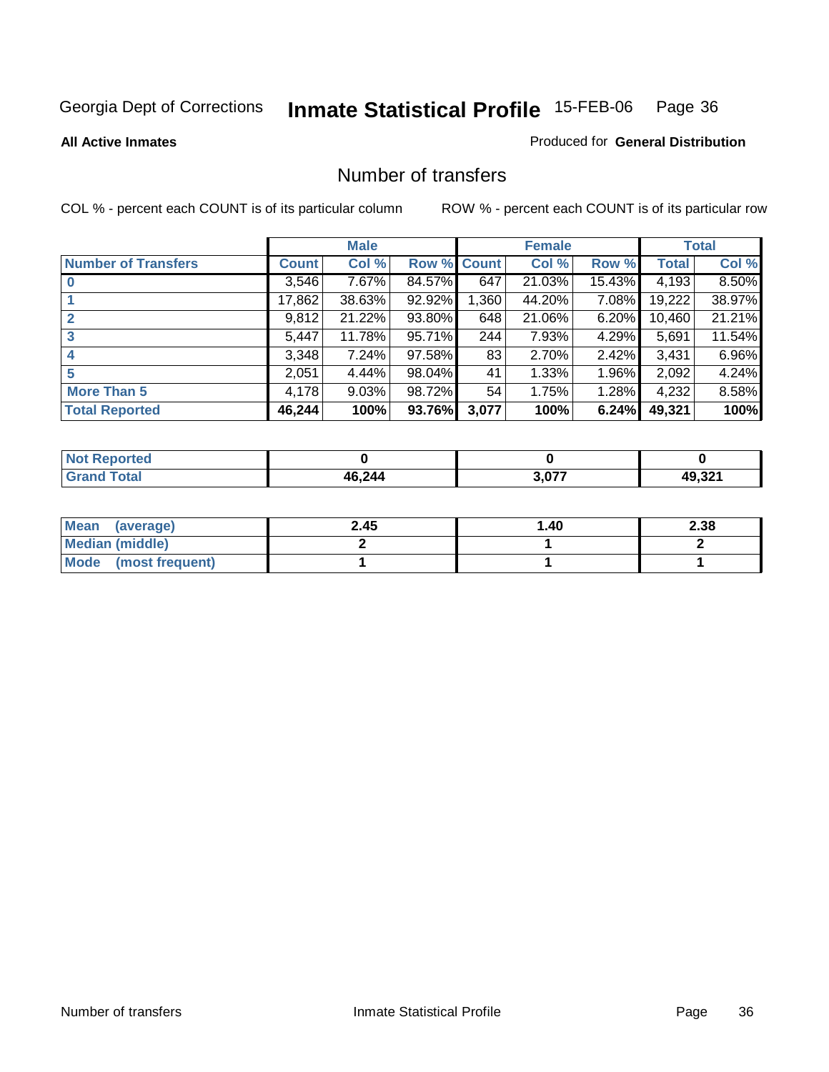Georgia Dept of Corrections **Inmate Statistical Profile** 15-FEB-06 Page 36

**All Active Inmates**

Produced for **General Distribution**

## Number of transfers

COL % - percent each COUNT is of its particular column

ROW % - percent each COUNT is of its particular row

| | Male | | | Female | | | Total | |
|---|---|---|---|---|---|---|---|---|
| **Number of Transfers** | **Count** | **Col %** | **Row %** | **Count** | **Col %** | **Row %** | **Total** | **Col %** |
| **0** | 3,546 | 7.67% | 84.57% | 647 | 21.03% | 15.43% | 4,193 | 8.50% |
| **1** | 17,862 | 38.63% | 92.92% | 1,360 | 44.20% | 7.08% | 19,222 | 38.97% |
| **2** | 9,812 | 21.22% | 93.80% | 648 | 21.06% | 6.20% | 10,460 | 21.21% |
| **3** | 5,447 | 11.78% | 95.71% | 244 | 7.93% | 4.29% | 5,691 | 11.54% |
| **4** | 3,348 | 7.24% | 97.58% | 83 | 2.70% | 2.42% | 3,431 | 6.96% |
| **5** | 2,051 | 4.44% | 98.04% | 41 | 1.33% | 1.96% | 2,092 | 4.24% |
| **More Than 5** | 4,178 | 9.03% | 98.72% | 54 | 1.75% | 1.28% | 4,232 | 8.58% |
| **Total Reported** | **46,244** | **100%** | **93.76%** | **3,077** | **100%** | **6.24%** | **49,321** | **100%** |

| | Male | Female | Total |
|---|---|---|---|
| **Not Reported** | **0** | **0** | **0** |
| **Grand Total** | **46,244** | **3,077** | **49,321** |

| | Male | Female | Total |
|---|---|---|---|
| **Mean (average)** | **2.45** | **1.40** | **2.38** |
| **Median (middle)** | **2** | **1** | **2** |
| **Mode (most frequent)** | **1** | **1** | **1** |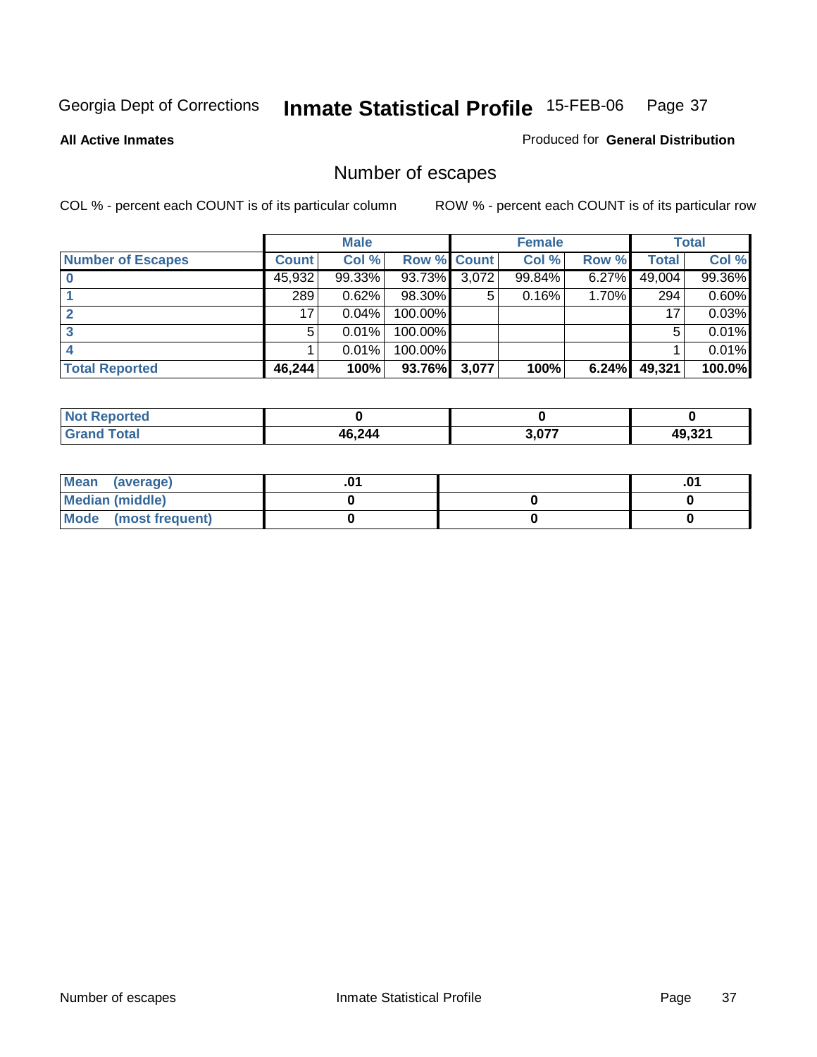Georgia Dept of Corrections **Inmate Statistical Profile** 15-FEB-06

**All Active Inmates**

Produced for **General Distribution**

## Number of escapes

COL % - percent each COUNT is of its particular column ROW % - percent each COUNT is of its particular row

| | Male | | | Female | | | Total | |
|---|---|---|---|---|---|---|---|---|
| **Number of Escapes** | **Count** | **Col %** | **Row %** | **Count** | **Col %** | **Row %** | **Total** | **Col %** |
| **0** | 45,932 | 99.33% | 93.73% | 3,072 | 99.84% | 6.27% | 49,004 | 99.36% |
| **1** | 289 | 0.62% | 98.30% | 5 | 0.16% | 1.70% | 294 | 0.60% |
| **2** | 17 | 0.04% | 100.00% | | | | 17 | 0.03% |
| **3** | 5 | 0.01% | 100.00% | | | | 5 | 0.01% |
| **4** | 1 | 0.01% | 100.00% | | | | 1 | 0.01% |
| **Total Reported** | **46,244** | **100%** | **93.76%** | **3,077** | **100%** | **6.24%** | **49,321** | **100.0%** |

| | Male | Female | Total |
|---|---|---|---|
| **Not Reported** | **0** | **0** | **0** |
| **Grand Total** | **46,244** | **3,077** | **49,321** |

| | Male | Female | Total |
|---|---|---|---|
| **Mean (average)** | **.01** | | **.01** |
| **Median (middle)** | **0** | **0** | **0** |
| **Mode (most frequent)** | **0** | **0** | **0** |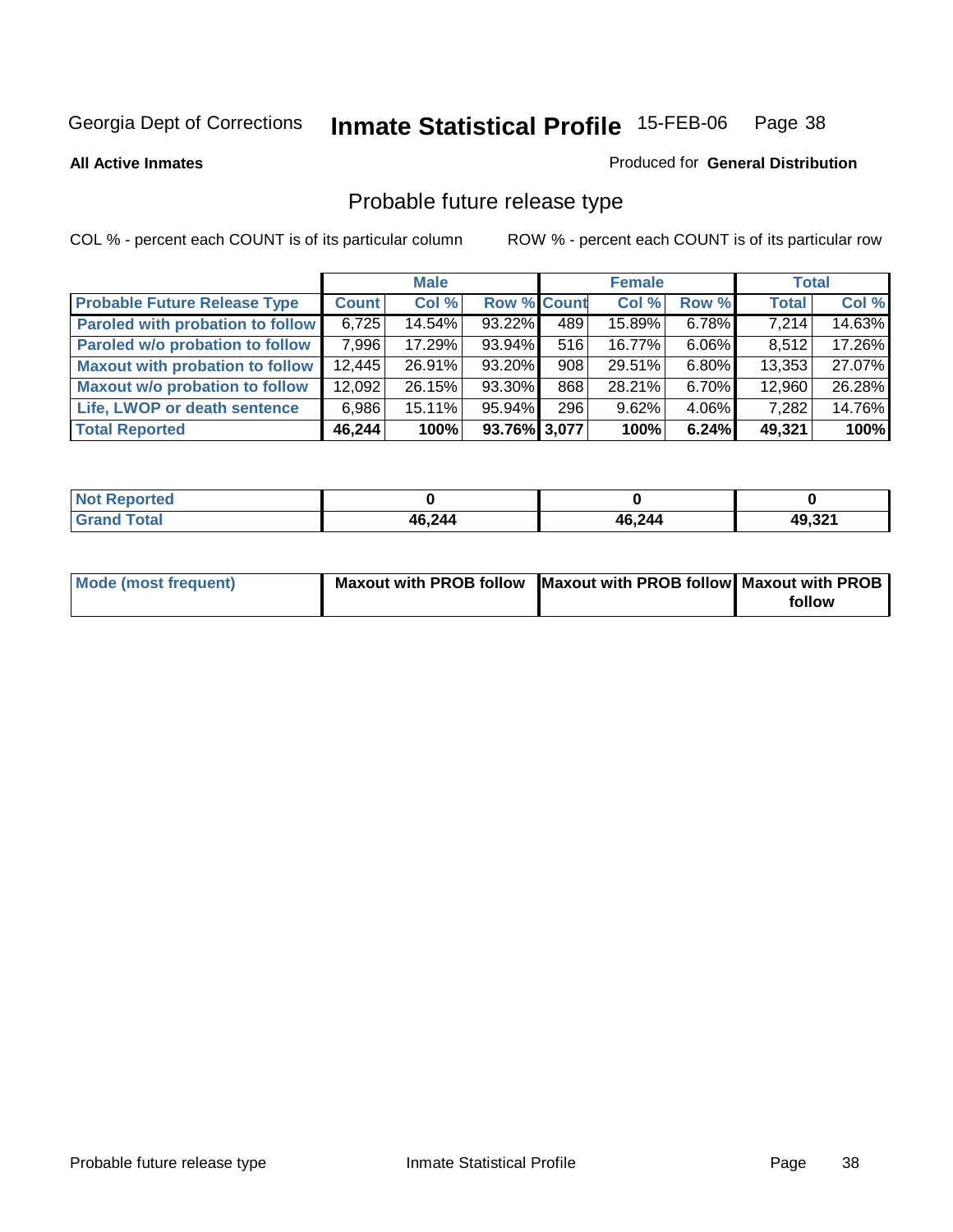Georgia Dept of Corrections **Inmate Statistical Profile** 15-FEB-06

**All Active Inmates**

Produced for **General Distribution**

## Probable future release type

COL % - percent each COUNT is of its particular column

ROW % - percent each COUNT is of its particular row

| | Male | | | Female | | | Total | |
|---|---|---|---|---|---|---|---|---|
| **Probable Future Release Type** | **Count** | **Col %** | **Row %** | **Count** | **Col %** | **Row %** | **Total** | **Col %** |
| **Paroled with probation to follow** | 6,725 | 14.54% | 93.22% | 489 | 15.89% | 6.78% | 7,214 | 14.63% |
| **Paroled w/o probation to follow** | 7,996 | 17.29% | 93.94% | 516 | 16.77% | 6.06% | 8,512 | 17.26% |
| **Maxout with probation to follow** | 12,445 | 26.91% | 93.20% | 908 | 29.51% | 6.80% | 13,353 | 27.07% |
| **Maxout w/o probation to follow** | 12,092 | 26.15% | 93.30% | 868 | 28.21% | 6.70% | 12,960 | 26.28% |
| **Life, LWOP or death sentence** | 6,986 | 15.11% | 95.94% | 296 | 9.62% | 4.06% | 7,282 | 14.76% |
| **Total Reported** | **46,244** | **100%** | **93.76%** | **3,077** | **100%** | **6.24%** | **49,321** | **100%** |

| | Male | Female | Total |
|---|---|---|---|
| **Not Reported** | **0** | **0** | **0** |
| **Grand Total** | **46,244** | **46,244** | **49,321** |

| | Male | Female | Total |
|---|---|---|---|
| **Mode (most frequent)** | **Maxout with PROB follow** | **Maxout with PROB follow** | **Maxout with PROB follow** |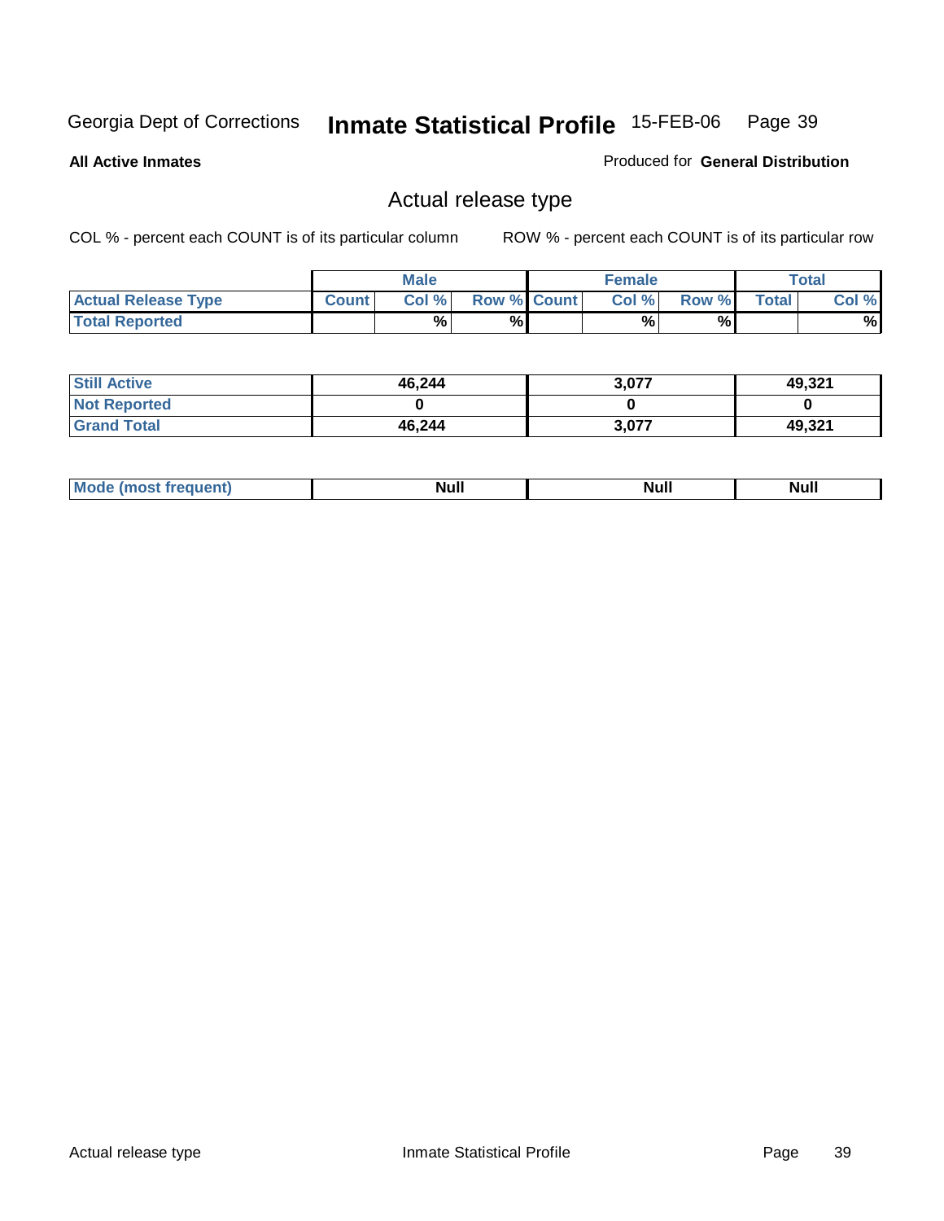Georgia Dept of Corrections **Inmate Statistical Profile** 15-FEB-06

**All Active Inmates**

Produced for **General Distribution**

## Actual release type

COL % - percent each COUNT is of its particular column ROW % - percent each COUNT is of its particular row

| | Male | | | Female | | | Total | |
|---|---|---|---|---|---|---|---|---|
| **Actual Release Type** | Count | Col % | Row % | Count | Col % | Row % | Total | Col % |
| **Total Reported** | | % | % | | % | % | | % |

| | Male | Female | Total |
|---|---|---|---|
| **Still Active** | 46,244 | 3,077 | 49,321 |
| **Not Reported** | 0 | 0 | 0 |
| **Grand Total** | 46,244 | 3,077 | 49,321 |

| | Male | Female | Total |
|---|---|---|---|
| **Mode (most frequent)** | Null | Null | Null |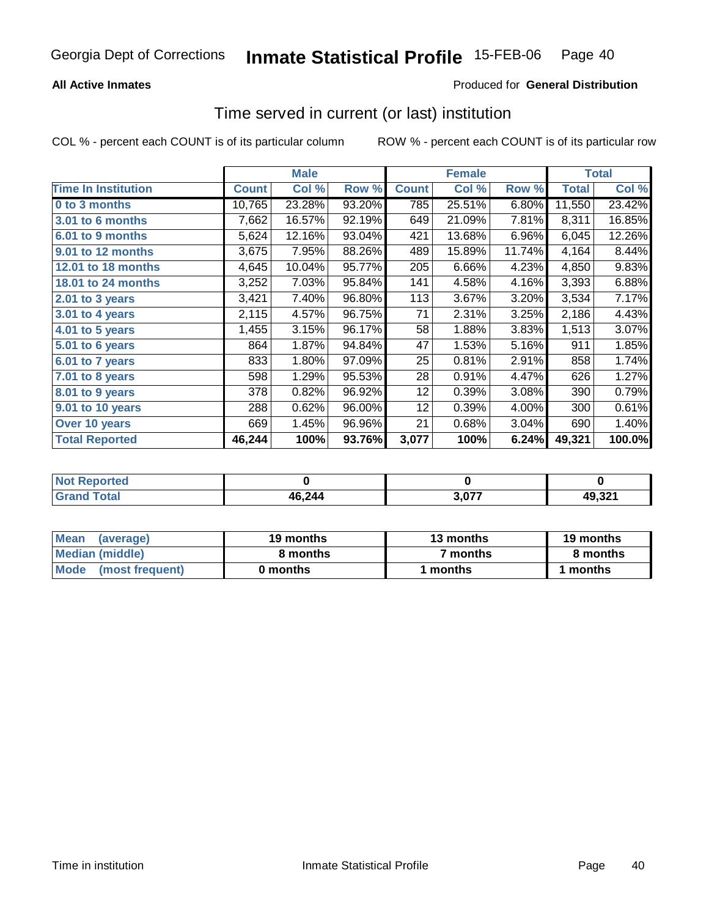Georgia Dept of Corrections **Inmate Statistical Profile** 15-FEB-06

**All Active Inmates**

Produced for **General Distribution**

## Time served in current (or last) institution

COL % - percent each COUNT is of its particular column ROW % - percent each COUNT is of its particular row

| | Male | | | Female | | | Total | |
|---|---|---|---|---|---|---|---|---|
| **Time In Institution** | **Count** | **Col %** | **Row %** | **Count** | **Col %** | **Row %** | **Total** | **Col %** |
| **0 to 3 months** | 10,765 | 23.28% | 93.20% | 785 | 25.51% | 6.80% | 11,550 | 23.42% |
| **3.01 to 6 months** | 7,662 | 16.57% | 92.19% | 649 | 21.09% | 7.81% | 8,311 | 16.85% |
| **6.01 to 9 months** | 5,624 | 12.16% | 93.04% | 421 | 13.68% | 6.96% | 6,045 | 12.26% |
| **9.01 to 12 months** | 3,675 | 7.95% | 88.26% | 489 | 15.89% | 11.74% | 4,164 | 8.44% |
| **12.01 to 18 months** | 4,645 | 10.04% | 95.77% | 205 | 6.66% | 4.23% | 4,850 | 9.83% |
| **18.01 to 24 months** | 3,252 | 7.03% | 95.84% | 141 | 4.58% | 4.16% | 3,393 | 6.88% |
| **2.01 to 3 years** | 3,421 | 7.40% | 96.80% | 113 | 3.67% | 3.20% | 3,534 | 7.17% |
| **3.01 to 4 years** | 2,115 | 4.57% | 96.75% | 71 | 2.31% | 3.25% | 2,186 | 4.43% |
| **4.01 to 5 years** | 1,455 | 3.15% | 96.17% | 58 | 1.88% | 3.83% | 1,513 | 3.07% |
| **5.01 to 6 years** | 864 | 1.87% | 94.84% | 47 | 1.53% | 5.16% | 911 | 1.85% |
| **6.01 to 7 years** | 833 | 1.80% | 97.09% | 25 | 0.81% | 2.91% | 858 | 1.74% |
| **7.01 to 8 years** | 598 | 1.29% | 95.53% | 28 | 0.91% | 4.47% | 626 | 1.27% |
| **8.01 to 9 years** | 378 | 0.82% | 96.92% | 12 | 0.39% | 3.08% | 390 | 0.79% |
| **9.01 to 10 years** | 288 | 0.62% | 96.00% | 12 | 0.39% | 4.00% | 300 | 0.61% |
| **Over 10 years** | 669 | 1.45% | 96.96% | 21 | 0.68% | 3.04% | 690 | 1.40% |
| **Total Reported** | **46,244** | **100%** | **93.76%** | **3,077** | **100%** | **6.24%** | **49,321** | **100.0%** |

| | Male | Female | Total |
|---|---|---|---|
| **Not Reported** | **0** | **0** | **0** |
| **Grand Total** | **46,244** | **3,077** | **49,321** |

| | Male | Female | Total |
|---|---|---|---|
| **Mean (average)** | **19 months** | **13 months** | **19 months** |
| **Median (middle)** | **8 months** | **7 months** | **8 months** |
| **Mode (most frequent)** | **0 months** | **1 months** | **1 months** |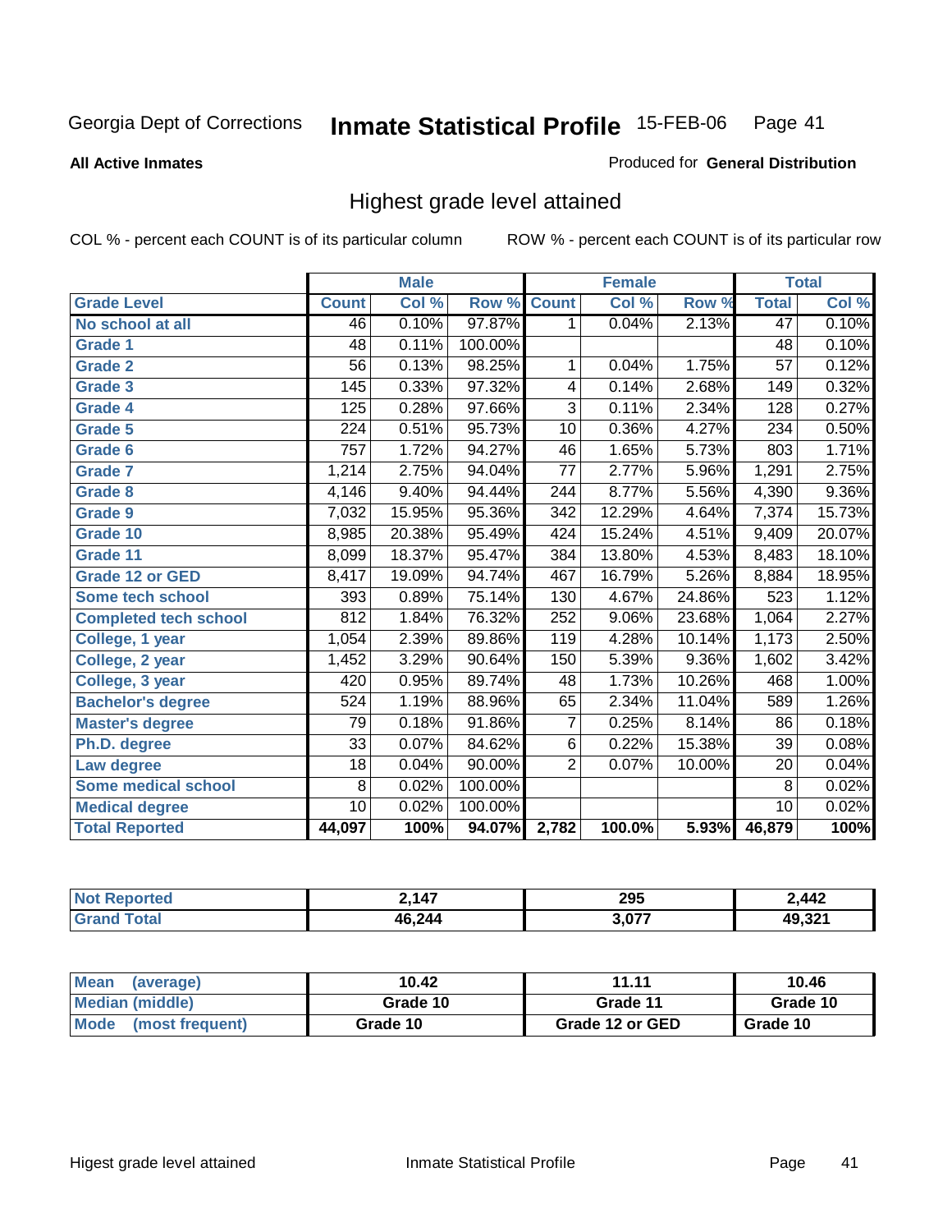Georgia Dept of Corrections **Inmate Statistical Profile** 15-FEB-06

**All Active Inmates**

Produced for **General Distribution**

## Highest grade level attained

COL % - percent each COUNT is of its particular column    ROW % - percent each COUNT is of its particular row

| | Male | | | Female | | | Total | |
|---|---|---|---|---|---|---|---|---|
| Grade Level | Count | Col % | Row % | Count | Col % | Row % | Total | Col % |
| No school at all | 46 | 0.10% | 97.87% | 1 | 0.04% | 2.13% | 47 | 0.10% |
| Grade 1 | 48 | 0.11% | 100.00% | | | | 48 | 0.10% |
| Grade 2 | 56 | 0.13% | 98.25% | 1 | 0.04% | 1.75% | 57 | 0.12% |
| Grade 3 | 145 | 0.33% | 97.32% | 4 | 0.14% | 2.68% | 149 | 0.32% |
| Grade 4 | 125 | 0.28% | 97.66% | 3 | 0.11% | 2.34% | 128 | 0.27% |
| Grade 5 | 224 | 0.51% | 95.73% | 10 | 0.36% | 4.27% | 234 | 0.50% |
| Grade 6 | 757 | 1.72% | 94.27% | 46 | 1.65% | 5.73% | 803 | 1.71% |
| Grade 7 | 1,214 | 2.75% | 94.04% | 77 | 2.77% | 5.96% | 1,291 | 2.75% |
| Grade 8 | 4,146 | 9.40% | 94.44% | 244 | 8.77% | 5.56% | 4,390 | 9.36% |
| Grade 9 | 7,032 | 15.95% | 95.36% | 342 | 12.29% | 4.64% | 7,374 | 15.73% |
| Grade 10 | 8,985 | 20.38% | 95.49% | 424 | 15.24% | 4.51% | 9,409 | 20.07% |
| Grade 11 | 8,099 | 18.37% | 95.47% | 384 | 13.80% | 4.53% | 8,483 | 18.10% |
| Grade 12 or GED | 8,417 | 19.09% | 94.74% | 467 | 16.79% | 5.26% | 8,884 | 18.95% |
| Some tech school | 393 | 0.89% | 75.14% | 130 | 4.67% | 24.86% | 523 | 1.12% |
| Completed tech school | 812 | 1.84% | 76.32% | 252 | 9.06% | 23.68% | 1,064 | 2.27% |
| College, 1 year | 1,054 | 2.39% | 89.86% | 119 | 4.28% | 10.14% | 1,173 | 2.50% |
| College, 2 year | 1,452 | 3.29% | 90.64% | 150 | 5.39% | 9.36% | 1,602 | 3.42% |
| College, 3 year | 420 | 0.95% | 89.74% | 48 | 1.73% | 10.26% | 468 | 1.00% |
| Bachelor's degree | 524 | 1.19% | 88.96% | 65 | 2.34% | 11.04% | 589 | 1.26% |
| Master's degree | 79 | 0.18% | 91.86% | 7 | 0.25% | 8.14% | 86 | 0.18% |
| Ph.D. degree | 33 | 0.07% | 84.62% | 6 | 0.22% | 15.38% | 39 | 0.08% |
| Law degree | 18 | 0.04% | 90.00% | 2 | 0.07% | 10.00% | 20 | 0.04% |
| Some medical school | 8 | 0.02% | 100.00% | | | | 8 | 0.02% |
| Medical degree | 10 | 0.02% | 100.00% | | | | 10 | 0.02% |
| **Total Reported** | **44,097** | **100%** | **94.07%** | **2,782** | **100.0%** | **5.93%** | **46,879** | **100%** |

| | Male | Female | Total |
|---|---|---|---|
| Not Reported | 2,147 | 295 | 2,442 |
| Grand Total | 46,244 | 3,077 | 49,321 |

| | Male | Female | Total |
|---|---|---|---|
| Mean (average) | 10.42 | 11.11 | 10.46 |
| Median (middle) | Grade 10 | Grade 11 | Grade 10 |
| Mode (most frequent) | Grade 10 | Grade 12 or GED | Grade 10 |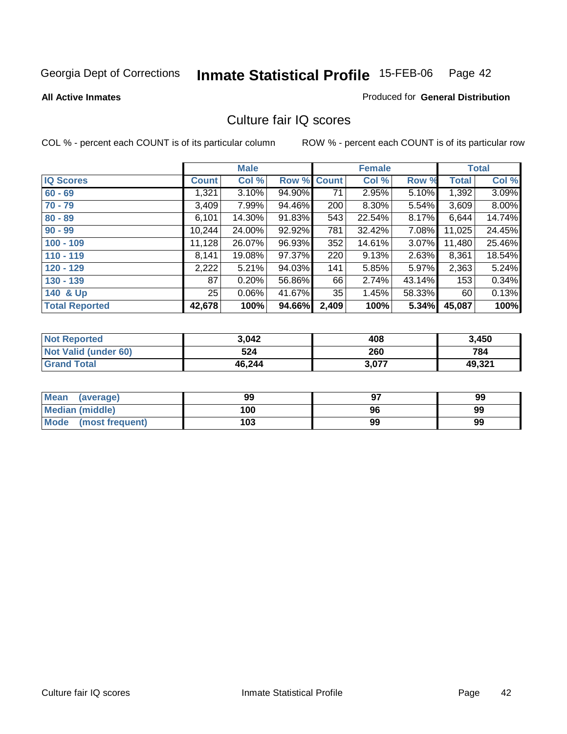Georgia Dept of Corrections **Inmate Statistical Profile** 15-FEB-06

**All Active Inmates**

Produced for **General Distribution**

## Culture fair IQ scores

COL % - percent each COUNT is of its particular column

ROW % - percent each COUNT is of its particular row

| | Male | | | Female | | | Total | |
|---|---|---|---|---|---|---|---|---|
| **IQ Scores** | **Count** | **Col %** | **Row %** | **Count** | **Col %** | **Row %** | **Total** | **Col %** |
| 60 - 69 | 1,321 | 3.10% | 94.90% | 71 | 2.95% | 5.10% | 1,392 | 3.09% |
| 70 - 79 | 3,409 | 7.99% | 94.46% | 200 | 8.30% | 5.54% | 3,609 | 8.00% |
| 80 - 89 | 6,101 | 14.30% | 91.83% | 543 | 22.54% | 8.17% | 6,644 | 14.74% |
| 90 - 99 | 10,244 | 24.00% | 92.92% | 781 | 32.42% | 7.08% | 11,025 | 24.45% |
| 100 - 109 | 11,128 | 26.07% | 96.93% | 352 | 14.61% | 3.07% | 11,480 | 25.46% |
| 110 - 119 | 8,141 | 19.08% | 97.37% | 220 | 9.13% | 2.63% | 8,361 | 18.54% |
| 120 - 129 | 2,222 | 5.21% | 94.03% | 141 | 5.85% | 5.97% | 2,363 | 5.24% |
| 130 - 139 | 87 | 0.20% | 56.86% | 66 | 2.74% | 43.14% | 153 | 0.34% |
| 140 & Up | 25 | 0.06% | 41.67% | 35 | 1.45% | 58.33% | 60 | 0.13% |
| **Total Reported** | **42,678** | **100%** | **94.66%** | **2,409** | **100%** | **5.34%** | **45,087** | **100%** |

| | Male | Female | Total |
|---|---|---|---|
| Not Reported | 3,042 | 408 | 3,450 |
| Not Valid (under 60) | 524 | 260 | 784 |
| Grand Total | 46,244 | 3,077 | 49,321 |

| | Male | Female | Total |
|---|---|---|---|
| Mean (average) | 99 | 97 | 99 |
| Median (middle) | 100 | 96 | 99 |
| Mode (most frequent) | 103 | 99 | 99 |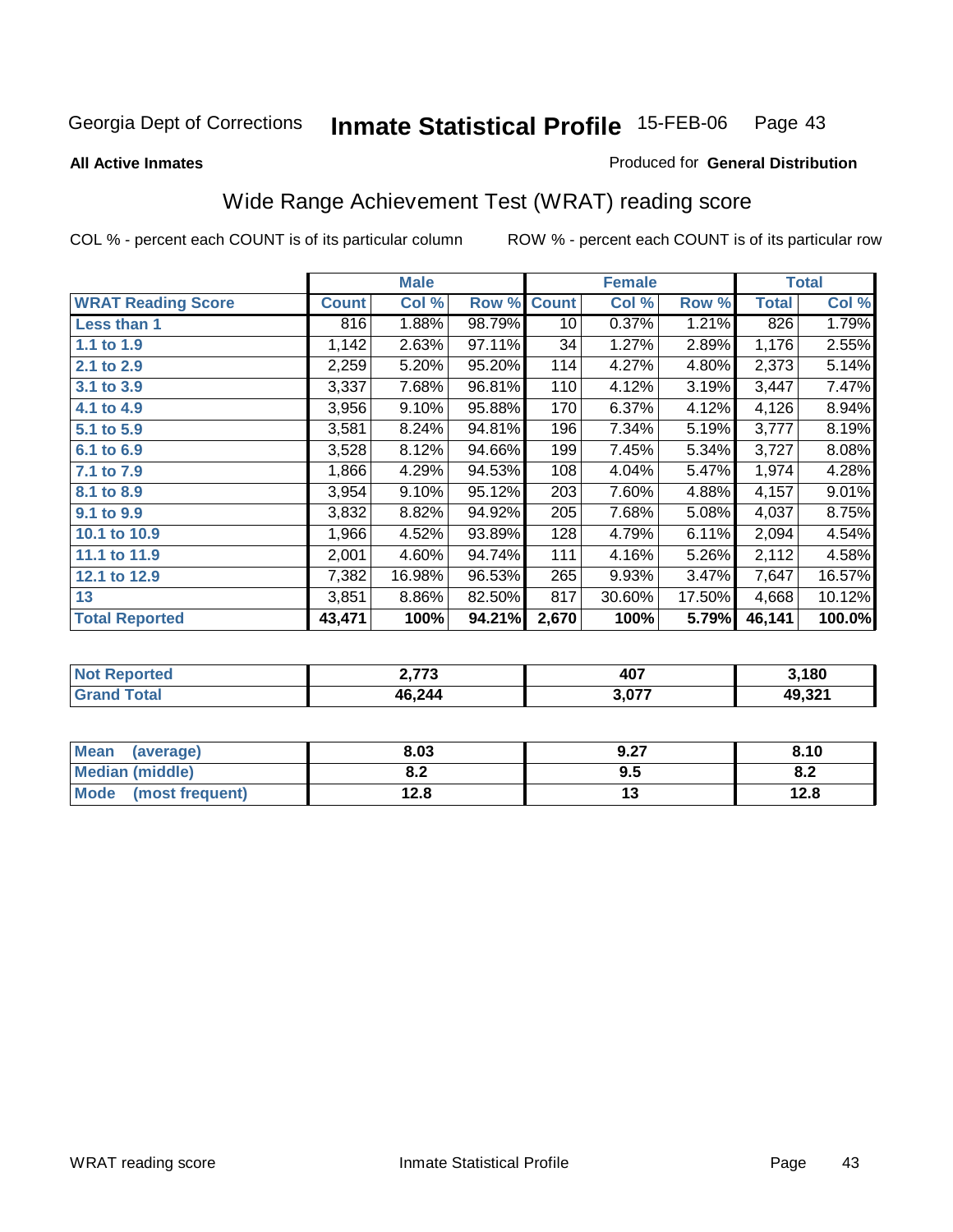Georgia Dept of Corrections **Inmate Statistical Profile** 15-FEB-06

**All Active Inmates**

Produced for **General Distribution**

## Wide Range Achievement Test (WRAT) reading score

COL % - percent each COUNT is of its particular column

ROW % - percent each COUNT is of its particular row

| | Male | | | Female | | | Total | |
|---|---|---|---|---|---|---|---|---|
| **WRAT Reading Score** | **Count** | **Col %** | **Row %** | **Count** | **Col %** | **Row %** | **Total** | **Col %** |
| **Less than 1** | 816 | 1.88% | 98.79% | 10 | 0.37% | 1.21% | 826 | 1.79% |
| **1.1 to 1.9** | 1,142 | 2.63% | 97.11% | 34 | 1.27% | 2.89% | 1,176 | 2.55% |
| **2.1 to 2.9** | 2,259 | 5.20% | 95.20% | 114 | 4.27% | 4.80% | 2,373 | 5.14% |
| **3.1 to 3.9** | 3,337 | 7.68% | 96.81% | 110 | 4.12% | 3.19% | 3,447 | 7.47% |
| **4.1 to 4.9** | 3,956 | 9.10% | 95.88% | 170 | 6.37% | 4.12% | 4,126 | 8.94% |
| **5.1 to 5.9** | 3,581 | 8.24% | 94.81% | 196 | 7.34% | 5.19% | 3,777 | 8.19% |
| **6.1 to 6.9** | 3,528 | 8.12% | 94.66% | 199 | 7.45% | 5.34% | 3,727 | 8.08% |
| **7.1 to 7.9** | 1,866 | 4.29% | 94.53% | 108 | 4.04% | 5.47% | 1,974 | 4.28% |
| **8.1 to 8.9** | 3,954 | 9.10% | 95.12% | 203 | 7.60% | 4.88% | 4,157 | 9.01% |
| **9.1 to 9.9** | 3,832 | 8.82% | 94.92% | 205 | 7.68% | 5.08% | 4,037 | 8.75% |
| **10.1 to 10.9** | 1,966 | 4.52% | 93.89% | 128 | 4.79% | 6.11% | 2,094 | 4.54% |
| **11.1 to 11.9** | 2,001 | 4.60% | 94.74% | 111 | 4.16% | 5.26% | 2,112 | 4.58% |
| **12.1 to 12.9** | 7,382 | 16.98% | 96.53% | 265 | 9.93% | 3.47% | 7,647 | 16.57% |
| **13** | 3,851 | 8.86% | 82.50% | 817 | 30.60% | 17.50% | 4,668 | 10.12% |
| **Total Reported** | **43,471** | **100%** | **94.21%** | **2,670** | **100%** | **5.79%** | **46,141** | **100.0%** |

| | Male | Female | Total |
|---|---|---|---|
| **Not Reported** | **2,773** | **407** | **3,180** |
| **Grand Total** | **46,244** | **3,077** | **49,321** |

| | Male | Female | Total |
|---|---|---|---|
| **Mean (average)** | **8.03** | **9.27** | **8.10** |
| **Median (middle)** | **8.2** | **9.5** | **8.2** |
| **Mode (most frequent)** | **12.8** | **13** | **12.8** |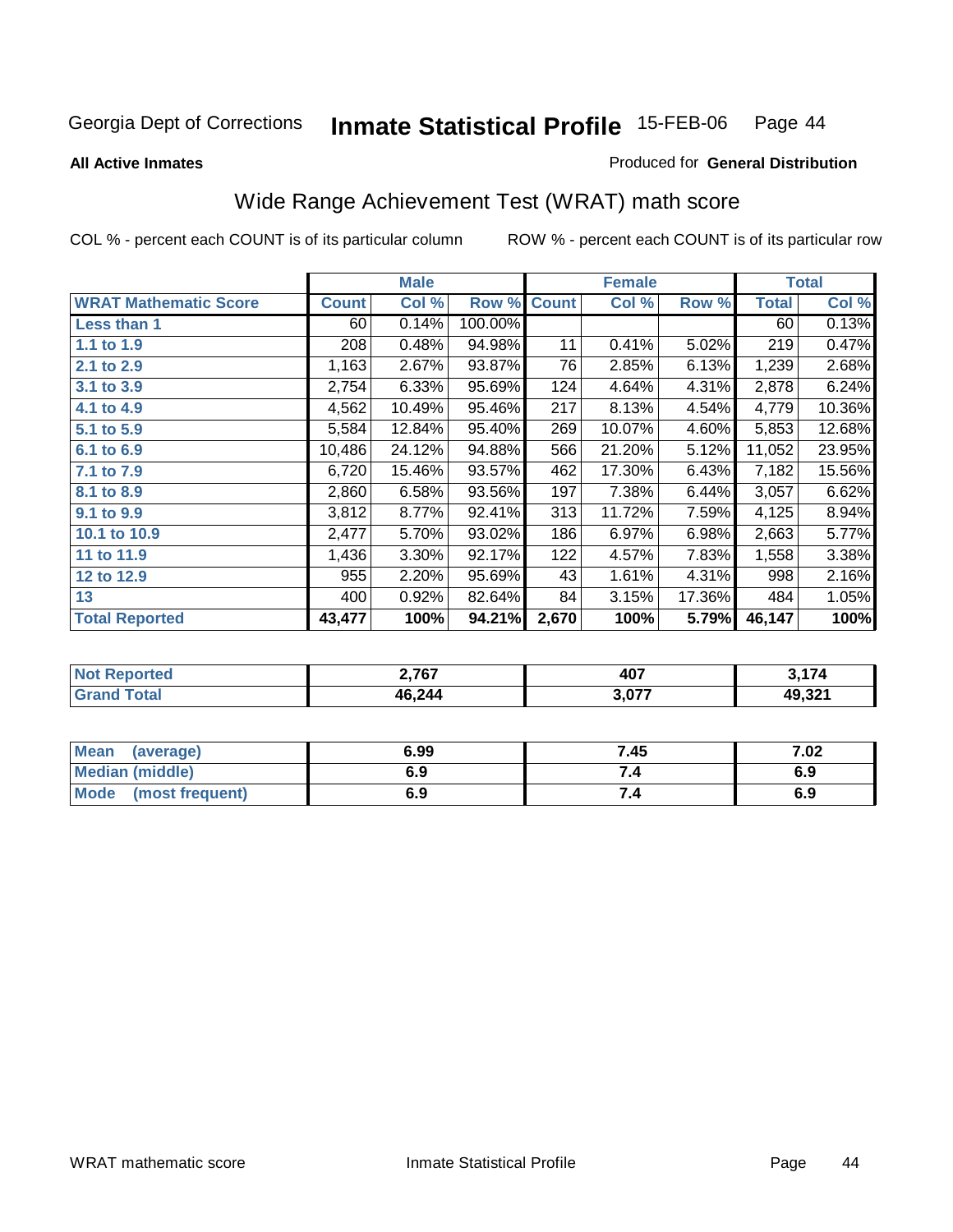Georgia Dept of Corrections **Inmate Statistical Profile** 15-FEB-06

**All Active Inmates**

Produced for **General Distribution**

## Wide Range Achievement Test (WRAT) math score

COL % - percent each COUNT is of its particular column ROW % - percent each COUNT is of its particular row

| | Male | | | Female | | | Total | |
|---|---|---|---|---|---|---|---|---|
| **WRAT Mathematic Score** | **Count** | **Col %** | **Row %** | **Count** | **Col %** | **Row %** | **Total** | **Col %** |
| **Less than 1** | 60 | 0.14% | 100.00% | | | | 60 | 0.13% |
| **1.1 to 1.9** | 208 | 0.48% | 94.98% | 11 | 0.41% | 5.02% | 219 | 0.47% |
| **2.1 to 2.9** | 1,163 | 2.67% | 93.87% | 76 | 2.85% | 6.13% | 1,239 | 2.68% |
| **3.1 to 3.9** | 2,754 | 6.33% | 95.69% | 124 | 4.64% | 4.31% | 2,878 | 6.24% |
| **4.1 to 4.9** | 4,562 | 10.49% | 95.46% | 217 | 8.13% | 4.54% | 4,779 | 10.36% |
| **5.1 to 5.9** | 5,584 | 12.84% | 95.40% | 269 | 10.07% | 4.60% | 5,853 | 12.68% |
| **6.1 to 6.9** | 10,486 | 24.12% | 94.88% | 566 | 21.20% | 5.12% | 11,052 | 23.95% |
| **7.1 to 7.9** | 6,720 | 15.46% | 93.57% | 462 | 17.30% | 6.43% | 7,182 | 15.56% |
| **8.1 to 8.9** | 2,860 | 6.58% | 93.56% | 197 | 7.38% | 6.44% | 3,057 | 6.62% |
| **9.1 to 9.9** | 3,812 | 8.77% | 92.41% | 313 | 11.72% | 7.59% | 4,125 | 8.94% |
| **10.1 to 10.9** | 2,477 | 5.70% | 93.02% | 186 | 6.97% | 6.98% | 2,663 | 5.77% |
| **11 to 11.9** | 1,436 | 3.30% | 92.17% | 122 | 4.57% | 7.83% | 1,558 | 3.38% |
| **12 to 12.9** | 955 | 2.20% | 95.69% | 43 | 1.61% | 4.31% | 998 | 2.16% |
| **13** | 400 | 0.92% | 82.64% | 84 | 3.15% | 17.36% | 484 | 1.05% |
| **Total Reported** | **43,477** | **100%** | **94.21%** | **2,670** | **100%** | **5.79%** | **46,147** | **100%** |

| | Male | Female | Total |
|---|---|---|---|
| **Not Reported** | **2,767** | **407** | **3,174** |
| **Grand Total** | **46,244** | **3,077** | **49,321** |

| | Male | Female | Total |
|---|---|---|---|
| **Mean (average)** | **6.99** | **7.45** | **7.02** |
| **Median (middle)** | **6.9** | **7.4** | **6.9** |
| **Mode (most frequent)** | **6.9** | **7.4** | **6.9** |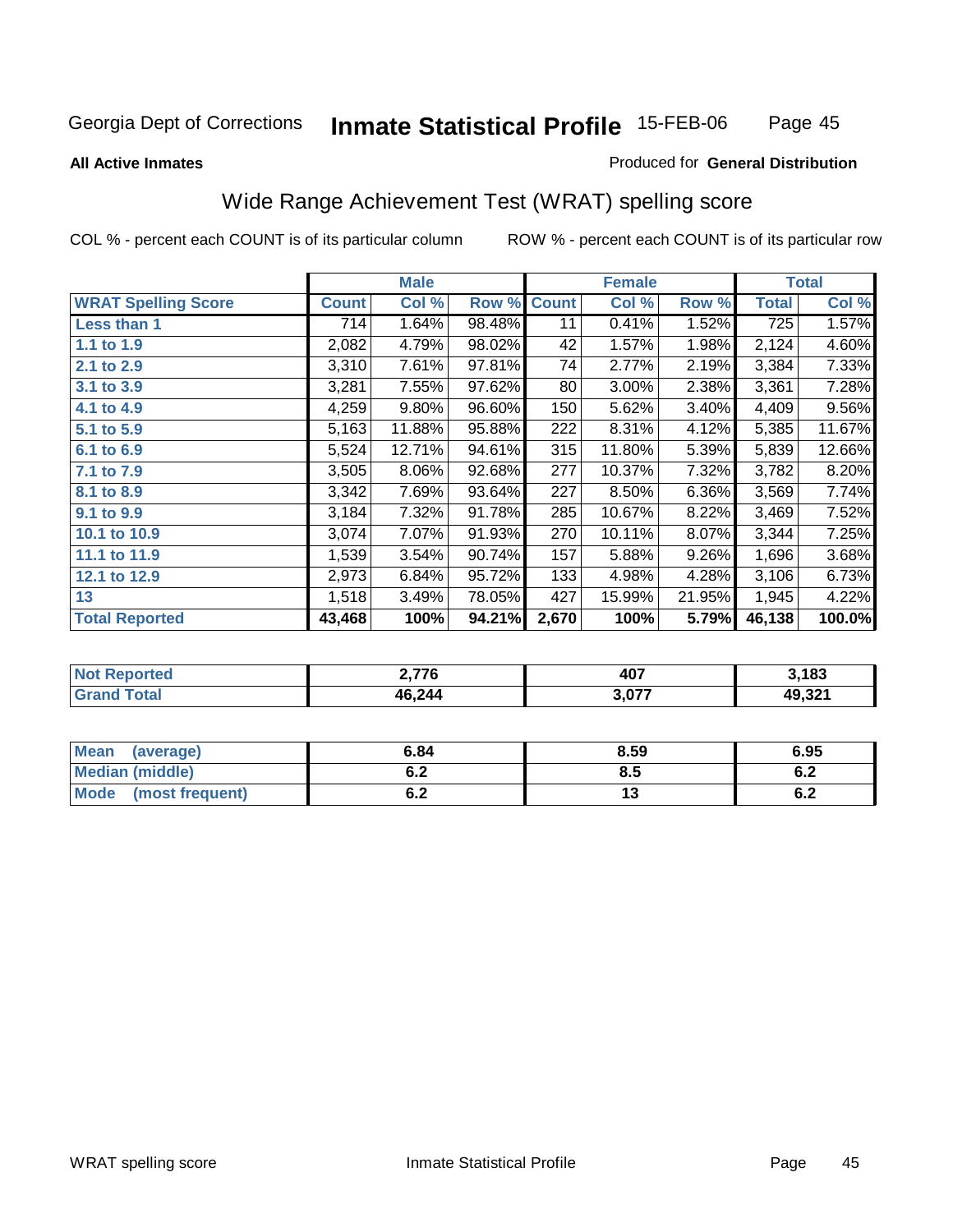Georgia Dept of Corrections **Inmate Statistical Profile** 15-FEB-06

**All Active Inmates**

Produced for **General Distribution**

## Wide Range Achievement Test (WRAT) spelling score

COL % - percent each COUNT is of its particular column

ROW % - percent each COUNT is of its particular row

| | Male | | | Female | | | Total | |
|---|---|---|---|---|---|---|---|---|
| **WRAT Spelling Score** | **Count** | **Col %** | **Row %** | **Count** | **Col %** | **Row %** | **Total** | **Col %** |
| **Less than 1** | 714 | 1.64% | 98.48% | 11 | 0.41% | 1.52% | 725 | 1.57% |
| **1.1 to 1.9** | 2,082 | 4.79% | 98.02% | 42 | 1.57% | 1.98% | 2,124 | 4.60% |
| **2.1 to 2.9** | 3,310 | 7.61% | 97.81% | 74 | 2.77% | 2.19% | 3,384 | 7.33% |
| **3.1 to 3.9** | 3,281 | 7.55% | 97.62% | 80 | 3.00% | 2.38% | 3,361 | 7.28% |
| **4.1 to 4.9** | 4,259 | 9.80% | 96.60% | 150 | 5.62% | 3.40% | 4,409 | 9.56% |
| **5.1 to 5.9** | 5,163 | 11.88% | 95.88% | 222 | 8.31% | 4.12% | 5,385 | 11.67% |
| **6.1 to 6.9** | 5,524 | 12.71% | 94.61% | 315 | 11.80% | 5.39% | 5,839 | 12.66% |
| **7.1 to 7.9** | 3,505 | 8.06% | 92.68% | 277 | 10.37% | 7.32% | 3,782 | 8.20% |
| **8.1 to 8.9** | 3,342 | 7.69% | 93.64% | 227 | 8.50% | 6.36% | 3,569 | 7.74% |
| **9.1 to 9.9** | 3,184 | 7.32% | 91.78% | 285 | 10.67% | 8.22% | 3,469 | 7.52% |
| **10.1 to 10.9** | 3,074 | 7.07% | 91.93% | 270 | 10.11% | 8.07% | 3,344 | 7.25% |
| **11.1 to 11.9** | 1,539 | 3.54% | 90.74% | 157 | 5.88% | 9.26% | 1,696 | 3.68% |
| **12.1 to 12.9** | 2,973 | 6.84% | 95.72% | 133 | 4.98% | 4.28% | 3,106 | 6.73% |
| **13** | 1,518 | 3.49% | 78.05% | 427 | 15.99% | 21.95% | 1,945 | 4.22% |
| **Total Reported** | **43,468** | **100%** | **94.21%** | **2,670** | **100%** | **5.79%** | **46,138** | **100.0%** |

| | Male | Female | Total |
|---|---|---|---|
| **Not Reported** | **2,776** | **407** | **3,183** |
| **Grand Total** | **46,244** | **3,077** | **49,321** |

| | Male | Female | Total |
|---|---|---|---|
| **Mean (average)** | **6.84** | **8.59** | **6.95** |
| **Median (middle)** | **6.2** | **8.5** | **6.2** |
| **Mode (most frequent)** | **6.2** | **13** | **6.2** |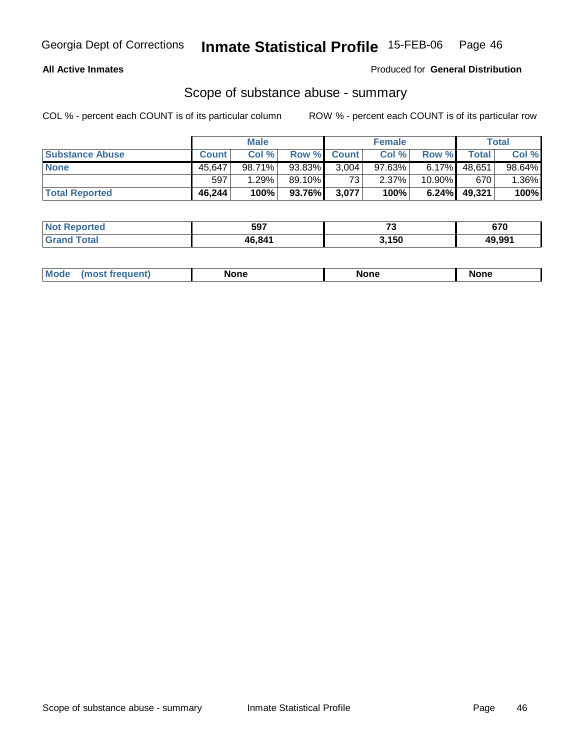Georgia Dept of Corrections **Inmate Statistical Profile** 15-FEB-06

**All Active Inmates**

Produced for **General Distribution**

## Scope of substance abuse - summary

COL % - percent each COUNT is of its particular column

ROW % - percent each COUNT is of its particular row

| | Male | | | Female | | | Total | |
|---|---|---|---|---|---|---|---|---|
| **Substance Abuse** | **Count** | **Col %** | **Row %** | **Count** | **Col %** | **Row %** | **Total** | **Col %** |
| **None** | 45,647 | 98.71% | 93.83% | 3,004 | 97.63% | 6.17% | 48,651 | 98.64% |
| | 597 | 1.29% | 89.10% | 73 | 2.37% | 10.90% | 670 | 1.36% |
| **Total Reported** | **46,244** | **100%** | **93.76%** | **3,077** | **100%** | **6.24%** | **49,321** | **100%** |

| | Male | Female | Total |
|---|---|---|---|
| **Not Reported** | **597** | **73** | **670** |
| **Grand Total** | **46,841** | **3,150** | **49,991** |

| | Male | Female | Total |
|---|---|---|---|
| **Mode (most frequent)** | **None** | **None** | **None** |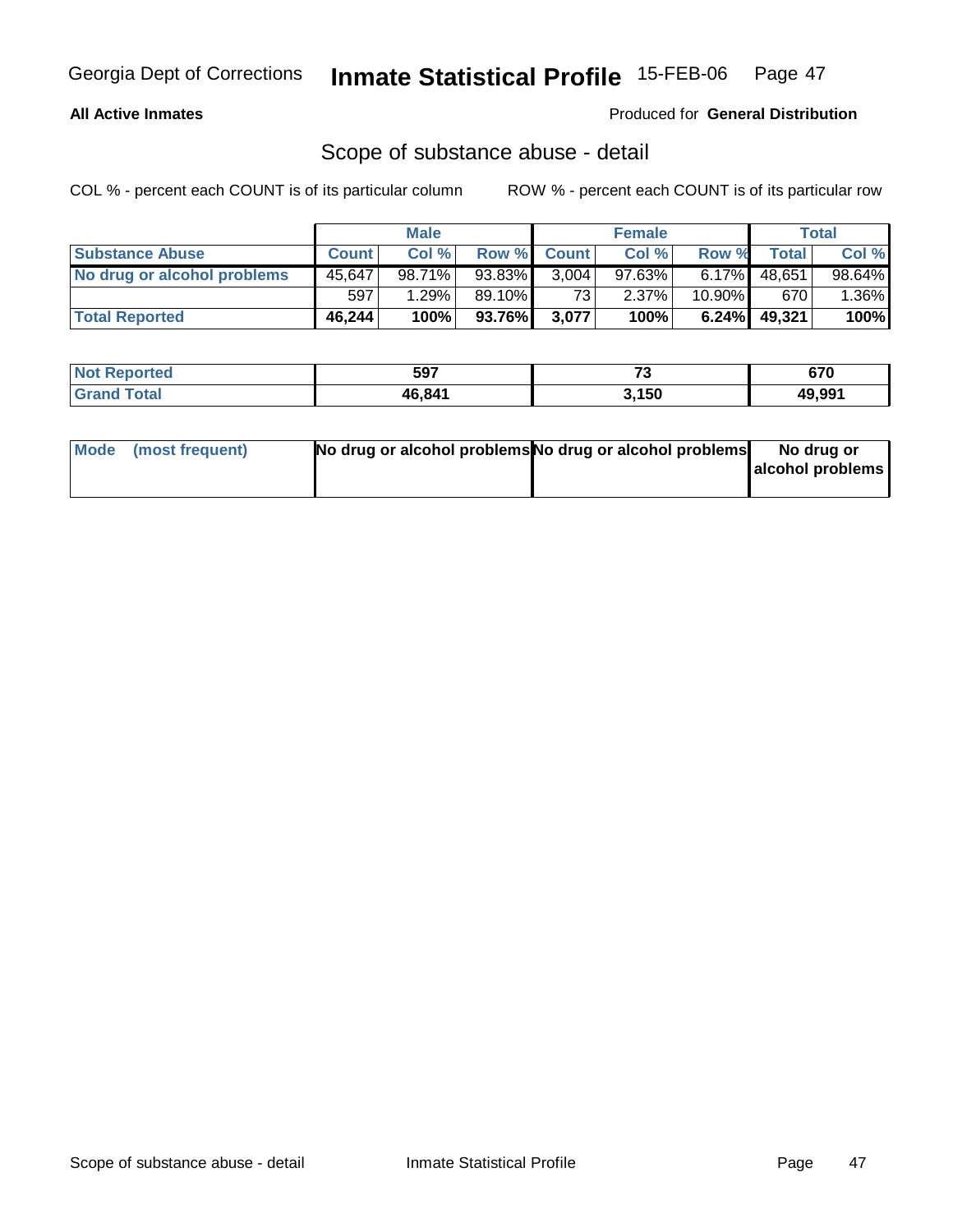Georgia Dept of Corrections **Inmate Statistical Profile** 15-FEB-06

**All Active Inmates**

Produced for **General Distribution**

## Scope of substance abuse - detail

COL % - percent each COUNT is of its particular column ROW % - percent each COUNT is of its particular row

| | Male | | | Female | | | Total | |
|---|---|---|---|---|---|---|---|---|
| **Substance Abuse** | **Count** | **Col %** | **Row %** | **Count** | **Col %** | **Row %** | **Total** | **Col %** |
| **No drug or alcohol problems** | 45,647 | 98.71% | 93.83% | 3,004 | 97.63% | 6.17% | 48,651 | 98.64% |
| | 597 | 1.29% | 89.10% | 73 | 2.37% | 10.90% | 670 | 1.36% |
| **Total Reported** | **46,244** | **100%** | **93.76%** | **3,077** | **100%** | **6.24%** | **49,321** | **100%** |

| | Male | Female | Total |
|---|---|---|---|
| **Not Reported** | **597** | **73** | **670** |
| **Grand Total** | **46,841** | **3,150** | **49,991** |

| | Male | Female | Total |
|---|---|---|---|
| **Mode (most frequent)** | **No drug or alcohol problems** | **No drug or alcohol problems** | **No drug or alcohol problems** |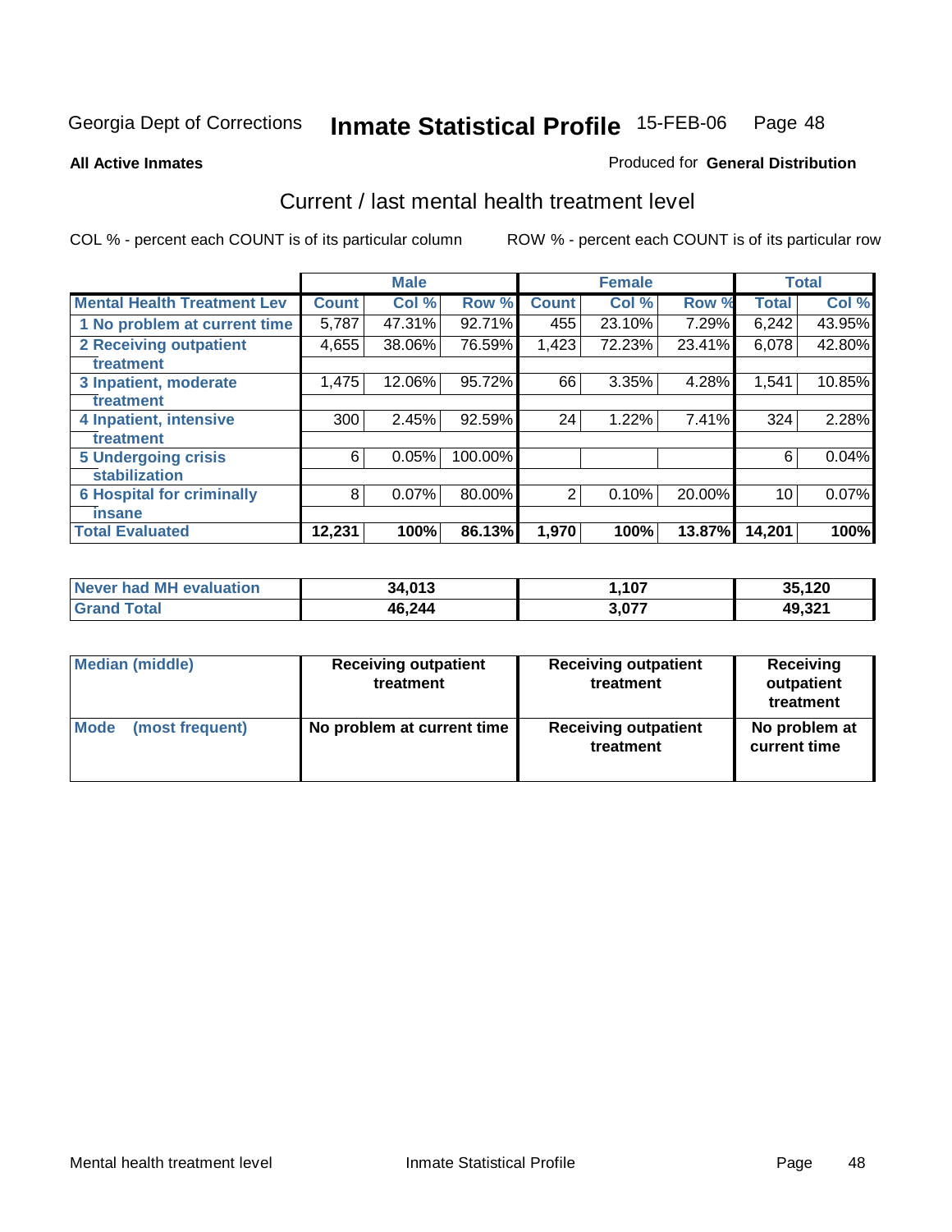Georgia Dept of Corrections **Inmate Statistical Profile** 15-FEB-06

**All Active Inmates**

Produced for **General Distribution**

## Current / last mental health treatment level

COL % - percent each COUNT is of its particular column

ROW % - percent each COUNT is of its particular row

| | Male | | | Female | | | Total | |
|---|---|---|---|---|---|---|---|---|
| **Mental Health Treatment Lev** | **Count** | **Col %** | **Row %** | **Count** | **Col %** | **Row %** | **Total** | **Col %** |
| 1 No problem at current time | 5,787 | 47.31% | 92.71% | 455 | 23.10% | 7.29% | 6,242 | 43.95% |
| 2 Receiving outpatient treatment | 4,655 | 38.06% | 76.59% | 1,423 | 72.23% | 23.41% | 6,078 | 42.80% |
| 3 Inpatient, moderate treatment | 1,475 | 12.06% | 95.72% | 66 | 3.35% | 4.28% | 1,541 | 10.85% |
| 4 Inpatient, intensive treatment | 300 | 2.45% | 92.59% | 24 | 1.22% | 7.41% | 324 | 2.28% |
| 5 Undergoing crisis stabilization | 6 | 0.05% | 100.00% | | | | 6 | 0.04% |
| 6 Hospital for criminally insane | 8 | 0.07% | 80.00% | 2 | 0.10% | 20.00% | 10 | 0.07% |
| **Total Evaluated** | **12,231** | **100%** | **86.13%** | **1,970** | **100%** | **13.87%** | **14,201** | **100%** |

| | Male | Female | Total |
|---|---|---|---|
| Never had MH evaluation | 34,013 | 1,107 | 35,120 |
| Grand Total | 46,244 | 3,077 | 49,321 |

| | Male | Female | Total |
|---|---|---|---|
| Median (middle) | Receiving outpatient treatment | Receiving outpatient treatment | Receiving outpatient treatment |
| Mode (most frequent) | No problem at current time | Receiving outpatient treatment | No problem at current time |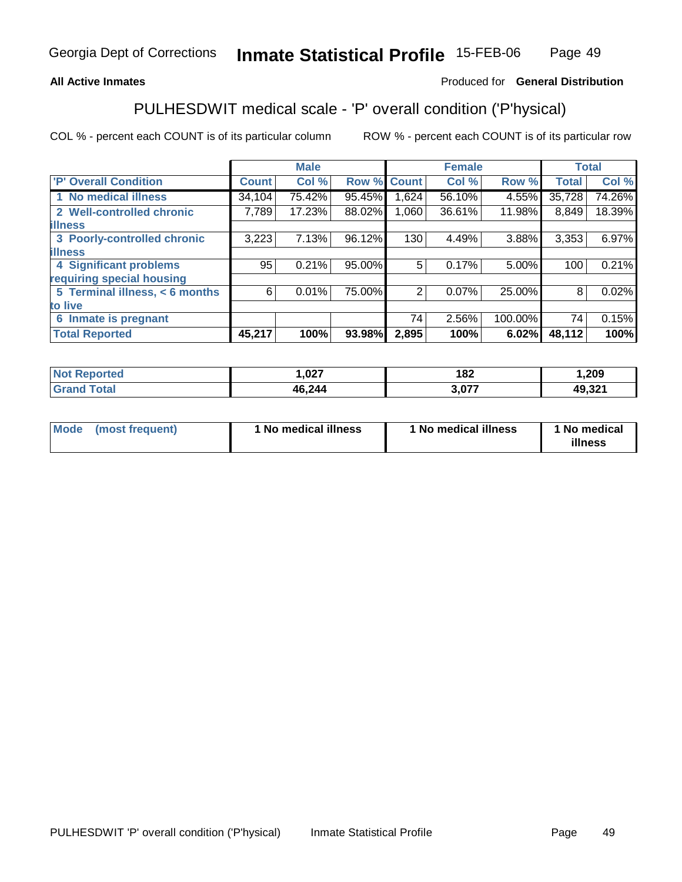Georgia Dept of Corrections **Inmate Statistical Profile** 15-FEB-06

**All Active Inmates** Produced for **General Distribution**

## PULHESDWIT medical scale - 'P' overall condition ('P'hysical)

COL % - percent each COUNT is of its particular column ROW % - percent each COUNT is of its particular row

| | Male | | | Female | | | Total | |
|---|---|---|---|---|---|---|---|---|
| 'P' Overall Condition | Count | Col % | Row % | Count | Col % | Row % | Total | Col % |
| 1 No medical illness | 34,104 | 75.42% | 95.45% | 1,624 | 56.10% | 4.55% | 35,728 | 74.26% |
| 2 Well-controlled chronic illness | 7,789 | 17.23% | 88.02% | 1,060 | 36.61% | 11.98% | 8,849 | 18.39% |
| 3 Poorly-controlled chronic illness | 3,223 | 7.13% | 96.12% | 130 | 4.49% | 3.88% | 3,353 | 6.97% |
| 4 Significant problems requiring special housing | 95 | 0.21% | 95.00% | 5 | 0.17% | 5.00% | 100 | 0.21% |
| 5 Terminal illness, < 6 months to live | 6 | 0.01% | 75.00% | 2 | 0.07% | 25.00% | 8 | 0.02% |
| 6 Inmate is pregnant | | | | 74 | 2.56% | 100.00% | 74 | 0.15% |
| **Total Reported** | **45,217** | **100%** | **93.98%** | **2,895** | **100%** | **6.02%** | **48,112** | **100%** |

| | Male | Female | Total |
|---|---|---|---|
| Not Reported | 1,027 | 182 | 1,209 |
| Grand Total | 46,244 | 3,077 | 49,321 |

| | Male | Female | Total |
|---|---|---|---|
| Mode (most frequent) | 1 No medical illness | 1 No medical illness | 1 No medical illness |

PULHESDWIT 'P' overall condition ('P'hysical) Inmate Statistical Profile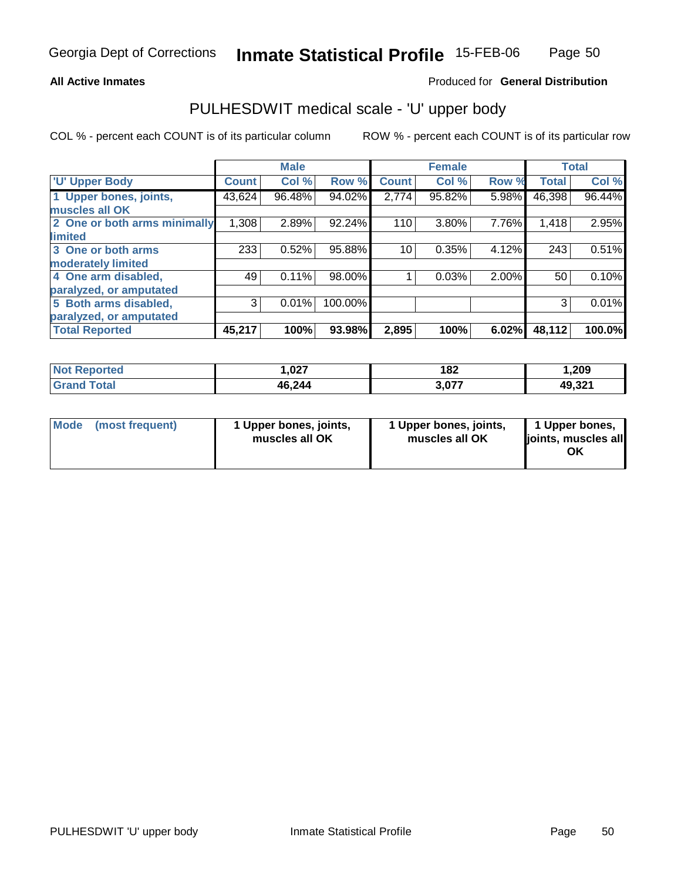**All Active Inmates**

Produced for **General Distribution**

## PULHESDWIT medical scale - 'U' upper body

COL % - percent each COUNT is of its particular column

ROW % - percent each COUNT is of its particular row

| | Male | | | Female | | | Total | |
|---|---|---|---|---|---|---|---|---|
| 'U' Upper Body | Count | Col % | Row % | Count | Col % | Row % | Total | Col % |
| 1 Upper bones, joints, muscles all OK | 43,624 | 96.48% | 94.02% | 2,774 | 95.82% | 5.98% | 46,398 | 96.44% |
| 2 One or both arms minimally limited | 1,308 | 2.89% | 92.24% | 110 | 3.80% | 7.76% | 1,418 | 2.95% |
| 3 One or both arms moderately limited | 233 | 0.52% | 95.88% | 10 | 0.35% | 4.12% | 243 | 0.51% |
| 4 One arm disabled, paralyzed, or amputated | 49 | 0.11% | 98.00% | 1 | 0.03% | 2.00% | 50 | 0.10% |
| 5 Both arms disabled, paralyzed, or amputated | 3 | 0.01% | 100.00% | | | | 3 | 0.01% |
| **Total Reported** | **45,217** | **100%** | **93.98%** | **2,895** | **100%** | **6.02%** | **48,112** | **100.0%** |

| | Male | Female | Total |
|---|---|---|---|
| Not Reported | **1,027** | **182** | **1,209** |
| Grand Total | **46,244** | **3,077** | **49,321** |

| | Male | Female | Total |
|---|---|---|---|
| Mode (most frequent) | **1 Upper bones, joints, muscles all OK** | **1 Upper bones, joints, muscles all OK** | **1 Upper bones, joints, muscles all OK** |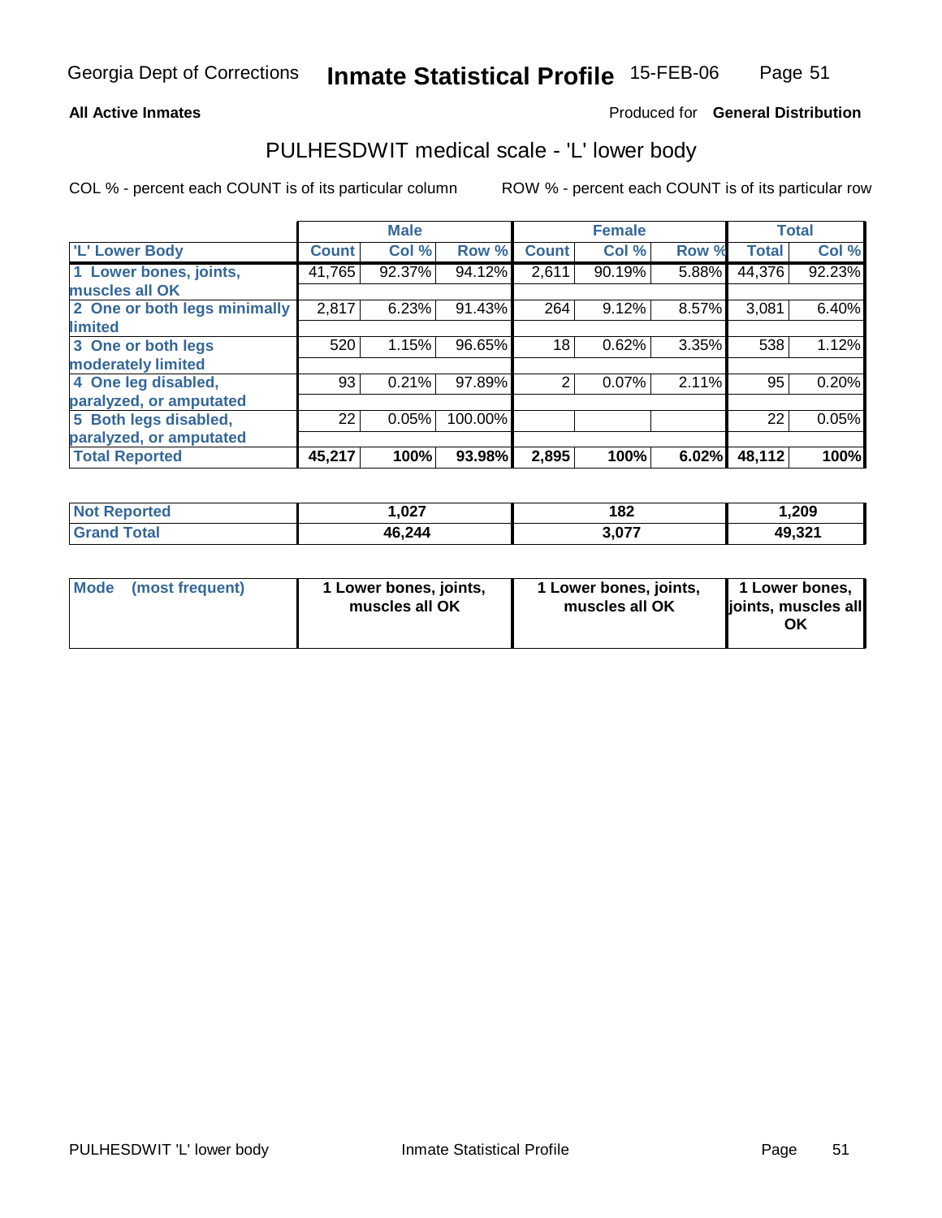Georgia Dept of Corrections **Inmate Statistical Profile** 15-FEB-06

**All Active Inmates**

Produced for **General Distribution**

## PULHESDWIT medical scale - 'L' lower body

COL % - percent each COUNT is of its particular column

ROW % - percent each COUNT is of its particular row

| | Male | | | Female | | | Total | |
|---|---|---|---|---|---|---|---|---|
| 'L' Lower Body | Count | Col % | Row % | Count | Col % | Row % | Total | Col % |
| 1 Lower bones, joints, muscles all OK | 41,765 | 92.37% | 94.12% | 2,611 | 90.19% | 5.88% | 44,376 | 92.23% |
| 2 One or both legs minimally limited | 2,817 | 6.23% | 91.43% | 264 | 9.12% | 8.57% | 3,081 | 6.40% |
| 3 One or both legs moderately limited | 520 | 1.15% | 96.65% | 18 | 0.62% | 3.35% | 538 | 1.12% |
| 4 One leg disabled, paralyzed, or amputated | 93 | 0.21% | 97.89% | 2 | 0.07% | 2.11% | 95 | 0.20% |
| 5 Both legs disabled, paralyzed, or amputated | 22 | 0.05% | 100.00% | | | | 22 | 0.05% |
| **Total Reported** | **45,217** | **100%** | **93.98%** | **2,895** | **100%** | **6.02%** | **48,112** | **100%** |

| | Male | Female | Total |
|---|---|---|---|
| Not Reported | 1,027 | 182 | 1,209 |
| Grand Total | 46,244 | 3,077 | 49,321 |

| | Male | Female | Total |
|---|---|---|---|
| Mode (most frequent) | 1 Lower bones, joints, muscles all OK | 1 Lower bones, joints, muscles all OK | 1 Lower bones, joints, muscles all OK |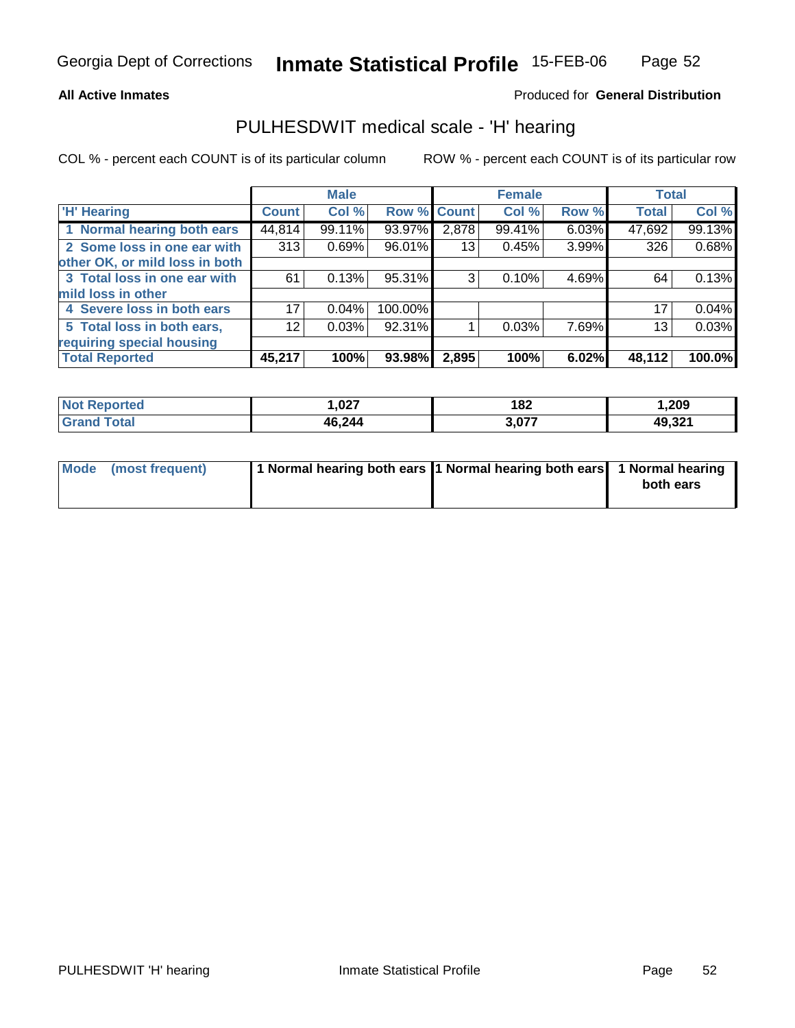Georgia Dept of Corrections **Inmate Statistical Profile** 15-FEB-06

**All Active Inmates**

Produced for **General Distribution**

## PULHESDWIT medical scale - 'H' hearing

COL % - percent each COUNT is of its particular column

ROW % - percent each COUNT is of its particular row

| | Male | | | Female | | | Total | |
|---|---|---|---|---|---|---|---|---|
| 'H' Hearing | Count | Col % | Row % | Count | Col % | Row % | Total | Col % |
| 1 Normal hearing both ears | 44,814 | 99.11% | 93.97% | 2,878 | 99.41% | 6.03% | 47,692 | 99.13% |
| 2 Some loss in one ear with other OK, or mild loss in both | 313 | 0.69% | 96.01% | 13 | 0.45% | 3.99% | 326 | 0.68% |
| 3 Total loss in one ear with mild loss in other | 61 | 0.13% | 95.31% | 3 | 0.10% | 4.69% | 64 | 0.13% |
| 4 Severe loss in both ears | 17 | 0.04% | 100.00% | | | | 17 | 0.04% |
| 5 Total loss in both ears, requiring special housing | 12 | 0.03% | 92.31% | 1 | 0.03% | 7.69% | 13 | 0.03% |
| **Total Reported** | **45,217** | **100%** | **93.98%** | **2,895** | **100%** | **6.02%** | **48,112** | **100.0%** |

| | Male | Female | Total |
|---|---|---|---|
| Not Reported | 1,027 | 182 | 1,209 |
| Grand Total | 46,244 | 3,077 | 49,321 |

| | Male | Female | Total |
|---|---|---|---|
| Mode (most frequent) | 1 Normal hearing both ears | 1 Normal hearing both ears | 1 Normal hearing both ears |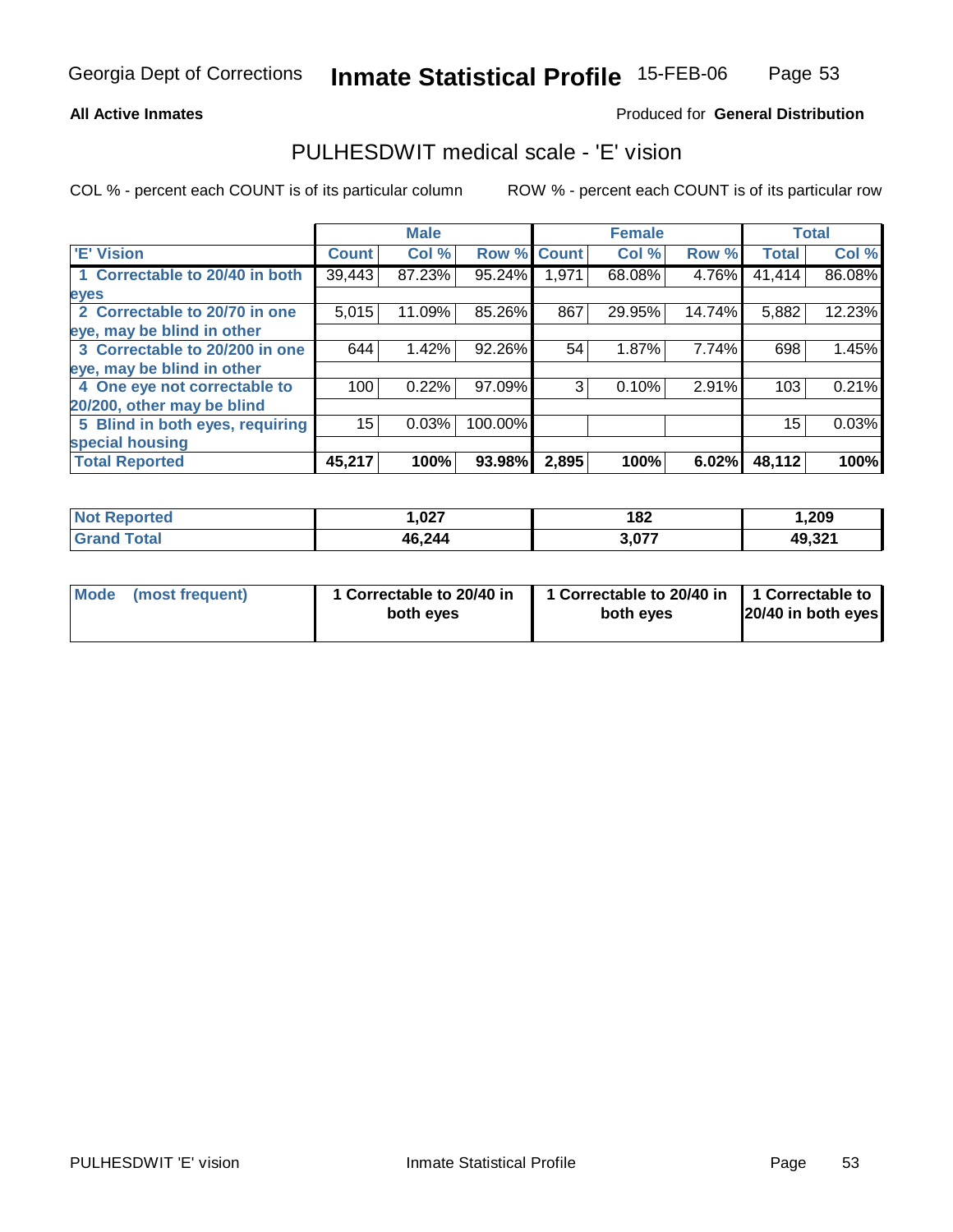Georgia Dept of Corrections **Inmate Statistical Profile** 15-FEB-06

**All Active Inmates**

Produced for **General Distribution**

## PULHESDWIT medical scale - 'E' vision

COL % - percent each COUNT is of its particular column

ROW % - percent each COUNT is of its particular row

| | Male | | | Female | | | Total | |
|---|---|---|---|---|---|---|---|---|
| 'E' Vision | Count | Col % | Row % | Count | Col % | Row % | Total | Col % |
| 1 Correctable to 20/40 in both eyes | 39,443 | 87.23% | 95.24% | 1,971 | 68.08% | 4.76% | 41,414 | 86.08% |
| 2 Correctable to 20/70 in one eye, may be blind in other | 5,015 | 11.09% | 85.26% | 867 | 29.95% | 14.74% | 5,882 | 12.23% |
| 3 Correctable to 20/200 in one eye, may be blind in other | 644 | 1.42% | 92.26% | 54 | 1.87% | 7.74% | 698 | 1.45% |
| 4 One eye not correctable to 20/200, other may be blind | 100 | 0.22% | 97.09% | 3 | 0.10% | 2.91% | 103 | 0.21% |
| 5 Blind in both eyes, requiring special housing | 15 | 0.03% | 100.00% | | | | 15 | 0.03% |
| **Total Reported** | **45,217** | **100%** | **93.98%** | **2,895** | **100%** | **6.02%** | **48,112** | **100%** |

| | Male | Female | Total |
|---|---|---|---|
| Not Reported | 1,027 | 182 | 1,209 |
| Grand Total | 46,244 | 3,077 | 49,321 |

| | Male | Female | Total |
|---|---|---|---|
| Mode (most frequent) | 1 Correctable to 20/40 in both eyes | 1 Correctable to 20/40 in both eyes | 1 Correctable to 20/40 in both eyes |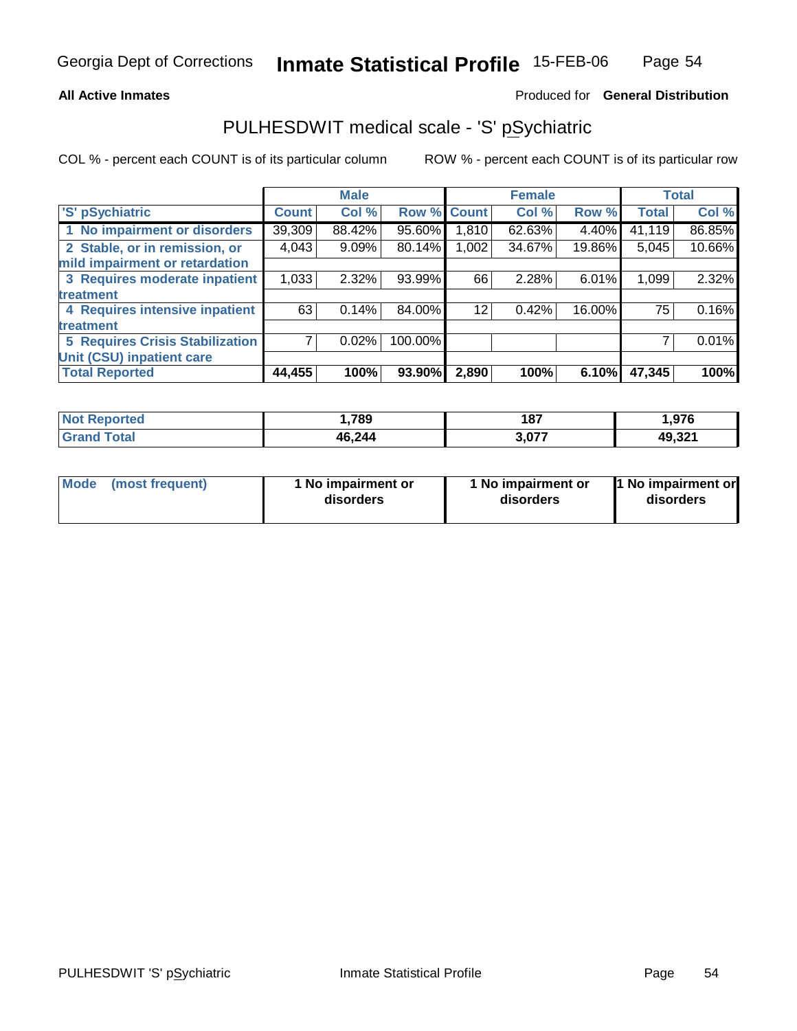Georgia Dept of Corrections **Inmate Statistical Profile** 15-FEB-06

**All Active Inmates** Produced for **General Distribution**

## PULHESDWIT medical scale - 'S' pSychiatric

COL % - percent each COUNT is of its particular column ROW % - percent each COUNT is of its particular row

| 'S' pSychiatric | Male | | | Female | | | Total | |
|---|---|---|---|---|---|---|---|---|
| | Count | Col % | Row % | Count | Col % | Row % | Total | Col % |
| 1 No impairment or disorders | 39,309 | 88.42% | 95.60% | 1,810 | 62.63% | 4.40% | 41,119 | 86.85% |
| 2 Stable, or in remission, or mild impairment or retardation | 4,043 | 9.09% | 80.14% | 1,002 | 34.67% | 19.86% | 5,045 | 10.66% |
| 3 Requires moderate inpatient treatment | 1,033 | 2.32% | 93.99% | 66 | 2.28% | 6.01% | 1,099 | 2.32% |
| 4 Requires intensive inpatient treatment | 63 | 0.14% | 84.00% | 12 | 0.42% | 16.00% | 75 | 0.16% |
| 5 Requires Crisis Stabilization Unit (CSU) inpatient care | 7 | 0.02% | 100.00% | | | | 7 | 0.01% |
| **Total Reported** | **44,455** | **100%** | **93.90%** | **2,890** | **100%** | **6.10%** | **47,345** | **100%** |

| | Male | Female | Total |
|---|---|---|---|
| Not Reported | 1,789 | 187 | 1,976 |
| Grand Total | 46,244 | 3,077 | 49,321 |

| | Male | Female | Total |
|---|---|---|---|
| Mode (most frequent) | 1 No impairment or disorders | 1 No impairment or disorders | 1 No impairment or disorders |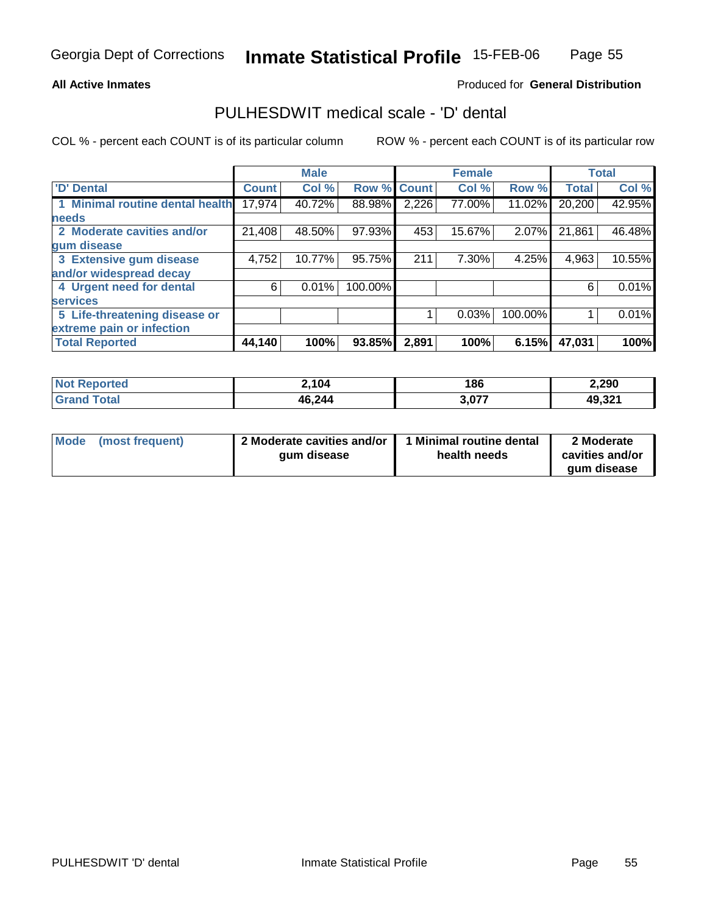Georgia Dept of Corrections **Inmate Statistical Profile** 15-FEB-06

**All Active Inmates**

Produced for **General Distribution**

## PULHESDWIT medical scale - 'D' dental

COL % - percent each COUNT is of its particular column

ROW % - percent each COUNT is of its particular row

| | Male | | | Female | | | Total | |
|---|---|---|---|---|---|---|---|---|
| 'D' Dental | Count | Col % | Row % | Count | Col % | Row % | Total | Col % |
| 1 Minimal routine dental health needs | 17,974 | 40.72% | 88.98% | 2,226 | 77.00% | 11.02% | 20,200 | 42.95% |
| 2 Moderate cavities and/or gum disease | 21,408 | 48.50% | 97.93% | 453 | 15.67% | 2.07% | 21,861 | 46.48% |
| 3 Extensive gum disease and/or widespread decay | 4,752 | 10.77% | 95.75% | 211 | 7.30% | 4.25% | 4,963 | 10.55% |
| 4 Urgent need for dental services | 6 | 0.01% | 100.00% | | | | 6 | 0.01% |
| 5 Life-threatening disease or extreme pain or infection | | | | 1 | 0.03% | 100.00% | 1 | 0.01% |
| **Total Reported** | **44,140** | **100%** | **93.85%** | **2,891** | **100%** | **6.15%** | **47,031** | **100%** |

| | Male | Female | Total |
|---|---|---|---|
| Not Reported | **2,104** | **186** | **2,290** |
| Grand Total | **46,244** | **3,077** | **49,321** |

| | Male | Female | Total |
|---|---|---|---|
| Mode (most frequent) | **2 Moderate cavities and/or gum disease** | **1 Minimal routine dental health needs** | **2 Moderate cavities and/or gum disease** |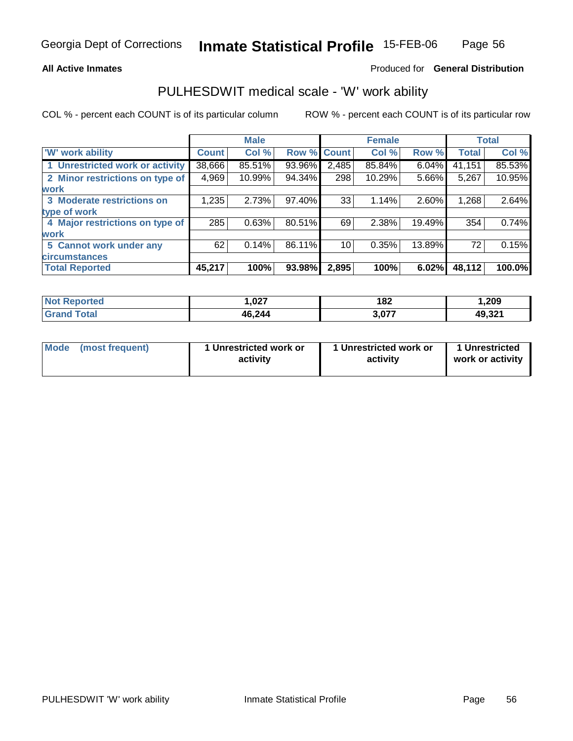Georgia Dept of Corrections **Inmate Statistical Profile** 15-FEB-06

**All Active Inmates**

Produced for **General Distribution**

## PULHESDWIT medical scale - 'W' work ability

COL % - percent each COUNT is of its particular column

ROW % - percent each COUNT is of its particular row

| | Male | | | Female | | | Total | |
|---|---|---|---|---|---|---|---|---|
| 'W' work ability | Count | Col % | Row % | Count | Col % | Row % | Total | Col % |
| 1 Unrestricted work or activity | 38,666 | 85.51% | 93.96% | 2,485 | 85.84% | 6.04% | 41,151 | 85.53% |
| 2 Minor restrictions on type of work | 4,969 | 10.99% | 94.34% | 298 | 10.29% | 5.66% | 5,267 | 10.95% |
| 3 Moderate restrictions on type of work | 1,235 | 2.73% | 97.40% | 33 | 1.14% | 2.60% | 1,268 | 2.64% |
| 4 Major restrictions on type of work | 285 | 0.63% | 80.51% | 69 | 2.38% | 19.49% | 354 | 0.74% |
| 5 Cannot work under any circumstances | 62 | 0.14% | 86.11% | 10 | 0.35% | 13.89% | 72 | 0.15% |
| **Total Reported** | **45,217** | **100%** | **93.98%** | **2,895** | **100%** | **6.02%** | **48,112** | **100.0%** |

| | Male | Female | Total |
|---|---|---|---|
| Not Reported | 1,027 | 182 | 1,209 |
| Grand Total | 46,244 | 3,077 | 49,321 |

| | Male | Female | Total |
|---|---|---|---|
| Mode (most frequent) | 1 Unrestricted work or activity | 1 Unrestricted work or activity | 1 Unrestricted work or activity |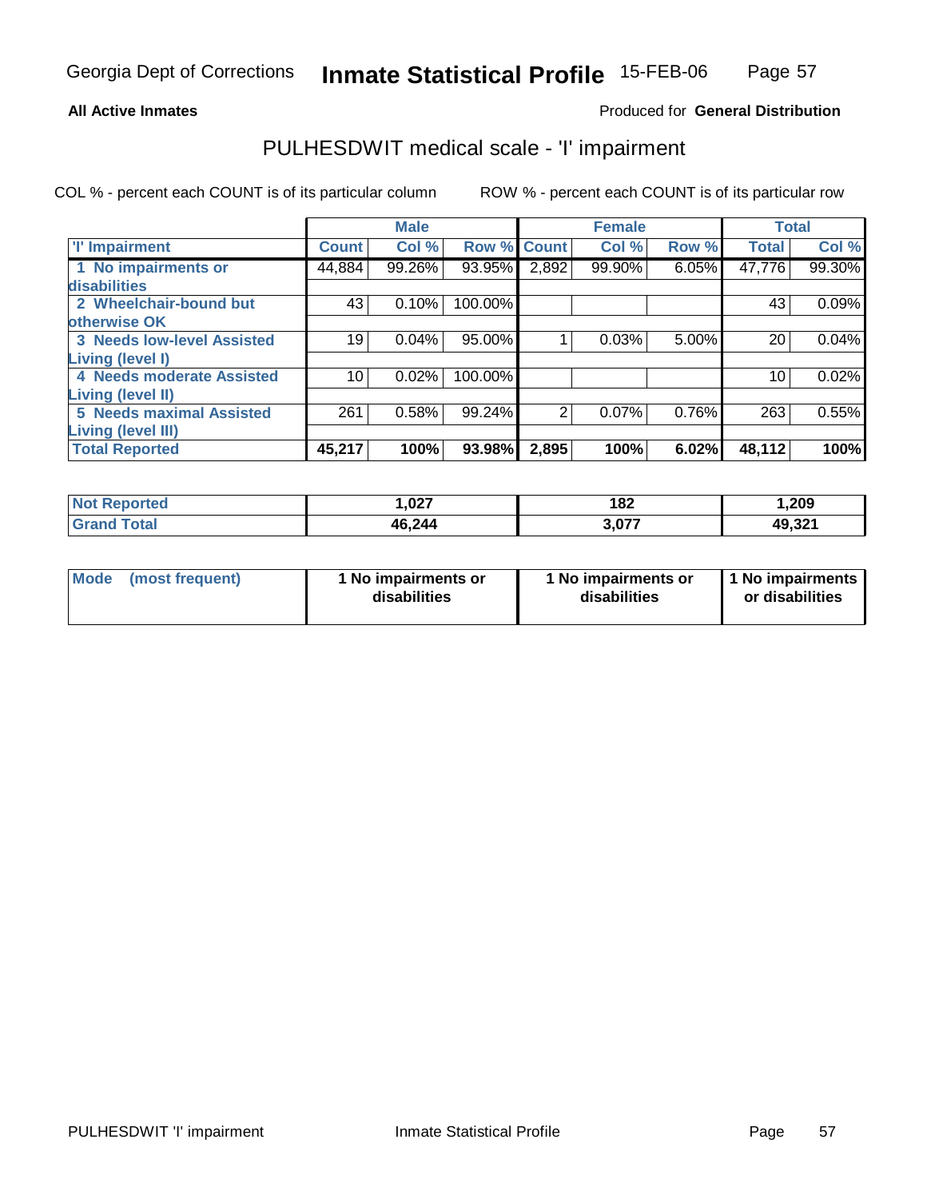Georgia Dept of Corrections **Inmate Statistical Profile** 15-FEB-06

**All Active Inmates**

Produced for **General Distribution**

## PULHESDWIT medical scale - 'I' impairment

COL % - percent each COUNT is of its particular column    ROW % - percent each COUNT is of its particular row

| | Male | | | Female | | | Total | |
|---|---|---|---|---|---|---|---|---|
| **'I' Impairment** | **Count** | **Col %** | **Row %** | **Count** | **Col %** | **Row %** | **Total** | **Col %** |
| **1 No impairments or disabilities** | 44,884 | 99.26% | 93.95% | 2,892 | 99.90% | 6.05% | 47,776 | 99.30% |
| **2 Wheelchair-bound but otherwise OK** | 43 | 0.10% | 100.00% | | | | 43 | 0.09% |
| **3 Needs low-level Assisted Living (level I)** | 19 | 0.04% | 95.00% | 1 | 0.03% | 5.00% | 20 | 0.04% |
| **4 Needs moderate Assisted Living (level II)** | 10 | 0.02% | 100.00% | | | | 10 | 0.02% |
| **5 Needs maximal Assisted Living (level III)** | 261 | 0.58% | 99.24% | 2 | 0.07% | 0.76% | 263 | 0.55% |
| **Total Reported** | **45,217** | **100%** | **93.98%** | **2,895** | **100%** | **6.02%** | **48,112** | **100%** |

| | Male | Female | Total |
|---|---|---|---|
| **Not Reported** | **1,027** | **182** | **1,209** |
| **Grand Total** | **46,244** | **3,077** | **49,321** |

| | Male | Female | Total |
|---|---|---|---|
| **Mode (most frequent)** | **1 No impairments or disabilities** | **1 No impairments or disabilities** | **1 No impairments or disabilities** |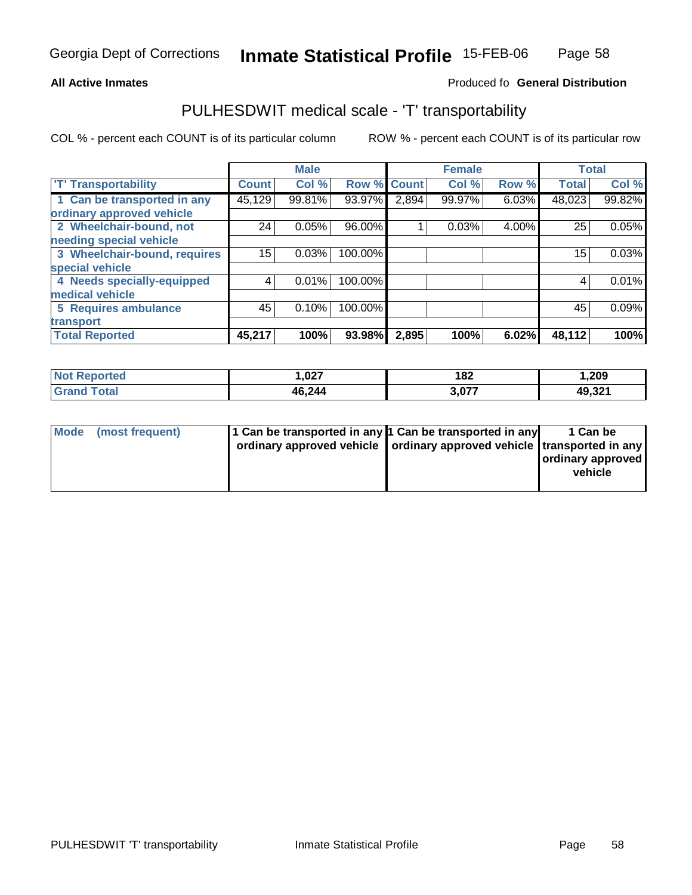Georgia Dept of Corrections **Inmate Statistical Profile** 15-FEB-06

**All Active Inmates**

Produced fo **General Distribution**

## PULHESDWIT medical scale - 'T' transportability

COL % - percent each COUNT is of its particular column ROW % - percent each COUNT is of its particular row

| | Male | | | Female | | | Total | |
|---|---|---|---|---|---|---|---|---|
| 'T' Transportability | Count | Col % | Row % | Count | Col % | Row % | Total | Col % |
| 1 Can be transported in any ordinary approved vehicle | 45,129 | 99.81% | 93.97% | 2,894 | 99.97% | 6.03% | 48,023 | 99.82% |
| 2 Wheelchair-bound, not needing special vehicle | 24 | 0.05% | 96.00% | 1 | 0.03% | 4.00% | 25 | 0.05% |
| 3 Wheelchair-bound, requires special vehicle | 15 | 0.03% | 100.00% | | | | 15 | 0.03% |
| 4 Needs specially-equipped medical vehicle | 4 | 0.01% | 100.00% | | | | 4 | 0.01% |
| 5 Requires ambulance transport | 45 | 0.10% | 100.00% | | | | 45 | 0.09% |
| **Total Reported** | **45,217** | **100%** | **93.98%** | **2,895** | **100%** | **6.02%** | **48,112** | **100%** |

| | Male | Female | Total |
|---|---|---|---|
| Not Reported | 1,027 | 182 | 1,209 |
| Grand Total | 46,244 | 3,077 | 49,321 |

| | Male | Female | Total |
|---|---|---|---|
| Mode (most frequent) | 1 Can be transported in any ordinary approved vehicle | 1 Can be transported in any ordinary approved vehicle | 1 Can be transported in any ordinary approved vehicle |

PULHESDWIT 'T' transportability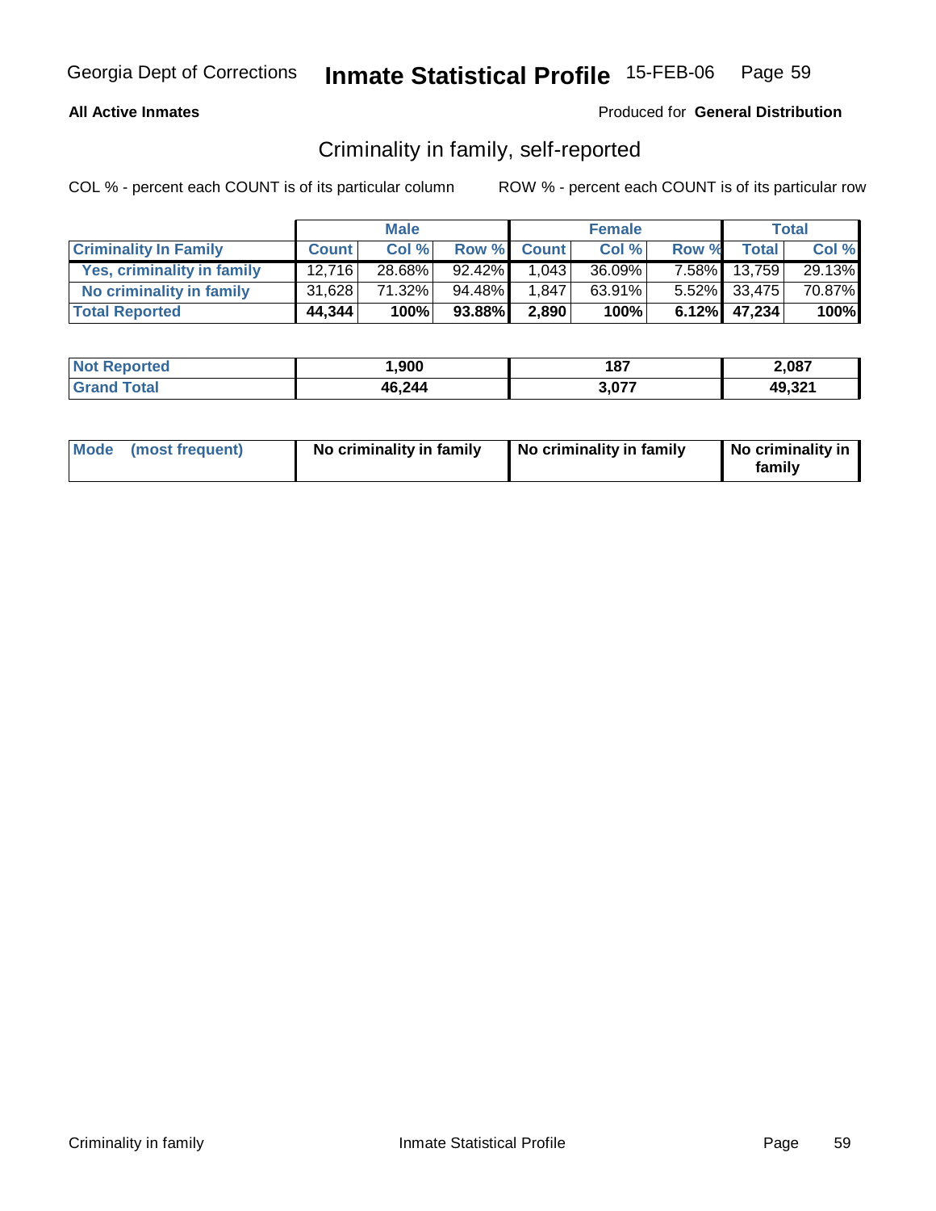Georgia Dept of Corrections **Inmate Statistical Profile** 15-FEB-06

**All Active Inmates**

Produced for **General Distribution**

## Criminality in family, self-reported

COL % - percent each COUNT is of its particular column    ROW % - percent each COUNT is of its particular row

| | Male | | | Female | | | Total | |
|---|---|---|---|---|---|---|---|---|
| **Criminality In Family** | **Count** | **Col %** | **Row %** | **Count** | **Col %** | **Row %** | **Total** | **Col %** |
| Yes, criminality in family | 12,716 | 28.68% | 92.42% | 1,043 | 36.09% | 7.58% | 13,759 | 29.13% |
| No criminality in family | 31,628 | 71.32% | 94.48% | 1,847 | 63.91% | 5.52% | 33,475 | 70.87% |
| **Total Reported** | **44,344** | **100%** | **93.88%** | **2,890** | **100%** | **6.12%** | **47,234** | **100%** |

| | Male | Female | Total |
|---|---|---|---|
| Not Reported | 1,900 | 187 | 2,087 |
| Grand Total | 46,244 | 3,077 | 49,321 |

| | Male | Female | Total |
|---|---|---|---|
| Mode (most frequent) | No criminality in family | No criminality in family | No criminality in family |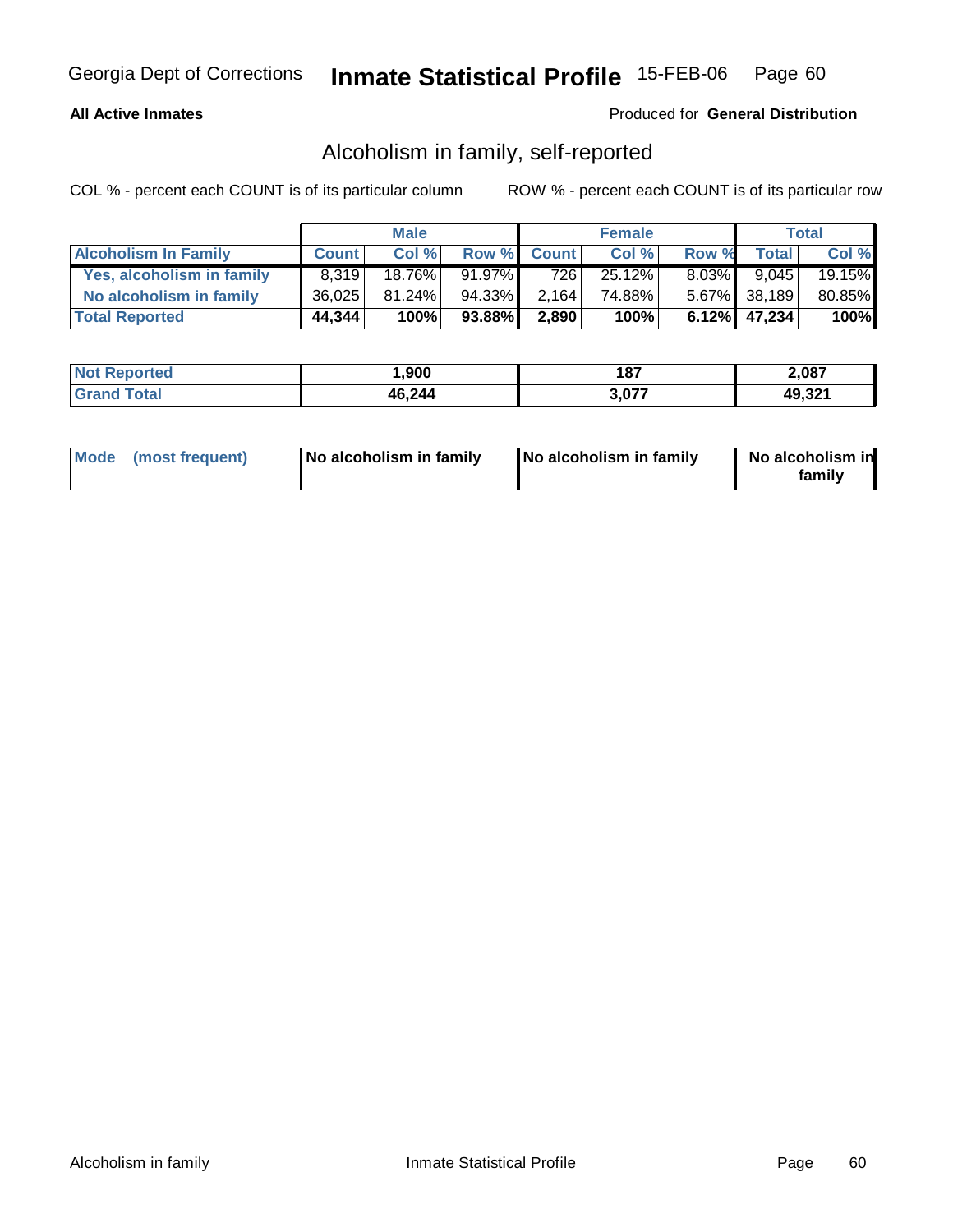Georgia Dept of Corrections **Inmate Statistical Profile** 15-FEB-06

**All Active Inmates**

Produced for **General Distribution**

## Alcoholism in family, self-reported

COL % - percent each COUNT is of its particular column

ROW % - percent each COUNT is of its particular row

| | Male | | | Female | | | Total | |
|---|---|---|---|---|---|---|---|---|
| **Alcoholism In Family** | **Count** | **Col %** | **Row %** | **Count** | **Col %** | **Row %** | **Total** | **Col %** |
| **Yes, alcoholism in family** | 8,319 | 18.76% | 91.97% | 726 | 25.12% | 8.03% | 9,045 | 19.15% |
| **No alcoholism in family** | 36,025 | 81.24% | 94.33% | 2,164 | 74.88% | 5.67% | 38,189 | 80.85% |
| **Total Reported** | **44,344** | **100%** | **93.88%** | **2,890** | **100%** | **6.12%** | **47,234** | **100%** |

| | Male | Female | Total |
|---|---|---|---|
| **Not Reported** | **1,900** | **187** | **2,087** |
| **Grand Total** | **46,244** | **3,077** | **49,321** |

| | Male | Female | Total |
|---|---|---|---|
| **Mode (most frequent)** | **No alcoholism in family** | **No alcoholism in family** | **No alcoholism in family** |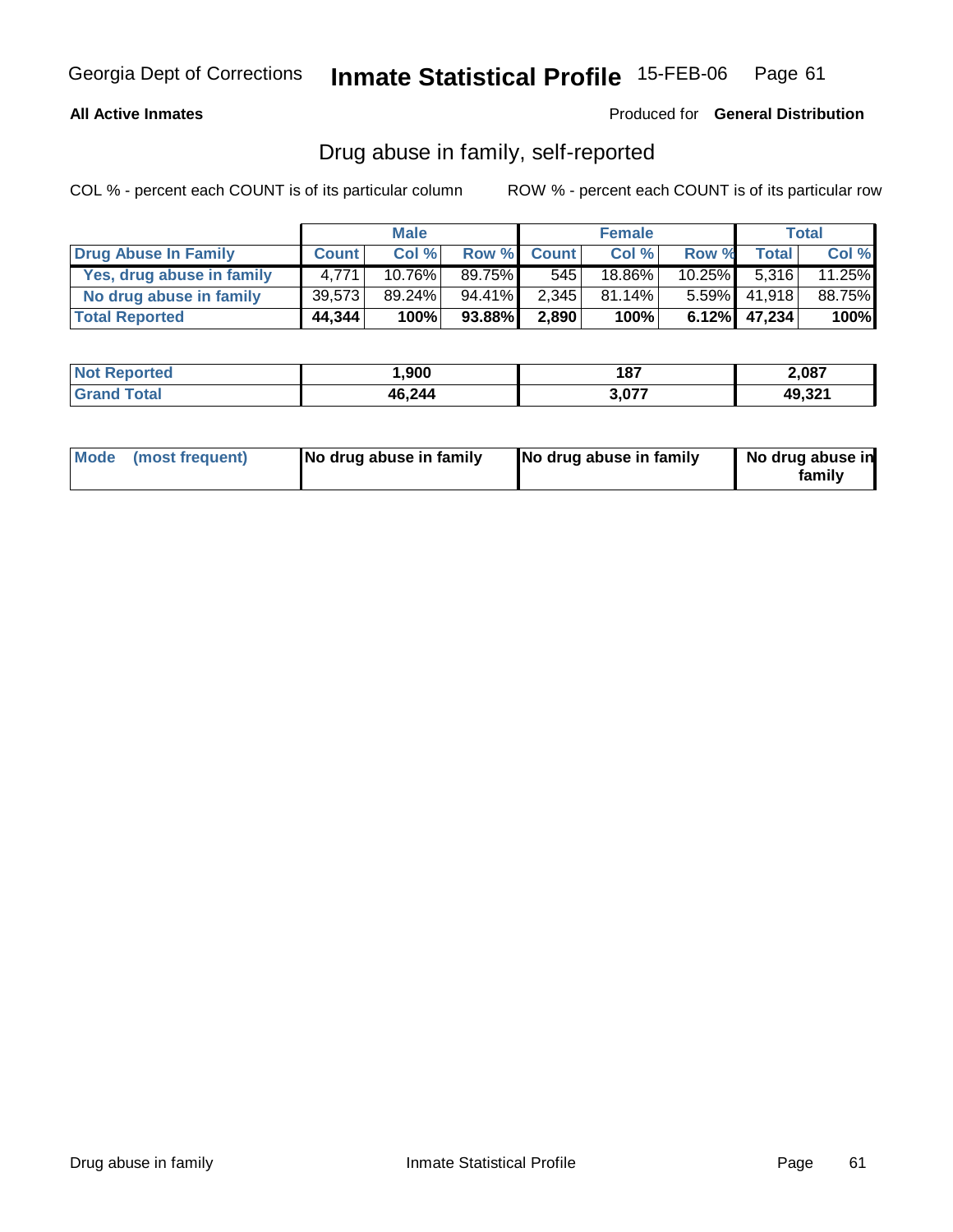Georgia Dept of Corrections **Inmate Statistical Profile** 15-FEB-06

**All Active Inmates**

Produced for **General Distribution**

## Drug abuse in family, self-reported

COL % - percent each COUNT is of its particular column ROW % - percent each COUNT is of its particular row

| | Male | | | Female | | | Total | |
|---|---|---|---|---|---|---|---|---|
| **Drug Abuse In Family** | **Count** | **Col %** | **Row %** | **Count** | **Col %** | **Row %** | **Total** | **Col %** |
| **Yes, drug abuse in family** | 4,771 | 10.76% | 89.75% | 545 | 18.86% | 10.25% | 5,316 | 11.25% |
| **No drug abuse in family** | 39,573 | 89.24% | 94.41% | 2,345 | 81.14% | 5.59% | 41,918 | 88.75% |
| **Total Reported** | **44,344** | **100%** | **93.88%** | **2,890** | **100%** | **6.12%** | **47,234** | **100%** |

| | Male | Female | Total |
|---|---|---|---|
| **Not Reported** | **1,900** | **187** | **2,087** |
| **Grand Total** | **46,244** | **3,077** | **49,321** |

| | Male | Female | Total |
|---|---|---|---|
| **Mode (most frequent)** | **No drug abuse in family** | **No drug abuse in family** | **No drug abuse in family** |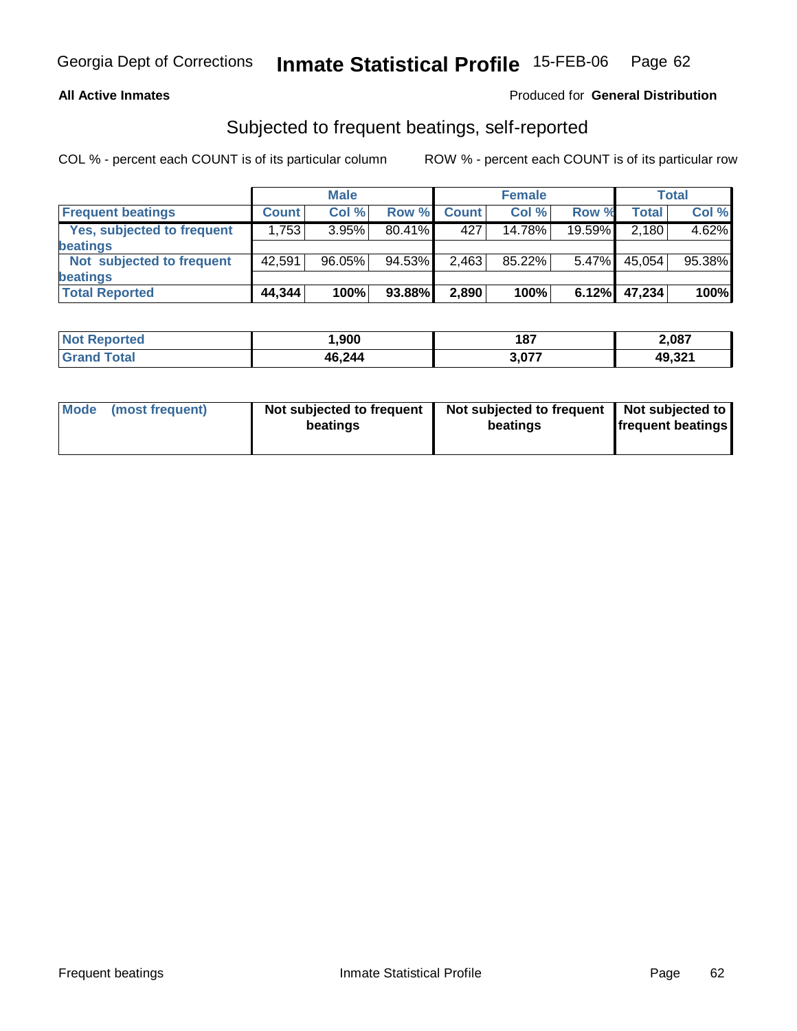**All Active Inmates**

Produced for **General Distribution**

## Subjected to frequent beatings, self-reported

COL % - percent each COUNT is of its particular column

ROW % - percent each COUNT is of its particular row

| | Male | | | Female | | | Total | |
|---|---|---|---|---|---|---|---|---|
| **Frequent beatings** | **Count** | **Col %** | **Row %** | **Count** | **Col %** | **Row %** | **Total** | **Col %** |
| **Yes, subjected to frequent beatings** | 1,753 | 3.95% | 80.41% | 427 | 14.78% | 19.59% | 2,180 | 4.62% |
| **Not subjected to frequent beatings** | 42,591 | 96.05% | 94.53% | 2,463 | 85.22% | 5.47% | 45,054 | 95.38% |
| **Total Reported** | **44,344** | **100%** | **93.88%** | **2,890** | **100%** | **6.12%** | **47,234** | **100%** |

| | Male | Female | Total |
|---|---|---|---|
| **Not Reported** | **1,900** | **187** | **2,087** |
| **Grand Total** | **46,244** | **3,077** | **49,321** |

| | Male | Female | Total |
|---|---|---|---|
| **Mode (most frequent)** | **Not subjected to frequent beatings** | **Not subjected to frequent beatings** | **Not subjected to frequent beatings** |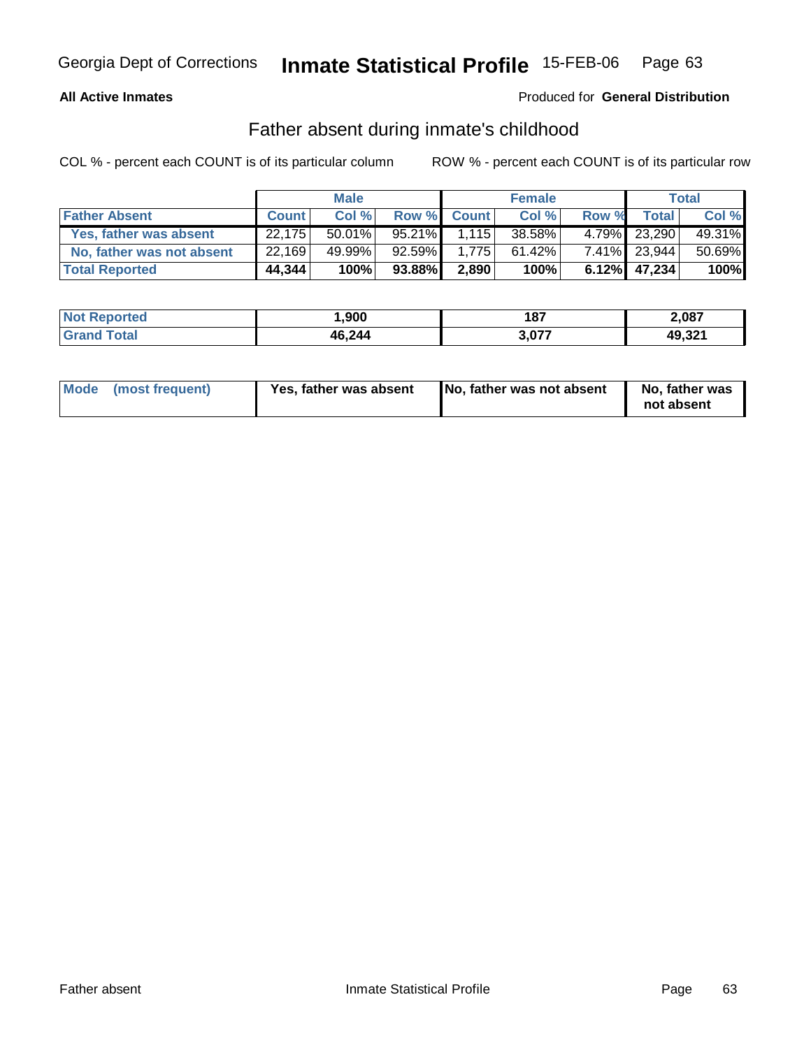Georgia Dept of Corrections **Inmate Statistical Profile** 15-FEB-06

**All Active Inmates**

Produced for **General Distribution**

## Father absent during inmate's childhood

COL % - percent each COUNT is of its particular column

ROW % - percent each COUNT is of its particular row

| | Male | | | Female | | | Total | |
|---|---|---|---|---|---|---|---|---|
| **Father Absent** | **Count** | **Col %** | **Row %** | **Count** | **Col %** | **Row %** | **Total** | **Col %** |
| Yes, father was absent | 22,175 | 50.01% | 95.21% | 1,115 | 38.58% | 4.79% | 23,290 | 49.31% |
| No, father was not absent | 22,169 | 49.99% | 92.59% | 1,775 | 61.42% | 7.41% | 23,944 | 50.69% |
| **Total Reported** | **44,344** | **100%** | **93.88%** | **2,890** | **100%** | **6.12%** | **47,234** | **100%** |

| | Male | Female | Total |
|---|---|---|---|
| **Not Reported** | **1,900** | **187** | **2,087** |
| **Grand Total** | **46,244** | **3,077** | **49,321** |

| | Male | Female | Total |
|---|---|---|---|
| **Mode (most frequent)** | **Yes, father was absent** | **No, father was not absent** | **No, father was not absent** |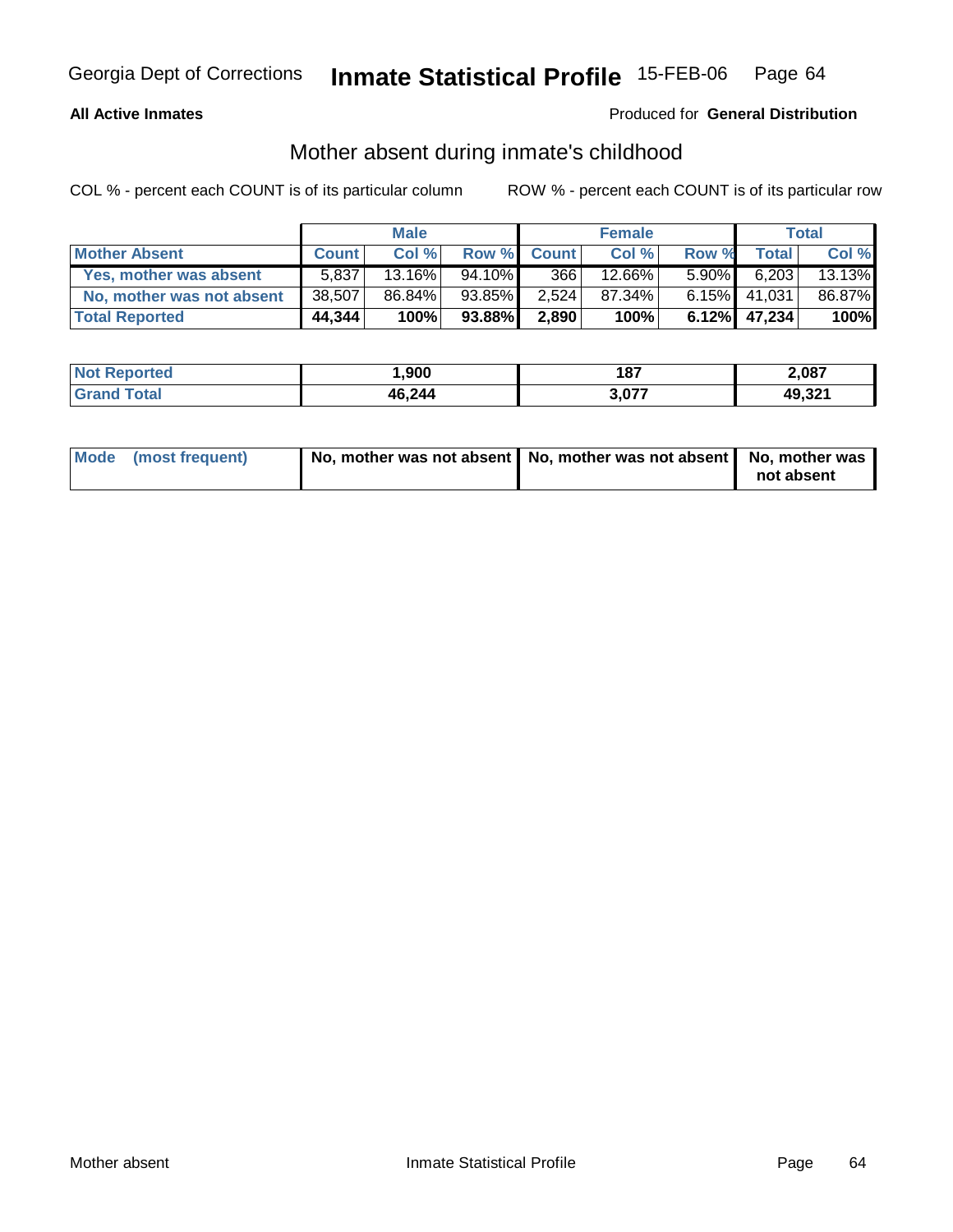Georgia Dept of Corrections **Inmate Statistical Profile** 15-FEB-06

**All Active Inmates**

Produced for **General Distribution**

## Mother absent during inmate's childhood

COL % - percent each COUNT is of its particular column

ROW % - percent each COUNT is of its particular row

| | Male | | | Female | | | Total | |
|---|---|---|---|---|---|---|---|---|
| **Mother Absent** | **Count** | **Col %** | **Row %** | **Count** | **Col %** | **Row %** | **Total** | **Col %** |
| **Yes, mother was absent** | 5,837 | 13.16% | 94.10% | 366 | 12.66% | 5.90% | 6,203 | 13.13% |
| **No, mother was not absent** | 38,507 | 86.84% | 93.85% | 2,524 | 87.34% | 6.15% | 41,031 | 86.87% |
| **Total Reported** | **44,344** | **100%** | **93.88%** | **2,890** | **100%** | **6.12%** | **47,234** | **100%** |

| | Male | Female | Total |
|---|---|---|---|
| **Not Reported** | **1,900** | **187** | **2,087** |
| **Grand Total** | **46,244** | **3,077** | **49,321** |

| | Male | Female | Total |
|---|---|---|---|
| **Mode (most frequent)** | **No, mother was not absent** | **No, mother was not absent** | **No, mother was not absent** |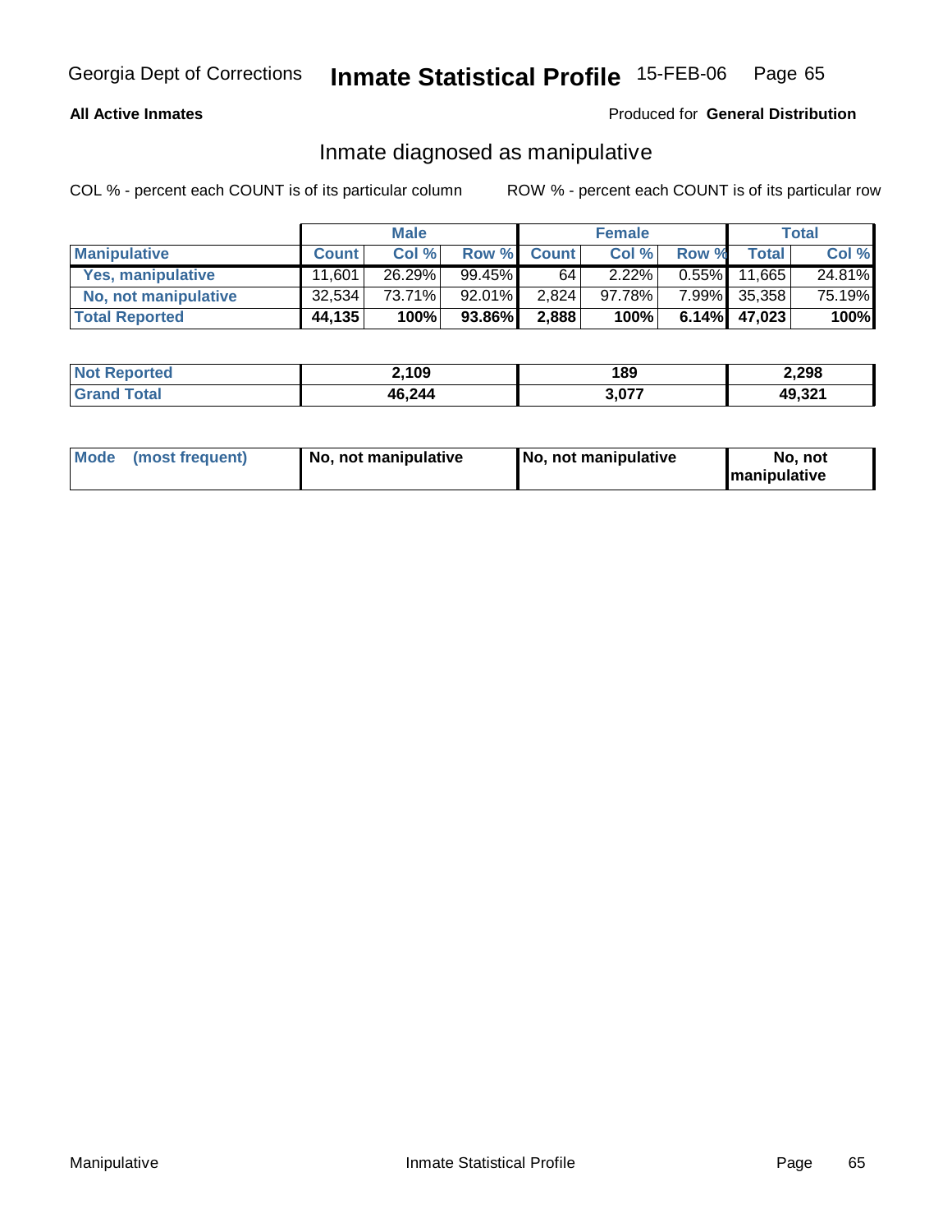Georgia Dept of Corrections **Inmate Statistical Profile** 15-FEB-06

**All Active Inmates**

Produced for **General Distribution**

## Inmate diagnosed as manipulative

COL % - percent each COUNT is of its particular column

ROW % - percent each COUNT is of its particular row

| | Male | | | Female | | | Total | |
|---|---|---|---|---|---|---|---|---|
| **Manipulative** | **Count** | **Col %** | **Row %** | **Count** | **Col %** | **Row %** | **Total** | **Col %** |
| **Yes, manipulative** | 11,601 | 26.29% | 99.45% | 64 | 2.22% | 0.55% | 11,665 | 24.81% |
| **No, not manipulative** | 32,534 | 73.71% | 92.01% | 2,824 | 97.78% | 7.99% | 35,358 | 75.19% |
| **Total Reported** | **44,135** | **100%** | **93.86%** | **2,888** | **100%** | **6.14%** | **47,023** | **100%** |

| | Male | Female | Total |
|---|---|---|---|
| **Not Reported** | **2,109** | **189** | **2,298** |
| **Grand Total** | **46,244** | **3,077** | **49,321** |

| | Male | Female | Total |
|---|---|---|---|
| **Mode (most frequent)** | **No, not manipulative** | **No, not manipulative** | **No, not manipulative** |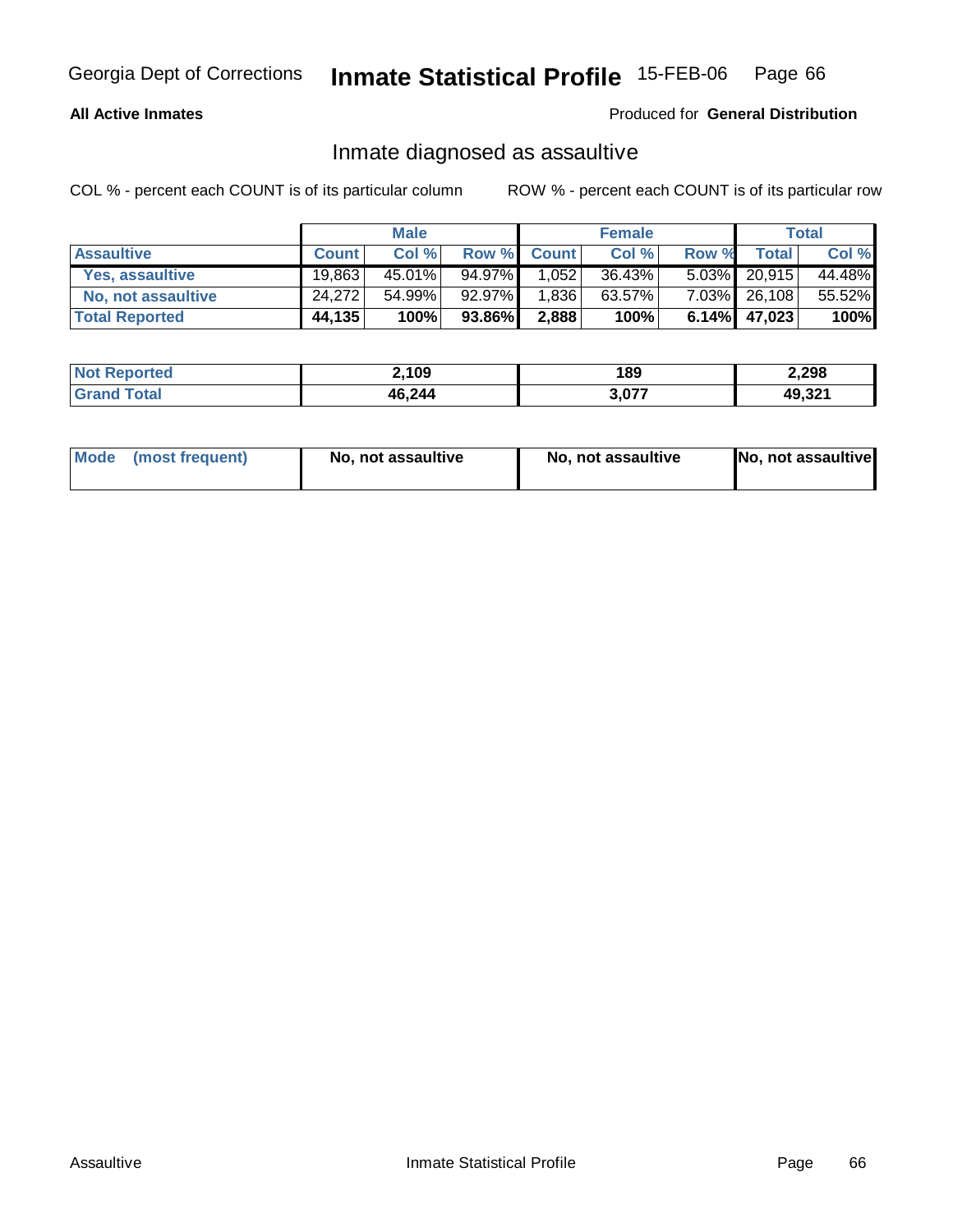Georgia Dept of Corrections **Inmate Statistical Profile** 15-FEB-06

**All Active Inmates** Produced for **General Distribution**

## Inmate diagnosed as assaultive

COL % - percent each COUNT is of its particular column ROW % - percent each COUNT is of its particular row

| | Male | | | Female | | | Total | |
|---|---|---|---|---|---|---|---|---|
| **Assaultive** | **Count** | **Col %** | **Row %** | **Count** | **Col %** | **Row %** | **Total** | **Col %** |
| **Yes, assaultive** | 19,863 | 45.01% | 94.97% | 1,052 | 36.43% | 5.03% | 20,915 | 44.48% |
| **No, not assaultive** | 24,272 | 54.99% | 92.97% | 1,836 | 63.57% | 7.03% | 26,108 | 55.52% |
| **Total Reported** | **44,135** | **100%** | **93.86%** | **2,888** | **100%** | **6.14%** | **47,023** | **100%** |

| | Male | Female | Total |
|---|---|---|---|
| **Not Reported** | **2,109** | **189** | **2,298** |
| **Grand Total** | **46,244** | **3,077** | **49,321** |

| | Male | Female | Total |
|---|---|---|---|
| **Mode (most frequent)** | **No, not assaultive** | **No, not assaultive** | **No, not assaultive** |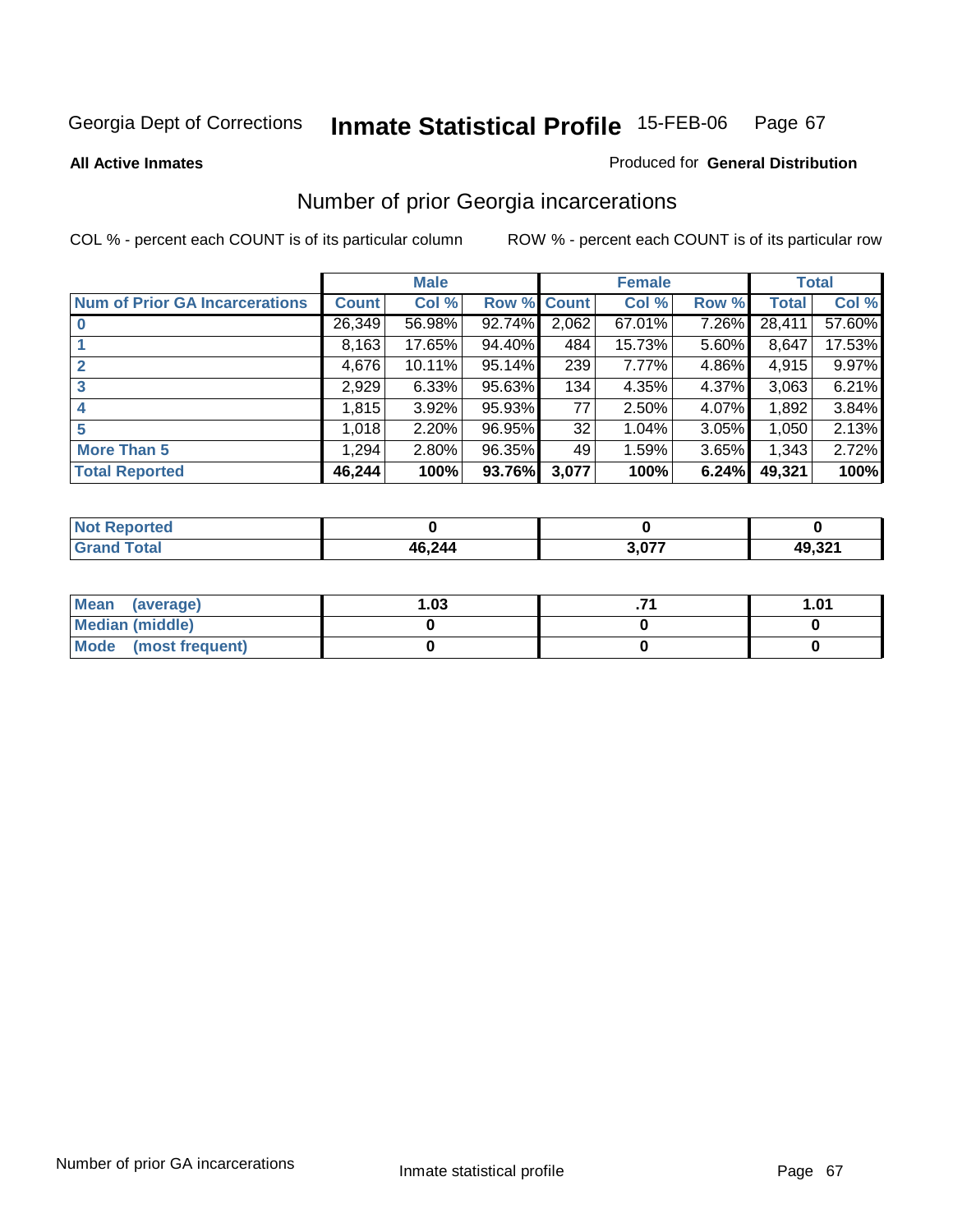Georgia Dept of Corrections **Inmate Statistical Profile** 15-FEB-06 Page 67

**All Active Inmates** Produced for **General Distribution**

## Number of prior Georgia incarcerations

COL % - percent each COUNT is of its particular column ROW % - percent each COUNT is of its particular row

| | Male | | | Female | | | Total | |
|---|---|---|---|---|---|---|---|---|
| **Num of Prior GA Incarcerations** | **Count** | **Col %** | **Row %** | **Count** | **Col %** | **Row %** | **Total** | **Col %** |
| **0** | 26,349 | 56.98% | 92.74% | 2,062 | 67.01% | 7.26% | 28,411 | 57.60% |
| **1** | 8,163 | 17.65% | 94.40% | 484 | 15.73% | 5.60% | 8,647 | 17.53% |
| **2** | 4,676 | 10.11% | 95.14% | 239 | 7.77% | 4.86% | 4,915 | 9.97% |
| **3** | 2,929 | 6.33% | 95.63% | 134 | 4.35% | 4.37% | 3,063 | 6.21% |
| **4** | 1,815 | 3.92% | 95.93% | 77 | 2.50% | 4.07% | 1,892 | 3.84% |
| **5** | 1,018 | 2.20% | 96.95% | 32 | 1.04% | 3.05% | 1,050 | 2.13% |
| **More Than 5** | 1,294 | 2.80% | 96.35% | 49 | 1.59% | 3.65% | 1,343 | 2.72% |
| **Total Reported** | **46,244** | **100%** | **93.76%** | **3,077** | **100%** | **6.24%** | **49,321** | **100%** |

| | Male | Female | Total |
|---|---|---|---|
| **Not Reported** | **0** | **0** | **0** |
| **Grand Total** | **46,244** | **3,077** | **49,321** |

| | Male | Female | Total |
|---|---|---|---|
| **Mean (average)** | **1.03** | **.71** | **1.01** |
| **Median (middle)** | **0** | **0** | **0** |
| **Mode (most frequent)** | **0** | **0** | **0** |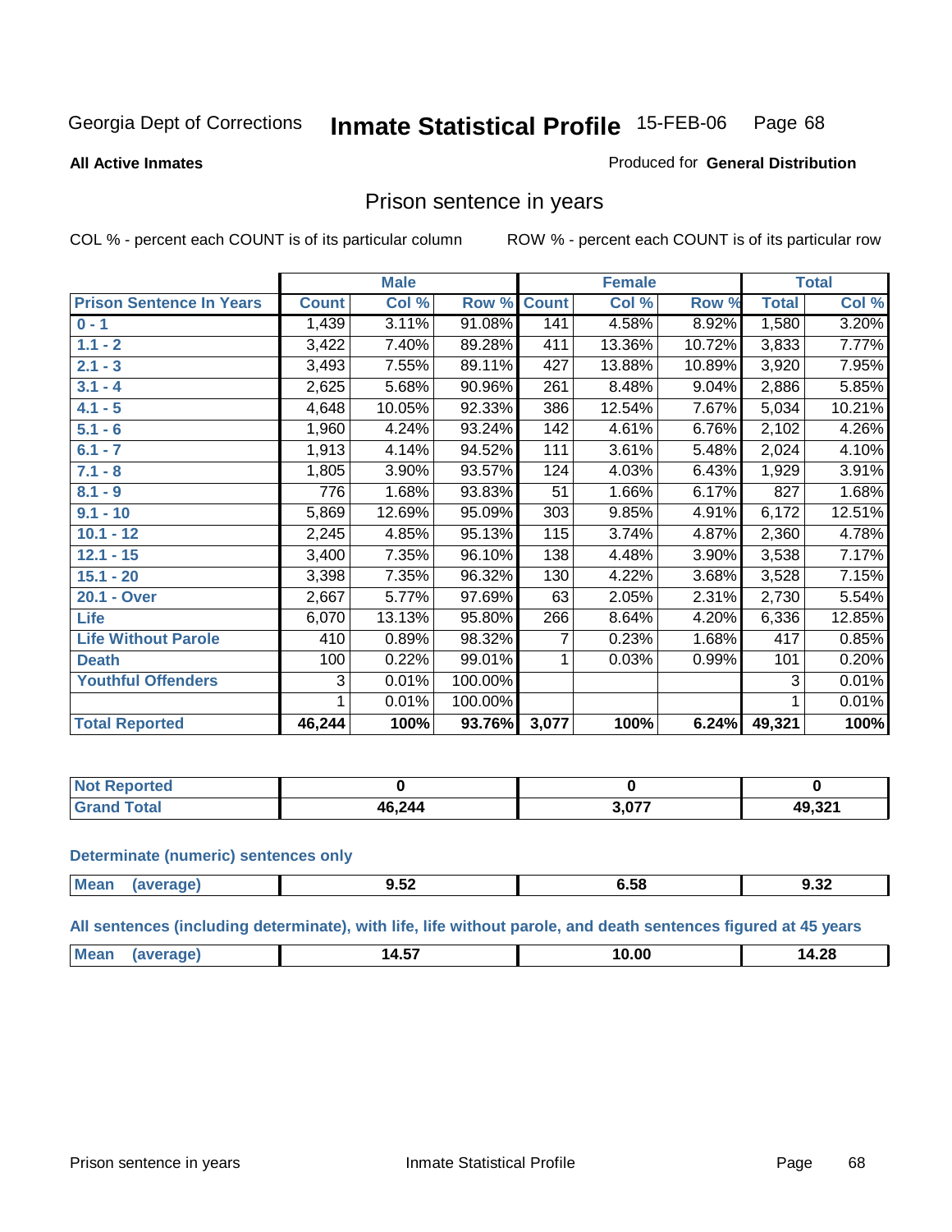Georgia Dept of Corrections **Inmate Statistical Profile** 15-FEB-06

**All Active Inmates**

Produced for **General Distribution**

## Prison sentence in years

COL % - percent each COUNT is of its particular column ROW % - percent each COUNT is of its particular row

| | Male | | | Female | | | Total | |
|---|---|---|---|---|---|---|---|---|
| **Prison Sentence In Years** | **Count** | **Col %** | **Row %** | **Count** | **Col %** | **Row %** | **Total** | **Col %** |
| **0 - 1** | 1,439 | 3.11% | 91.08% | 141 | 4.58% | 8.92% | 1,580 | 3.20% |
| **1.1 - 2** | 3,422 | 7.40% | 89.28% | 411 | 13.36% | 10.72% | 3,833 | 7.77% |
| **2.1 - 3** | 3,493 | 7.55% | 89.11% | 427 | 13.88% | 10.89% | 3,920 | 7.95% |
| **3.1 - 4** | 2,625 | 5.68% | 90.96% | 261 | 8.48% | 9.04% | 2,886 | 5.85% |
| **4.1 - 5** | 4,648 | 10.05% | 92.33% | 386 | 12.54% | 7.67% | 5,034 | 10.21% |
| **5.1 - 6** | 1,960 | 4.24% | 93.24% | 142 | 4.61% | 6.76% | 2,102 | 4.26% |
| **6.1 - 7** | 1,913 | 4.14% | 94.52% | 111 | 3.61% | 5.48% | 2,024 | 4.10% |
| **7.1 - 8** | 1,805 | 3.90% | 93.57% | 124 | 4.03% | 6.43% | 1,929 | 3.91% |
| **8.1 - 9** | 776 | 1.68% | 93.83% | 51 | 1.66% | 6.17% | 827 | 1.68% |
| **9.1 - 10** | 5,869 | 12.69% | 95.09% | 303 | 9.85% | 4.91% | 6,172 | 12.51% |
| **10.1 - 12** | 2,245 | 4.85% | 95.13% | 115 | 3.74% | 4.87% | 2,360 | 4.78% |
| **12.1 - 15** | 3,400 | 7.35% | 96.10% | 138 | 4.48% | 3.90% | 3,538 | 7.17% |
| **15.1 - 20** | 3,398 | 7.35% | 96.32% | 130 | 4.22% | 3.68% | 3,528 | 7.15% |
| **20.1 - Over** | 2,667 | 5.77% | 97.69% | 63 | 2.05% | 2.31% | 2,730 | 5.54% |
| **Life** | 6,070 | 13.13% | 95.80% | 266 | 8.64% | 4.20% | 6,336 | 12.85% |
| **Life Without Parole** | 410 | 0.89% | 98.32% | 7 | 0.23% | 1.68% | 417 | 0.85% |
| **Death** | 100 | 0.22% | 99.01% | 1 | 0.03% | 0.99% | 101 | 0.20% |
| **Youthful Offenders** | 3 | 0.01% | 100.00% | | | | 3 | 0.01% |
| | 1 | 0.01% | 100.00% | | | | 1 | 0.01% |
| **Total Reported** | **46,244** | **100%** | **93.76%** | **3,077** | **100%** | **6.24%** | **49,321** | **100%** |

| | Male | Female | Total |
|---|---|---|---|
| **Not Reported** | **0** | **0** | **0** |
| **Grand Total** | **46,244** | **3,077** | **49,321** |

### Determinate (numeric) sentences only

| | Male | Female | Total |
|---|---|---|---|
| **Mean (average)** | **9.52** | **6.58** | **9.32** |

### All sentences (including determinate), with life, life without parole, and death sentences figured at 45 years

| | Male | Female | Total |
|---|---|---|---|
| **Mean (average)** | **14.57** | **10.00** | **14.28** |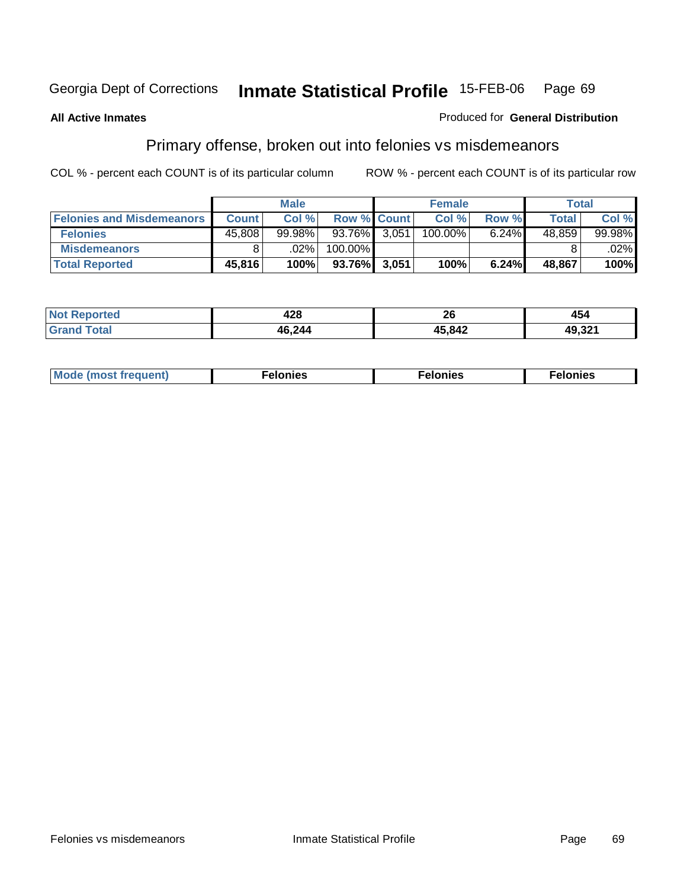Georgia Dept of Corrections **Inmate Statistical Profile** 15-FEB-06

**All Active Inmates**

Produced for **General Distribution**

## Primary offense, broken out into felonies vs misdemeanors

COL % - percent each COUNT is of its particular column        ROW % - percent each COUNT is of its particular row

| | Male | | | Female | | | Total | |
|---|---|---|---|---|---|---|---|---|
| **Felonies and Misdemeanors** | **Count** | **Col %** | **Row %** | **Count** | **Col %** | **Row %** | **Total** | **Col %** |
| **Felonies** | 45,808 | 99.98% | 93.76% | 3,051 | 100.00% | 6.24% | 48,859 | 99.98% |
| **Misdemeanors** | 8 | .02% | 100.00% | | | | 8 | .02% |
| **Total Reported** | **45,816** | **100%** | **93.76%** | **3,051** | **100%** | **6.24%** | **48,867** | **100%** |

| | Male | Female | Total |
|---|---|---|---|
| **Not Reported** | **428** | **26** | **454** |
| **Grand Total** | **46,244** | **45,842** | **49,321** |

| | Male | Female | Total |
|---|---|---|---|
| **Mode (most frequent)** | **Felonies** | **Felonies** | **Felonies** |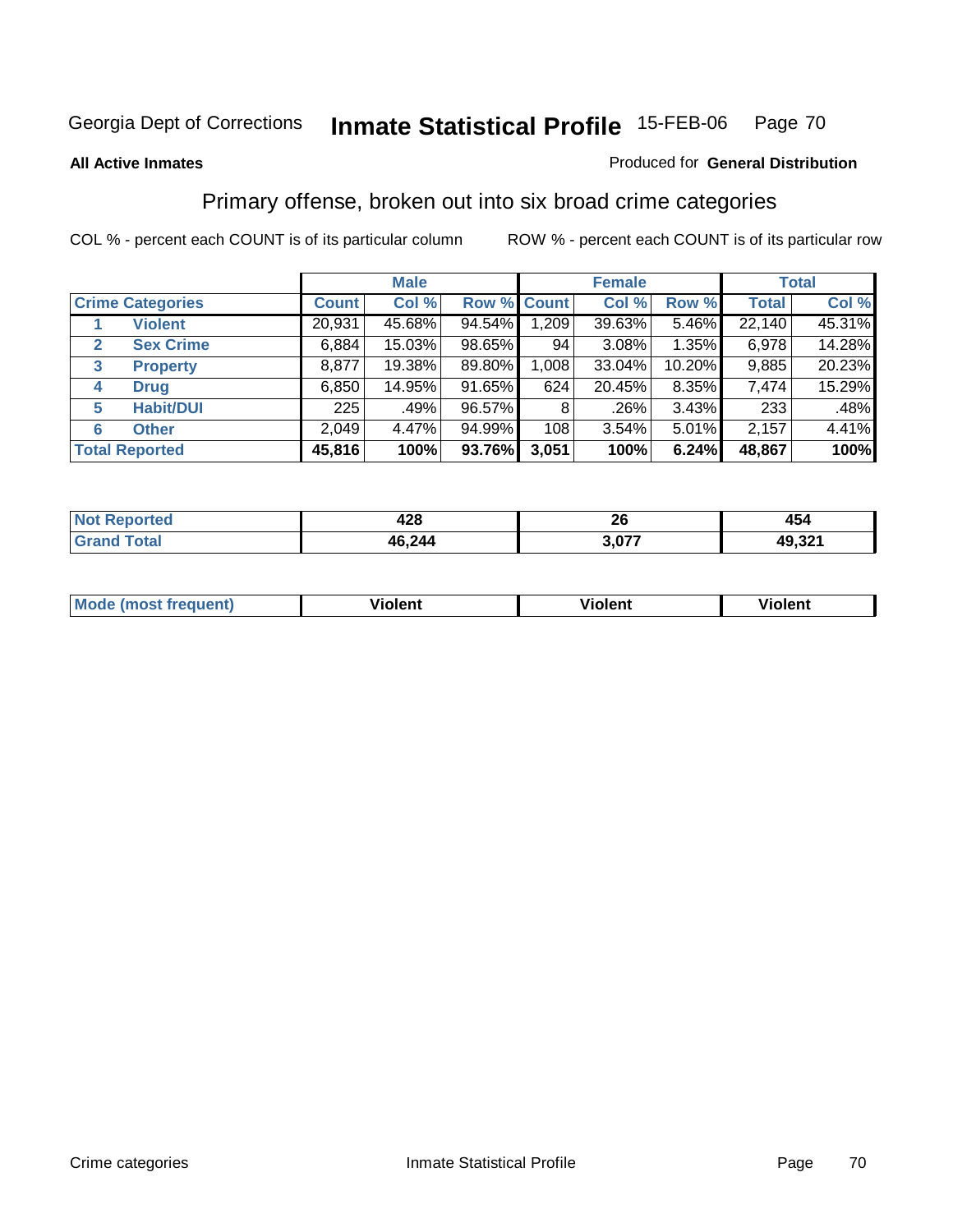Georgia Dept of Corrections **Inmate Statistical Profile** 15-FEB-06

**All Active Inmates**

Produced for **General Distribution**

## Primary offense, broken out into six broad crime categories

COL % - percent each COUNT is of its particular column     ROW % - percent each COUNT is of its particular row

| Crime Categories | | Male | | | Female | | | Total | |
|---|---|---|---|---|---|---|---|---|---|
| | | Count | Col % | Row % | Count | Col % | Row % | Total | Col % |
| 1 | Violent | 20,931 | 45.68% | 94.54% | 1,209 | 39.63% | 5.46% | 22,140 | 45.31% |
| 2 | Sex Crime | 6,884 | 15.03% | 98.65% | 94 | 3.08% | 1.35% | 6,978 | 14.28% |
| 3 | Property | 8,877 | 19.38% | 89.80% | 1,008 | 33.04% | 10.20% | 9,885 | 20.23% |
| 4 | Drug | 6,850 | 14.95% | 91.65% | 624 | 20.45% | 8.35% | 7,474 | 15.29% |
| 5 | Habit/DUI | 225 | .49% | 96.57% | 8 | .26% | 3.43% | 233 | .48% |
| 6 | Other | 2,049 | 4.47% | 94.99% | 108 | 3.54% | 5.01% | 2,157 | 4.41% |
| **Total Reported** | | **45,816** | **100%** | **93.76%** | **3,051** | **100%** | **6.24%** | **48,867** | **100%** |

| | Male | Female | Total |
|---|---|---|---|
| Not Reported | 428 | 26 | 454 |
| Grand Total | 46,244 | 3,077 | 49,321 |

| | Male | Female | Total |
|---|---|---|---|
| Mode (most frequent) | Violent | Violent | Violent |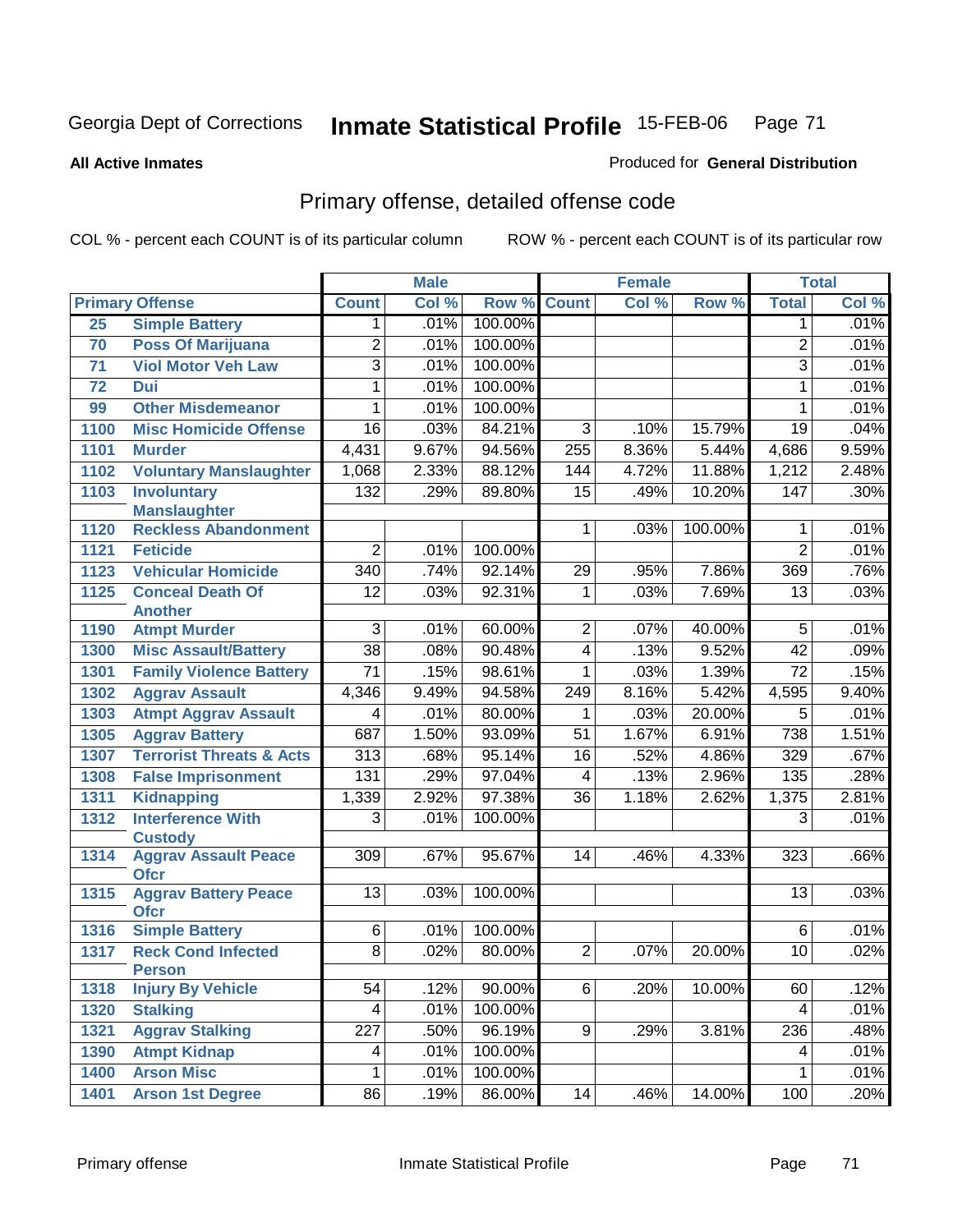Georgia Dept of Corrections **Inmate Statistical Profile** 15-FEB-06

**All Active Inmates**

Produced for **General Distribution**

## Primary offense, detailed offense code

COL % - percent each COUNT is of its particular column

ROW % - percent each COUNT is of its particular row

| Primary Offense | | Male | | | Female | | | Total | |
|---|---|---|---|---|---|---|---|---|---|
| | | Count | Col % | Row % | Count | Col % | Row % | Total | Col % |
| 25 | Simple Battery | 1 | .01% | 100.00% | | | | 1 | .01% |
| 70 | Poss Of Marijuana | 2 | .01% | 100.00% | | | | 2 | .01% |
| 71 | Viol Motor Veh Law | 3 | .01% | 100.00% | | | | 3 | .01% |
| 72 | Dui | 1 | .01% | 100.00% | | | | 1 | .01% |
| 99 | Other Misdemeanor | 1 | .01% | 100.00% | | | | 1 | .01% |
| 1100 | Misc Homicide Offense | 16 | .03% | 84.21% | 3 | .10% | 15.79% | 19 | .04% |
| 1101 | Murder | 4,431 | 9.67% | 94.56% | 255 | 8.36% | 5.44% | 4,686 | 9.59% |
| 1102 | Voluntary Manslaughter | 1,068 | 2.33% | 88.12% | 144 | 4.72% | 11.88% | 1,212 | 2.48% |
| 1103 | Involuntary Manslaughter | 132 | .29% | 89.80% | 15 | .49% | 10.20% | 147 | .30% |
| 1120 | Reckless Abandonment | | | | 1 | .03% | 100.00% | 1 | .01% |
| 1121 | Feticide | 2 | .01% | 100.00% | | | | 2 | .01% |
| 1123 | Vehicular Homicide | 340 | .74% | 92.14% | 29 | .95% | 7.86% | 369 | .76% |
| 1125 | Conceal Death Of Another | 12 | .03% | 92.31% | 1 | .03% | 7.69% | 13 | .03% |
| 1190 | Atmpt Murder | 3 | .01% | 60.00% | 2 | .07% | 40.00% | 5 | .01% |
| 1300 | Misc Assault/Battery | 38 | .08% | 90.48% | 4 | .13% | 9.52% | 42 | .09% |
| 1301 | Family Violence Battery | 71 | .15% | 98.61% | 1 | .03% | 1.39% | 72 | .15% |
| 1302 | Aggrav Assault | 4,346 | 9.49% | 94.58% | 249 | 8.16% | 5.42% | 4,595 | 9.40% |
| 1303 | Atmpt Aggrav Assault | 4 | .01% | 80.00% | 1 | .03% | 20.00% | 5 | .01% |
| 1305 | Aggrav Battery | 687 | 1.50% | 93.09% | 51 | 1.67% | 6.91% | 738 | 1.51% |
| 1307 | Terrorist Threats & Acts | 313 | .68% | 95.14% | 16 | .52% | 4.86% | 329 | .67% |
| 1308 | False Imprisonment | 131 | .29% | 97.04% | 4 | .13% | 2.96% | 135 | .28% |
| 1311 | Kidnapping | 1,339 | 2.92% | 97.38% | 36 | 1.18% | 2.62% | 1,375 | 2.81% |
| 1312 | Interference With Custody | 3 | .01% | 100.00% | | | | 3 | .01% |
| 1314 | Aggrav Assault Peace Ofcr | 309 | .67% | 95.67% | 14 | .46% | 4.33% | 323 | .66% |
| 1315 | Aggrav Battery Peace Ofcr | 13 | .03% | 100.00% | | | | 13 | .03% |
| 1316 | Simple Battery | 6 | .01% | 100.00% | | | | 6 | .01% |
| 1317 | Reck Cond Infected Person | 8 | .02% | 80.00% | 2 | .07% | 20.00% | 10 | .02% |
| 1318 | Injury By Vehicle | 54 | .12% | 90.00% | 6 | .20% | 10.00% | 60 | .12% |
| 1320 | Stalking | 4 | .01% | 100.00% | | | | 4 | .01% |
| 1321 | Aggrav Stalking | 227 | .50% | 96.19% | 9 | .29% | 3.81% | 236 | .48% |
| 1390 | Atmpt Kidnap | 4 | .01% | 100.00% | | | | 4 | .01% |
| 1400 | Arson Misc | 1 | .01% | 100.00% | | | | 1 | .01% |
| 1401 | Arson 1st Degree | 86 | .19% | 86.00% | 14 | .46% | 14.00% | 100 | .20% |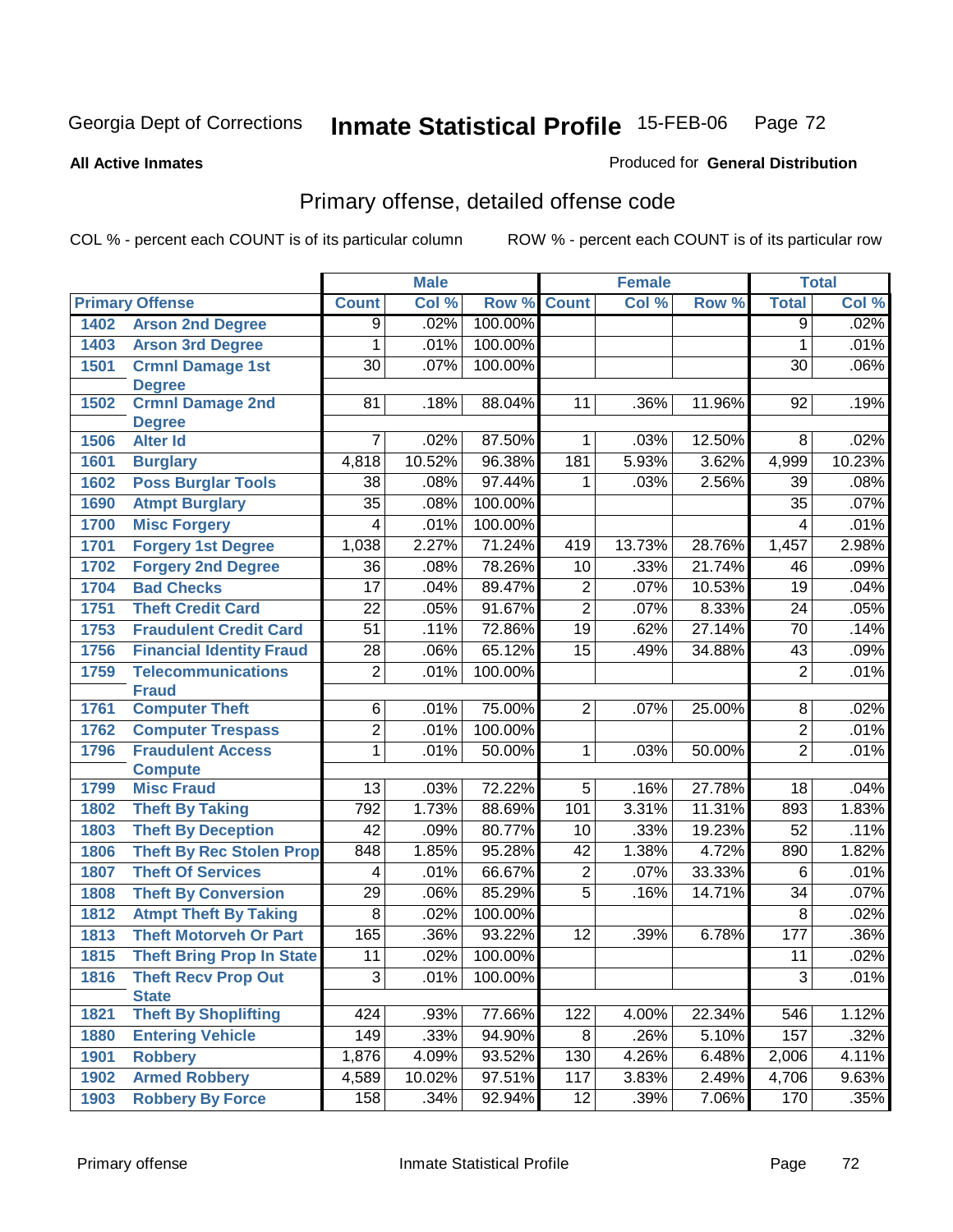Georgia Dept of Corrections **Inmate Statistical Profile** 15-FEB-06

**All Active Inmates**

Produced for **General Distribution**

## Primary offense, detailed offense code

COL % - percent each COUNT is of its particular column ROW % - percent each COUNT is of its particular row

| Primary Offense | | Male | | | Female | | | Total | |
|---|---|---|---|---|---|---|---|---|---|
| | | Count | Col % | Row % | Count | Col % | Row % | Total | Col % |
| 1402 | Arson 2nd Degree | 9 | .02% | 100.00% | | | | 9 | .02% |
| 1403 | Arson 3rd Degree | 1 | .01% | 100.00% | | | | 1 | .01% |
| 1501 | Crmnl Damage 1st Degree | 30 | .07% | 100.00% | | | | 30 | .06% |
| 1502 | Crmnl Damage 2nd Degree | 81 | .18% | 88.04% | 11 | .36% | 11.96% | 92 | .19% |
| 1506 | Alter Id | 7 | .02% | 87.50% | 1 | .03% | 12.50% | 8 | .02% |
| 1601 | Burglary | 4,818 | 10.52% | 96.38% | 181 | 5.93% | 3.62% | 4,999 | 10.23% |
| 1602 | Poss Burglar Tools | 38 | .08% | 97.44% | 1 | .03% | 2.56% | 39 | .08% |
| 1690 | Atmpt Burglary | 35 | .08% | 100.00% | | | | 35 | .07% |
| 1700 | Misc Forgery | 4 | .01% | 100.00% | | | | 4 | .01% |
| 1701 | Forgery 1st Degree | 1,038 | 2.27% | 71.24% | 419 | 13.73% | 28.76% | 1,457 | 2.98% |
| 1702 | Forgery 2nd Degree | 36 | .08% | 78.26% | 10 | .33% | 21.74% | 46 | .09% |
| 1704 | Bad Checks | 17 | .04% | 89.47% | 2 | .07% | 10.53% | 19 | .04% |
| 1751 | Theft Credit Card | 22 | .05% | 91.67% | 2 | .07% | 8.33% | 24 | .05% |
| 1753 | Fraudulent Credit Card | 51 | .11% | 72.86% | 19 | .62% | 27.14% | 70 | .14% |
| 1756 | Financial Identity Fraud | 28 | .06% | 65.12% | 15 | .49% | 34.88% | 43 | .09% |
| 1759 | Telecommunications Fraud | 2 | .01% | 100.00% | | | | 2 | .01% |
| 1761 | Computer Theft | 6 | .01% | 75.00% | 2 | .07% | 25.00% | 8 | .02% |
| 1762 | Computer Trespass | 2 | .01% | 100.00% | | | | 2 | .01% |
| 1796 | Fraudulent Access Compute | 1 | .01% | 50.00% | 1 | .03% | 50.00% | 2 | .01% |
| 1799 | Misc Fraud | 13 | .03% | 72.22% | 5 | .16% | 27.78% | 18 | .04% |
| 1802 | Theft By Taking | 792 | 1.73% | 88.69% | 101 | 3.31% | 11.31% | 893 | 1.83% |
| 1803 | Theft By Deception | 42 | .09% | 80.77% | 10 | .33% | 19.23% | 52 | .11% |
| 1806 | Theft By Rec Stolen Prop | 848 | 1.85% | 95.28% | 42 | 1.38% | 4.72% | 890 | 1.82% |
| 1807 | Theft Of Services | 4 | .01% | 66.67% | 2 | .07% | 33.33% | 6 | .01% |
| 1808 | Theft By Conversion | 29 | .06% | 85.29% | 5 | .16% | 14.71% | 34 | .07% |
| 1812 | Atmpt Theft By Taking | 8 | .02% | 100.00% | | | | 8 | .02% |
| 1813 | Theft Motorveh Or Part | 165 | .36% | 93.22% | 12 | .39% | 6.78% | 177 | .36% |
| 1815 | Theft Bring Prop In State | 11 | .02% | 100.00% | | | | 11 | .02% |
| 1816 | Theft Recv Prop Out State | 3 | .01% | 100.00% | | | | 3 | .01% |
| 1821 | Theft By Shoplifting | 424 | .93% | 77.66% | 122 | 4.00% | 22.34% | 546 | 1.12% |
| 1880 | Entering Vehicle | 149 | .33% | 94.90% | 8 | .26% | 5.10% | 157 | .32% |
| 1901 | Robbery | 1,876 | 4.09% | 93.52% | 130 | 4.26% | 6.48% | 2,006 | 4.11% |
| 1902 | Armed Robbery | 4,589 | 10.02% | 97.51% | 117 | 3.83% | 2.49% | 4,706 | 9.63% |
| 1903 | Robbery By Force | 158 | .34% | 92.94% | 12 | .39% | 7.06% | 170 | .35% |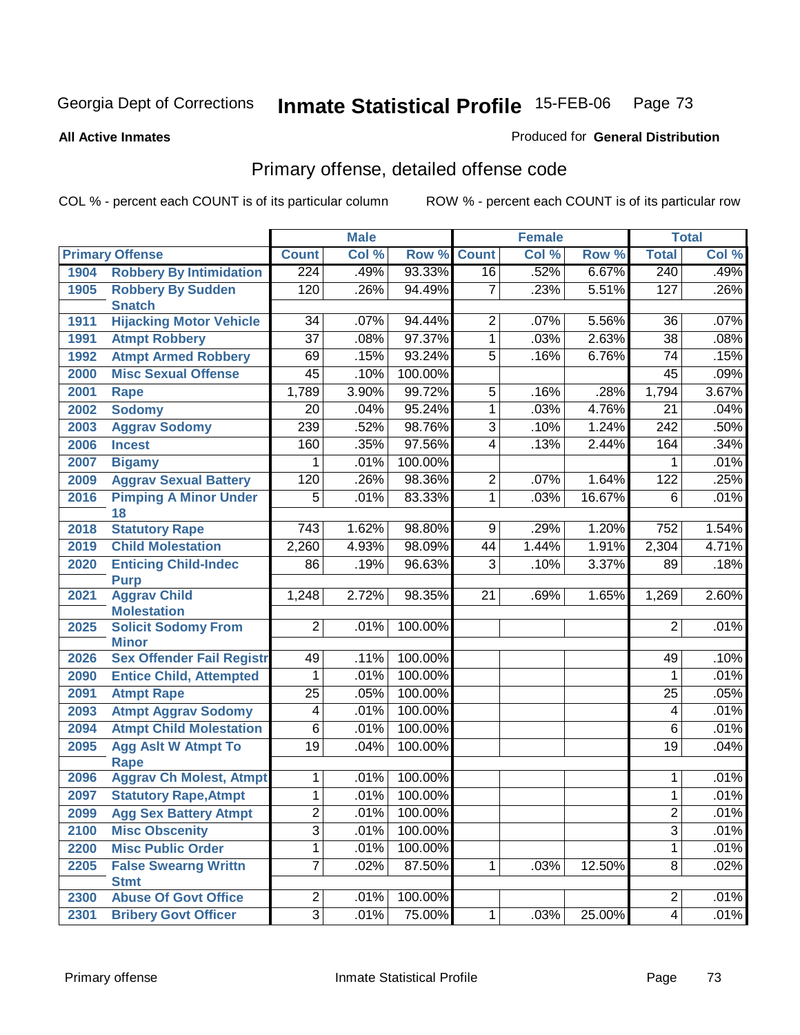Georgia Dept of Corrections **Inmate Statistical Profile** 15-FEB-06

**All Active Inmates**

Produced for **General Distribution**

## Primary offense, detailed offense code

COL % - percent each COUNT is of its particular column ROW % - percent each COUNT is of its particular row

| Primary Offense | | Male | | | Female | | | Total | |
|---|---|---|---|---|---|---|---|---|---|
| | | Count | Col % | Row % | Count | Col % | Row % | Total | Col % |
| 1904 | Robbery By Intimidation | 224 | .49% | 93.33% | 16 | .52% | 6.67% | 240 | .49% |
| 1905 | Robbery By Sudden Snatch | 120 | .26% | 94.49% | 7 | .23% | 5.51% | 127 | .26% |
| 1911 | Hijacking Motor Vehicle | 34 | .07% | 94.44% | 2 | .07% | 5.56% | 36 | .07% |
| 1991 | Atmpt Robbery | 37 | .08% | 97.37% | 1 | .03% | 2.63% | 38 | .08% |
| 1992 | Atmpt Armed Robbery | 69 | .15% | 93.24% | 5 | .16% | 6.76% | 74 | .15% |
| 2000 | Misc Sexual Offense | 45 | .10% | 100.00% | | | | 45 | .09% |
| 2001 | Rape | 1,789 | 3.90% | 99.72% | 5 | .16% | .28% | 1,794 | 3.67% |
| 2002 | Sodomy | 20 | .04% | 95.24% | 1 | .03% | 4.76% | 21 | .04% |
| 2003 | Aggrav Sodomy | 239 | .52% | 98.76% | 3 | .10% | 1.24% | 242 | .50% |
| 2006 | Incest | 160 | .35% | 97.56% | 4 | .13% | 2.44% | 164 | .34% |
| 2007 | Bigamy | 1 | .01% | 100.00% | | | | 1 | .01% |
| 2009 | Aggrav Sexual Battery | 120 | .26% | 98.36% | 2 | .07% | 1.64% | 122 | .25% |
| 2016 | Pimping A Minor Under 18 | 5 | .01% | 83.33% | 1 | .03% | 16.67% | 6 | .01% |
| 2018 | Statutory Rape | 743 | 1.62% | 98.80% | 9 | .29% | 1.20% | 752 | 1.54% |
| 2019 | Child Molestation | 2,260 | 4.93% | 98.09% | 44 | 1.44% | 1.91% | 2,304 | 4.71% |
| 2020 | Enticing Child-Indec Purp | 86 | .19% | 96.63% | 3 | .10% | 3.37% | 89 | .18% |
| 2021 | Aggrav Child Molestation | 1,248 | 2.72% | 98.35% | 21 | .69% | 1.65% | 1,269 | 2.60% |
| 2025 | Solicit Sodomy From Minor | 2 | .01% | 100.00% | | | | 2 | .01% |
| 2026 | Sex Offender Fail Registr | 49 | .11% | 100.00% | | | | 49 | .10% |
| 2090 | Entice Child, Attempted | 1 | .01% | 100.00% | | | | 1 | .01% |
| 2091 | Atmpt Rape | 25 | .05% | 100.00% | | | | 25 | .05% |
| 2093 | Atmpt Aggrav Sodomy | 4 | .01% | 100.00% | | | | 4 | .01% |
| 2094 | Atmpt Child Molestation | 6 | .01% | 100.00% | | | | 6 | .01% |
| 2095 | Agg Aslt W Atmpt To Rape | 19 | .04% | 100.00% | | | | 19 | .04% |
| 2096 | Aggrav Ch Molest, Atmpt | 1 | .01% | 100.00% | | | | 1 | .01% |
| 2097 | Statutory Rape,Atmpt | 1 | .01% | 100.00% | | | | 1 | .01% |
| 2099 | Agg Sex Battery Atmpt | 2 | .01% | 100.00% | | | | 2 | .01% |
| 2100 | Misc Obscenity | 3 | .01% | 100.00% | | | | 3 | .01% |
| 2200 | Misc Public Order | 1 | .01% | 100.00% | | | | 1 | .01% |
| 2205 | False Swearng Writtn Stmt | 7 | .02% | 87.50% | 1 | .03% | 12.50% | 8 | .02% |
| 2300 | Abuse Of Govt Office | 2 | .01% | 100.00% | | | | 2 | .01% |
| 2301 | Bribery Govt Officer | 3 | .01% | 75.00% | 1 | .03% | 25.00% | 4 | .01% |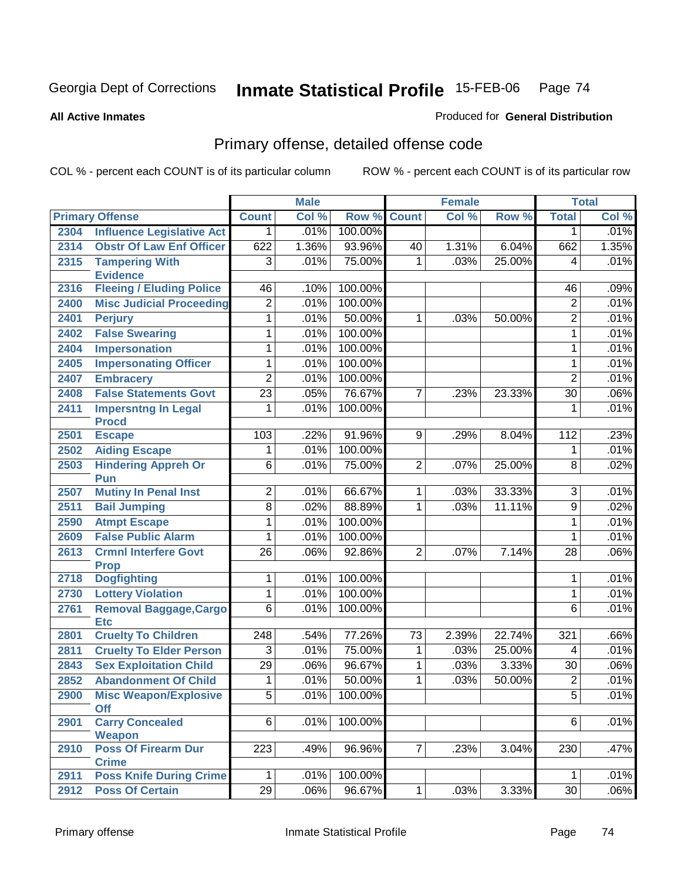Georgia Dept of Corrections **Inmate Statistical Profile** 15-FEB-06

**All Active Inmates**

Produced for **General Distribution**

## Primary offense, detailed offense code

COL % - percent each COUNT is of its particular column     ROW % - percent each COUNT is of its particular row

| Primary Offense | | Male | | | Female | | | Total | |
|---|---|---|---|---|---|---|---|---|---|
| | | Count | Col % | Row % | Count | Col % | Row % | Total | Col % |
| 2304 | Influence Legislative Act | 1 | .01% | 100.00% | | | | 1 | .01% |
| 2314 | Obstr Of Law Enf Officer | 622 | 1.36% | 93.96% | 40 | 1.31% | 6.04% | 662 | 1.35% |
| 2315 | Tampering With Evidence | 3 | .01% | 75.00% | 1 | .03% | 25.00% | 4 | .01% |
| 2316 | Fleeing / Eluding Police | 46 | .10% | 100.00% | | | | 46 | .09% |
| 2400 | Misc Judicial Proceeding | 2 | .01% | 100.00% | | | | 2 | .01% |
| 2401 | Perjury | 1 | .01% | 50.00% | 1 | .03% | 50.00% | 2 | .01% |
| 2402 | False Swearing | 1 | .01% | 100.00% | | | | 1 | .01% |
| 2404 | Impersonation | 1 | .01% | 100.00% | | | | 1 | .01% |
| 2405 | Impersonating Officer | 1 | .01% | 100.00% | | | | 1 | .01% |
| 2407 | Embracery | 2 | .01% | 100.00% | | | | 2 | .01% |
| 2408 | False Statements Govt | 23 | .05% | 76.67% | 7 | .23% | 23.33% | 30 | .06% |
| 2411 | Impersntng In Legal Procd | 1 | .01% | 100.00% | | | | 1 | .01% |
| 2501 | Escape | 103 | .22% | 91.96% | 9 | .29% | 8.04% | 112 | .23% |
| 2502 | Aiding Escape | 1 | .01% | 100.00% | | | | 1 | .01% |
| 2503 | Hindering Appreh Or Pun | 6 | .01% | 75.00% | 2 | .07% | 25.00% | 8 | .02% |
| 2507 | Mutiny In Penal Inst | 2 | .01% | 66.67% | 1 | .03% | 33.33% | 3 | .01% |
| 2511 | Bail Jumping | 8 | .02% | 88.89% | 1 | .03% | 11.11% | 9 | .02% |
| 2590 | Atmpt Escape | 1 | .01% | 100.00% | | | | 1 | .01% |
| 2609 | False Public Alarm | 1 | .01% | 100.00% | | | | 1 | .01% |
| 2613 | Crmnl Interfere Govt Prop | 26 | .06% | 92.86% | 2 | .07% | 7.14% | 28 | .06% |
| 2718 | Dogfighting | 1 | .01% | 100.00% | | | | 1 | .01% |
| 2730 | Lottery Violation | 1 | .01% | 100.00% | | | | 1 | .01% |
| 2761 | Removal Baggage,Cargo Etc | 6 | .01% | 100.00% | | | | 6 | .01% |
| 2801 | Cruelty To Children | 248 | .54% | 77.26% | 73 | 2.39% | 22.74% | 321 | .66% |
| 2811 | Cruelty To Elder Person | 3 | .01% | 75.00% | 1 | .03% | 25.00% | 4 | .01% |
| 2843 | Sex Exploitation Child | 29 | .06% | 96.67% | 1 | .03% | 3.33% | 30 | .06% |
| 2852 | Abandonment Of Child | 1 | .01% | 50.00% | 1 | .03% | 50.00% | 2 | .01% |
| 2900 | Misc Weapon/Explosive Off | 5 | .01% | 100.00% | | | | 5 | .01% |
| 2901 | Carry Concealed Weapon | 6 | .01% | 100.00% | | | | 6 | .01% |
| 2910 | Poss Of Firearm Dur Crime | 223 | .49% | 96.96% | 7 | .23% | 3.04% | 230 | .47% |
| 2911 | Poss Knife During Crime | 1 | .01% | 100.00% | | | | 1 | .01% |
| 2912 | Poss Of Certain | 29 | .06% | 96.67% | 1 | .03% | 3.33% | 30 | .06% |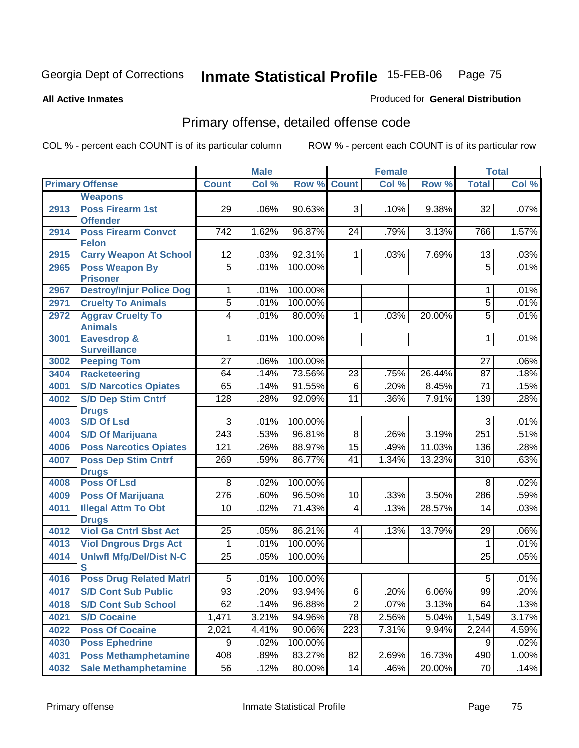Georgia Dept of Corrections **Inmate Statistical Profile** 15-FEB-06

**All Active Inmates** Produced for **General Distribution**

## Primary offense, detailed offense code

COL % - percent each COUNT is of its particular column ROW % - percent each COUNT is of its particular row

| Primary Offense | | Male | | | Female | | | Total | |
|---|---|---|---|---|---|---|---|---|---|
| | | Count | Col % | Row % | Count | Col % | Row % | Total | Col % |
| | Weapons | | | | | | | | |
| 2913 | Poss Firearm 1st Offender | 29 | .06% | 90.63% | 3 | .10% | 9.38% | 32 | .07% |
| 2914 | Poss Firearm Convct Felon | 742 | 1.62% | 96.87% | 24 | .79% | 3.13% | 766 | 1.57% |
| 2915 | Carry Weapon At School | 12 | .03% | 92.31% | 1 | .03% | 7.69% | 13 | .03% |
| 2965 | Poss Weapon By Prisoner | 5 | .01% | 100.00% | | | | 5 | .01% |
| 2967 | Destroy/Injur Police Dog | 1 | .01% | 100.00% | | | | 1 | .01% |
| 2971 | Cruelty To Animals | 5 | .01% | 100.00% | | | | 5 | .01% |
| 2972 | Aggrav Cruelty To Animals | 4 | .01% | 80.00% | 1 | .03% | 20.00% | 5 | .01% |
| 3001 | Eavesdrop & Surveillance | 1 | .01% | 100.00% | | | | 1 | .01% |
| 3002 | Peeping Tom | 27 | .06% | 100.00% | | | | 27 | .06% |
| 3404 | Racketeering | 64 | .14% | 73.56% | 23 | .75% | 26.44% | 87 | .18% |
| 4001 | S/D Narcotics Opiates | 65 | .14% | 91.55% | 6 | .20% | 8.45% | 71 | .15% |
| 4002 | S/D Dep Stim Cntrf Drugs | 128 | .28% | 92.09% | 11 | .36% | 7.91% | 139 | .28% |
| 4003 | S/D Of Lsd | 3 | .01% | 100.00% | | | | 3 | .01% |
| 4004 | S/D Of Marijuana | 243 | .53% | 96.81% | 8 | .26% | 3.19% | 251 | .51% |
| 4006 | Poss Narcotics Opiates | 121 | .26% | 88.97% | 15 | .49% | 11.03% | 136 | .28% |
| 4007 | Poss Dep Stim Cntrf Drugs | 269 | .59% | 86.77% | 41 | 1.34% | 13.23% | 310 | .63% |
| 4008 | Poss Of Lsd | 8 | .02% | 100.00% | | | | 8 | .02% |
| 4009 | Poss Of Marijuana | 276 | .60% | 96.50% | 10 | .33% | 3.50% | 286 | .59% |
| 4011 | Illegal Attm To Obt Drugs | 10 | .02% | 71.43% | 4 | .13% | 28.57% | 14 | .03% |
| 4012 | Viol Ga Cntrl Sbst Act | 25 | .05% | 86.21% | 4 | .13% | 13.79% | 29 | .06% |
| 4013 | Viol Dngrous Drgs Act | 1 | .01% | 100.00% | | | | 1 | .01% |
| 4014 | Unlwfl Mfg/Del/Dist N-C S | 25 | .05% | 100.00% | | | | 25 | .05% |
| 4016 | Poss Drug Related Matrl | 5 | .01% | 100.00% | | | | 5 | .01% |
| 4017 | S/D Cont Sub Public | 93 | .20% | 93.94% | 6 | .20% | 6.06% | 99 | .20% |
| 4018 | S/D Cont Sub School | 62 | .14% | 96.88% | 2 | .07% | 3.13% | 64 | .13% |
| 4021 | S/D Cocaine | 1,471 | 3.21% | 94.96% | 78 | 2.56% | 5.04% | 1,549 | 3.17% |
| 4022 | Poss Of Cocaine | 2,021 | 4.41% | 90.06% | 223 | 7.31% | 9.94% | 2,244 | 4.59% |
| 4030 | Poss Ephedrine | 9 | .02% | 100.00% | | | | 9 | .02% |
| 4031 | Poss Methamphetamine | 408 | .89% | 83.27% | 82 | 2.69% | 16.73% | 490 | 1.00% |
| 4032 | Sale Methamphetamine | 56 | .12% | 80.00% | 14 | .46% | 20.00% | 70 | .14% |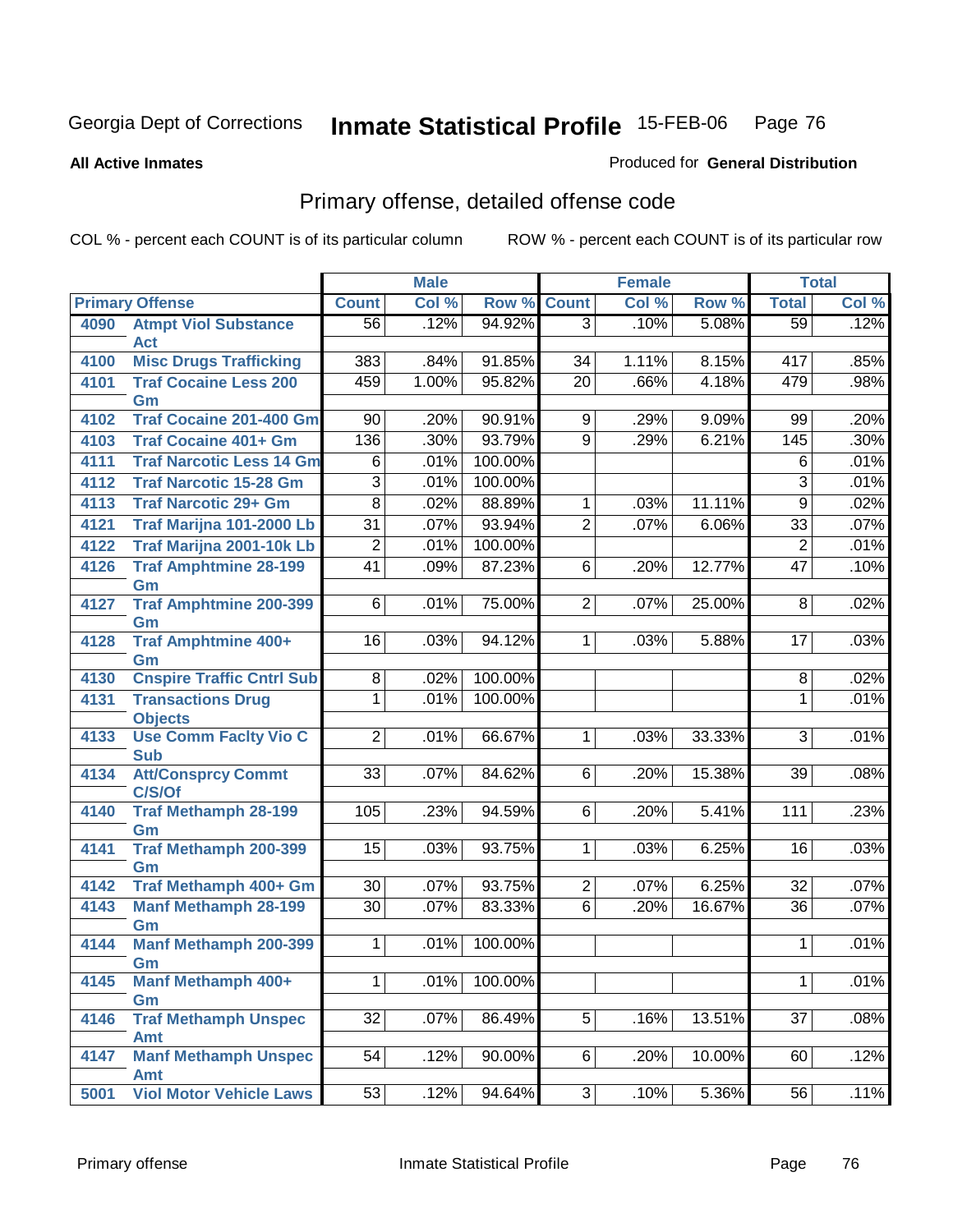Georgia Dept of Corrections **Inmate Statistical Profile** 15-FEB-06 Page 76

**All Active Inmates**

Produced for **General Distribution**

## Primary offense, detailed offense code

COL % - percent each COUNT is of its particular column

ROW % - percent each COUNT is of its particular row

| Primary Offense | | Male | | | Female | | | Total | |
|---|---|---|---|---|---|---|---|---|---|
| | | Count | Col % | Row % | Count | Col % | Row % | Total | Col % |
| 4090 | Atmpt Viol Substance Act | 56 | .12% | 94.92% | 3 | .10% | 5.08% | 59 | .12% |
| 4100 | Misc Drugs Trafficking | 383 | .84% | 91.85% | 34 | 1.11% | 8.15% | 417 | .85% |
| 4101 | Traf Cocaine Less 200 Gm | 459 | 1.00% | 95.82% | 20 | .66% | 4.18% | 479 | .98% |
| 4102 | Traf Cocaine 201-400 Gm | 90 | .20% | 90.91% | 9 | .29% | 9.09% | 99 | .20% |
| 4103 | Traf Cocaine 401+ Gm | 136 | .30% | 93.79% | 9 | .29% | 6.21% | 145 | .30% |
| 4111 | Traf Narcotic Less 14 Gm | 6 | .01% | 100.00% | | | | 6 | .01% |
| 4112 | Traf Narcotic 15-28 Gm | 3 | .01% | 100.00% | | | | 3 | .01% |
| 4113 | Traf Narcotic 29+ Gm | 8 | .02% | 88.89% | 1 | .03% | 11.11% | 9 | .02% |
| 4121 | Traf Marijna 101-2000 Lb | 31 | .07% | 93.94% | 2 | .07% | 6.06% | 33 | .07% |
| 4122 | Traf Marijna 2001-10k Lb | 2 | .01% | 100.00% | | | | 2 | .01% |
| 4126 | Traf Amphtmine 28-199 Gm | 41 | .09% | 87.23% | 6 | .20% | 12.77% | 47 | .10% |
| 4127 | Traf Amphtmine 200-399 Gm | 6 | .01% | 75.00% | 2 | .07% | 25.00% | 8 | .02% |
| 4128 | Traf Amphtmine 400+ Gm | 16 | .03% | 94.12% | 1 | .03% | 5.88% | 17 | .03% |
| 4130 | Cnspire Traffic Cntrl Sub | 8 | .02% | 100.00% | | | | 8 | .02% |
| 4131 | Transactions Drug Objects | 1 | .01% | 100.00% | | | | 1 | .01% |
| 4133 | Use Comm Faclty Vio C Sub | 2 | .01% | 66.67% | 1 | .03% | 33.33% | 3 | .01% |
| 4134 | Att/Consprcy Commt C/S/Of | 33 | .07% | 84.62% | 6 | .20% | 15.38% | 39 | .08% |
| 4140 | Traf Methamph 28-199 Gm | 105 | .23% | 94.59% | 6 | .20% | 5.41% | 111 | .23% |
| 4141 | Traf Methamph 200-399 Gm | 15 | .03% | 93.75% | 1 | .03% | 6.25% | 16 | .03% |
| 4142 | Traf Methamph 400+ Gm | 30 | .07% | 93.75% | 2 | .07% | 6.25% | 32 | .07% |
| 4143 | Manf Methamph 28-199 Gm | 30 | .07% | 83.33% | 6 | .20% | 16.67% | 36 | .07% |
| 4144 | Manf Methamph 200-399 Gm | 1 | .01% | 100.00% | | | | 1 | .01% |
| 4145 | Manf Methamph 400+ Gm | 1 | .01% | 100.00% | | | | 1 | .01% |
| 4146 | Traf Methamph Unspec Amt | 32 | .07% | 86.49% | 5 | .16% | 13.51% | 37 | .08% |
| 4147 | Manf Methamph Unspec Amt | 54 | .12% | 90.00% | 6 | .20% | 10.00% | 60 | .12% |
| 5001 | Viol Motor Vehicle Laws | 53 | .12% | 94.64% | 3 | .10% | 5.36% | 56 | .11% |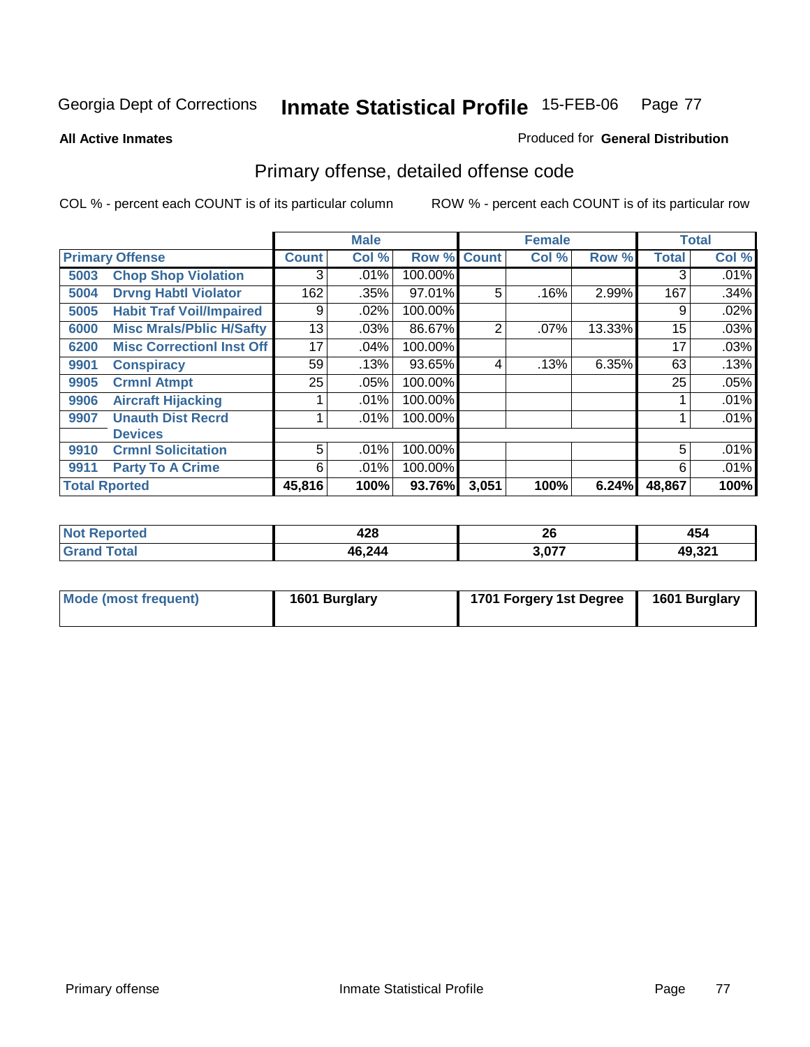Georgia Dept of Corrections **Inmate Statistical Profile** 15-FEB-06

**All Active Inmates**

Produced for **General Distribution**

## Primary offense, detailed offense code

COL % - percent each COUNT is of its particular column

ROW % - percent each COUNT is of its particular row

| Primary Offense | | Male | | | Female | | | Total | |
|---|---|---|---|---|---|---|---|---|---|
| | | Count | Col % | Row % | Count | Col % | Row % | Total | Col % |
| 5003 | Chop Shop Violation | 3 | .01% | 100.00% | | | | 3 | .01% |
| 5004 | Drvng Habtl Violator | 162 | .35% | 97.01% | 5 | .16% | 2.99% | 167 | .34% |
| 5005 | Habit Traf Voil/Impaired | 9 | .02% | 100.00% | | | | 9 | .02% |
| 6000 | Misc Mrals/Pblic H/Safty | 13 | .03% | 86.67% | 2 | .07% | 13.33% | 15 | .03% |
| 6200 | Misc Correctionl Inst Off | 17 | .04% | 100.00% | | | | 17 | .03% |
| 9901 | Conspiracy | 59 | .13% | 93.65% | 4 | .13% | 6.35% | 63 | .13% |
| 9905 | Crmnl Atmpt | 25 | .05% | 100.00% | | | | 25 | .05% |
| 9906 | Aircraft Hijacking | 1 | .01% | 100.00% | | | | 1 | .01% |
| 9907 | Unauth Dist Recrd Devices | 1 | .01% | 100.00% | | | | 1 | .01% |
| 9910 | Crmnl Solicitation | 5 | .01% | 100.00% | | | | 5 | .01% |
| 9911 | Party To A Crime | 6 | .01% | 100.00% | | | | 6 | .01% |
| **Total Rported** | | **45,816** | **100%** | **93.76%** | **3,051** | **100%** | **6.24%** | **48,867** | **100%** |

| | Male | Female | Total |
|---|---|---|---|
| Not Reported | 428 | 26 | 454 |
| Grand Total | 46,244 | 3,077 | 49,321 |

| | Male | Female | Total |
|---|---|---|---|
| Mode (most frequent) | 1601 Burglary | 1701 Forgery 1st Degree | 1601 Burglary |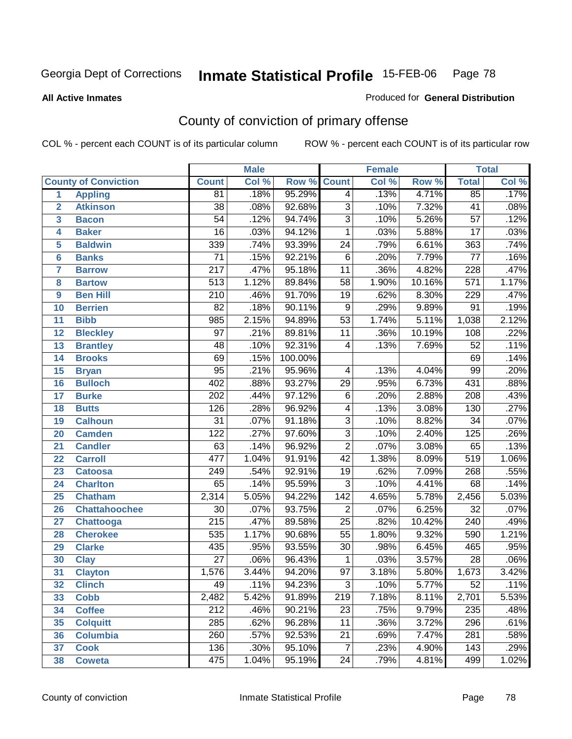Georgia Dept of Corrections **Inmate Statistical Profile** 15-FEB-06

**All Active Inmates**

Produced for **General Distribution**

## County of conviction of primary offense

COL % - percent each COUNT is of its particular column    ROW % - percent each COUNT is of its particular row

| | | Male | | | Female | | | Total | |
|---|---|---|---|---|---|---|---|---|---|
| **County of Conviction** | | **Count** | **Col %** | **Row %** | **Count** | **Col %** | **Row %** | **Total** | **Col %** |
| 1 | **Appling** | 81 | .18% | 95.29% | 4 | .13% | 4.71% | 85 | .17% |
| 2 | **Atkinson** | 38 | .08% | 92.68% | 3 | .10% | 7.32% | 41 | .08% |
| 3 | **Bacon** | 54 | .12% | 94.74% | 3 | .10% | 5.26% | 57 | .12% |
| 4 | **Baker** | 16 | .03% | 94.12% | 1 | .03% | 5.88% | 17 | .03% |
| 5 | **Baldwin** | 339 | .74% | 93.39% | 24 | .79% | 6.61% | 363 | .74% |
| 6 | **Banks** | 71 | .15% | 92.21% | 6 | .20% | 7.79% | 77 | .16% |
| 7 | **Barrow** | 217 | .47% | 95.18% | 11 | .36% | 4.82% | 228 | .47% |
| 8 | **Bartow** | 513 | 1.12% | 89.84% | 58 | 1.90% | 10.16% | 571 | 1.17% |
| 9 | **Ben Hill** | 210 | .46% | 91.70% | 19 | .62% | 8.30% | 229 | .47% |
| 10 | **Berrien** | 82 | .18% | 90.11% | 9 | .29% | 9.89% | 91 | .19% |
| 11 | **Bibb** | 985 | 2.15% | 94.89% | 53 | 1.74% | 5.11% | 1,038 | 2.12% |
| 12 | **Bleckley** | 97 | .21% | 89.81% | 11 | .36% | 10.19% | 108 | .22% |
| 13 | **Brantley** | 48 | .10% | 92.31% | 4 | .13% | 7.69% | 52 | .11% |
| 14 | **Brooks** | 69 | .15% | 100.00% | | | | 69 | .14% |
| 15 | **Bryan** | 95 | .21% | 95.96% | 4 | .13% | 4.04% | 99 | .20% |
| 16 | **Bulloch** | 402 | .88% | 93.27% | 29 | .95% | 6.73% | 431 | .88% |
| 17 | **Burke** | 202 | .44% | 97.12% | 6 | .20% | 2.88% | 208 | .43% |
| 18 | **Butts** | 126 | .28% | 96.92% | 4 | .13% | 3.08% | 130 | .27% |
| 19 | **Calhoun** | 31 | .07% | 91.18% | 3 | .10% | 8.82% | 34 | .07% |
| 20 | **Camden** | 122 | .27% | 97.60% | 3 | .10% | 2.40% | 125 | .26% |
| 21 | **Candler** | 63 | .14% | 96.92% | 2 | .07% | 3.08% | 65 | .13% |
| 22 | **Carroll** | 477 | 1.04% | 91.91% | 42 | 1.38% | 8.09% | 519 | 1.06% |
| 23 | **Catoosa** | 249 | .54% | 92.91% | 19 | .62% | 7.09% | 268 | .55% |
| 24 | **Charlton** | 65 | .14% | 95.59% | 3 | .10% | 4.41% | 68 | .14% |
| 25 | **Chatham** | 2,314 | 5.05% | 94.22% | 142 | 4.65% | 5.78% | 2,456 | 5.03% |
| 26 | **Chattahoochee** | 30 | .07% | 93.75% | 2 | .07% | 6.25% | 32 | .07% |
| 27 | **Chattooga** | 215 | .47% | 89.58% | 25 | .82% | 10.42% | 240 | .49% |
| 28 | **Cherokee** | 535 | 1.17% | 90.68% | 55 | 1.80% | 9.32% | 590 | 1.21% |
| 29 | **Clarke** | 435 | .95% | 93.55% | 30 | .98% | 6.45% | 465 | .95% |
| 30 | **Clay** | 27 | .06% | 96.43% | 1 | .03% | 3.57% | 28 | .06% |
| 31 | **Clayton** | 1,576 | 3.44% | 94.20% | 97 | 3.18% | 5.80% | 1,673 | 3.42% |
| 32 | **Clinch** | 49 | .11% | 94.23% | 3 | .10% | 5.77% | 52 | .11% |
| 33 | **Cobb** | 2,482 | 5.42% | 91.89% | 219 | 7.18% | 8.11% | 2,701 | 5.53% |
| 34 | **Coffee** | 212 | .46% | 90.21% | 23 | .75% | 9.79% | 235 | .48% |
| 35 | **Colquitt** | 285 | .62% | 96.28% | 11 | .36% | 3.72% | 296 | .61% |
| 36 | **Columbia** | 260 | .57% | 92.53% | 21 | .69% | 7.47% | 281 | .58% |
| 37 | **Cook** | 136 | .30% | 95.10% | 7 | .23% | 4.90% | 143 | .29% |
| 38 | **Coweta** | 475 | 1.04% | 95.19% | 24 | .79% | 4.81% | 499 | 1.02% |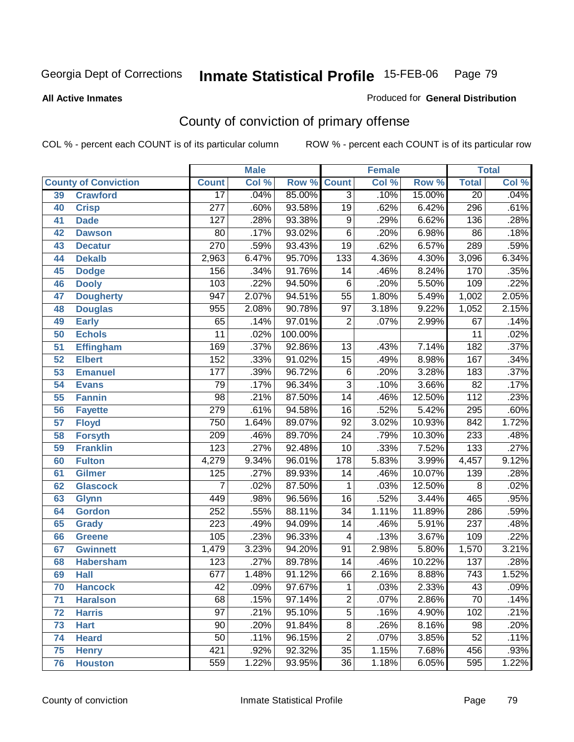Georgia Dept of Corrections **Inmate Statistical Profile** 15-FEB-06

**All Active Inmates**

Produced for **General Distribution**

## County of conviction of primary offense

COL % - percent each COUNT is of its particular column ROW % - percent each COUNT is of its particular row

| County of Conviction | | Male | | | Female | | | Total | |
|---|---|---|---|---|---|---|---|---|---|
| | | Count | Col % | Row % | Count | Col % | Row % | Total | Col % |
| 39 | Crawford | 17 | .04% | 85.00% | 3 | .10% | 15.00% | 20 | .04% |
| 40 | Crisp | 277 | .60% | 93.58% | 19 | .62% | 6.42% | 296 | .61% |
| 41 | Dade | 127 | .28% | 93.38% | 9 | .29% | 6.62% | 136 | .28% |
| 42 | Dawson | 80 | .17% | 93.02% | 6 | .20% | 6.98% | 86 | .18% |
| 43 | Decatur | 270 | .59% | 93.43% | 19 | .62% | 6.57% | 289 | .59% |
| 44 | Dekalb | 2,963 | 6.47% | 95.70% | 133 | 4.36% | 4.30% | 3,096 | 6.34% |
| 45 | Dodge | 156 | .34% | 91.76% | 14 | .46% | 8.24% | 170 | .35% |
| 46 | Dooly | 103 | .22% | 94.50% | 6 | .20% | 5.50% | 109 | .22% |
| 47 | Dougherty | 947 | 2.07% | 94.51% | 55 | 1.80% | 5.49% | 1,002 | 2.05% |
| 48 | Douglas | 955 | 2.08% | 90.78% | 97 | 3.18% | 9.22% | 1,052 | 2.15% |
| 49 | Early | 65 | .14% | 97.01% | 2 | .07% | 2.99% | 67 | .14% |
| 50 | Echols | 11 | .02% | 100.00% | | | | 11 | .02% |
| 51 | Effingham | 169 | .37% | 92.86% | 13 | .43% | 7.14% | 182 | .37% |
| 52 | Elbert | 152 | .33% | 91.02% | 15 | .49% | 8.98% | 167 | .34% |
| 53 | Emanuel | 177 | .39% | 96.72% | 6 | .20% | 3.28% | 183 | .37% |
| 54 | Evans | 79 | .17% | 96.34% | 3 | .10% | 3.66% | 82 | .17% |
| 55 | Fannin | 98 | .21% | 87.50% | 14 | .46% | 12.50% | 112 | .23% |
| 56 | Fayette | 279 | .61% | 94.58% | 16 | .52% | 5.42% | 295 | .60% |
| 57 | Floyd | 750 | 1.64% | 89.07% | 92 | 3.02% | 10.93% | 842 | 1.72% |
| 58 | Forsyth | 209 | .46% | 89.70% | 24 | .79% | 10.30% | 233 | .48% |
| 59 | Franklin | 123 | .27% | 92.48% | 10 | .33% | 7.52% | 133 | .27% |
| 60 | Fulton | 4,279 | 9.34% | 96.01% | 178 | 5.83% | 3.99% | 4,457 | 9.12% |
| 61 | Gilmer | 125 | .27% | 89.93% | 14 | .46% | 10.07% | 139 | .28% |
| 62 | Glascock | 7 | .02% | 87.50% | 1 | .03% | 12.50% | 8 | .02% |
| 63 | Glynn | 449 | .98% | 96.56% | 16 | .52% | 3.44% | 465 | .95% |
| 64 | Gordon | 252 | .55% | 88.11% | 34 | 1.11% | 11.89% | 286 | .59% |
| 65 | Grady | 223 | .49% | 94.09% | 14 | .46% | 5.91% | 237 | .48% |
| 66 | Greene | 105 | .23% | 96.33% | 4 | .13% | 3.67% | 109 | .22% |
| 67 | Gwinnett | 1,479 | 3.23% | 94.20% | 91 | 2.98% | 5.80% | 1,570 | 3.21% |
| 68 | Habersham | 123 | .27% | 89.78% | 14 | .46% | 10.22% | 137 | .28% |
| 69 | Hall | 677 | 1.48% | 91.12% | 66 | 2.16% | 8.88% | 743 | 1.52% |
| 70 | Hancock | 42 | .09% | 97.67% | 1 | .03% | 2.33% | 43 | .09% |
| 71 | Haralson | 68 | .15% | 97.14% | 2 | .07% | 2.86% | 70 | .14% |
| 72 | Harris | 97 | .21% | 95.10% | 5 | .16% | 4.90% | 102 | .21% |
| 73 | Hart | 90 | .20% | 91.84% | 8 | .26% | 8.16% | 98 | .20% |
| 74 | Heard | 50 | .11% | 96.15% | 2 | .07% | 3.85% | 52 | .11% |
| 75 | Henry | 421 | .92% | 92.32% | 35 | 1.15% | 7.68% | 456 | .93% |
| 76 | Houston | 559 | 1.22% | 93.95% | 36 | 1.18% | 6.05% | 595 | 1.22% |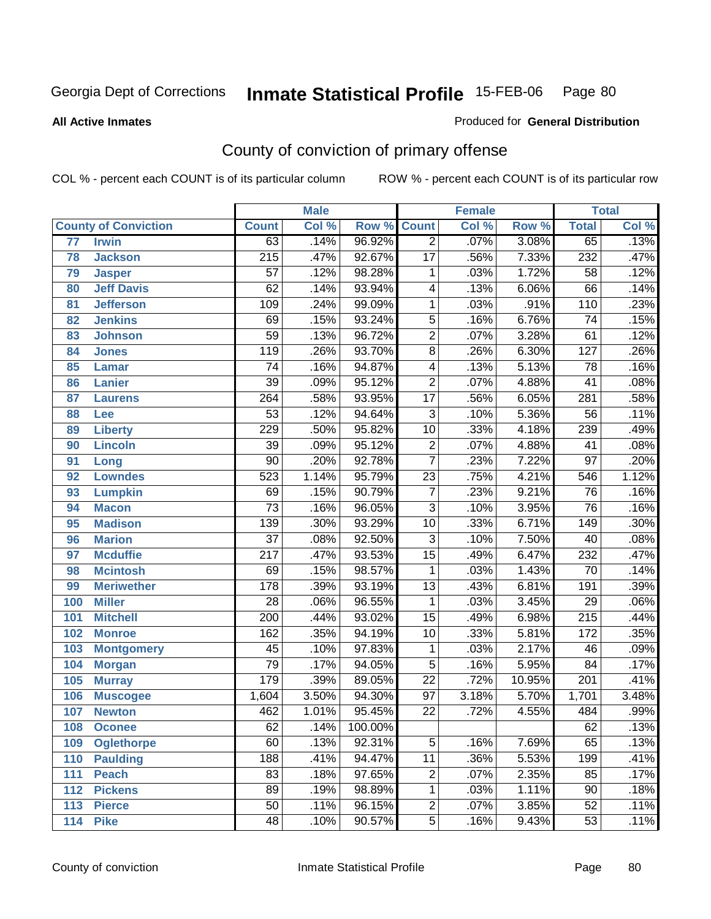Georgia Dept of Corrections **Inmate Statistical Profile** 15-FEB-06 Page 80

**All Active Inmates**

Produced for **General Distribution**

## County of conviction of primary offense

COL % - percent each COUNT is of its particular column ROW % - percent each COUNT is of its particular row

| County of Conviction | | Male | | | Female | | | Total | |
|---|---|---|---|---|---|---|---|---|---|
| | | Count | Col % | Row % | Count | Col % | Row % | Total | Col % |
| 77 | Irwin | 63 | .14% | 96.92% | 2 | .07% | 3.08% | 65 | .13% |
| 78 | Jackson | 215 | .47% | 92.67% | 17 | .56% | 7.33% | 232 | .47% |
| 79 | Jasper | 57 | .12% | 98.28% | 1 | .03% | 1.72% | 58 | .12% |
| 80 | Jeff Davis | 62 | .14% | 93.94% | 4 | .13% | 6.06% | 66 | .14% |
| 81 | Jefferson | 109 | .24% | 99.09% | 1 | .03% | .91% | 110 | .23% |
| 82 | Jenkins | 69 | .15% | 93.24% | 5 | .16% | 6.76% | 74 | .15% |
| 83 | Johnson | 59 | .13% | 96.72% | 2 | .07% | 3.28% | 61 | .12% |
| 84 | Jones | 119 | .26% | 93.70% | 8 | .26% | 6.30% | 127 | .26% |
| 85 | Lamar | 74 | .16% | 94.87% | 4 | .13% | 5.13% | 78 | .16% |
| 86 | Lanier | 39 | .09% | 95.12% | 2 | .07% | 4.88% | 41 | .08% |
| 87 | Laurens | 264 | .58% | 93.95% | 17 | .56% | 6.05% | 281 | .58% |
| 88 | Lee | 53 | .12% | 94.64% | 3 | .10% | 5.36% | 56 | .11% |
| 89 | Liberty | 229 | .50% | 95.82% | 10 | .33% | 4.18% | 239 | .49% |
| 90 | Lincoln | 39 | .09% | 95.12% | 2 | .07% | 4.88% | 41 | .08% |
| 91 | Long | 90 | .20% | 92.78% | 7 | .23% | 7.22% | 97 | .20% |
| 92 | Lowndes | 523 | 1.14% | 95.79% | 23 | .75% | 4.21% | 546 | 1.12% |
| 93 | Lumpkin | 69 | .15% | 90.79% | 7 | .23% | 9.21% | 76 | .16% |
| 94 | Macon | 73 | .16% | 96.05% | 3 | .10% | 3.95% | 76 | .16% |
| 95 | Madison | 139 | .30% | 93.29% | 10 | .33% | 6.71% | 149 | .30% |
| 96 | Marion | 37 | .08% | 92.50% | 3 | .10% | 7.50% | 40 | .08% |
| 97 | Mcduffie | 217 | .47% | 93.53% | 15 | .49% | 6.47% | 232 | .47% |
| 98 | Mcintosh | 69 | .15% | 98.57% | 1 | .03% | 1.43% | 70 | .14% |
| 99 | Meriwether | 178 | .39% | 93.19% | 13 | .43% | 6.81% | 191 | .39% |
| 100 | Miller | 28 | .06% | 96.55% | 1 | .03% | 3.45% | 29 | .06% |
| 101 | Mitchell | 200 | .44% | 93.02% | 15 | .49% | 6.98% | 215 | .44% |
| 102 | Monroe | 162 | .35% | 94.19% | 10 | .33% | 5.81% | 172 | .35% |
| 103 | Montgomery | 45 | .10% | 97.83% | 1 | .03% | 2.17% | 46 | .09% |
| 104 | Morgan | 79 | .17% | 94.05% | 5 | .16% | 5.95% | 84 | .17% |
| 105 | Murray | 179 | .39% | 89.05% | 22 | .72% | 10.95% | 201 | .41% |
| 106 | Muscogee | 1,604 | 3.50% | 94.30% | 97 | 3.18% | 5.70% | 1,701 | 3.48% |
| 107 | Newton | 462 | 1.01% | 95.45% | 22 | .72% | 4.55% | 484 | .99% |
| 108 | Oconee | 62 | .14% | 100.00% | | | | 62 | .13% |
| 109 | Oglethorpe | 60 | .13% | 92.31% | 5 | .16% | 7.69% | 65 | .13% |
| 110 | Paulding | 188 | .41% | 94.47% | 11 | .36% | 5.53% | 199 | .41% |
| 111 | Peach | 83 | .18% | 97.65% | 2 | .07% | 2.35% | 85 | .17% |
| 112 | Pickens | 89 | .19% | 98.89% | 1 | .03% | 1.11% | 90 | .18% |
| 113 | Pierce | 50 | .11% | 96.15% | 2 | .07% | 3.85% | 52 | .11% |
| 114 | Pike | 48 | .10% | 90.57% | 5 | .16% | 9.43% | 53 | .11% |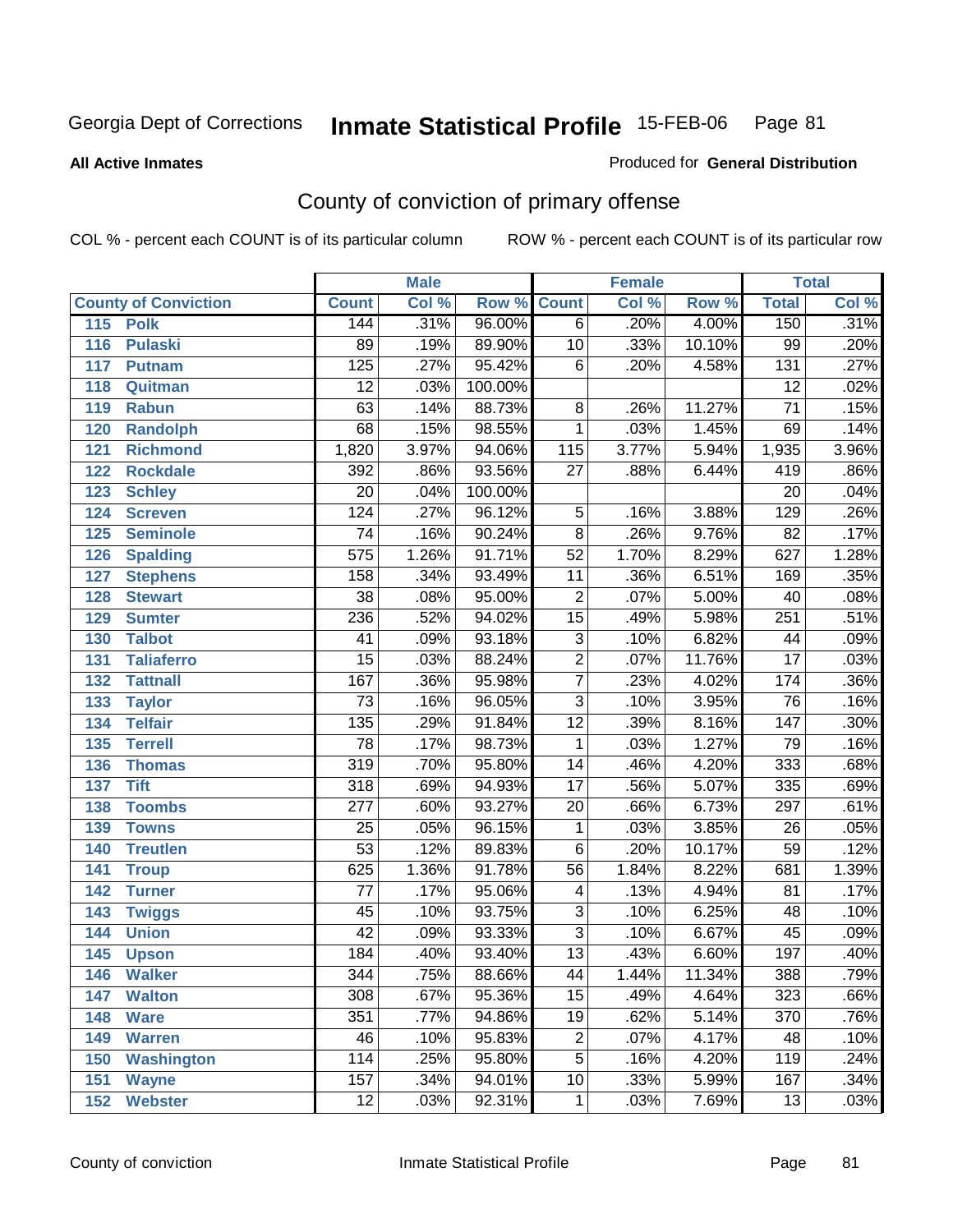Georgia Dept of Corrections **Inmate Statistical Profile** 15-FEB-06

**All Active Inmates**

Produced for **General Distribution**

## County of conviction of primary offense

COL % - percent each COUNT is of its particular column ROW % - percent each COUNT is of its particular row

| County of Conviction | | Male | | | Female | | | Total | |
|---|---|---|---|---|---|---|---|---|---|
| | | Count | Col % | Row % | Count | Col % | Row % | Total | Col % |
| 115 | Polk | 144 | .31% | 96.00% | 6 | .20% | 4.00% | 150 | .31% |
| 116 | Pulaski | 89 | .19% | 89.90% | 10 | .33% | 10.10% | 99 | .20% |
| 117 | Putnam | 125 | .27% | 95.42% | 6 | .20% | 4.58% | 131 | .27% |
| 118 | Quitman | 12 | .03% | 100.00% | | | | 12 | .02% |
| 119 | Rabun | 63 | .14% | 88.73% | 8 | .26% | 11.27% | 71 | .15% |
| 120 | Randolph | 68 | .15% | 98.55% | 1 | .03% | 1.45% | 69 | .14% |
| 121 | Richmond | 1,820 | 3.97% | 94.06% | 115 | 3.77% | 5.94% | 1,935 | 3.96% |
| 122 | Rockdale | 392 | .86% | 93.56% | 27 | .88% | 6.44% | 419 | .86% |
| 123 | Schley | 20 | .04% | 100.00% | | | | 20 | .04% |
| 124 | Screven | 124 | .27% | 96.12% | 5 | .16% | 3.88% | 129 | .26% |
| 125 | Seminole | 74 | .16% | 90.24% | 8 | .26% | 9.76% | 82 | .17% |
| 126 | Spalding | 575 | 1.26% | 91.71% | 52 | 1.70% | 8.29% | 627 | 1.28% |
| 127 | Stephens | 158 | .34% | 93.49% | 11 | .36% | 6.51% | 169 | .35% |
| 128 | Stewart | 38 | .08% | 95.00% | 2 | .07% | 5.00% | 40 | .08% |
| 129 | Sumter | 236 | .52% | 94.02% | 15 | .49% | 5.98% | 251 | .51% |
| 130 | Talbot | 41 | .09% | 93.18% | 3 | .10% | 6.82% | 44 | .09% |
| 131 | Taliaferro | 15 | .03% | 88.24% | 2 | .07% | 11.76% | 17 | .03% |
| 132 | Tattnall | 167 | .36% | 95.98% | 7 | .23% | 4.02% | 174 | .36% |
| 133 | Taylor | 73 | .16% | 96.05% | 3 | .10% | 3.95% | 76 | .16% |
| 134 | Telfair | 135 | .29% | 91.84% | 12 | .39% | 8.16% | 147 | .30% |
| 135 | Terrell | 78 | .17% | 98.73% | 1 | .03% | 1.27% | 79 | .16% |
| 136 | Thomas | 319 | .70% | 95.80% | 14 | .46% | 4.20% | 333 | .68% |
| 137 | Tift | 318 | .69% | 94.93% | 17 | .56% | 5.07% | 335 | .69% |
| 138 | Toombs | 277 | .60% | 93.27% | 20 | .66% | 6.73% | 297 | .61% |
| 139 | Towns | 25 | .05% | 96.15% | 1 | .03% | 3.85% | 26 | .05% |
| 140 | Treutlen | 53 | .12% | 89.83% | 6 | .20% | 10.17% | 59 | .12% |
| 141 | Troup | 625 | 1.36% | 91.78% | 56 | 1.84% | 8.22% | 681 | 1.39% |
| 142 | Turner | 77 | .17% | 95.06% | 4 | .13% | 4.94% | 81 | .17% |
| 143 | Twiggs | 45 | .10% | 93.75% | 3 | .10% | 6.25% | 48 | .10% |
| 144 | Union | 42 | .09% | 93.33% | 3 | .10% | 6.67% | 45 | .09% |
| 145 | Upson | 184 | .40% | 93.40% | 13 | .43% | 6.60% | 197 | .40% |
| 146 | Walker | 344 | .75% | 88.66% | 44 | 1.44% | 11.34% | 388 | .79% |
| 147 | Walton | 308 | .67% | 95.36% | 15 | .49% | 4.64% | 323 | .66% |
| 148 | Ware | 351 | .77% | 94.86% | 19 | .62% | 5.14% | 370 | .76% |
| 149 | Warren | 46 | .10% | 95.83% | 2 | .07% | 4.17% | 48 | .10% |
| 150 | Washington | 114 | .25% | 95.80% | 5 | .16% | 4.20% | 119 | .24% |
| 151 | Wayne | 157 | .34% | 94.01% | 10 | .33% | 5.99% | 167 | .34% |
| 152 | Webster | 12 | .03% | 92.31% | 1 | .03% | 7.69% | 13 | .03% |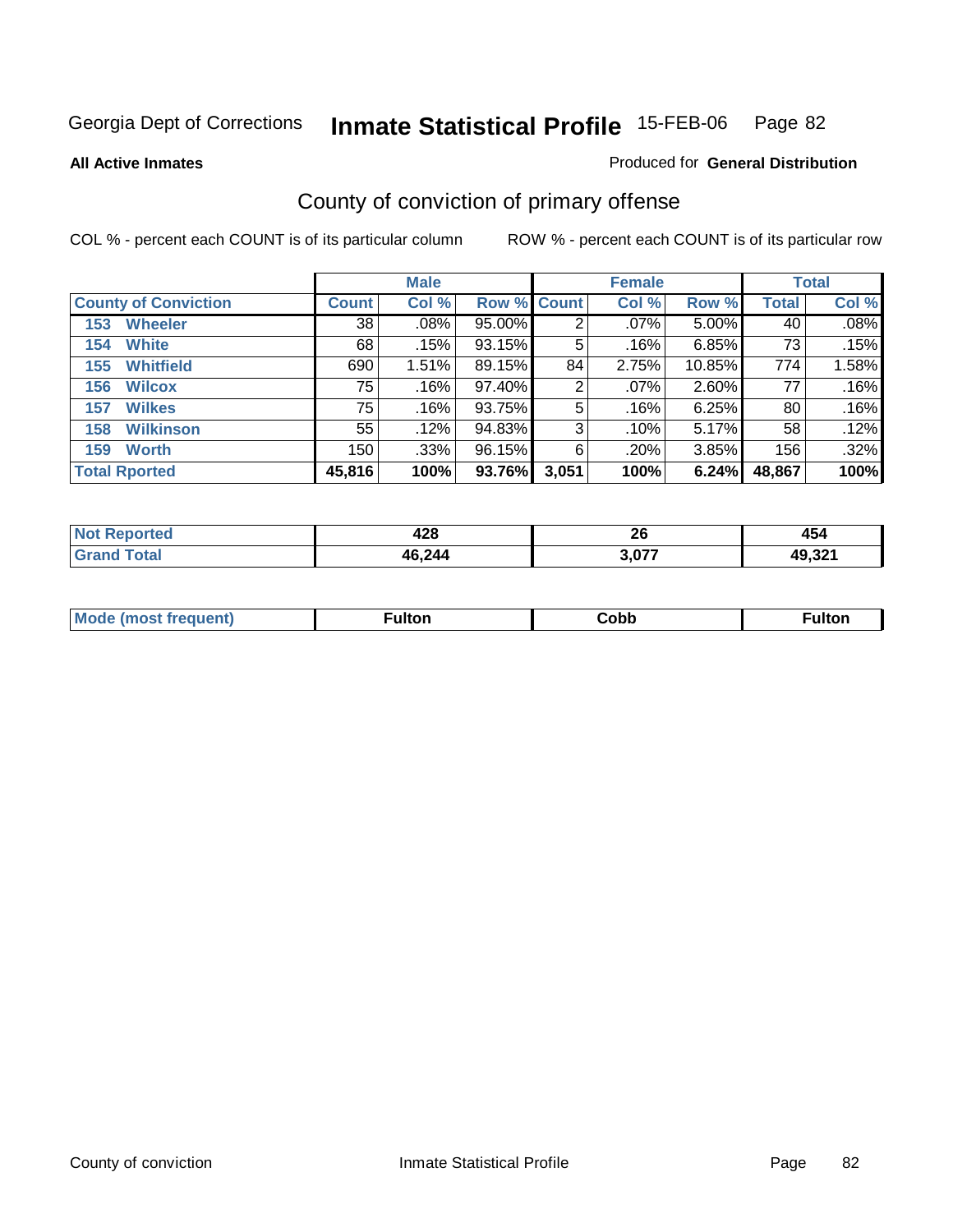Georgia Dept of Corrections **Inmate Statistical Profile** 15-FEB-06

**All Active Inmates**

Produced for **General Distribution**

## County of conviction of primary offense

COL % - percent each COUNT is of its particular column

ROW % - percent each COUNT is of its particular row

| | Male | | | Female | | | Total | |
|---|---|---|---|---|---|---|---|---|
| **County of Conviction** | **Count** | **Col %** | **Row %** | **Count** | **Col %** | **Row %** | **Total** | **Col %** |
| 153 Wheeler | 38 | .08% | 95.00% | 2 | .07% | 5.00% | 40 | .08% |
| 154 White | 68 | .15% | 93.15% | 5 | .16% | 6.85% | 73 | .15% |
| 155 Whitfield | 690 | 1.51% | 89.15% | 84 | 2.75% | 10.85% | 774 | 1.58% |
| 156 Wilcox | 75 | .16% | 97.40% | 2 | .07% | 2.60% | 77 | .16% |
| 157 Wilkes | 75 | .16% | 93.75% | 5 | .16% | 6.25% | 80 | .16% |
| 158 Wilkinson | 55 | .12% | 94.83% | 3 | .10% | 5.17% | 58 | .12% |
| 159 Worth | 150 | .33% | 96.15% | 6 | .20% | 3.85% | 156 | .32% |
| **Total Rported** | **45,816** | **100%** | **93.76%** | **3,051** | **100%** | **6.24%** | **48,867** | **100%** |

| | Male | Female | Total |
|---|---|---|---|
| **Not Reported** | **428** | **26** | **454** |
| **Grand Total** | **46,244** | **3,077** | **49,321** |

| | Male | Female | Total |
|---|---|---|---|
| **Mode (most frequent)** | **Fulton** | **Cobb** | **Fulton** |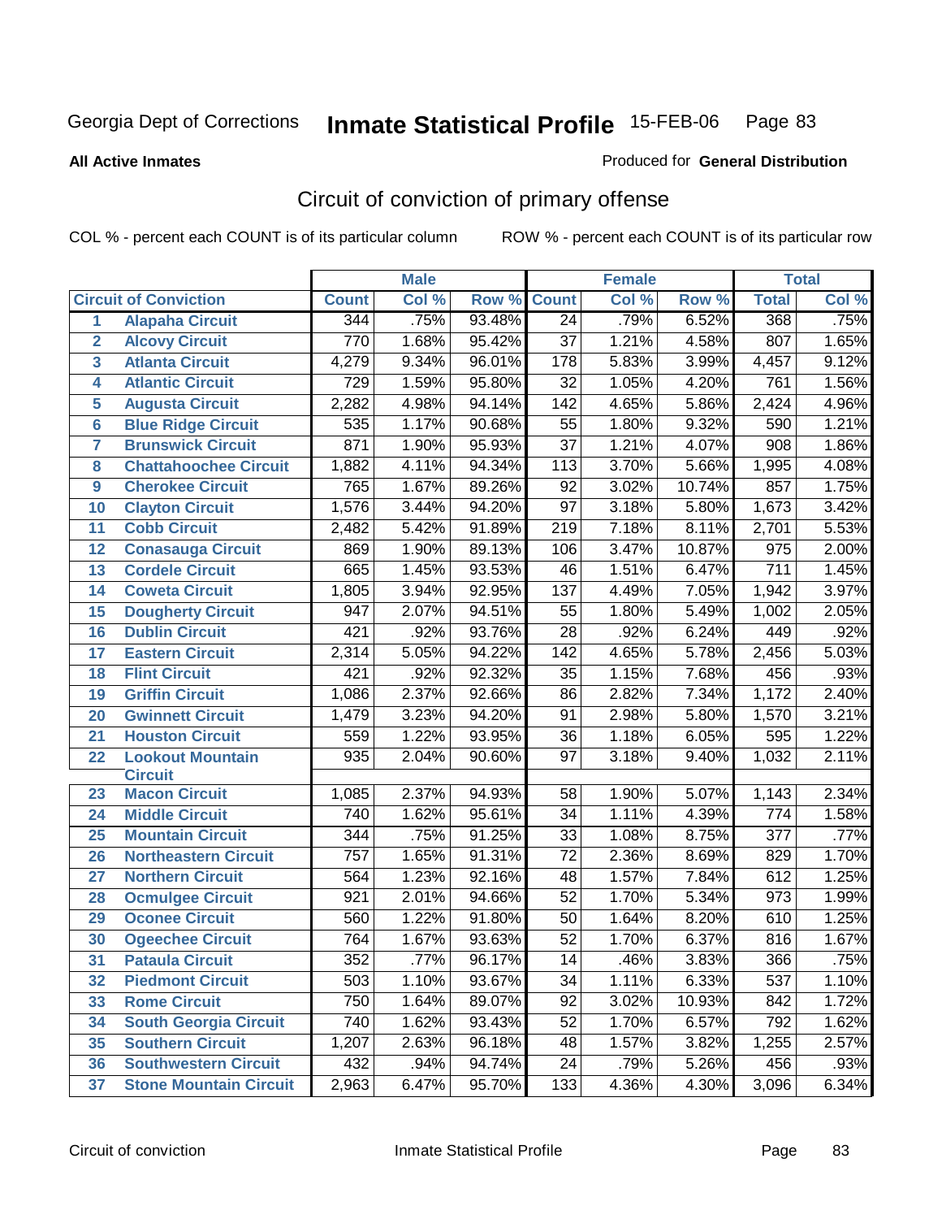Georgia Dept of Corrections **Inmate Statistical Profile** 15-FEB-06 Page 83

**All Active Inmates**

Produced for **General Distribution**

## Circuit of conviction of primary offense

COL % - percent each COUNT is of its particular column ROW % - percent each COUNT is of its particular row

| | Circuit of Conviction | Male | | | Female | | | Total | |
|---|---|---|---|---|---|---|---|---|---|
| | | Count | Col % | Row % | Count | Col % | Row % | Total | Col % |
| 1 | Alapaha Circuit | 344 | .75% | 93.48% | 24 | .79% | 6.52% | 368 | .75% |
| 2 | Alcovy Circuit | 770 | 1.68% | 95.42% | 37 | 1.21% | 4.58% | 807 | 1.65% |
| 3 | Atlanta Circuit | 4,279 | 9.34% | 96.01% | 178 | 5.83% | 3.99% | 4,457 | 9.12% |
| 4 | Atlantic Circuit | 729 | 1.59% | 95.80% | 32 | 1.05% | 4.20% | 761 | 1.56% |
| 5 | Augusta Circuit | 2,282 | 4.98% | 94.14% | 142 | 4.65% | 5.86% | 2,424 | 4.96% |
| 6 | Blue Ridge Circuit | 535 | 1.17% | 90.68% | 55 | 1.80% | 9.32% | 590 | 1.21% |
| 7 | Brunswick Circuit | 871 | 1.90% | 95.93% | 37 | 1.21% | 4.07% | 908 | 1.86% |
| 8 | Chattahoochee Circuit | 1,882 | 4.11% | 94.34% | 113 | 3.70% | 5.66% | 1,995 | 4.08% |
| 9 | Cherokee Circuit | 765 | 1.67% | 89.26% | 92 | 3.02% | 10.74% | 857 | 1.75% |
| 10 | Clayton Circuit | 1,576 | 3.44% | 94.20% | 97 | 3.18% | 5.80% | 1,673 | 3.42% |
| 11 | Cobb Circuit | 2,482 | 5.42% | 91.89% | 219 | 7.18% | 8.11% | 2,701 | 5.53% |
| 12 | Conasauga Circuit | 869 | 1.90% | 89.13% | 106 | 3.47% | 10.87% | 975 | 2.00% |
| 13 | Cordele Circuit | 665 | 1.45% | 93.53% | 46 | 1.51% | 6.47% | 711 | 1.45% |
| 14 | Coweta Circuit | 1,805 | 3.94% | 92.95% | 137 | 4.49% | 7.05% | 1,942 | 3.97% |
| 15 | Dougherty Circuit | 947 | 2.07% | 94.51% | 55 | 1.80% | 5.49% | 1,002 | 2.05% |
| 16 | Dublin Circuit | 421 | .92% | 93.76% | 28 | .92% | 6.24% | 449 | .92% |
| 17 | Eastern Circuit | 2,314 | 5.05% | 94.22% | 142 | 4.65% | 5.78% | 2,456 | 5.03% |
| 18 | Flint Circuit | 421 | .92% | 92.32% | 35 | 1.15% | 7.68% | 456 | .93% |
| 19 | Griffin Circuit | 1,086 | 2.37% | 92.66% | 86 | 2.82% | 7.34% | 1,172 | 2.40% |
| 20 | Gwinnett Circuit | 1,479 | 3.23% | 94.20% | 91 | 2.98% | 5.80% | 1,570 | 3.21% |
| 21 | Houston Circuit | 559 | 1.22% | 93.95% | 36 | 1.18% | 6.05% | 595 | 1.22% |
| 22 | Lookout Mountain Circuit | 935 | 2.04% | 90.60% | 97 | 3.18% | 9.40% | 1,032 | 2.11% |
| 23 | Macon Circuit | 1,085 | 2.37% | 94.93% | 58 | 1.90% | 5.07% | 1,143 | 2.34% |
| 24 | Middle Circuit | 740 | 1.62% | 95.61% | 34 | 1.11% | 4.39% | 774 | 1.58% |
| 25 | Mountain Circuit | 344 | .75% | 91.25% | 33 | 1.08% | 8.75% | 377 | .77% |
| 26 | Northeastern Circuit | 757 | 1.65% | 91.31% | 72 | 2.36% | 8.69% | 829 | 1.70% |
| 27 | Northern Circuit | 564 | 1.23% | 92.16% | 48 | 1.57% | 7.84% | 612 | 1.25% |
| 28 | Ocmulgee Circuit | 921 | 2.01% | 94.66% | 52 | 1.70% | 5.34% | 973 | 1.99% |
| 29 | Oconee Circuit | 560 | 1.22% | 91.80% | 50 | 1.64% | 8.20% | 610 | 1.25% |
| 30 | Ogeechee Circuit | 764 | 1.67% | 93.63% | 52 | 1.70% | 6.37% | 816 | 1.67% |
| 31 | Pataula Circuit | 352 | .77% | 96.17% | 14 | .46% | 3.83% | 366 | .75% |
| 32 | Piedmont Circuit | 503 | 1.10% | 93.67% | 34 | 1.11% | 6.33% | 537 | 1.10% |
| 33 | Rome Circuit | 750 | 1.64% | 89.07% | 92 | 3.02% | 10.93% | 842 | 1.72% |
| 34 | South Georgia Circuit | 740 | 1.62% | 93.43% | 52 | 1.70% | 6.57% | 792 | 1.62% |
| 35 | Southern Circuit | 1,207 | 2.63% | 96.18% | 48 | 1.57% | 3.82% | 1,255 | 2.57% |
| 36 | Southwestern Circuit | 432 | .94% | 94.74% | 24 | .79% | 5.26% | 456 | .93% |
| 37 | Stone Mountain Circuit | 2,963 | 6.47% | 95.70% | 133 | 4.36% | 4.30% | 3,096 | 6.34% |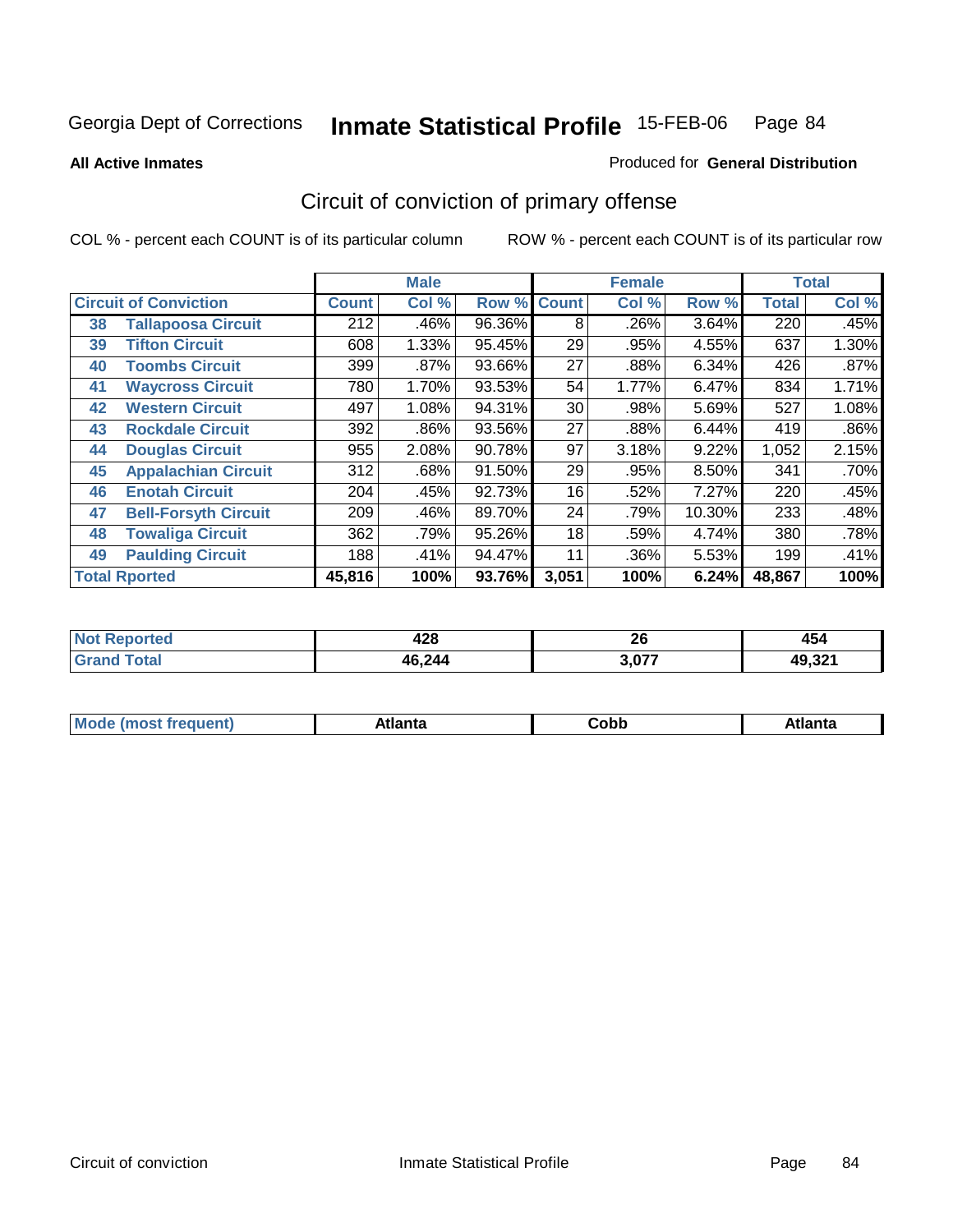Georgia Dept of Corrections **Inmate Statistical Profile** 15-FEB-06

**All Active Inmates**

Produced for **General Distribution**

## Circuit of conviction of primary offense

COL % - percent each COUNT is of its particular column

ROW % - percent each COUNT is of its particular row

| | | Male | | | Female | | | Total | |
|---|---|---|---|---|---|---|---|---|---|
| **Circuit of Conviction** | | **Count** | **Col %** | **Row %** | **Count** | **Col %** | **Row %** | **Total** | **Col %** |
| 38 | Tallapoosa Circuit | 212 | .46% | 96.36% | 8 | .26% | 3.64% | 220 | .45% |
| 39 | Tifton Circuit | 608 | 1.33% | 95.45% | 29 | .95% | 4.55% | 637 | 1.30% |
| 40 | Toombs Circuit | 399 | .87% | 93.66% | 27 | .88% | 6.34% | 426 | .87% |
| 41 | Waycross Circuit | 780 | 1.70% | 93.53% | 54 | 1.77% | 6.47% | 834 | 1.71% |
| 42 | Western Circuit | 497 | 1.08% | 94.31% | 30 | .98% | 5.69% | 527 | 1.08% |
| 43 | Rockdale Circuit | 392 | .86% | 93.56% | 27 | .88% | 6.44% | 419 | .86% |
| 44 | Douglas Circuit | 955 | 2.08% | 90.78% | 97 | 3.18% | 9.22% | 1,052 | 2.15% |
| 45 | Appalachian Circuit | 312 | .68% | 91.50% | 29 | .95% | 8.50% | 341 | .70% |
| 46 | Enotah Circuit | 204 | .45% | 92.73% | 16 | .52% | 7.27% | 220 | .45% |
| 47 | Bell-Forsyth Circuit | 209 | .46% | 89.70% | 24 | .79% | 10.30% | 233 | .48% |
| 48 | Towaliga Circuit | 362 | .79% | 95.26% | 18 | .59% | 4.74% | 380 | .78% |
| 49 | Paulding Circuit | 188 | .41% | 94.47% | 11 | .36% | 5.53% | 199 | .41% |
| **Total Rported** | | **45,816** | **100%** | **93.76%** | **3,051** | **100%** | **6.24%** | **48,867** | **100%** |

| | Male | Female | Total |
|---|---|---|---|
| **Not Reported** | **428** | **26** | **454** |
| **Grand Total** | **46,244** | **3,077** | **49,321** |

| | Male | Female | Total |
|---|---|---|---|
| **Mode (most frequent)** | **Atlanta** | **Cobb** | **Atlanta** |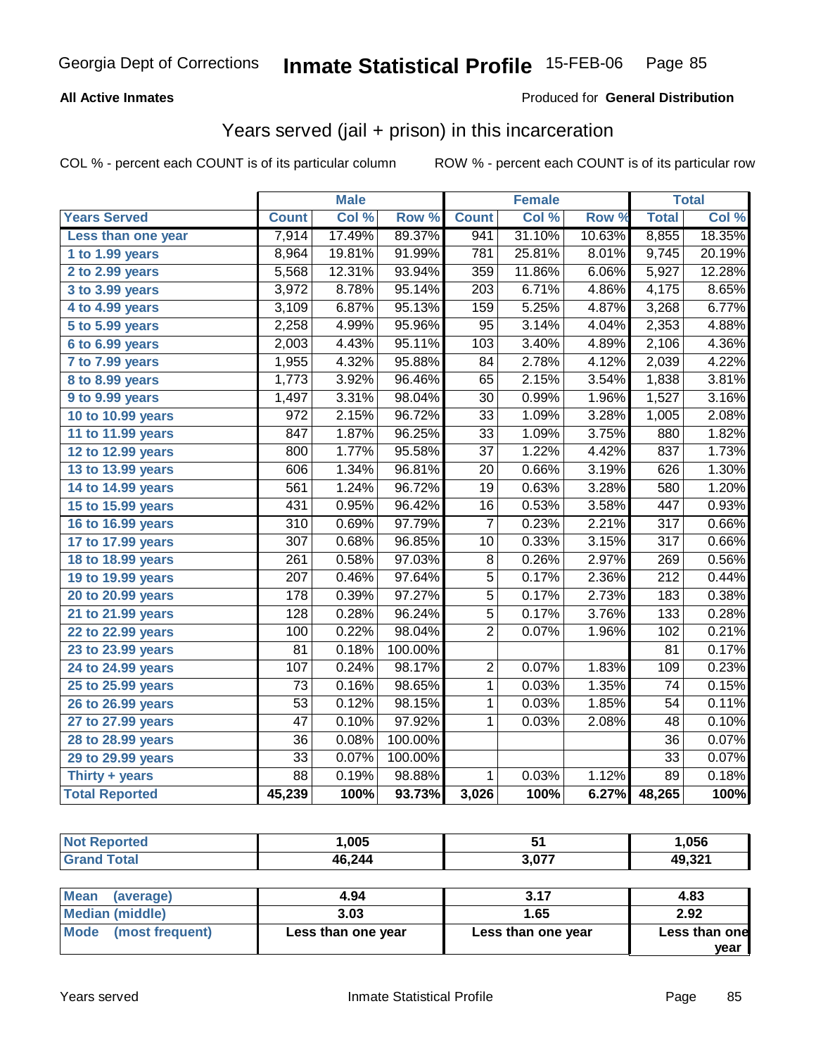Georgia Dept of Corrections **Inmate Statistical Profile** 15-FEB-06

**All Active Inmates**

Produced for **General Distribution**

## Years served (jail + prison) in this incarceration

COL % - percent each COUNT is of its particular column    ROW % - percent each COUNT is of its particular row

| | Male | | | Female | | | Total | |
|---|---|---|---|---|---|---|---|---|
| **Years Served** | **Count** | **Col %** | **Row %** | **Count** | **Col %** | **Row %** | **Total** | **Col %** |
| Less than one year | 7,914 | 17.49% | 89.37% | 941 | 31.10% | 10.63% | 8,855 | 18.35% |
| 1 to 1.99 years | 8,964 | 19.81% | 91.99% | 781 | 25.81% | 8.01% | 9,745 | 20.19% |
| 2 to 2.99 years | 5,568 | 12.31% | 93.94% | 359 | 11.86% | 6.06% | 5,927 | 12.28% |
| 3 to 3.99 years | 3,972 | 8.78% | 95.14% | 203 | 6.71% | 4.86% | 4,175 | 8.65% |
| 4 to 4.99 years | 3,109 | 6.87% | 95.13% | 159 | 5.25% | 4.87% | 3,268 | 6.77% |
| 5 to 5.99 years | 2,258 | 4.99% | 95.96% | 95 | 3.14% | 4.04% | 2,353 | 4.88% |
| 6 to 6.99 years | 2,003 | 4.43% | 95.11% | 103 | 3.40% | 4.89% | 2,106 | 4.36% |
| 7 to 7.99 years | 1,955 | 4.32% | 95.88% | 84 | 2.78% | 4.12% | 2,039 | 4.22% |
| 8 to 8.99 years | 1,773 | 3.92% | 96.46% | 65 | 2.15% | 3.54% | 1,838 | 3.81% |
| 9 to 9.99 years | 1,497 | 3.31% | 98.04% | 30 | 0.99% | 1.96% | 1,527 | 3.16% |
| 10 to 10.99 years | 972 | 2.15% | 96.72% | 33 | 1.09% | 3.28% | 1,005 | 2.08% |
| 11 to 11.99 years | 847 | 1.87% | 96.25% | 33 | 1.09% | 3.75% | 880 | 1.82% |
| 12 to 12.99 years | 800 | 1.77% | 95.58% | 37 | 1.22% | 4.42% | 837 | 1.73% |
| 13 to 13.99 years | 606 | 1.34% | 96.81% | 20 | 0.66% | 3.19% | 626 | 1.30% |
| 14 to 14.99 years | 561 | 1.24% | 96.72% | 19 | 0.63% | 3.28% | 580 | 1.20% |
| 15 to 15.99 years | 431 | 0.95% | 96.42% | 16 | 0.53% | 3.58% | 447 | 0.93% |
| 16 to 16.99 years | 310 | 0.69% | 97.79% | 7 | 0.23% | 2.21% | 317 | 0.66% |
| 17 to 17.99 years | 307 | 0.68% | 96.85% | 10 | 0.33% | 3.15% | 317 | 0.66% |
| 18 to 18.99 years | 261 | 0.58% | 97.03% | 8 | 0.26% | 2.97% | 269 | 0.56% |
| 19 to 19.99 years | 207 | 0.46% | 97.64% | 5 | 0.17% | 2.36% | 212 | 0.44% |
| 20 to 20.99 years | 178 | 0.39% | 97.27% | 5 | 0.17% | 2.73% | 183 | 0.38% |
| 21 to 21.99 years | 128 | 0.28% | 96.24% | 5 | 0.17% | 3.76% | 133 | 0.28% |
| 22 to 22.99 years | 100 | 0.22% | 98.04% | 2 | 0.07% | 1.96% | 102 | 0.21% |
| 23 to 23.99 years | 81 | 0.18% | 100.00% | | | | 81 | 0.17% |
| 24 to 24.99 years | 107 | 0.24% | 98.17% | 2 | 0.07% | 1.83% | 109 | 0.23% |
| 25 to 25.99 years | 73 | 0.16% | 98.65% | 1 | 0.03% | 1.35% | 74 | 0.15% |
| 26 to 26.99 years | 53 | 0.12% | 98.15% | 1 | 0.03% | 1.85% | 54 | 0.11% |
| 27 to 27.99 years | 47 | 0.10% | 97.92% | 1 | 0.03% | 2.08% | 48 | 0.10% |
| 28 to 28.99 years | 36 | 0.08% | 100.00% | | | | 36 | 0.07% |
| 29 to 29.99 years | 33 | 0.07% | 100.00% | | | | 33 | 0.07% |
| Thirty + years | 88 | 0.19% | 98.88% | 1 | 0.03% | 1.12% | 89 | 0.18% |
| **Total Reported** | **45,239** | **100%** | **93.73%** | **3,026** | **100%** | **6.27%** | **48,265** | **100%** |

| | Male | Female | Total |
|---|---|---|---|
| Not Reported | **1,005** | **51** | **1,056** |
| Grand Total | **46,244** | **3,077** | **49,321** |

| | Male | Female | Total |
|---|---|---|---|
| Mean (average) | **4.94** | **3.17** | **4.83** |
| Median (middle) | **3.03** | **1.65** | **2.92** |
| Mode (most frequent) | **Less than one year** | **Less than one year** | **Less than one year** |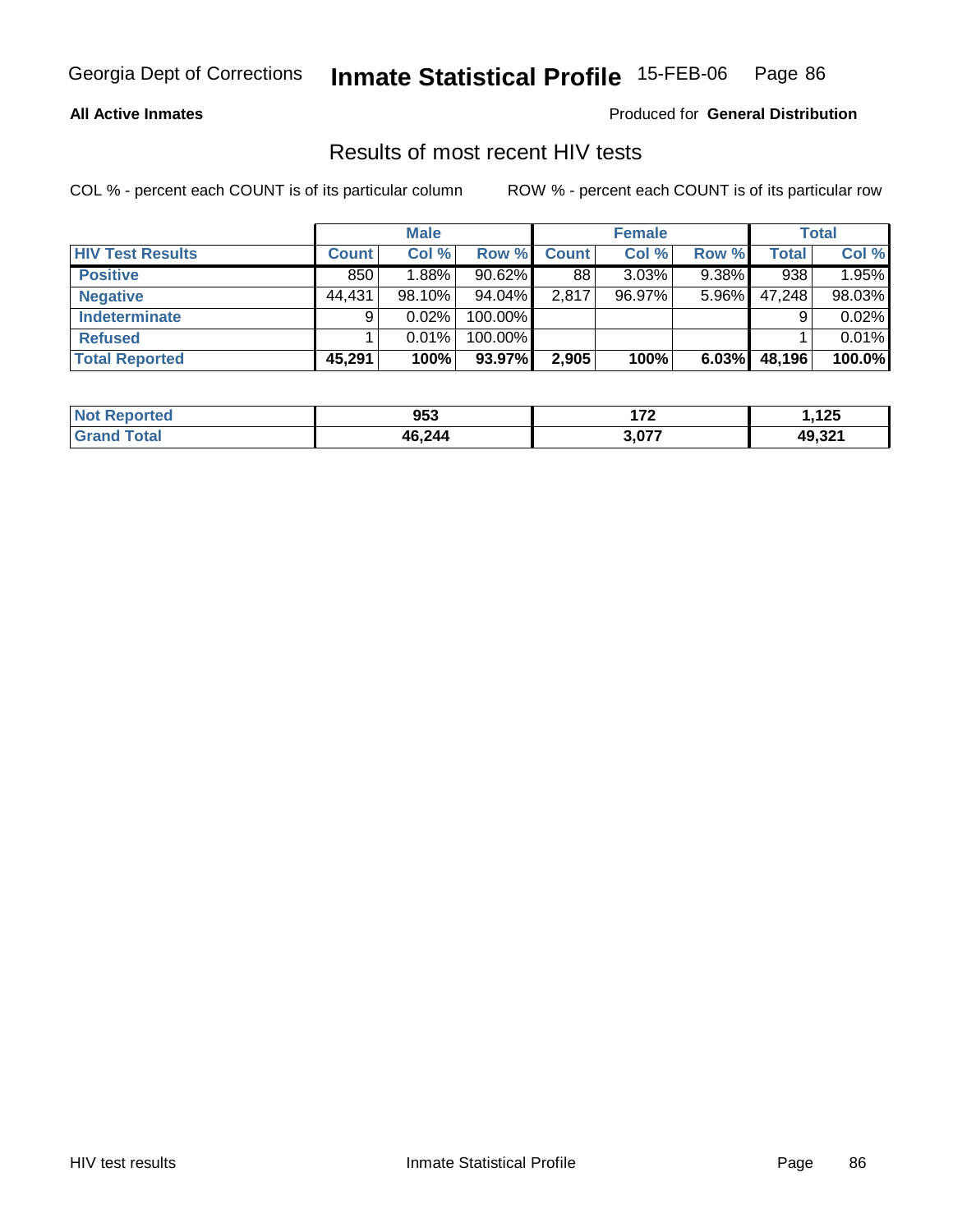Georgia Dept of Corrections **Inmate Statistical Profile** 15-FEB-06

**All Active Inmates**

Produced for **General Distribution**

## Results of most recent HIV tests

COL % - percent each COUNT is of its particular column ROW % - percent each COUNT is of its particular row

| | Male | | | Female | | | Total | |
|---|---|---|---|---|---|---|---|---|
| **HIV Test Results** | **Count** | **Col %** | **Row %** | **Count** | **Col %** | **Row %** | **Total** | **Col %** |
| **Positive** | 850 | 1.88% | 90.62% | 88 | 3.03% | 9.38% | 938 | 1.95% |
| **Negative** | 44,431 | 98.10% | 94.04% | 2,817 | 96.97% | 5.96% | 47,248 | 98.03% |
| **Indeterminate** | 9 | 0.02% | 100.00% | | | | 9 | 0.02% |
| **Refused** | 1 | 0.01% | 100.00% | | | | 1 | 0.01% |
| **Total Reported** | **45,291** | **100%** | **93.97%** | **2,905** | **100%** | **6.03%** | **48,196** | **100.0%** |

| | Male | Female | Total |
|---|---|---|---|
| **Not Reported** | **953** | **172** | **1,125** |
| **Grand Total** | **46,244** | **3,077** | **49,321** |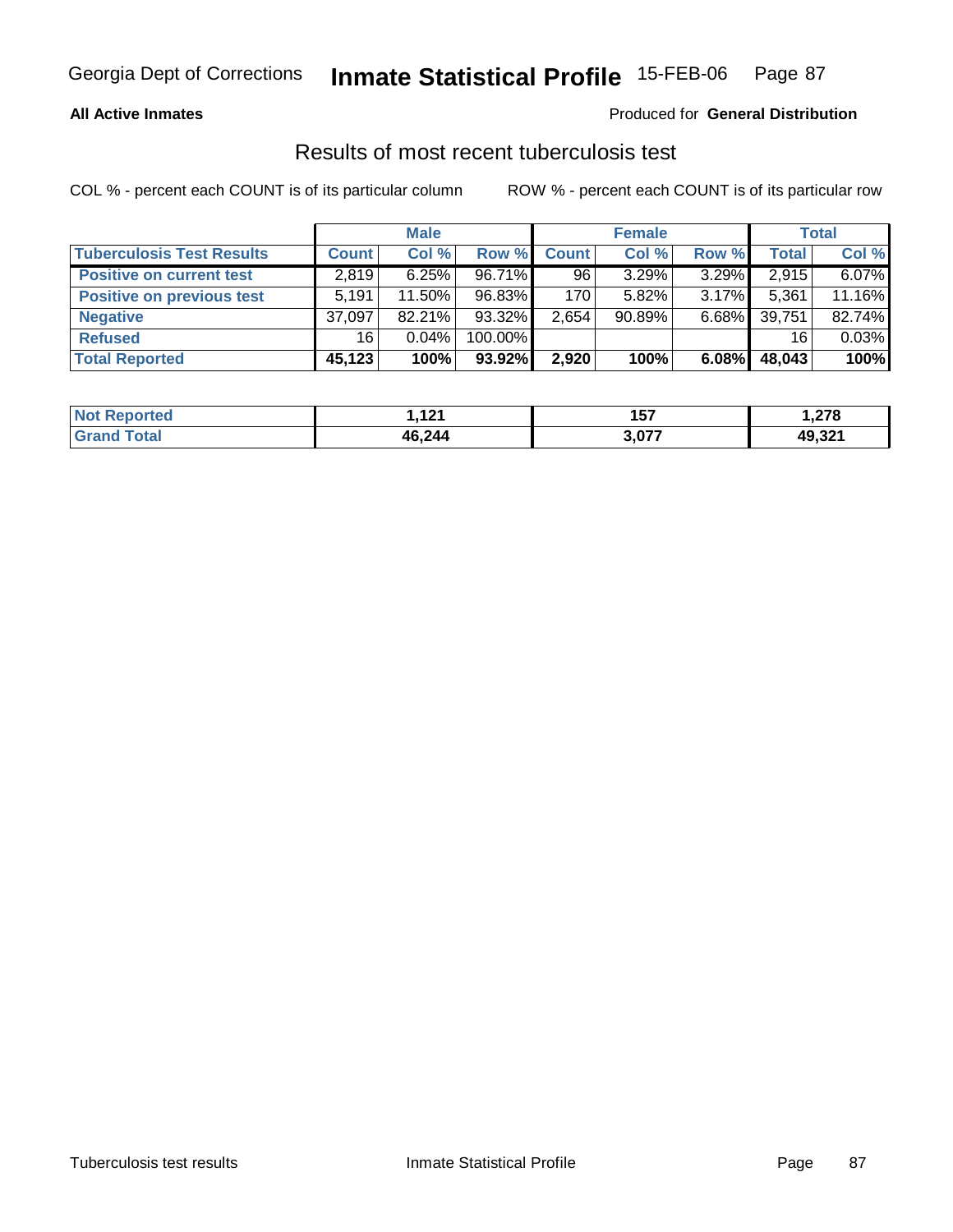Georgia Dept of Corrections **Inmate Statistical Profile** 15-FEB-06

**All Active Inmates** Produced for **General Distribution**

## Results of most recent tuberculosis test

COL % - percent each COUNT is of its particular column ROW % - percent each COUNT is of its particular row

| | Male | | | Female | | | Total | |
|---|---|---|---|---|---|---|---|---|
| **Tuberculosis Test Results** | **Count** | **Col %** | **Row %** | **Count** | **Col %** | **Row %** | **Total** | **Col %** |
| **Positive on current test** | 2,819 | 6.25% | 96.71% | 96 | 3.29% | 3.29% | 2,915 | 6.07% |
| **Positive on previous test** | 5,191 | 11.50% | 96.83% | 170 | 5.82% | 3.17% | 5,361 | 11.16% |
| **Negative** | 37,097 | 82.21% | 93.32% | 2,654 | 90.89% | 6.68% | 39,751 | 82.74% |
| **Refused** | 16 | 0.04% | 100.00% | | | | 16 | 0.03% |
| **Total Reported** | **45,123** | **100%** | **93.92%** | **2,920** | **100%** | **6.08%** | **48,043** | **100%** |

| | Male | Female | Total |
|---|---|---|---|
| **Not Reported** | **1,121** | **157** | **1,278** |
| **Grand Total** | **46,244** | **3,077** | **49,321** |

Tuberculosis test results Inmate Statistical Profile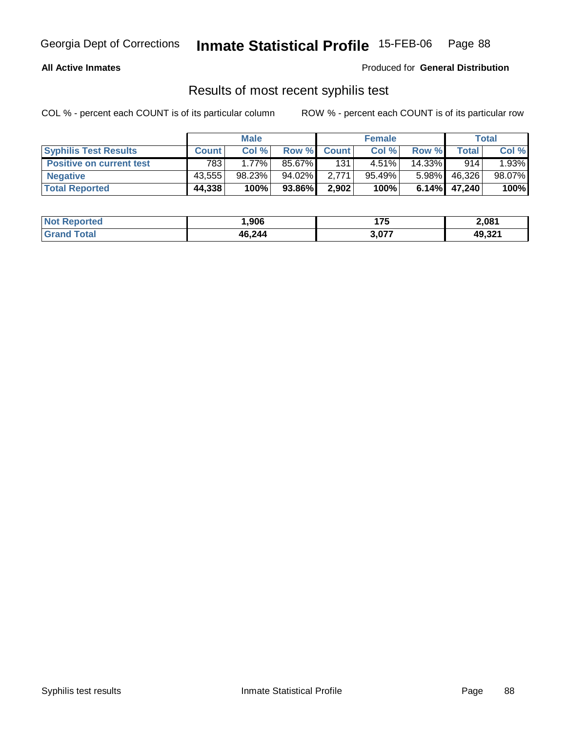**All Active Inmates**

Produced for **General Distribution**

## Results of most recent syphilis test

COL % - percent each COUNT is of its particular column

ROW % - percent each COUNT is of its particular row

| | Male | | | Female | | | Total | |
|---|---|---|---|---|---|---|---|---|
| **Syphilis Test Results** | **Count** | **Col %** | **Row %** | **Count** | **Col %** | **Row %** | **Total** | **Col %** |
| **Positive on current test** | 783 | 1.77% | 85.67% | 131 | 4.51% | 14.33% | 914 | 1.93% |
| **Negative** | 43,555 | 98.23% | 94.02% | 2,771 | 95.49% | 5.98% | 46,326 | 98.07% |
| **Total Reported** | **44,338** | **100%** | **93.86%** | **2,902** | **100%** | **6.14%** | **47,240** | **100%** |

| | Male | Female | Total |
|---|---|---|---|
| **Not Reported** | **1,906** | **175** | **2,081** |
| **Grand Total** | **46,244** | **3,077** | **49,321** |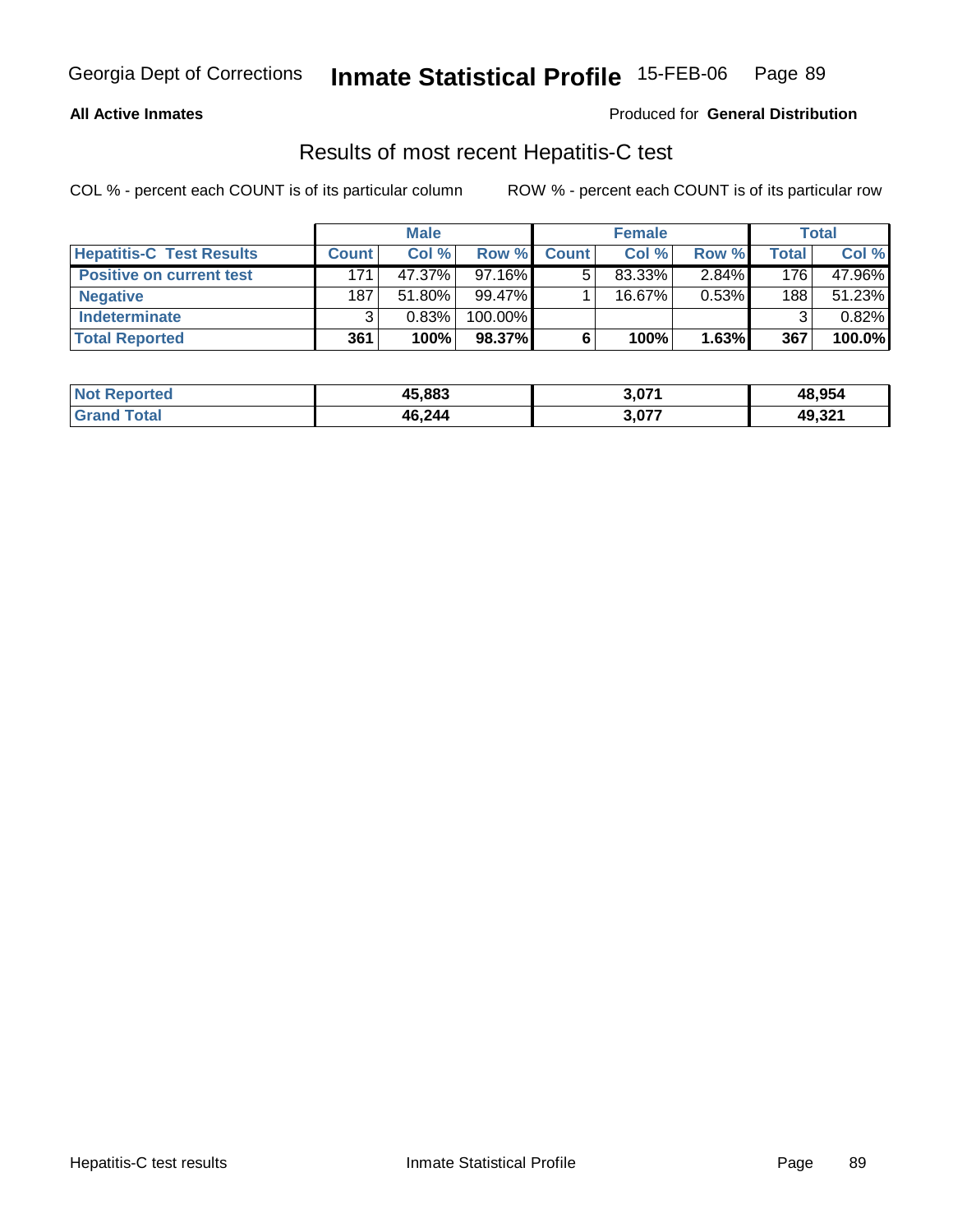**All Active Inmates** Produced for **General Distribution**

## Results of most recent Hepatitis-C test

COL % - percent each COUNT is of its particular column ROW % - percent each COUNT is of its particular row

| | Male | | | Female | | | Total | |
|---|---|---|---|---|---|---|---|---|
| **Hepatitis-C Test Results** | **Count** | **Col %** | **Row %** | **Count** | **Col %** | **Row %** | **Total** | **Col %** |
| **Positive on current test** | 171 | 47.37% | 97.16% | 5 | 83.33% | 2.84% | 176 | 47.96% |
| **Negative** | 187 | 51.80% | 99.47% | 1 | 16.67% | 0.53% | 188 | 51.23% |
| **Indeterminate** | 3 | 0.83% | 100.00% | | | | 3 | 0.82% |
| **Total Reported** | **361** | **100%** | **98.37%** | **6** | **100%** | **1.63%** | **367** | **100.0%** |

| | Male | Female | Total |
|---|---|---|---|
| **Not Reported** | **45,883** | **3,071** | **48,954** |
| **Grand Total** | **46,244** | **3,077** | **49,321** |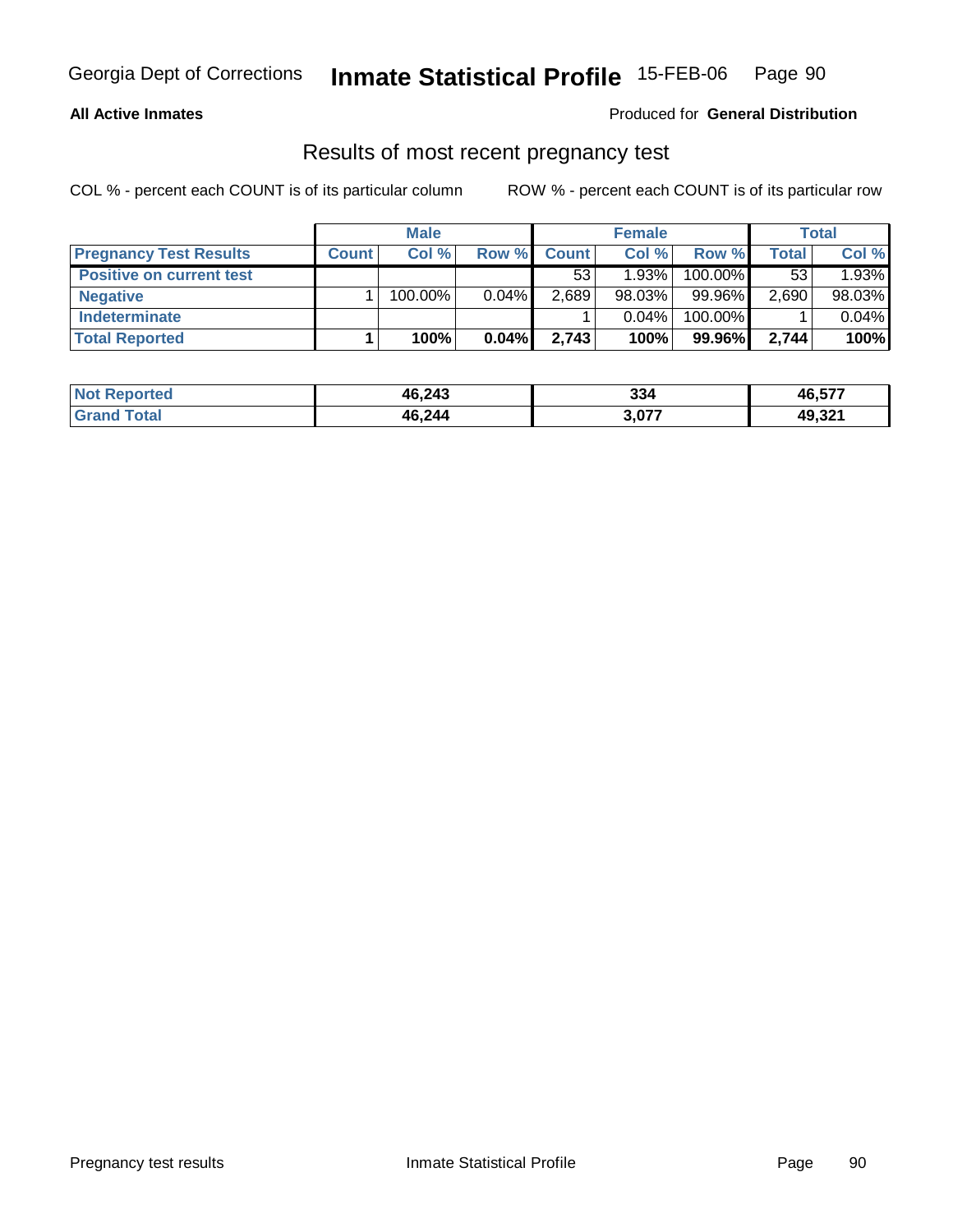Georgia Dept of Corrections **Inmate Statistical Profile** 15-FEB-06

**All Active Inmates** Produced for **General Distribution**

## Results of most recent pregnancy test

COL % - percent each COUNT is of its particular column ROW % - percent each COUNT is of its particular row

| | Male | | | Female | | | Total | |
|---|---|---|---|---|---|---|---|---|
| **Pregnancy Test Results** | **Count** | **Col %** | **Row %** | **Count** | **Col %** | **Row %** | **Total** | **Col %** |
| **Positive on current test** | | | | 53 | 1.93% | 100.00% | 53 | 1.93% |
| **Negative** | 1 | 100.00% | 0.04% | 2,689 | 98.03% | 99.96% | 2,690 | 98.03% |
| **Indeterminate** | | | | 1 | 0.04% | 100.00% | 1 | 0.04% |
| **Total Reported** | **1** | **100%** | **0.04%** | **2,743** | **100%** | **99.96%** | **2,744** | **100%** |

| | Male | Female | Total |
|---|---|---|---|
| **Not Reported** | **46,243** | **334** | **46,577** |
| **Grand Total** | **46,244** | **3,077** | **49,321** |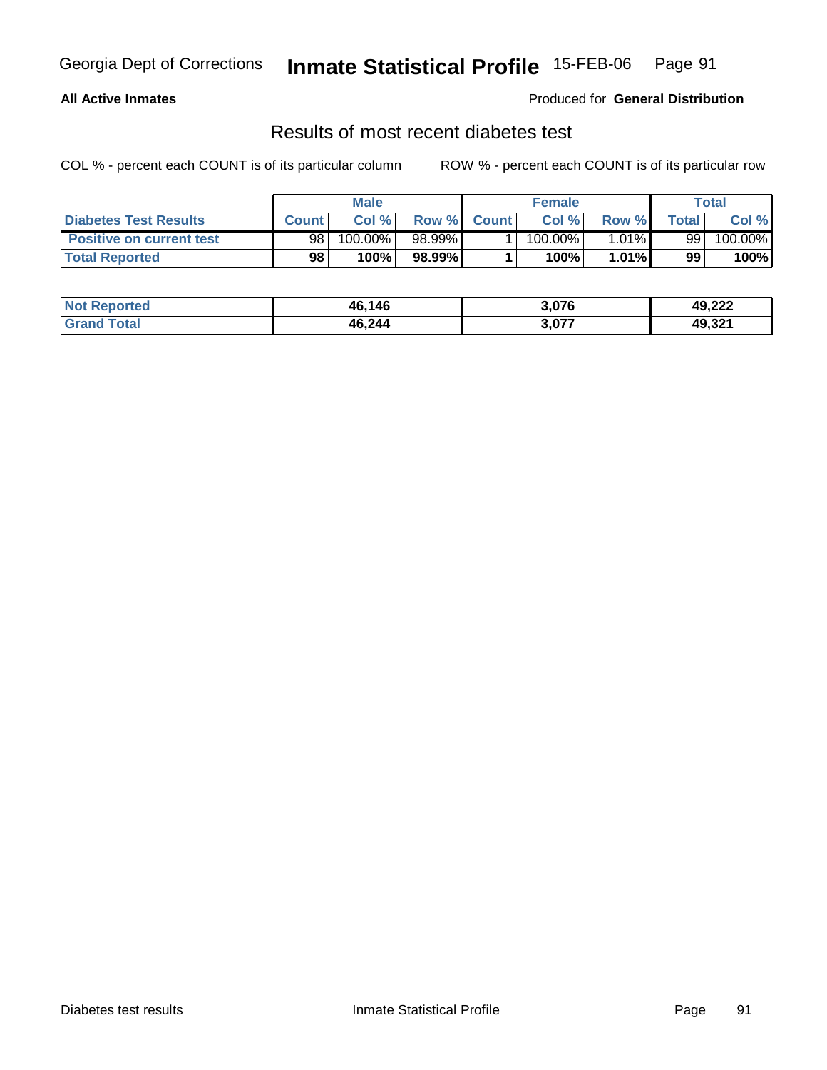Georgia Dept of Corrections **Inmate Statistical Profile** 15-FEB-06

**All Active Inmates**

Produced for **General Distribution**

## Results of most recent diabetes test

COL % - percent each COUNT is of its particular column

ROW % - percent each COUNT is of its particular row

| | Male | | | Female | | | Total | |
|---|---|---|---|---|---|---|---|---|
| **Diabetes Test Results** | **Count** | **Col %** | **Row %** | **Count** | **Col %** | **Row %** | **Total** | **Col %** |
| **Positive on current test** | 98 | 100.00% | 98.99% | 1 | 100.00% | 1.01% | 99 | 100.00% |
| **Total Reported** | **98** | **100%** | **98.99%** | **1** | **100%** | **1.01%** | **99** | **100%** |

| | Male | Female | Total |
|---|---|---|---|
| **Not Reported** | **46,146** | **3,076** | **49,222** |
| **Grand Total** | **46,244** | **3,077** | **49,321** |

Diabetes test results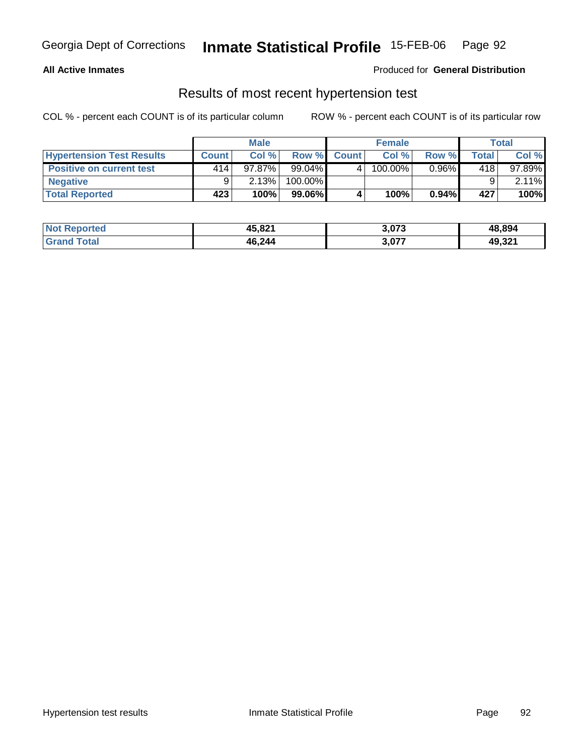Georgia Dept of Corrections **Inmate Statistical Profile** 15-FEB-06

**All Active Inmates**

Produced for **General Distribution**

## Results of most recent hypertension test

COL % - percent each COUNT is of its particular column

ROW % - percent each COUNT is of its particular row

| | Male | | | Female | | | Total | |
|---|---|---|---|---|---|---|---|---|
| **Hypertension Test Results** | **Count** | **Col %** | **Row %** | **Count** | **Col %** | **Row %** | **Total** | **Col %** |
| **Positive on current test** | 414 | 97.87% | 99.04% | 4 | 100.00% | 0.96% | 418 | 97.89% |
| **Negative** | 9 | 2.13% | 100.00% | | | | 9 | 2.11% |
| **Total Reported** | **423** | **100%** | **99.06%** | **4** | **100%** | **0.94%** | **427** | **100%** |

| | Male | Female | Total |
|---|---|---|---|
| **Not Reported** | **45,821** | **3,073** | **48,894** |
| **Grand Total** | **46,244** | **3,077** | **49,321** |

Hypertension test results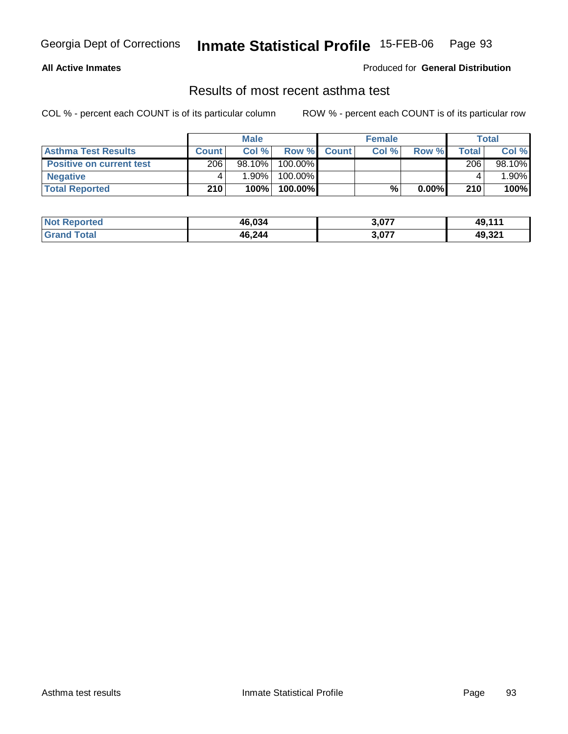Georgia Dept of Corrections **Inmate Statistical Profile** 15-FEB-06

**All Active Inmates** Produced for **General Distribution**

## Results of most recent asthma test

COL % - percent each COUNT is of its particular column ROW % - percent each COUNT is of its particular row

| | Male | | | Female | | | Total | |
|---|---|---|---|---|---|---|---|---|
| **Asthma Test Results** | **Count** | **Col %** | **Row %** | **Count** | **Col %** | **Row %** | **Total** | **Col %** |
| **Positive on current test** | 206 | 98.10% | 100.00% | | | | 206 | 98.10% |
| **Negative** | 4 | 1.90% | 100.00% | | | | 4 | 1.90% |
| **Total Reported** | **210** | **100%** | **100.00%** | | **%** | **0.00%** | **210** | **100%** |

| | Male | Female | Total |
|---|---|---|---|
| **Not Reported** | **46,034** | **3,077** | **49,111** |
| **Grand Total** | **46,244** | **3,077** | **49,321** |

Asthma test results Inmate Statistical Profile